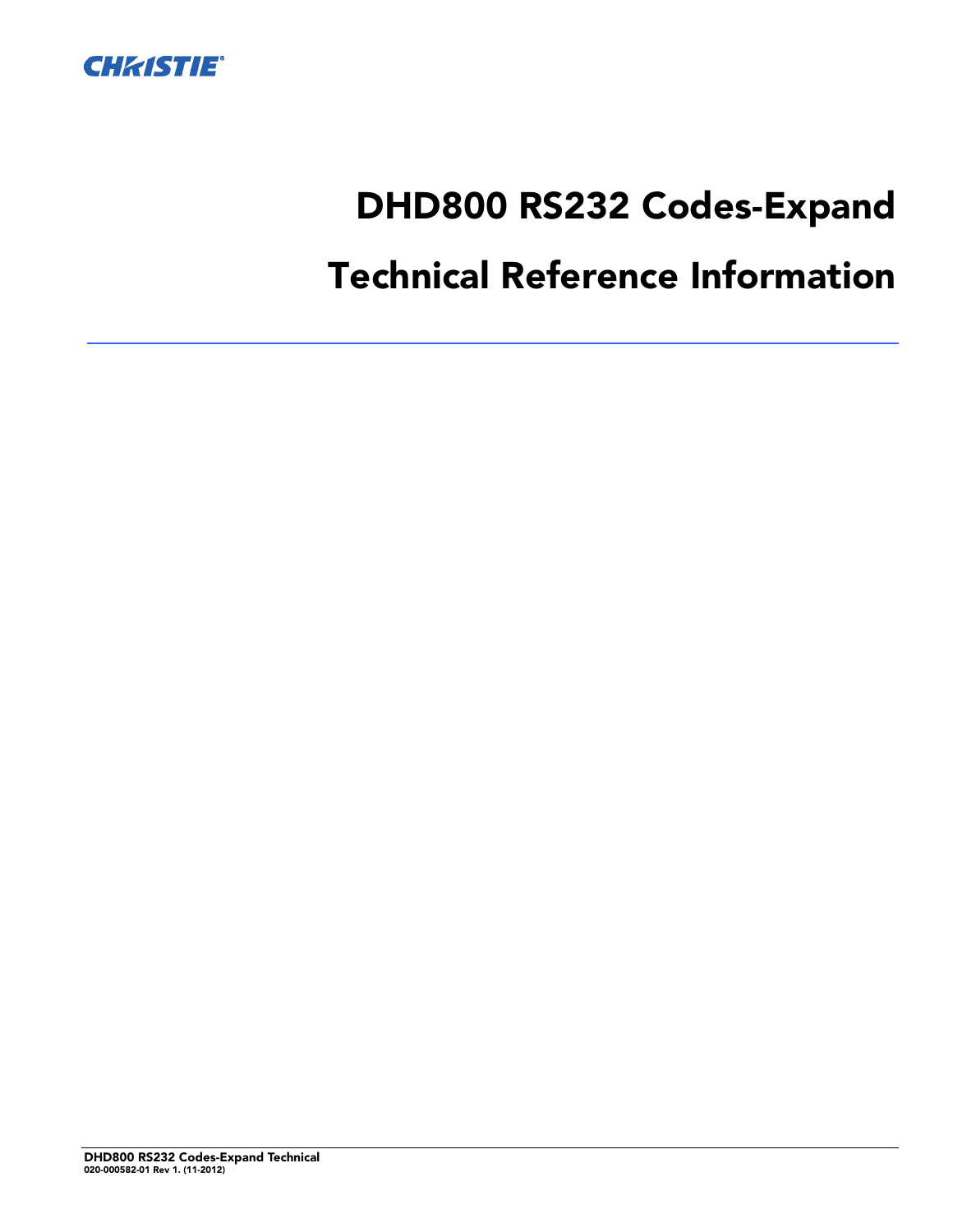# DHD800 RS232 Codes-Expand

# Technical Reference Information

**DHD800 RS232 Codes-Expand Technical**
**020-000582-01 Rev 1. (11-2012)**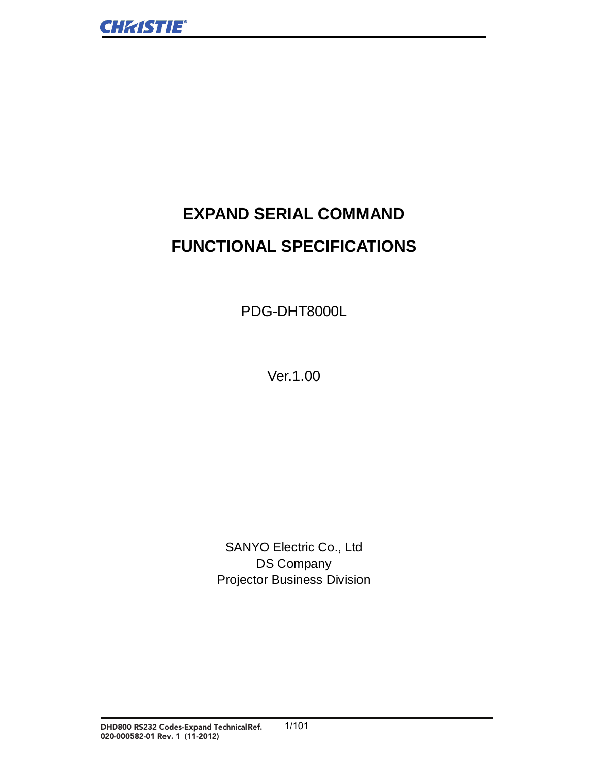# EXPAND SERIAL COMMAND

# FUNCTIONAL SPECIFICATIONS

PDG-DHT8000L

Ver.1.00

SANYO Electric Co., Ltd
DS Company
Projector Business Division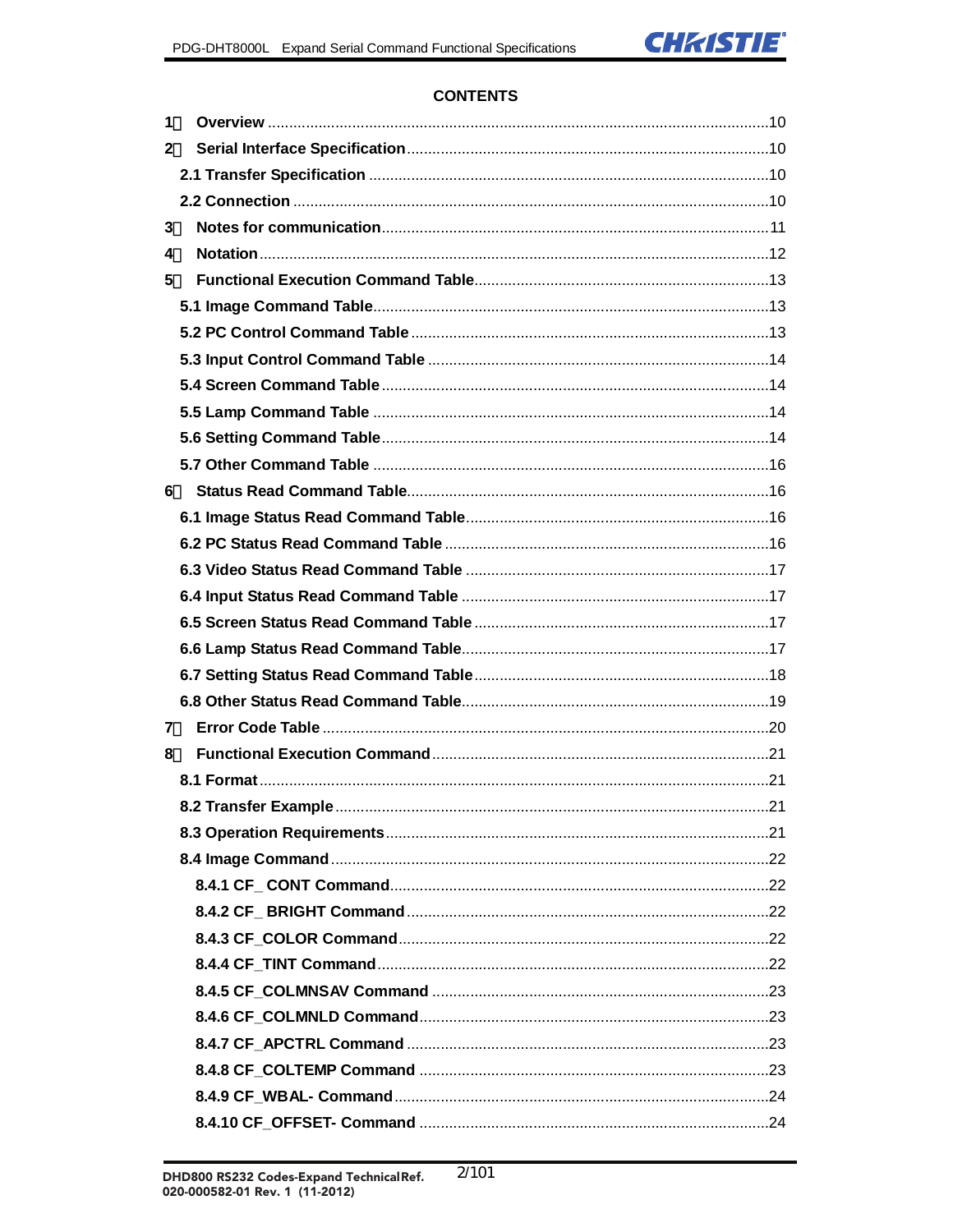**CONTENTS**

1 Overview ........................................................................................................10
2 Serial Interface Specification.......................................................................10
2.1 Transfer Specification ................................................................................10
2.2 Connection ..................................................................................................10
3 Notes for communication.............................................................................11
4 Notation.........................................................................................................12
5 Functional Execution Command Table.......................................................13
5.1 Image Command Table...............................................................................13
5.2 PC Control Command Table ......................................................................13
5.3 Input Control Command Table ..................................................................14
5.4 Screen Command Table .............................................................................14
5.5 Lamp Command Table ...............................................................................14
5.6 Setting Command Table.............................................................................14
5.7 Other Command Table ...............................................................................16
6 Status Read Command Table.......................................................................16
6.1 Image Status Read Command Table.........................................................16
6.2 PC Status Read Command Table ..............................................................16
6.3 Video Status Read Command Table .........................................................17
6.4 Input Status Read Command Table ..........................................................17
6.5 Screen Status Read Command Table .......................................................17
6.6 Lamp Status Read Command Table..........................................................17
6.7 Setting Status Read Command Table.......................................................18
6.8 Other Status Read Command Table..........................................................19
7 Error Code Table ...........................................................................................20
8 Functional Execution Command .................................................................21
8.1 Format..........................................................................................................21
8.2 Transfer Example........................................................................................21
8.3 Operation Requirements............................................................................21
8.4 Image Command.........................................................................................22
8.4.1 CF_ CONT Command...........................................................................22
8.4.2 CF_ BRIGHT Command.......................................................................22
8.4.3 CF_COLOR Command.........................................................................22
8.4.4 CF_TINT Command..............................................................................22
8.4.5 CF_COLMNSAV Command .................................................................23
8.4.6 CF_COLMNLD Command....................................................................23
8.4.7 CF_APCTRL Command .......................................................................23
8.4.8 CF_COLTEMP Command ....................................................................23
8.4.9 CF_WBAL- Command..........................................................................24
8.4.10 CF_OFFSET- Command ....................................................................24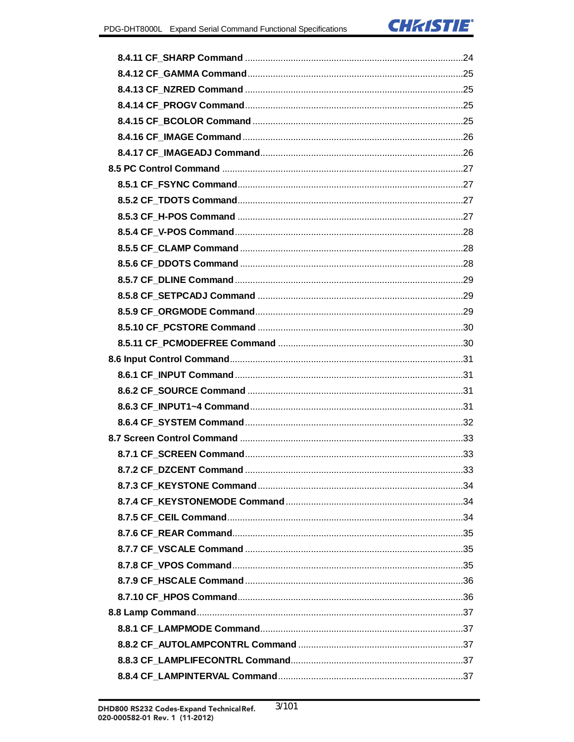8.4.11 CF_SHARP Command ......................................................................................24

8.4.12 CF_GAMMA Command ....................................................................................25

8.4.13 CF_NZRED Command ......................................................................................25

8.4.14 CF_PROGV Command .....................................................................................25

8.4.15 CF_BCOLOR Command ...................................................................................25

8.4.16 CF_IMAGE Command ......................................................................................26

8.4.17 CF_IMAGEADJ Command ...............................................................................26

8.5 PC Control Command ...............................................................................................27

8.5.1 CF_FSYNC Command ........................................................................................27

8.5.2 CF_TDOTS Command ........................................................................................27

8.5.3 CF_H-POS Command .........................................................................................27

8.5.4 CF_V-POS Command ..........................................................................................28

8.5.5 CF_CLAMP Command ........................................................................................28

8.5.6 CF_DDOTS Command ........................................................................................28

8.5.7 CF_DLINE Command ..........................................................................................29

8.5.8 CF_SETPCADJ Command ..................................................................................29

8.5.9 CF_ORGMODE Command ..................................................................................29

8.5.10 CF_PCSTORE Command ..................................................................................30

8.5.11 CF_PCMODEFREE Command ..........................................................................30

8.6 Input Control Command .............................................................................................31

8.6.1 CF_INPUT Command ..........................................................................................31

8.6.2 CF_SOURCE Command .....................................................................................31

8.6.3 CF_INPUT1~4 Command ....................................................................................31

8.6.4 CF_SYSTEM Command ......................................................................................32

8.7 Screen Control Command ..........................................................................................33

8.7.1 CF_SCREEN Command ......................................................................................33

8.7.2 CF_DZCENT Command ......................................................................................33

8.7.3 CF_KEYSTONE Command .................................................................................34

8.7.4 CF_KEYSTONEMODE Command ......................................................................34

8.7.5 CF_CEIL Command .............................................................................................34

8.7.6 CF_REAR Command ...........................................................................................35

8.7.7 CF_VSCALE Command ......................................................................................35

8.7.8 CF_VPOS Command ...........................................................................................35

8.7.9 CF_HSCALE Command ......................................................................................36

8.7.10 CF_HPOS Command .........................................................................................36

8.8 Lamp Command .........................................................................................................37

8.8.1 CF_LAMPMODE Command ................................................................................37

8.8.2 CF_AUTOLAMPCONTRL Command ..................................................................37

8.8.3 CF_LAMPLIFECONTRL Command ....................................................................37

8.8.4 CF_LAMPINTERVAL Command .........................................................................37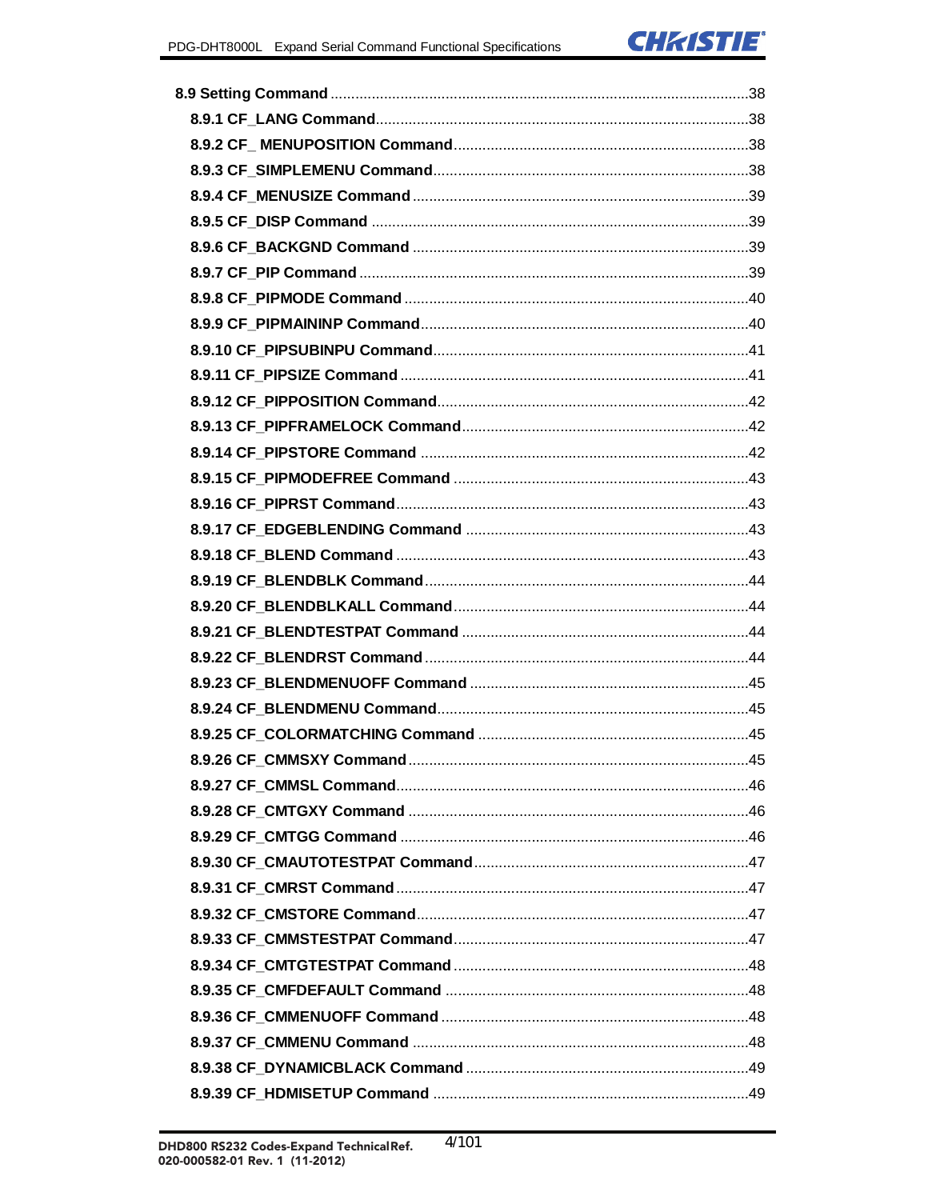**8.9 Setting Command** ......................................................................................................38

- **8.9.1 CF_LANG Command**...........................................................................................38
- **8.9.2 CF_ MENUPOSITION Command**.......................................................................38
- **8.9.3 CF_SIMPLEMENU Command**............................................................................38
- **8.9.4 CF_MENUSIZE Command** .................................................................................39
- **8.9.5 CF_DISP Command** ...........................................................................................39
- **8.9.6 CF_BACKGND Command** .................................................................................39
- **8.9.7 CF_PIP Command** ..............................................................................................39
- **8.9.8 CF_PIPMODE Command** ....................................................................................40
- **8.9.9 CF_PIPMAININP Command**................................................................................40
- **8.9.10 CF_PIPSUBINPU Command**.............................................................................41
- **8.9.11 CF_PIPSIZE Command** ....................................................................................41
- **8.9.12 CF_PIPPOSITION Command**............................................................................42
- **8.9.13 CF_PIPFRAMELOCK Command**......................................................................42
- **8.9.14 CF_PIPSTORE Command** ................................................................................42
- **8.9.15 CF_PIPMODEFREE Command** ........................................................................43
- **8.9.16 CF_PIPRST Command**.....................................................................................43
- **8.9.17 CF_EDGEBLENDING Command** .....................................................................43
- **8.9.18 CF_BLEND Command** ......................................................................................43
- **8.9.19 CF_BLENDBLK Command**...............................................................................44
- **8.9.20 CF_BLENDBLKALL Command**.......................................................................44
- **8.9.21 CF_BLENDTESTPAT Command** ......................................................................44
- **8.9.22 CF_BLENDRST Command** ...............................................................................44
- **8.9.23 CF_BLENDMENUOFF Command** ....................................................................45
- **8.9.24 CF_BLENDMENU Command**............................................................................45
- **8.9.25 CF_COLORMATCHING Command** ..................................................................45
- **8.9.26 CF_CMMSXY Command**...................................................................................45
- **8.9.27 CF_CMMSL Command**.....................................................................................46
- **8.9.28 CF_CMTGXY Command** ...................................................................................46
- **8.9.29 CF_CMTGG Command** .....................................................................................46
- **8.9.30 CF_CMAUTOTESTPAT Command**...................................................................47
- **8.9.31 CF_CMRST Command**......................................................................................47
- **8.9.32 CF_CMSTORE Command**.................................................................................47
- **8.9.33 CF_CMMSTESTPAT Command**.......................................................................47
- **8.9.34 CF_CMTGTESTPAT Command** .......................................................................48
- **8.9.35 CF_CMFDEFAULT Command** ..........................................................................48
- **8.9.36 CF_CMMENUOFF Command** ...........................................................................48
- **8.9.37 CF_CMMENU Command** ..................................................................................48
- **8.9.38 CF_DYNAMICBLACK Command** .....................................................................49
- **8.9.39 CF_HDMISETUP Command** .............................................................................49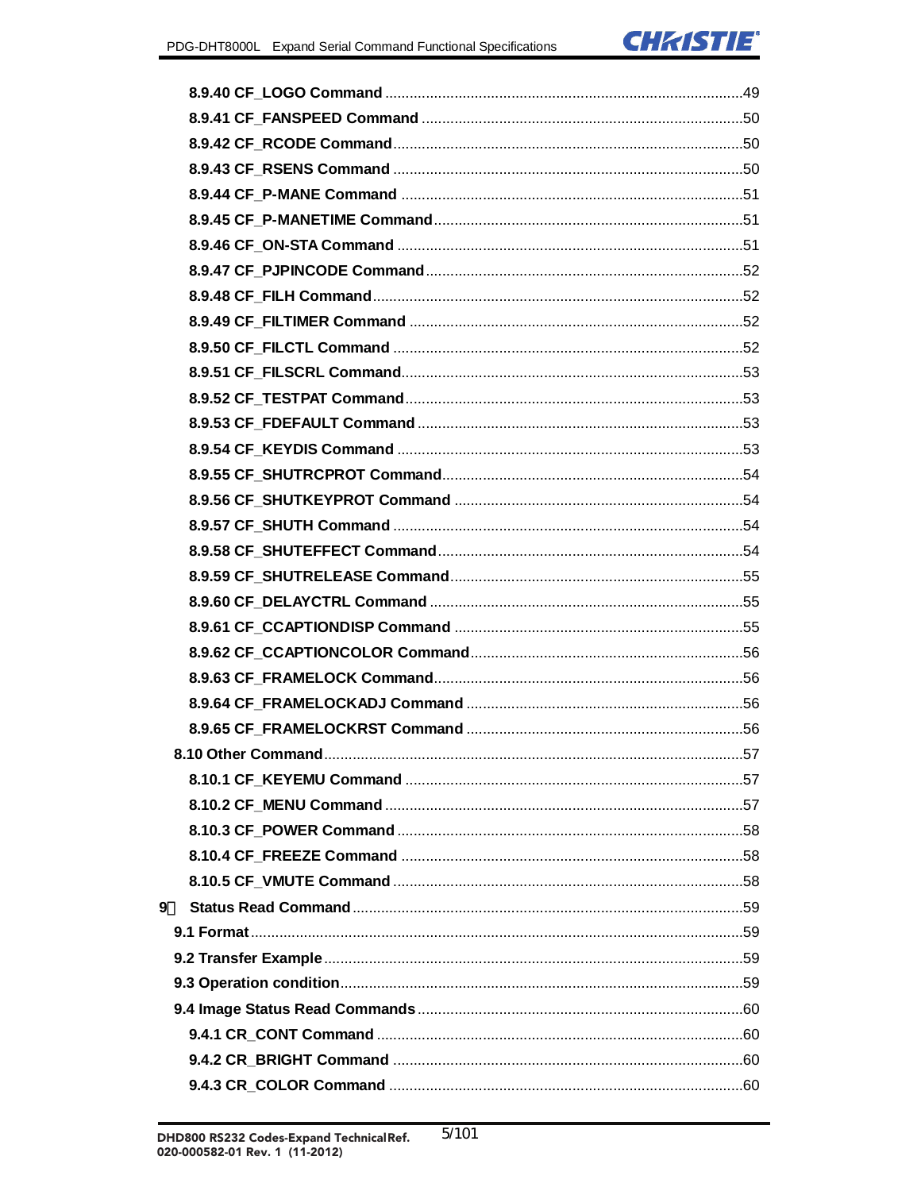8.9.40 CF_LOGO Command ....................................................................................49

8.9.41 CF_FANSPEED Command ...........................................................................50

8.9.42 CF_RCODE Command.................................................................................50

8.9.43 CF_RSENS Command .................................................................................50

8.9.44 CF_P-MANE Command ................................................................................51

8.9.45 CF_P-MANETIME Command........................................................................51

8.9.46 CF_ON-STA Command ................................................................................51

8.9.47 CF_PJPINCODE Command..........................................................................52

8.9.48 CF_FILH Command......................................................................................52

8.9.49 CF_FILTIMER Command .............................................................................52

8.9.50 CF_FILCTL Command .................................................................................52

8.9.51 CF_FILSCRL Command................................................................................53

8.9.52 CF_TESTPAT Command...............................................................................53

8.9.53 CF_FDEFAULT Command ............................................................................53

8.9.54 CF_KEYDIS Command ................................................................................53

8.9.55 CF_SHUTRCPROT Command.......................................................................54

8.9.56 CF_SHUTKEYPROT Command ....................................................................54

8.9.57 CF_SHUTH Command .................................................................................54

8.9.58 CF_SHUTEFFECT Command........................................................................54

8.9.59 CF_SHUTRELEASE Command.....................................................................55

8.9.60 CF_DELAYCTRL Command .........................................................................55

8.9.61 CF_CCAPTIONDISP Command ....................................................................55

8.9.62 CF_CCAPTIONCOLOR Command................................................................56

8.9.63 CF_FRAMELOCK Command.........................................................................56

8.9.64 CF_FRAMELOCKADJ Command .................................................................56

8.9.65 CF_FRAMELOCKRST Command .................................................................56

8.10 Other Command..........................................................................................57

8.10.1 CF_KEYEMU Command ...............................................................................57

8.10.2 CF_MENU Command ....................................................................................57

8.10.3 CF_POWER Command .................................................................................58

8.10.4 CF_FREEZE Command ................................................................................58

8.10.5 CF_VMUTE Command ..................................................................................58

9 Status Read Command..................................................................................59

9.1 Format...........................................................................................................59

9.2 Transfer Example..........................................................................................59

9.3 Operation condition.......................................................................................59

9.4 Image Status Read Commands.....................................................................60

9.4.1 CR_CONT Command ......................................................................................60

9.4.2 CR_BRIGHT Command ...................................................................................60

9.4.3 CR_COLOR Command ....................................................................................60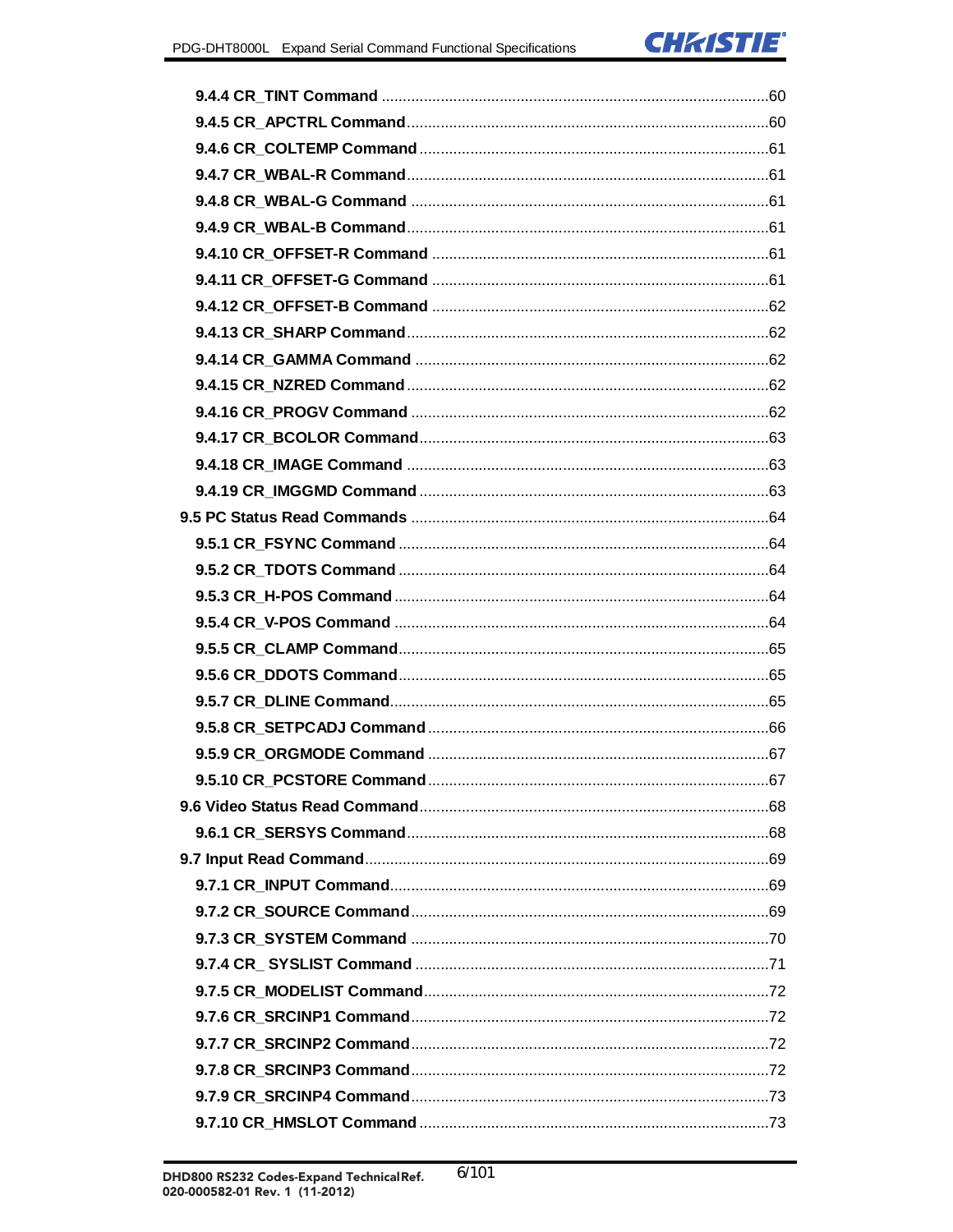9.4.4 CR_TINT Command ............................................................................................60

9.4.5 CR_APCTRL Command.......................................................................................60

9.4.6 CR_COLTEMP Command....................................................................................61

9.4.7 CR_WBAL-R Command.......................................................................................61

9.4.8 CR_WBAL-G Command ......................................................................................61

9.4.9 CR_WBAL-B Command.......................................................................................61

9.4.10 CR_OFFSET-R Command ................................................................................61

9.4.11 CR_OFFSET-G Command ................................................................................61

9.4.12 CR_OFFSET-B Command ................................................................................62

9.4.13 CR_SHARP Command......................................................................................62

9.4.14 CR_GAMMA Command ....................................................................................62

9.4.15 CR_NZRED Command......................................................................................62

9.4.16 CR_PROGV Command .....................................................................................62

9.4.17 CR_BCOLOR Command...................................................................................63

9.4.18 CR_IMAGE Command ......................................................................................63

9.4.19 CR_IMGGMD Command...................................................................................63

9.5 PC Status Read Commands .....................................................................................64

9.5.1 CR_FSYNC Command ........................................................................................64

9.5.2 CR_TDOTS Command ........................................................................................64

9.5.3 CR_H-POS Command.........................................................................................64

9.5.4 CR_V-POS Command .........................................................................................64

9.5.5 CR_CLAMP Command........................................................................................65

9.5.6 CR_DDOTS Command........................................................................................65

9.5.7 CR_DLINE Command..........................................................................................65

9.5.8 CR_SETPCADJ Command .................................................................................66

9.5.9 CR_ORGMODE Command .................................................................................67

9.5.10 CR_PCSTORE Command.................................................................................67

9.6 Video Status Read Command...................................................................................68

9.6.1 CR_SERSYS Command......................................................................................68

9.7 Input Read Command................................................................................................69

9.7.1 CR_INPUT Command..........................................................................................69

9.7.2 CR_SOURCE Command.....................................................................................69

9.7.3 CR_SYSTEM Command .....................................................................................70

9.7.4 CR_ SYSLIST Command ....................................................................................71

9.7.5 CR_MODELIST Command..................................................................................72

9.7.6 CR_SRCINP1 Command.....................................................................................72

9.7.7 CR_SRCINP2 Command.....................................................................................72

9.7.8 CR_SRCINP3 Command.....................................................................................72

9.7.9 CR_SRCINP4 Command.....................................................................................73

9.7.10 CR_HMSLOT Command ...................................................................................73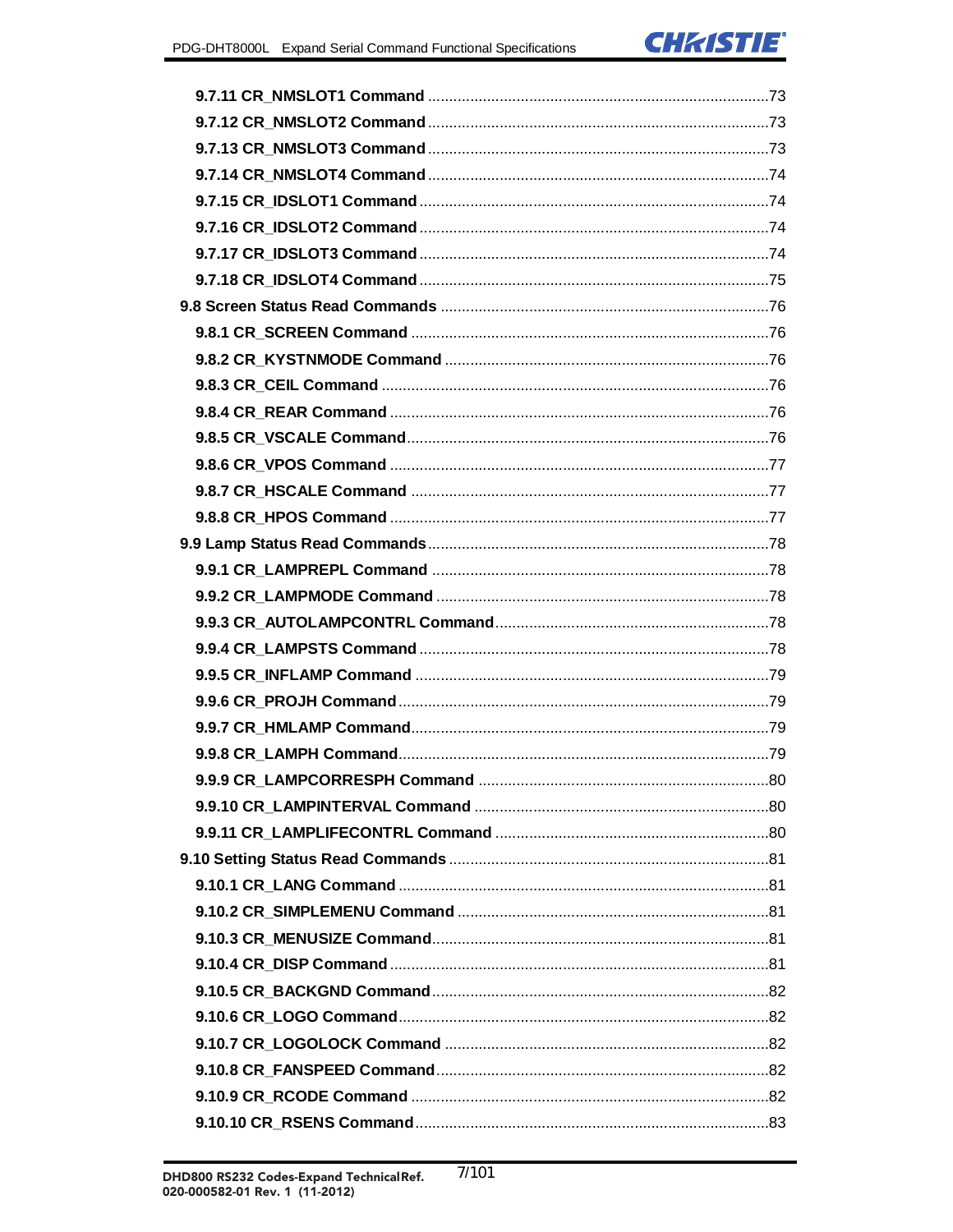9.7.11 CR_NMSLOT1 Command .......................................................................73
9.7.12 CR_NMSLOT2 Command .......................................................................73
9.7.13 CR_NMSLOT3 Command .......................................................................73
9.7.14 CR_NMSLOT4 Command .......................................................................74
9.7.15 CR_IDSLOT1 Command .........................................................................74
9.7.16 CR_IDSLOT2 Command .........................................................................74
9.7.17 CR_IDSLOT3 Command .........................................................................74
9.7.18 CR_IDSLOT4 Command .........................................................................75
9.8 Screen Status Read Commands ..................................................................76
9.8.1 CR_SCREEN Command ..........................................................................76
9.8.2 CR_KYSTNMODE Command ..................................................................76
9.8.3 CR_CEIL Command ................................................................................76
9.8.4 CR_REAR Command ...............................................................................76
9.8.5 CR_VSCALE Command ...........................................................................76
9.8.6 CR_VPOS Command ...............................................................................77
9.8.7 CR_HSCALE Command ..........................................................................77
9.8.8 CR_HPOS Command ...............................................................................77
9.9 Lamp Status Read Commands ....................................................................78
9.9.1 CR_LAMPREPL Command .....................................................................78
9.9.2 CR_LAMPMODE Command ....................................................................78
9.9.3 CR_AUTOLAMPCONTRL Command ......................................................78
9.9.4 CR_LAMPSTS Command ........................................................................78
9.9.5 CR_INFLAMP Command ........................................................................79
9.9.6 CR_PROJH Command .............................................................................79
9.9.7 CR_HMLAMP Command ..........................................................................79
9.9.8 CR_LAMPH Command .............................................................................79
9.9.9 CR_LAMPCORRESPH Command ...........................................................80
9.9.10 CR_LAMPINTERVAL Command ...........................................................80
9.9.11 CR_LAMPLIFECONTRL Command ......................................................80
9.10 Setting Status Read Commands ................................................................81
9.10.1 CR_LANG Command .............................................................................81
9.10.2 CR_SIMPLEMENU Command ...............................................................81
9.10.3 CR_MENUSIZE Command .....................................................................81
9.10.4 CR_DISP Command ...............................................................................81
9.10.5 CR_BACKGND Command .....................................................................82
9.10.6 CR_LOGO Command .............................................................................82
9.10.7 CR_LOGOLOCK Command ...................................................................82
9.10.8 CR_FANSPEED Command ....................................................................82
9.10.9 CR_RCODE Command ..........................................................................82
9.10.10 CR_RSENS Command .........................................................................83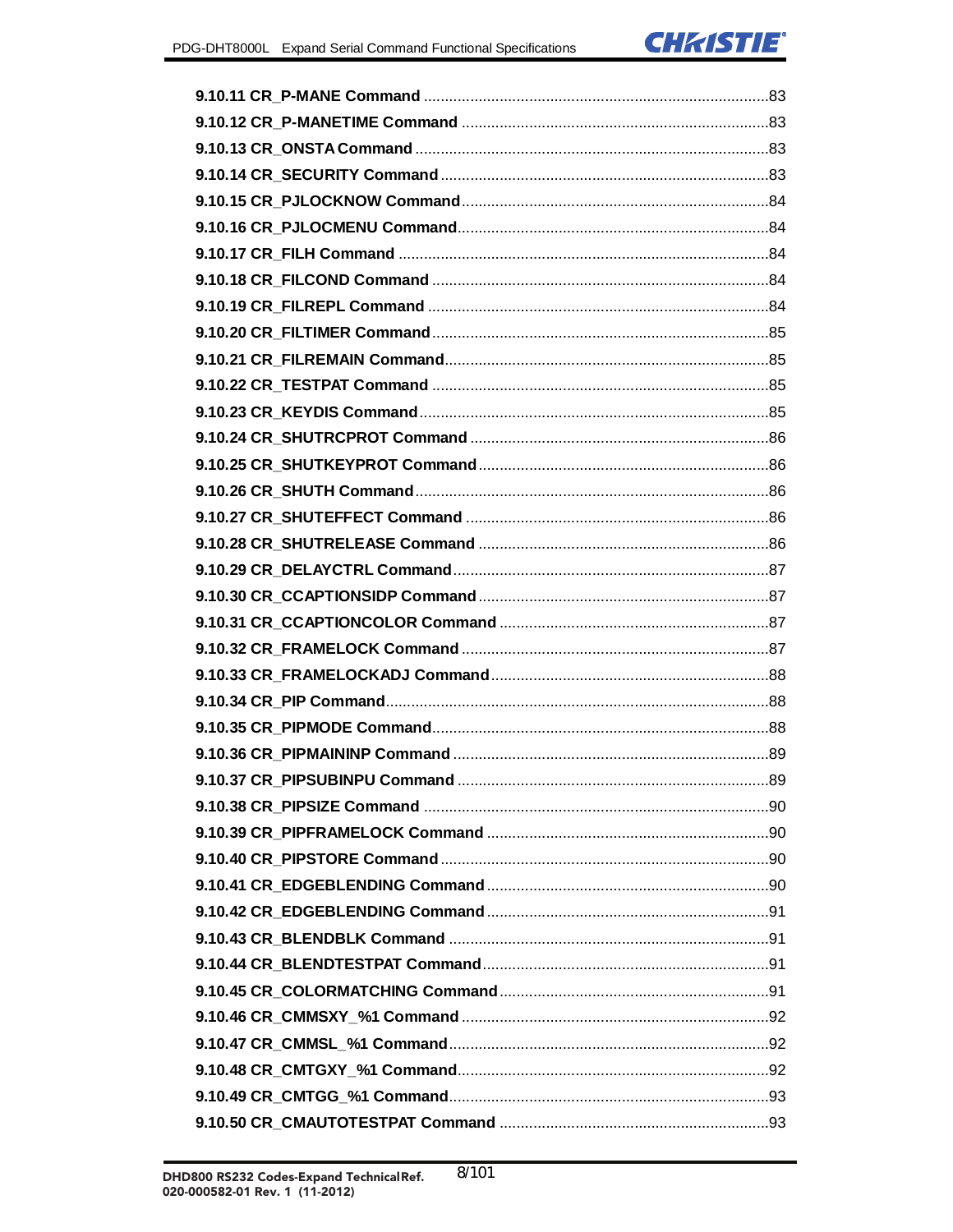9.10.11 CR_P-MANE Command .......................................................................................83
9.10.12 CR_P-MANETIME Command ...............................................................................83
9.10.13 CR_ONSTA Command .........................................................................................83
9.10.14 CR_SECURITY Command ...................................................................................83
9.10.15 CR_PJLOCKNOW Command...............................................................................84
9.10.16 CR_PJLOCMENU Command...............................................................................84
9.10.17 CR_FILH Command .............................................................................................84
9.10.18 CR_FILCOND Command .....................................................................................84
9.10.19 CR_FILREPL Command ......................................................................................84
9.10.20 CR_FILTIMER Command.....................................................................................85
9.10.21 CR_FILREMAIN Command..................................................................................85
9.10.22 CR_TESTPAT Command .....................................................................................85
9.10.23 CR_KEYDIS Command........................................................................................85
9.10.24 CR_SHUTRCPROT Command ............................................................................86
9.10.25 CR_SHUTKEYPROT Command..........................................................................86
9.10.26 CR_SHUTH Command.........................................................................................86
9.10.27 CR_SHUTEFFECT Command .............................................................................86
9.10.28 CR_SHUTRELEASE Command ..........................................................................86
9.10.29 CR_DELAYCTRL Command................................................................................87
9.10.30 CR_CCAPTIONSIDP Command..........................................................................87
9.10.31 CR_CCAPTIONCOLOR Command .....................................................................87
9.10.32 CR_FRAMELOCK Command ..............................................................................87
9.10.33 CR_FRAMELOCKADJ Command.......................................................................88
9.10.34 CR_PIP Command................................................................................................88
9.10.35 CR_PIPMODE Command.....................................................................................88
9.10.36 CR_PIPMAININP Command ................................................................................89
9.10.37 CR_PIPSUBINPU Command ...............................................................................89
9.10.38 CR_PIPSIZE Command .......................................................................................90
9.10.39 CR_PIPFRAMELOCK Command ........................................................................90
9.10.40 CR_PIPSTORE Command ...................................................................................90
9.10.41 CR_EDGEBLENDING Command ........................................................................90
9.10.42 CR_EDGEBLENDING Command ........................................................................91
9.10.43 CR_BLENDBLK Command ..................................................................................91
9.10.44 CR_BLENDTESTPAT Command.........................................................................91
9.10.45 CR_COLORMATCHING Command .....................................................................91
9.10.46 CR_CMMSXY_%1 Command ..............................................................................92
9.10.47 CR_CMMSL_%1 Command.................................................................................92
9.10.48 CR_CMTGXY_%1 Command...............................................................................92
9.10.49 CR_CMTGG_%1 Command.................................................................................93
9.10.50 CR_CMAUTOTESTPAT Command .....................................................................93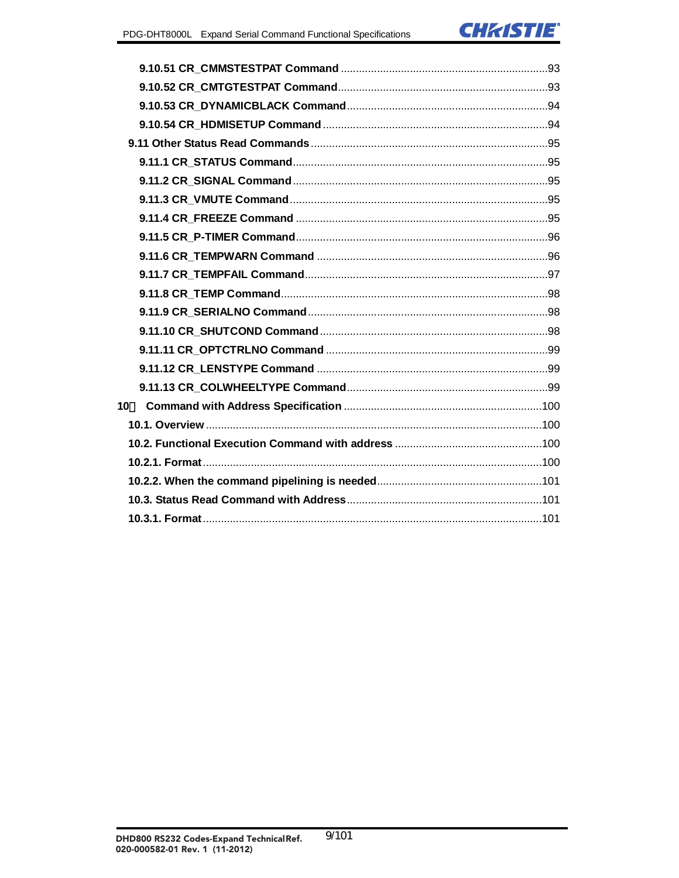9.10.51 CR_CMMSTESTPAT Command ....................................................................93

9.10.52 CR_CMTGTESTPAT Command.....................................................................93

9.10.53 CR_DYNAMICBLACK Command..................................................................94

9.10.54 CR_HDMISETUP Command ..........................................................................94

9.11 Other Status Read Commands ...............................................................................95

9.11.1 CR_STATUS Command....................................................................................95

9.11.2 CR_SIGNAL Command ....................................................................................95

9.11.3 CR_VMUTE Command .....................................................................................95

9.11.4 CR_FREEZE Command ...................................................................................95

9.11.5 CR_P-TIMER Command...................................................................................96

9.11.6 CR_TEMPWARN Command ............................................................................96

9.11.7 CR_TEMPFAIL Command................................................................................97

9.11.8 CR_TEMP Command........................................................................................98

9.11.9 CR_SERIALNO Command...............................................................................98

9.11.10 CR_SHUTCOND Command...........................................................................98

9.11.11 CR_OPTCTRLNO Command .........................................................................99

9.11.12 CR_LENSTYPE Command ............................................................................99

9.11.13 CR_COLWHEELTYPE Command..................................................................99

10 Command with Address Specification .................................................................100

10.1. Overview ...............................................................................................................100

10.2. Functional Execution Command with address .................................................100

10.2.1. Format.................................................................................................................100

10.2.2. When the command pipelining is needed.......................................................101

10.3. Status Read Command with Address................................................................101

10.3.1. Format.................................................................................................................101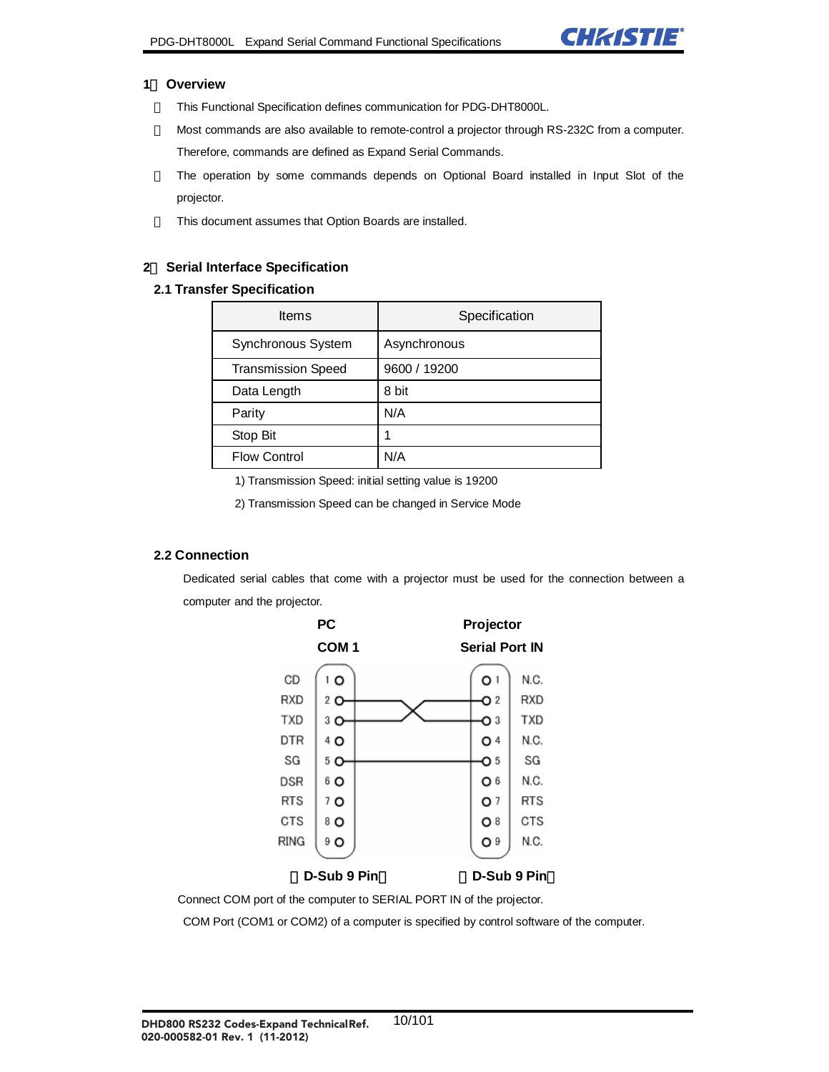## 1 Overview

- This Functional Specification defines communication for PDG-DHT8000L.
- Most commands are also available to remote-control a projector through RS-232C from a computer. Therefore, commands are defined as Expand Serial Commands.
- The operation by some commands depends on Optional Board installed in Input Slot of the projector.
- This document assumes that Option Boards are installed.

## 2 Serial Interface Specification

### 2.1 Transfer Specification

| Items | Specification |
|---|---|
| Synchronous System | Asynchronous |
| Transmission Speed | 9600 / 19200 |
| Data Length | 8 bit |
| Parity | N/A |
| Stop Bit | 1 |
| Flow Control | N/A |

1) Transmission Speed: initial setting value is 19200

2) Transmission Speed can be changed in Service Mode

### 2.2 Connection

Dedicated serial cables that come with a projector must be used for the connection between a computer and the projector.

| PC COM 1 (D-Sub 9 Pin) | | | Projector Serial Port IN (D-Sub 9 Pin) | |
|---|---|---|---|---|
| CD | 1 | | 1 | N.C. |
| RXD | 2 | ↔ | 3 | TXD |
| TXD | 3 | ↔ | 2 | RXD |
| DTR | 4 | | 4 | N.C. |
| SG | 5 | ↔ | 5 | SG |
| DSR | 6 | | 6 | N.C. |
| RTS | 7 | | 7 | RTS |
| CTS | 8 | | 8 | CTS |
| RING | 9 | | 9 | N.C. |

Connect COM port of the computer to SERIAL PORT IN of the projector.

COM Port (COM1 or COM2) of a computer is specified by control software of the computer.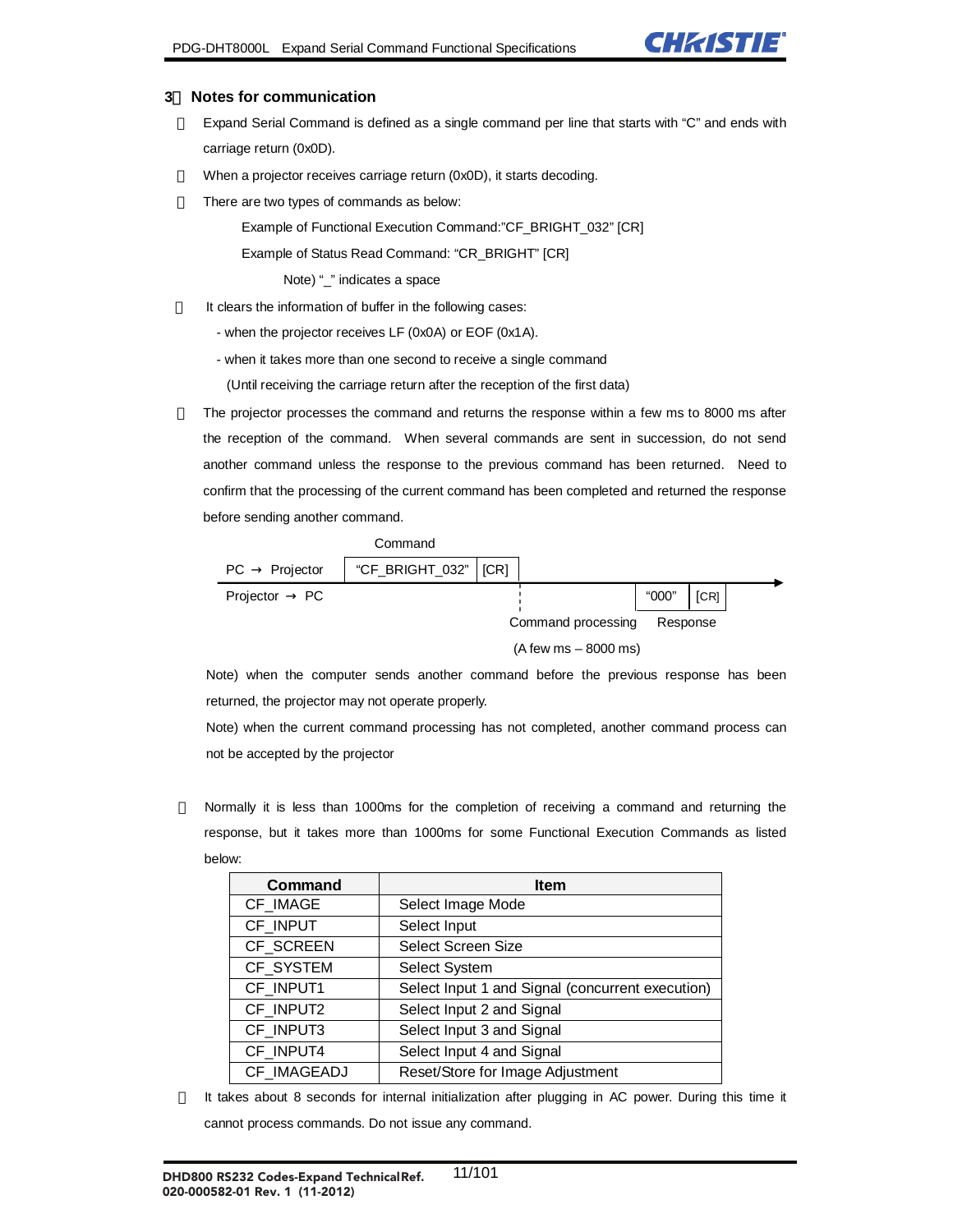## 3 Notes for communication

- Expand Serial Command is defined as a single command per line that starts with "C" and ends with carriage return (0x0D).
- When a projector receives carriage return (0x0D), it starts decoding.
- There are two types of commands as below:

  Example of Functional Execution Command:"CF_BRIGHT_032" [CR]

  Example of Status Read Command: "CR_BRIGHT" [CR]

  Note) "_" indicates a space

- It clears the information of buffer in the following cases:
  - when the projector receives LF (0x0A) or EOF (0x1A).
  - when it takes more than one second to receive a single command

    (Until receiving the carriage return after the reception of the first data)

- The projector processes the command and returns the response within a few ms to 8000 ms after the reception of the command. When several commands are sent in succession, do not send another command unless the response to the previous command has been returned. Need to confirm that the processing of the current command has been completed and returned the response before sending another command.

| | Command | | |
|---|---|---|---|
| PC → Projector | "CF_BRIGHT_032" [CR] | | |
| Projector → PC | | Command processing (A few ms – 8000 ms) | Response: "000" [CR] |

Note) when the computer sends another command before the previous response has been returned, the projector may not operate properly.

Note) when the current command processing has not completed, another command process can not be accepted by the projector

- Normally it is less than 1000ms for the completion of receiving a command and returning the response, but it takes more than 1000ms for some Functional Execution Commands as listed below:

| Command | Item |
|---|---|
| CF_IMAGE | Select Image Mode |
| CF_INPUT | Select Input |
| CF_SCREEN | Select Screen Size |
| CF_SYSTEM | Select System |
| CF_INPUT1 | Select Input 1 and Signal (concurrent execution) |
| CF_INPUT2 | Select Input 2 and Signal |
| CF_INPUT3 | Select Input 3 and Signal |
| CF_INPUT4 | Select Input 4 and Signal |
| CF_IMAGEADJ | Reset/Store for Image Adjustment |

- It takes about 8 seconds for internal initialization after plugging in AC power. During this time it cannot process commands. Do not issue any command.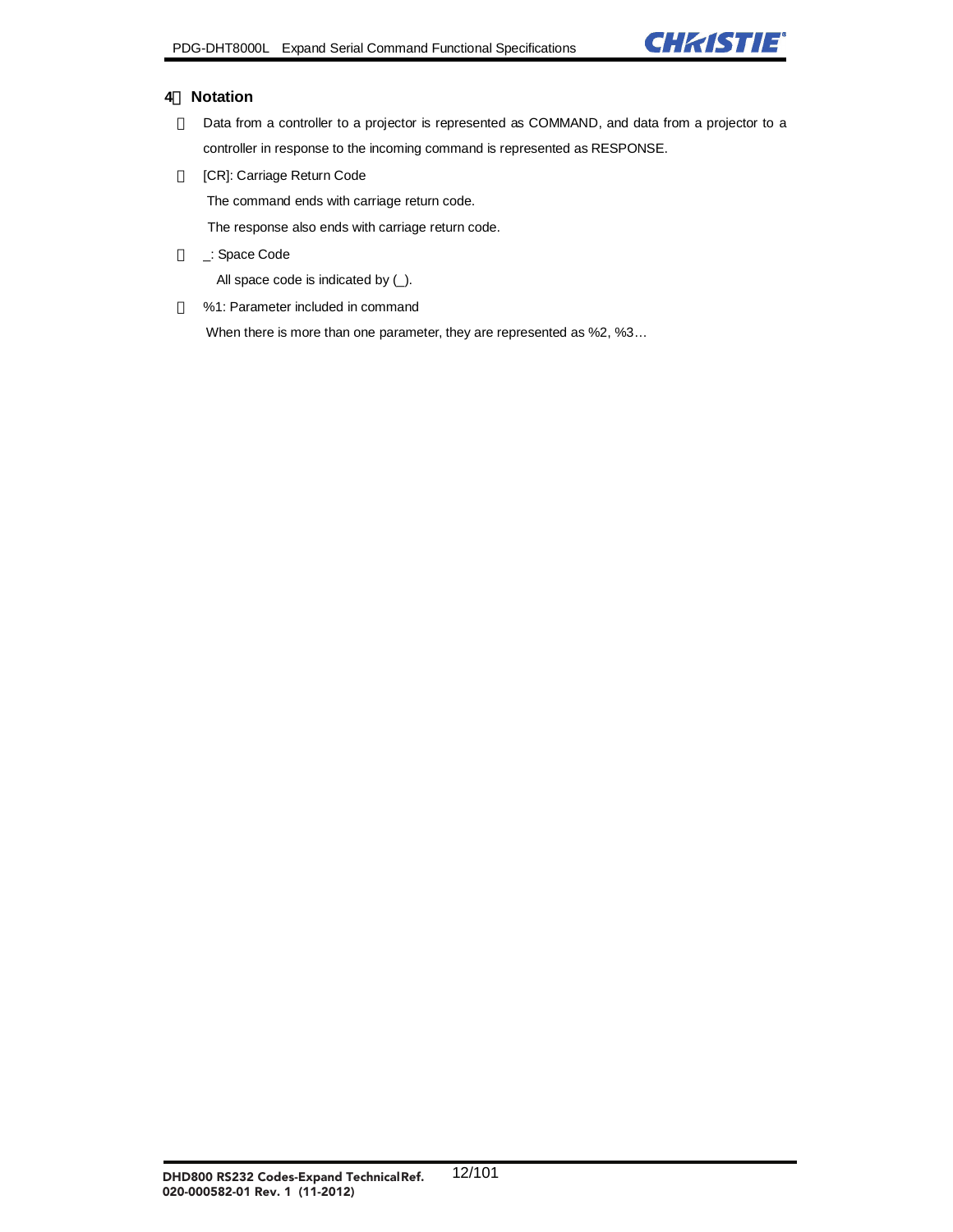## 4 Notation

- Data from a controller to a projector is represented as COMMAND, and data from a projector to a controller in response to the incoming command is represented as RESPONSE.
- [CR]: Carriage Return Code

  The command ends with carriage return code.

  The response also ends with carriage return code.
- _: Space Code

  All space code is indicated by (_).
- %1: Parameter included in command

  When there is more than one parameter, they are represented as %2, %3…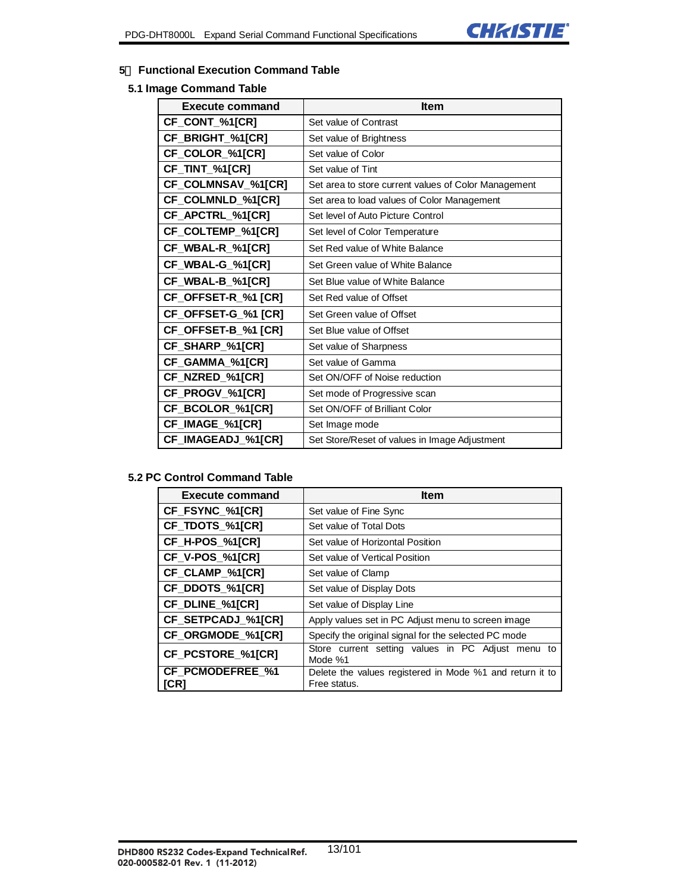# 5 Functional Execution Command Table

## 5.1 Image Command Table

| Execute command | Item |
|---|---|
| **CF_CONT_%1[CR]** | Set value of Contrast |
| **CF_BRIGHT_%1[CR]** | Set value of Brightness |
| **CF_COLOR_%1[CR]** | Set value of Color |
| **CF_TINT_%1[CR]** | Set value of Tint |
| **CF_COLMNSAV_%1[CR]** | Set area to store current values of Color Management |
| **CF_COLMNLD_%1[CR]** | Set area to load values of Color Management |
| **CF_APCTRL_%1[CR]** | Set level of Auto Picture Control |
| **CF_COLTEMP_%1[CR]** | Set level of Color Temperature |
| **CF_WBAL-R_%1[CR]** | Set Red value of White Balance |
| **CF_WBAL-G_%1[CR]** | Set Green value of White Balance |
| **CF_WBAL-B_%1[CR]** | Set Blue value of White Balance |
| **CF_OFFSET-R_%1 [CR]** | Set Red value of Offset |
| **CF_OFFSET-G_%1 [CR]** | Set Green value of Offset |
| **CF_OFFSET-B_%1 [CR]** | Set Blue value of Offset |
| **CF_SHARP_%1[CR]** | Set value of Sharpness |
| **CF_GAMMA_%1[CR]** | Set value of Gamma |
| **CF_NZRED_%1[CR]** | Set ON/OFF of Noise reduction |
| **CF_PROGV_%1[CR]** | Set mode of Progressive scan |
| **CF_BCOLOR_%1[CR]** | Set ON/OFF of Brilliant Color |
| **CF_IMAGE_%1[CR]** | Set Image mode |
| **CF_IMAGEADJ_%1[CR]** | Set Store/Reset of values in Image Adjustment |

## 5.2 PC Control Command Table

| Execute command | Item |
|---|---|
| **CF_FSYNC_%1[CR]** | Set value of Fine Sync |
| **CF_TDOTS_%1[CR]** | Set value of Total Dots |
| **CF_H-POS_%1[CR]** | Set value of Horizontal Position |
| **CF_V-POS_%1[CR]** | Set value of Vertical Position |
| **CF_CLAMP_%1[CR]** | Set value of Clamp |
| **CF_DDOTS_%1[CR]** | Set value of Display Dots |
| **CF_DLINE_%1[CR]** | Set value of Display Line |
| **CF_SETPCADJ_%1[CR]** | Apply values set in PC Adjust menu to screen image |
| **CF_ORGMODE_%1[CR]** | Specify the original signal for the selected PC mode |
| **CF_PCSTORE_%1[CR]** | Store current setting values in PC Adjust menu to Mode %1 |
| **CF_PCMODEFREE_%1 [CR]** | Delete the values registered in Mode %1 and return it to Free status. |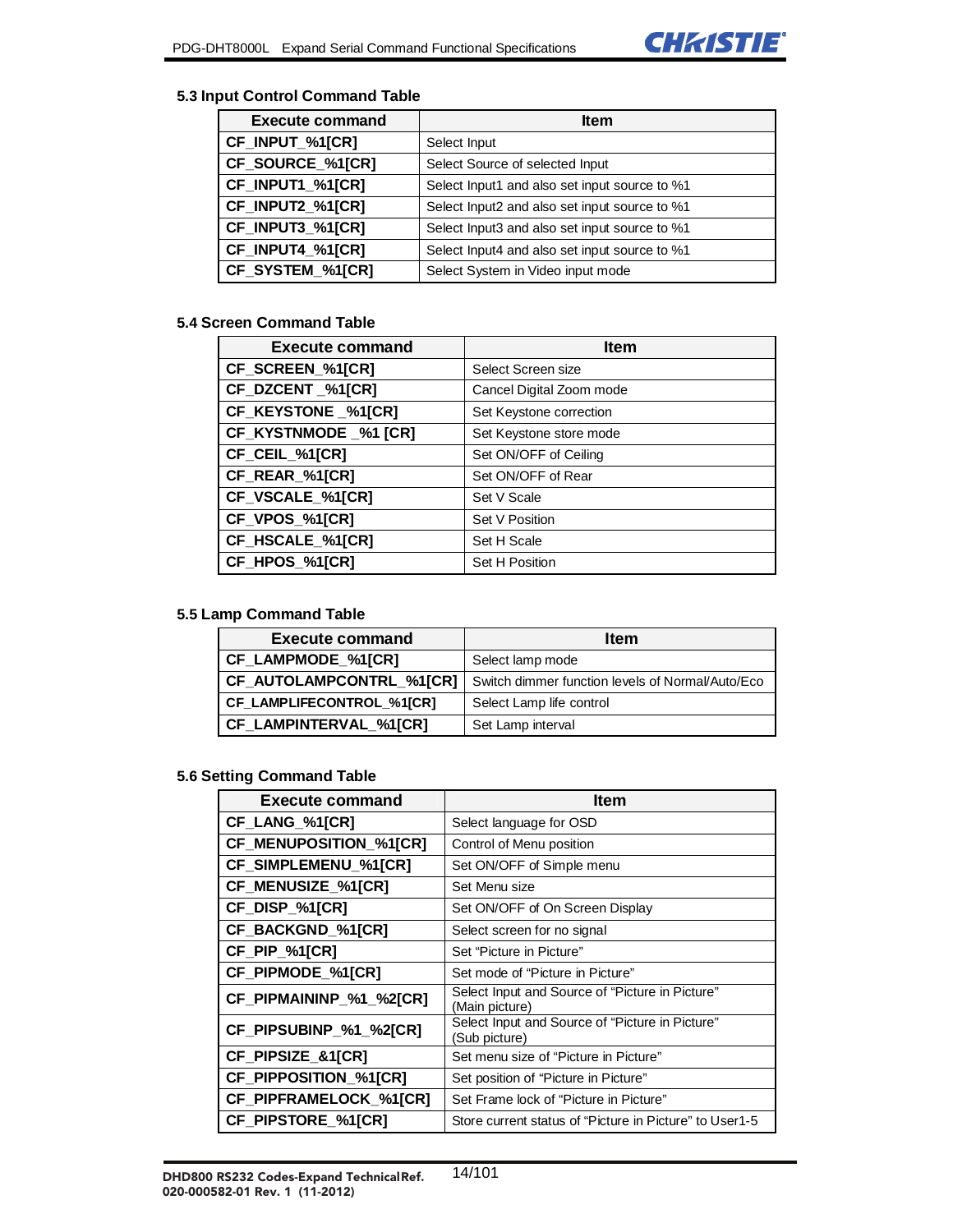### 5.3 Input Control Command Table

| Execute command | Item |
|---|---|
| CF_INPUT_%1[CR] | Select Input |
| CF_SOURCE_%1[CR] | Select Source of selected Input |
| CF_INPUT1_%1[CR] | Select Input1 and also set input source to %1 |
| CF_INPUT2_%1[CR] | Select Input2 and also set input source to %1 |
| CF_INPUT3_%1[CR] | Select Input3 and also set input source to %1 |
| CF_INPUT4_%1[CR] | Select Input4 and also set input source to %1 |
| CF_SYSTEM_%1[CR] | Select System in Video input mode |

### 5.4 Screen Command Table

| Execute command | Item |
|---|---|
| CF_SCREEN_%1[CR] | Select Screen size |
| CF_DZCENT _%1[CR] | Cancel Digital Zoom mode |
| CF_KEYSTONE _%1[CR] | Set Keystone correction |
| CF_KYSTNMODE _%1 [CR] | Set Keystone store mode |
| CF_CEIL_%1[CR] | Set ON/OFF of Ceiling |
| CF_REAR_%1[CR] | Set ON/OFF of Rear |
| CF_VSCALE_%1[CR] | Set V Scale |
| CF_VPOS_%1[CR] | Set V Position |
| CF_HSCALE_%1[CR] | Set H Scale |
| CF_HPOS_%1[CR] | Set H Position |

### 5.5 Lamp Command Table

| Execute command | Item |
|---|---|
| CF_LAMPMODE_%1[CR] | Select lamp mode |
| CF_AUTOLAMPCONTRL_%1[CR] | Switch dimmer function levels of Normal/Auto/Eco |
| CF_LAMPLIFECONTROL_%1[CR] | Select Lamp life control |
| CF_LAMPINTERVAL_%1[CR] | Set Lamp interval |

### 5.6 Setting Command Table

| Execute command | Item |
|---|---|
| CF_LANG_%1[CR] | Select language for OSD |
| CF_MENUPOSITION_%1[CR] | Control of Menu position |
| CF_SIMPLEMENU_%1[CR] | Set ON/OFF of Simple menu |
| CF_MENUSIZE_%1[CR] | Set Menu size |
| CF_DISP_%1[CR] | Set ON/OFF of On Screen Display |
| CF_BACKGND_%1[CR] | Select screen for no signal |
| CF_PIP_%1[CR] | Set "Picture in Picture" |
| CF_PIPMODE_%1[CR] | Set mode of "Picture in Picture" |
| CF_PIPMAININP_%1_%2[CR] | Select Input and Source of "Picture in Picture" (Main picture) |
| CF_PIPSUBINP_%1_%2[CR] | Select Input and Source of "Picture in Picture" (Sub picture) |
| CF_PIPSIZE_&1[CR] | Set menu size of "Picture in Picture" |
| CF_PIPPOSITION_%1[CR] | Set position of "Picture in Picture" |
| CF_PIPFRAMELOCK_%1[CR] | Set Frame lock of "Picture in Picture" |
| CF_PIPSTORE_%1[CR] | Store current status of "Picture in Picture" to User1-5 |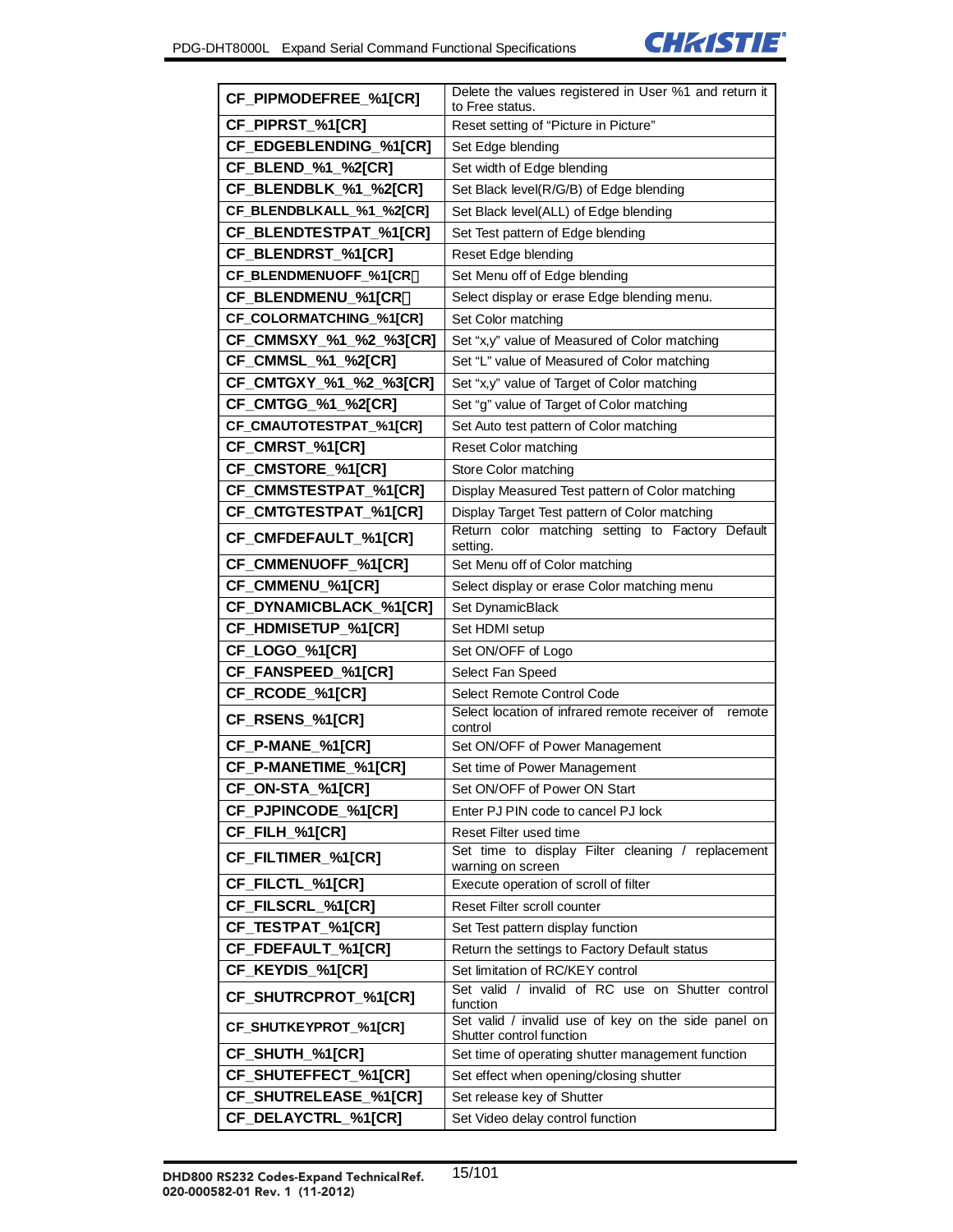| | |
|---|---|
| **CF_PIPMODEFREE_%1[CR]** | Delete the values registered in User %1 and return it to Free status. |
| **CF_PIPRST_%1[CR]** | Reset setting of "Picture in Picture" |
| **CF_EDGEBLENDING_%1[CR]** | Set Edge blending |
| **CF_BLEND_%1_%2[CR]** | Set width of Edge blending |
| **CF_BLENDBLK_%1_%2[CR]** | Set Black level(R/G/B) of Edge blending |
| **CF_BLENDBLKALL_%1_%2[CR]** | Set Black level(ALL) of Edge blending |
| **CF_BLENDTESTPAT_%1[CR]** | Set Test pattern of Edge blending |
| **CF_BLENDRST_%1[CR]** | Reset Edge blending |
| **CF_BLENDMENUOFF_%1[CR]** | Set Menu off of Edge blending |
| **CF_BLENDMENU_%1[CR]** | Select display or erase Edge blending menu. |
| **CF_COLORMATCHING_%1[CR]** | Set Color matching |
| **CF_CMMSXY_%1_%2_%3[CR]** | Set "x,y" value of Measured of Color matching |
| **CF_CMMSL_%1_%2[CR]** | Set "L" value of Measured of Color matching |
| **CF_CMTGXY_%1_%2_%3[CR]** | Set "x,y" value of Target of Color matching |
| **CF_CMTGG_%1_%2[CR]** | Set "g" value of Target of Color matching |
| **CF_CMAUTOTESTPAT_%1[CR]** | Set Auto test pattern of Color matching |
| **CF_CMRST_%1[CR]** | Reset Color matching |
| **CF_CMSTORE_%1[CR]** | Store Color matching |
| **CF_CMMSTESTPAT_%1[CR]** | Display Measured Test pattern of Color matching |
| **CF_CMTGTESTPAT_%1[CR]** | Display Target Test pattern of Color matching |
| **CF_CMFDEFAULT_%1[CR]** | Return color matching setting to Factory Default setting. |
| **CF_CMMENUOFF_%1[CR]** | Set Menu off of Color matching |
| **CF_CMMENU_%1[CR]** | Select display or erase Color matching menu |
| **CF_DYNAMICBLACK_%1[CR]** | Set DynamicBlack |
| **CF_HDMISETUP_%1[CR]** | Set HDMI setup |
| **CF_LOGO_%1[CR]** | Set ON/OFF of Logo |
| **CF_FANSPEED_%1[CR]** | Select Fan Speed |
| **CF_RCODE_%1[CR]** | Select Remote Control Code |
| **CF_RSENS_%1[CR]** | Select location of infrared remote receiver of remote control |
| **CF_P-MANE_%1[CR]** | Set ON/OFF of Power Management |
| **CF_P-MANETIME_%1[CR]** | Set time of Power Management |
| **CF_ON-STA_%1[CR]** | Set ON/OFF of Power ON Start |
| **CF_PJPINCODE_%1[CR]** | Enter PJ PIN code to cancel PJ lock |
| **CF_FILH_%1[CR]** | Reset Filter used time |
| **CF_FILTIMER_%1[CR]** | Set time to display Filter cleaning / replacement warning on screen |
| **CF_FILCTL_%1[CR]** | Execute operation of scroll of filter |
| **CF_FILSCRL_%1[CR]** | Reset Filter scroll counter |
| **CF_TESTPAT_%1[CR]** | Set Test pattern display function |
| **CF_FDEFAULT_%1[CR]** | Return the settings to Factory Default status |
| **CF_KEYDIS_%1[CR]** | Set limitation of RC/KEY control |
| **CF_SHUTRCPROT_%1[CR]** | Set valid / invalid of RC use on Shutter control function |
| **CF_SHUTKEYPROT_%1[CR]** | Set valid / invalid use of key on the side panel on Shutter control function |
| **CF_SHUTH_%1[CR]** | Set time of operating shutter management function |
| **CF_SHUTEFFECT_%1[CR]** | Set effect when opening/closing shutter |
| **CF_SHUTRELEASE_%1[CR]** | Set release key of Shutter |
| **CF_DELAYCTRL_%1[CR]** | Set Video delay control function |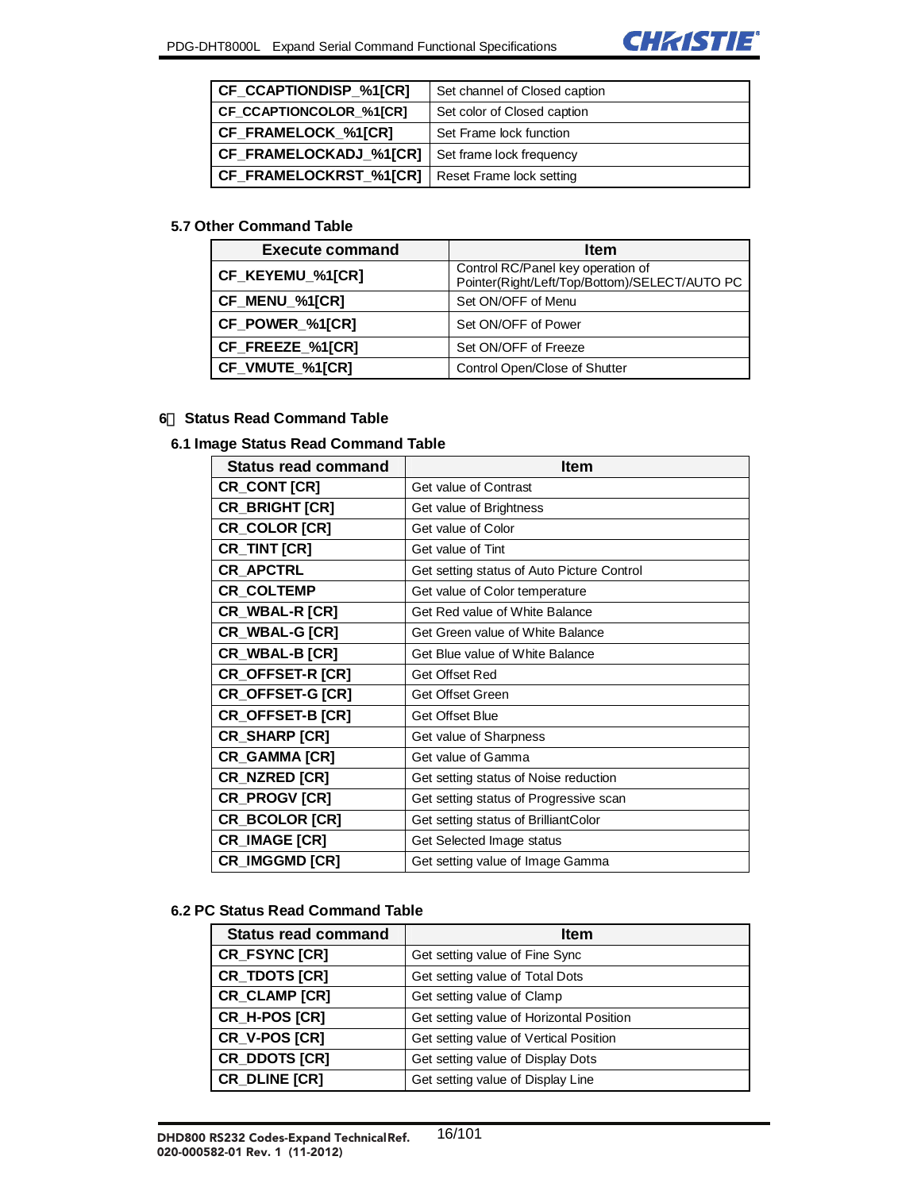| CF_CCAPTIONDISP_%1[CR] | Set channel of Closed caption |
|---|---|
| CF_CCAPTIONCOLOR_%1[CR] | Set color of Closed caption |
| CF_FRAMELOCK_%1[CR] | Set Frame lock function |
| CF_FRAMELOCKADJ_%1[CR] | Set frame lock frequency |
| CF_FRAMELOCKRST_%1[CR] | Reset Frame lock setting |

### 5.7 Other Command Table

| Execute command | Item |
|---|---|
| CF_KEYEMU_%1[CR] | Control RC/Panel key operation of Pointer(Right/Left/Top/Bottom)/SELECT/AUTO PC |
| CF_MENU_%1[CR] | Set ON/OFF of Menu |
| CF_POWER_%1[CR] | Set ON/OFF of Power |
| CF_FREEZE_%1[CR] | Set ON/OFF of Freeze |
| CF_VMUTE_%1[CR] | Control Open/Close of Shutter |

## 6 Status Read Command Table

### 6.1 Image Status Read Command Table

| Status read command | Item |
|---|---|
| CR_CONT [CR] | Get value of Contrast |
| CR_BRIGHT [CR] | Get value of Brightness |
| CR_COLOR [CR] | Get value of Color |
| CR_TINT [CR] | Get value of Tint |
| CR_APCTRL | Get setting status of Auto Picture Control |
| CR_COLTEMP | Get value of Color temperature |
| CR_WBAL-R [CR] | Get Red value of White Balance |
| CR_WBAL-G [CR] | Get Green value of White Balance |
| CR_WBAL-B [CR] | Get Blue value of White Balance |
| CR_OFFSET-R [CR] | Get Offset Red |
| CR_OFFSET-G [CR] | Get Offset Green |
| CR_OFFSET-B [CR] | Get Offset Blue |
| CR_SHARP [CR] | Get value of Sharpness |
| CR_GAMMA [CR] | Get value of Gamma |
| CR_NZRED [CR] | Get setting status of Noise reduction |
| CR_PROGV [CR] | Get setting status of Progressive scan |
| CR_BCOLOR [CR] | Get setting status of BrilliantColor |
| CR_IMAGE [CR] | Get Selected Image status |
| CR_IMGGMD [CR] | Get setting value of Image Gamma |

### 6.2 PC Status Read Command Table

| Status read command | Item |
|---|---|
| CR_FSYNC [CR] | Get setting value of Fine Sync |
| CR_TDOTS [CR] | Get setting value of Total Dots |
| CR_CLAMP [CR] | Get setting value of Clamp |
| CR_H-POS [CR] | Get setting value of Horizontal Position |
| CR_V-POS [CR] | Get setting value of Vertical Position |
| CR_DDOTS [CR] | Get setting value of Display Dots |
| CR_DLINE [CR] | Get setting value of Display Line |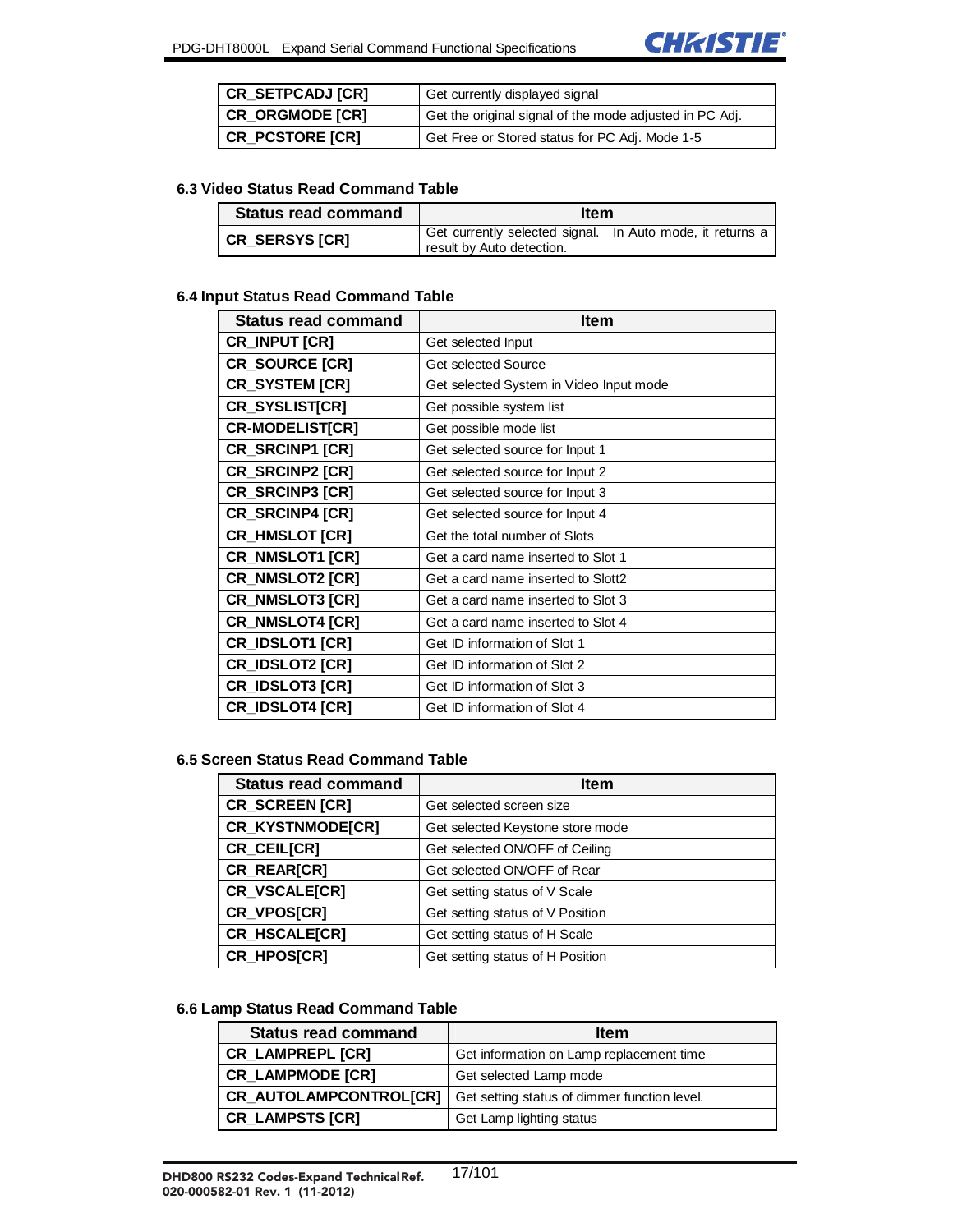| | |
|---|---|
| **CR_SETPCADJ [CR]** | Get currently displayed signal |
| **CR_ORGMODE [CR]** | Get the original signal of the mode adjusted in PC Adj. |
| **CR_PCSTORE [CR]** | Get Free or Stored status for PC Adj. Mode 1-5 |

### 6.3 Video Status Read Command Table

| Status read command | Item |
|---|---|
| **CR_SERSYS [CR]** | Get currently selected signal. In Auto mode, it returns a result by Auto detection. |

### 6.4 Input Status Read Command Table

| Status read command | Item |
|---|---|
| **CR_INPUT [CR]** | Get selected Input |
| **CR_SOURCE [CR]** | Get selected Source |
| **CR_SYSTEM [CR]** | Get selected System in Video Input mode |
| **CR_SYSLIST[CR]** | Get possible system list |
| **CR-MODELIST[CR]** | Get possible mode list |
| **CR_SRCINP1 [CR]** | Get selected source for Input 1 |
| **CR_SRCINP2 [CR]** | Get selected source for Input 2 |
| **CR_SRCINP3 [CR]** | Get selected source for Input 3 |
| **CR_SRCINP4 [CR]** | Get selected source for Input 4 |
| **CR_HMSLOT [CR]** | Get the total number of Slots |
| **CR_NMSLOT1 [CR]** | Get a card name inserted to Slot 1 |
| **CR_NMSLOT2 [CR]** | Get a card name inserted to Slott2 |
| **CR_NMSLOT3 [CR]** | Get a card name inserted to Slot 3 |
| **CR_NMSLOT4 [CR]** | Get a card name inserted to Slot 4 |
| **CR_IDSLOT1 [CR]** | Get ID information of Slot 1 |
| **CR_IDSLOT2 [CR]** | Get ID information of Slot 2 |
| **CR_IDSLOT3 [CR]** | Get ID information of Slot 3 |
| **CR_IDSLOT4 [CR]** | Get ID information of Slot 4 |

### 6.5 Screen Status Read Command Table

| Status read command | Item |
|---|---|
| **CR_SCREEN [CR]** | Get selected screen size |
| **CR_KYSTNMODE[CR]** | Get selected Keystone store mode |
| **CR_CEIL[CR]** | Get selected ON/OFF of Ceiling |
| **CR_REAR[CR]** | Get selected ON/OFF of Rear |
| **CR_VSCALE[CR]** | Get setting status of V Scale |
| **CR_VPOS[CR]** | Get setting status of V Position |
| **CR_HSCALE[CR]** | Get setting status of H Scale |
| **CR_HPOS[CR]** | Get setting status of H Position |

### 6.6 Lamp Status Read Command Table

| Status read command | Item |
|---|---|
| **CR_LAMPREPL [CR]** | Get information on Lamp replacement time |
| **CR_LAMPMODE [CR]** | Get selected Lamp mode |
| **CR_AUTOLAMPCONTROL[CR]** | Get setting status of dimmer function level. |
| **CR_LAMPSTS [CR]** | Get Lamp lighting status |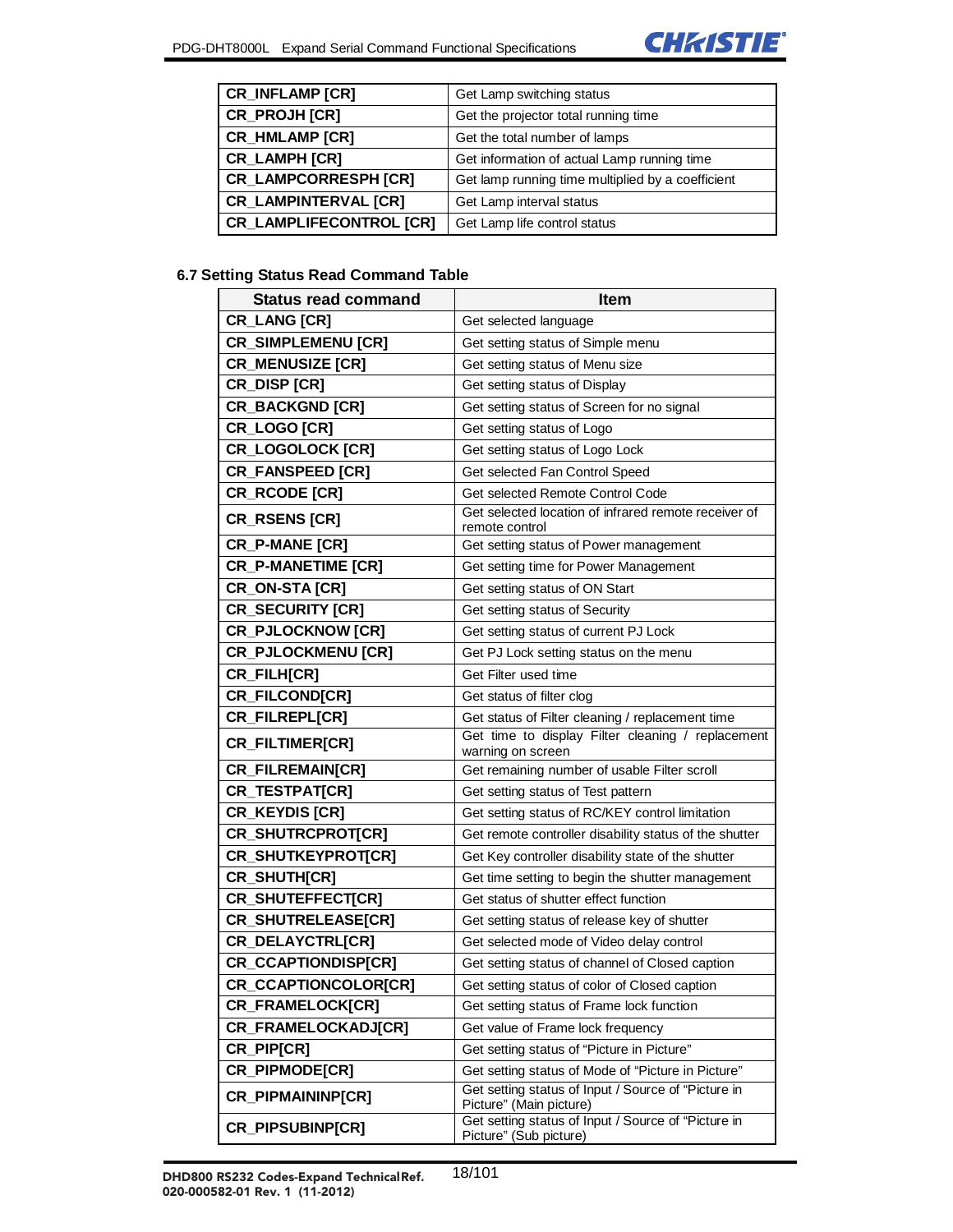| CR_INFLAMP [CR] | Get Lamp switching status |
|---|---|
| CR_PROJH [CR] | Get the projector total running time |
| CR_HMLAMP [CR] | Get the total number of lamps |
| CR_LAMPH [CR] | Get information of actual Lamp running time |
| CR_LAMPCORRESPH [CR] | Get lamp running time multiplied by a coefficient |
| CR_LAMPINTERVAL [CR] | Get Lamp interval status |
| CR_LAMPLIFECONTROL [CR] | Get Lamp life control status |

### 6.7 Setting Status Read Command Table

| Status read command | Item |
|---|---|
| CR_LANG [CR] | Get selected language |
| CR_SIMPLEMENU [CR] | Get setting status of Simple menu |
| CR_MENUSIZE [CR] | Get setting status of Menu size |
| CR_DISP [CR] | Get setting status of Display |
| CR_BACKGND [CR] | Get setting status of Screen for no signal |
| CR_LOGO [CR] | Get setting status of Logo |
| CR_LOGOLOCK [CR] | Get setting status of Logo Lock |
| CR_FANSPEED [CR] | Get selected Fan Control Speed |
| CR_RCODE [CR] | Get selected Remote Control Code |
| CR_RSENS [CR] | Get selected location of infrared remote receiver of remote control |
| CR_P-MANE [CR] | Get setting status of Power management |
| CR_P-MANETIME [CR] | Get setting time for Power Management |
| CR_ON-STA [CR] | Get setting status of ON Start |
| CR_SECURITY [CR] | Get setting status of Security |
| CR_PJLOCKNOW [CR] | Get setting status of current PJ Lock |
| CR_PJLOCKMENU [CR] | Get PJ Lock setting status on the menu |
| CR_FILH[CR] | Get Filter used time |
| CR_FILCOND[CR] | Get status of filter clog |
| CR_FILREPL[CR] | Get status of Filter cleaning / replacement time |
| CR_FILTIMER[CR] | Get time to display Filter cleaning / replacement warning on screen |
| CR_FILREMAIN[CR] | Get remaining number of usable Filter scroll |
| CR_TESTPAT[CR] | Get setting status of Test pattern |
| CR_KEYDIS [CR] | Get setting status of RC/KEY control limitation |
| CR_SHUTRCPROT[CR] | Get remote controller disability status of the shutter |
| CR_SHUTKEYPROT[CR] | Get Key controller disability state of the shutter |
| CR_SHUTH[CR] | Get time setting to begin the shutter management |
| CR_SHUTEFFECT[CR] | Get status of shutter effect function |
| CR_SHUTRELEASE[CR] | Get setting status of release key of shutter |
| CR_DELAYCTRL[CR] | Get selected mode of Video delay control |
| CR_CCAPTIONDISP[CR] | Get setting status of channel of Closed caption |
| CR_CCAPTIONCOLOR[CR] | Get setting status of color of Closed caption |
| CR_FRAMELOCK[CR] | Get setting status of Frame lock function |
| CR_FRAMELOCKADJ[CR] | Get value of Frame lock frequency |
| CR_PIP[CR] | Get setting status of "Picture in Picture" |
| CR_PIPMODE[CR] | Get setting status of Mode of "Picture in Picture" |
| CR_PIPMAININP[CR] | Get setting status of Input / Source of "Picture in Picture" (Main picture) |
| CR_PIPSUBINP[CR] | Get setting status of Input / Source of "Picture in Picture" (Sub picture) |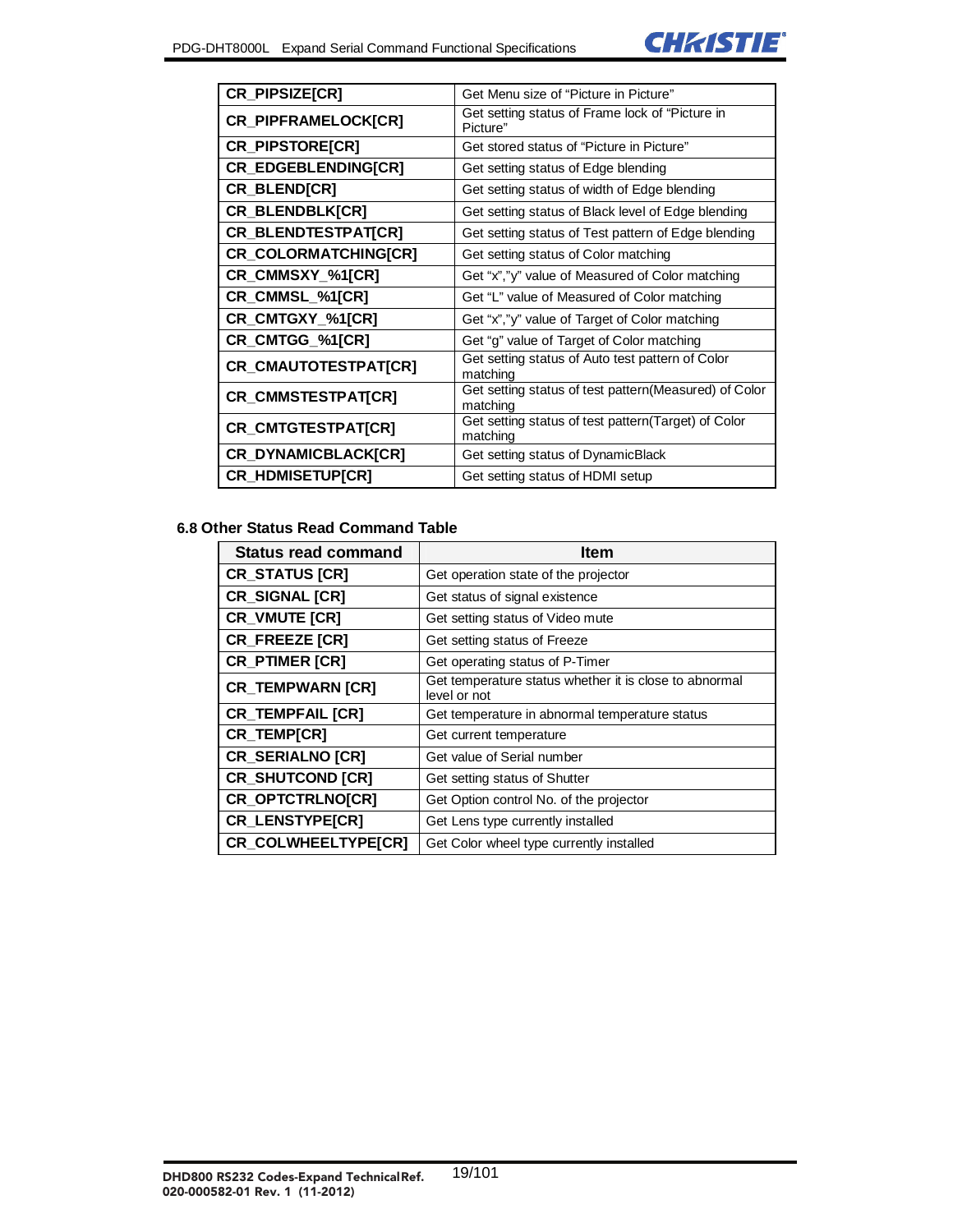| | |
|---|---|
| CR_PIPSIZE[CR] | Get Menu size of “Picture in Picture” |
| CR_PIPFRAMELOCK[CR] | Get setting status of Frame lock of “Picture in Picture” |
| CR_PIPSTORE[CR] | Get stored status of “Picture in Picture” |
| CR_EDGEBLENDING[CR] | Get setting status of Edge blending |
| CR_BLEND[CR] | Get setting status of width of Edge blending |
| CR_BLENDBLK[CR] | Get setting status of Black level of Edge blending |
| CR_BLENDTESTPAT[CR] | Get setting status of Test pattern of Edge blending |
| CR_COLORMATCHING[CR] | Get setting status of Color matching |
| CR_CMMSXY_%1[CR] | Get “x”,”y” value of Measured of Color matching |
| CR_CMMSL_%1[CR] | Get “L” value of Measured of Color matching |
| CR_CMTGXY_%1[CR] | Get “x”,”y” value of Target of Color matching |
| CR_CMTGG_%1[CR] | Get “g” value of Target of Color matching |
| CR_CMAUTOTESTPAT[CR] | Get setting status of Auto test pattern of Color matching |
| CR_CMMSTESTPAT[CR] | Get setting status of test pattern(Measured) of Color matching |
| CR_CMTGTESTPAT[CR] | Get setting status of test pattern(Target) of Color matching |
| CR_DYNAMICBLACK[CR] | Get setting status of DynamicBlack |
| CR_HDMISETUP[CR] | Get setting status of HDMI setup |

### 6.8 Other Status Read Command Table

| Status read command | Item |
|---|---|
| CR_STATUS [CR] | Get operation state of the projector |
| CR_SIGNAL [CR] | Get status of signal existence |
| CR_VMUTE [CR] | Get setting status of Video mute |
| CR_FREEZE [CR] | Get setting status of Freeze |
| CR_PTIMER [CR] | Get operating status of P-Timer |
| CR_TEMPWARN [CR] | Get temperature status whether it is close to abnormal level or not |
| CR_TEMPFAIL [CR] | Get temperature in abnormal temperature status |
| CR_TEMP[CR] | Get current temperature |
| CR_SERIALNO [CR] | Get value of Serial number |
| CR_SHUTCOND [CR] | Get setting status of Shutter |
| CR_OPTCTRLNO[CR] | Get Option control No. of the projector |
| CR_LENSTYPE[CR] | Get Lens type currently installed |
| CR_COLWHEELTYPE[CR] | Get Color wheel type currently installed |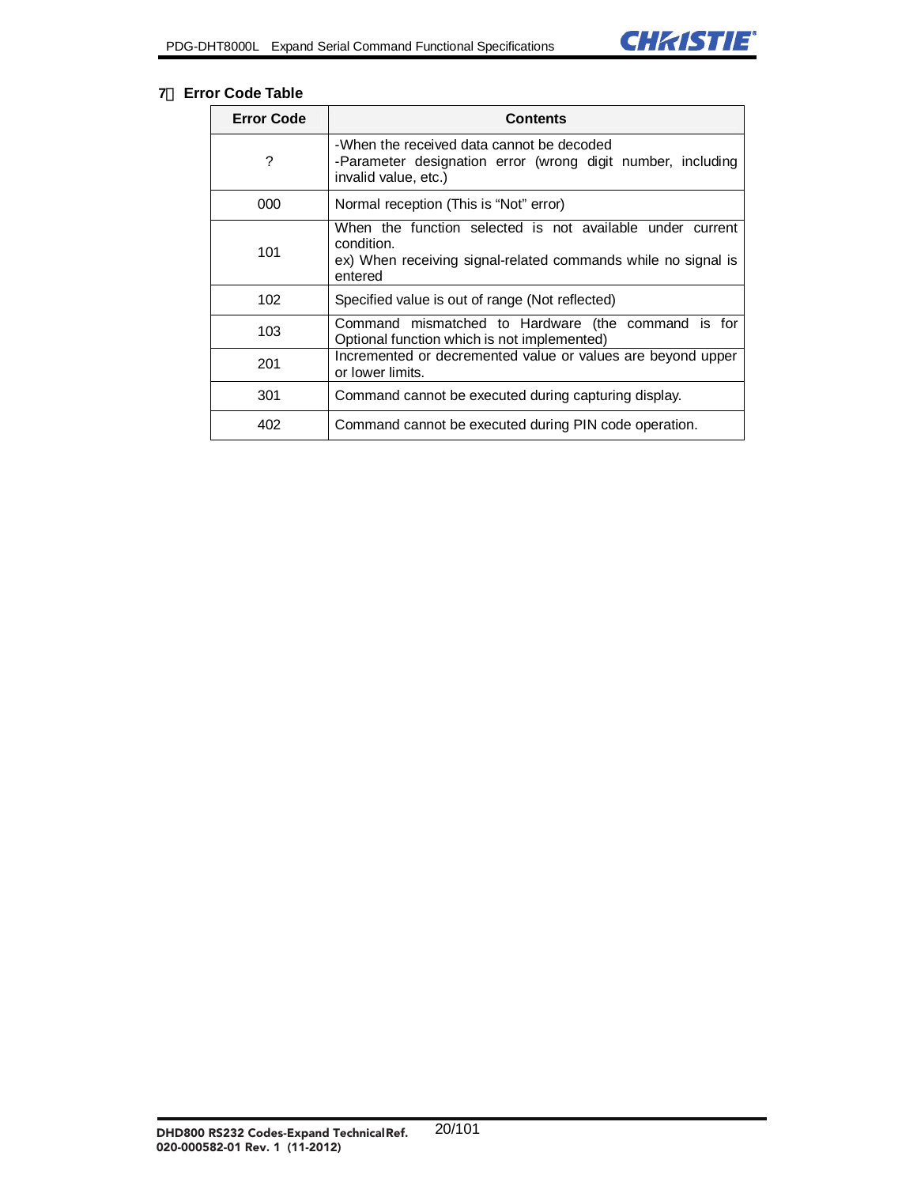## 7 Error Code Table

| Error Code | Contents |
| --- | --- |
| ? | -When the received data cannot be decoded<br>-Parameter designation error (wrong digit number, including invalid value, etc.) |
| 000 | Normal reception (This is “Not” error) |
| 101 | When the function selected is not available under current condition.<br>ex) When receiving signal-related commands while no signal is entered |
| 102 | Specified value is out of range (Not reflected) |
| 103 | Command mismatched to Hardware (the command is for Optional function which is not implemented) |
| 201 | Incremented or decremented value or values are beyond upper or lower limits. |
| 301 | Command cannot be executed during capturing display. |
| 402 | Command cannot be executed during PIN code operation. |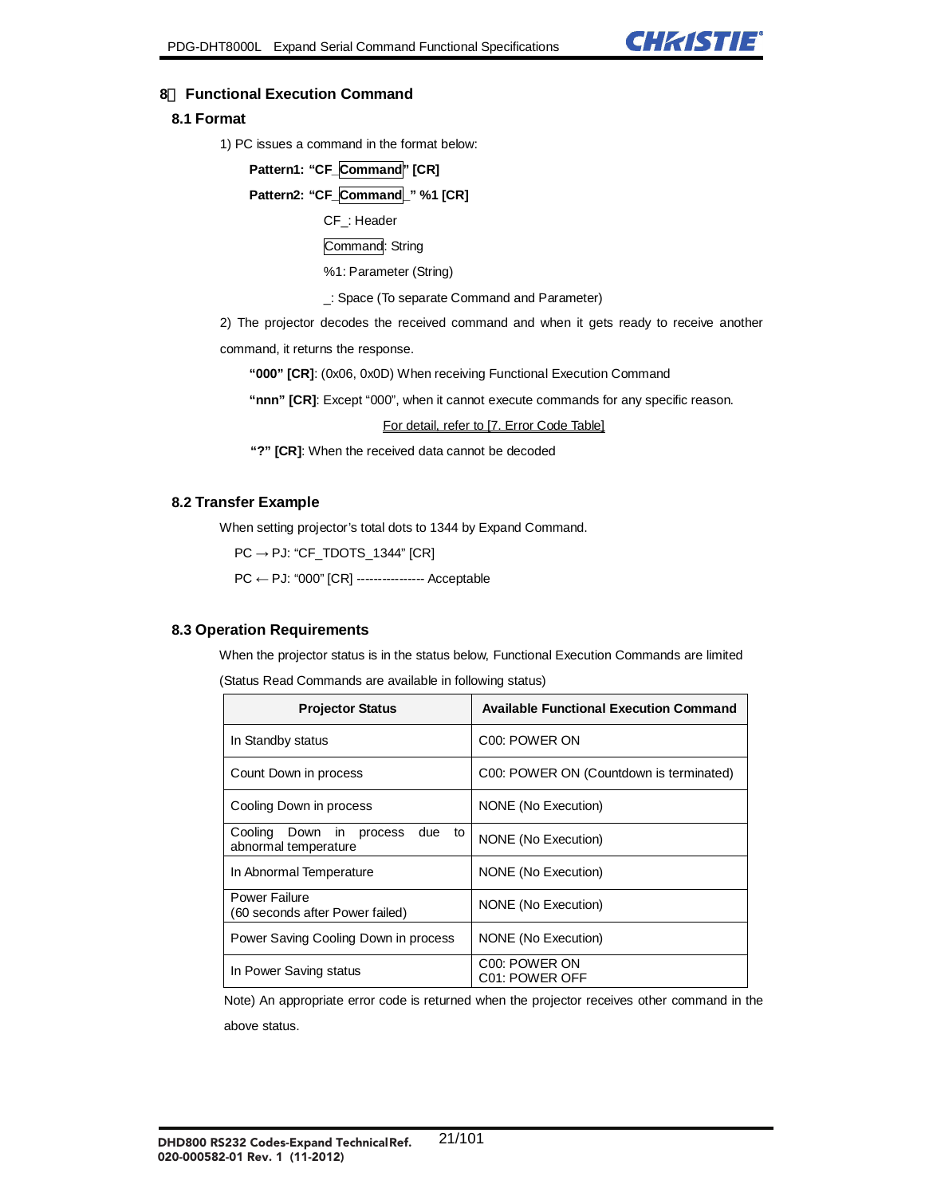# 8 Functional Execution Command

## 8.1 Format

1) PC issues a command in the format below:

**Pattern1: "CF_Command" [CR]**

**Pattern2: "CF_Command_" %1 [CR]**

CF_: Header

Command: String

%1: Parameter (String)

_: Space (To separate Command and Parameter)

2) The projector decodes the received command and when it gets ready to receive another command, it returns the response.

**"000" [CR]**: (0x06, 0x0D) When receiving Functional Execution Command

**"nnn" [CR]**: Except "000", when it cannot execute commands for any specific reason.

For detail, refer to [7. Error Code Table]

**"?" [CR]**: When the received data cannot be decoded

## 8.2 Transfer Example

When setting projector's total dots to 1344 by Expand Command.

PC → PJ: "CF_TDOTS_1344" [CR]

PC ← PJ: "000" [CR] ---------------- Acceptable

## 8.3 Operation Requirements

When the projector status is in the status below, Functional Execution Commands are limited

(Status Read Commands are available in following status)

| Projector Status | Available Functional Execution Command |
|---|---|
| In Standby status | C00: POWER ON |
| Count Down in process | C00: POWER ON (Countdown is terminated) |
| Cooling Down in process | NONE (No Execution) |
| Cooling Down in process due to abnormal temperature | NONE (No Execution) |
| In Abnormal Temperature | NONE (No Execution) |
| Power Failure (60 seconds after Power failed) | NONE (No Execution) |
| Power Saving Cooling Down in process | NONE (No Execution) |
| In Power Saving status | C00: POWER ON<br>C01: POWER OFF |

Note) An appropriate error code is returned when the projector receives other command in the above status.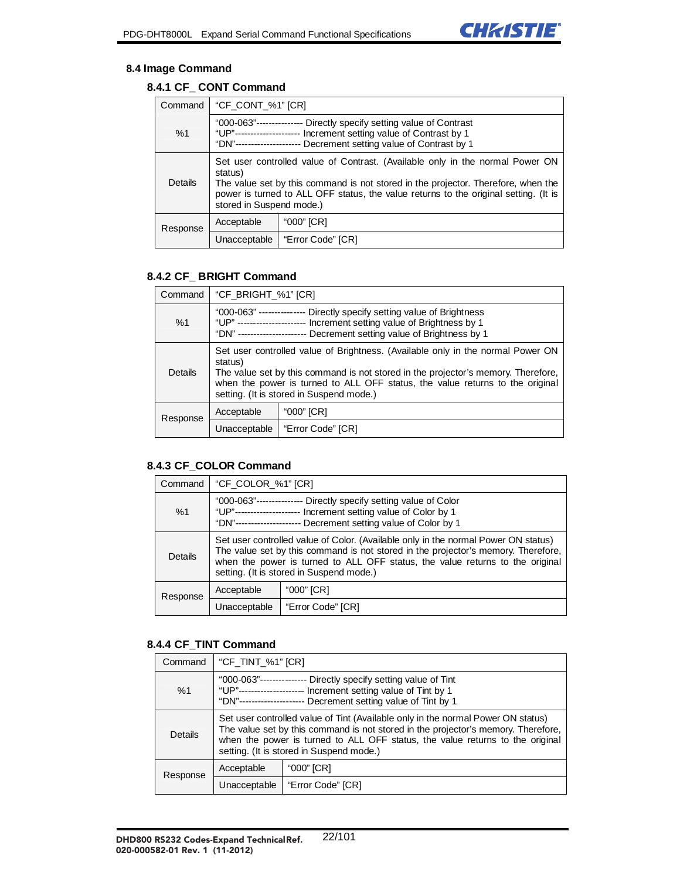## 8.4 Image Command

### 8.4.1 CF_ CONT Command

| Command | "CF_CONT_%1" [CR] | |
|---|---|---|
| %1 | "000-063"--------------- Directly specify setting value of Contrast<br>"UP"--------------------- Increment setting value of Contrast by 1<br>"DN"--------------------- Decrement setting value of Contrast by 1 | |
| Details | Set user controlled value of Contrast. (Available only in the normal Power ON status)<br>The value set by this command is not stored in the projector. Therefore, when the power is turned to ALL OFF status, the value returns to the original setting. (It is stored in Suspend mode.) | |
| Response | Acceptable | "000" [CR] |
| | Unacceptable | "Error Code" [CR] |

### 8.4.2 CF_ BRIGHT Command

| Command | "CF_BRIGHT_%1" [CR] | |
|---|---|---|
| %1 | "000-063" --------------- Directly specify setting value of Brightness<br>"UP" --------------------- Increment setting value of Brightness by 1<br>"DN" --------------------- Decrement setting value of Brightness by 1 | |
| Details | Set user controlled value of Brightness. (Available only in the normal Power ON status)<br>The value set by this command is not stored in the projector's memory. Therefore, when the power is turned to ALL OFF status, the value returns to the original setting. (It is stored in Suspend mode.) | |
| Response | Acceptable | "000" [CR] |
| | Unacceptable | "Error Code" [CR] |

### 8.4.3 CF_COLOR Command

| Command | "CF_COLOR_%1" [CR] | |
|---|---|---|
| %1 | "000-063"--------------- Directly specify setting value of Color<br>"UP"--------------------- Increment setting value of Color by 1<br>"DN"--------------------- Decrement setting value of Color by 1 | |
| Details | Set user controlled value of Color. (Available only in the normal Power ON status)<br>The value set by this command is not stored in the projector's memory. Therefore, when the power is turned to ALL OFF status, the value returns to the original setting. (It is stored in Suspend mode.) | |
| Response | Acceptable | "000" [CR] |
| | Unacceptable | "Error Code" [CR] |

### 8.4.4 CF_TINT Command

| Command | "CF_TINT_%1" [CR] | |
|---|---|---|
| %1 | "000-063"--------------- Directly specify setting value of Tint<br>"UP"--------------------- Increment setting value of Tint by 1<br>"DN"--------------------- Decrement setting value of Tint by 1 | |
| Details | Set user controlled value of Tint (Available only in the normal Power ON status)<br>The value set by this command is not stored in the projector's memory. Therefore, when the power is turned to ALL OFF status, the value returns to the original setting. (It is stored in Suspend mode.) | |
| Response | Acceptable | "000" [CR] |
| | Unacceptable | "Error Code" [CR] |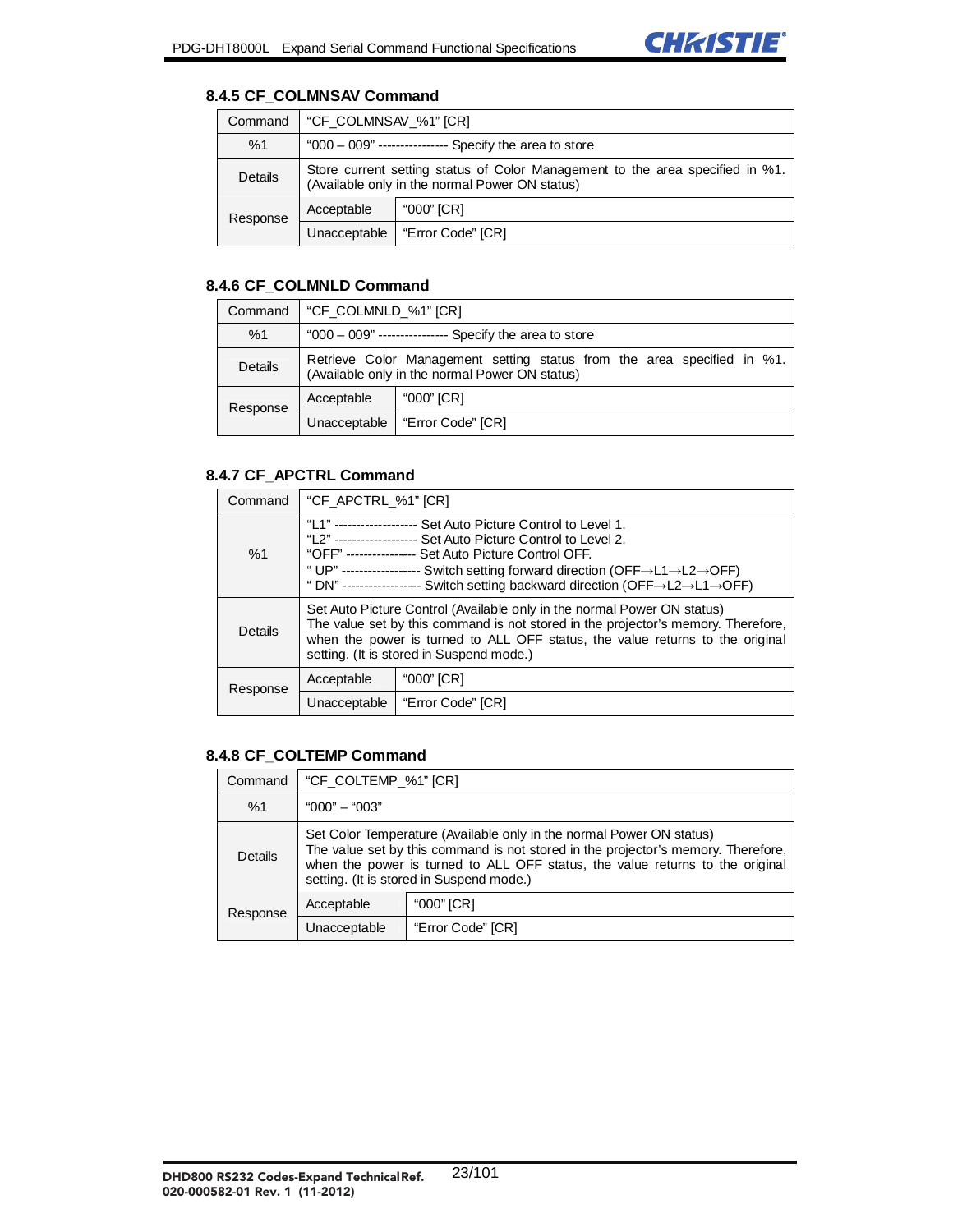### 8.4.5 CF_COLMNSAV Command

| Command | "CF_COLMNSAV_%1" [CR] | |
|---|---|---|
| %1 | "000 – 009" ---------------- Specify the area to store | |
| Details | Store current setting status of Color Management to the area specified in %1. (Available only in the normal Power ON status) | |
| Response | Acceptable | "000" [CR] |
| | Unacceptable | "Error Code" [CR] |

### 8.4.6 CF_COLMNLD Command

| Command | "CF_COLMNLD_%1" [CR] | |
|---|---|---|
| %1 | "000 – 009" ---------------- Specify the area to store | |
| Details | Retrieve Color Management setting status from the area specified in %1. (Available only in the normal Power ON status) | |
| Response | Acceptable | "000" [CR] |
| | Unacceptable | "Error Code" [CR] |

### 8.4.7 CF_APCTRL Command

| Command | "CF_APCTRL_%1" [CR] | |
|---|---|---|
| %1 | "L1" ------------------- Set Auto Picture Control to Level 1.<br>"L2" ------------------- Set Auto Picture Control to Level 2.<br>"OFF" ---------------- Set Auto Picture Control OFF.<br>" UP" ------------------ Switch setting forward direction (OFF→L1→L2→OFF)<br>" DN" ------------------ Switch setting backward direction (OFF→L2→L1→OFF) | |
| Details | Set Auto Picture Control (Available only in the normal Power ON status)<br>The value set by this command is not stored in the projector's memory. Therefore, when the power is turned to ALL OFF status, the value returns to the original setting. (It is stored in Suspend mode.) | |
| Response | Acceptable | "000" [CR] |
| | Unacceptable | "Error Code" [CR] |

### 8.4.8 CF_COLTEMP Command

| Command | "CF_COLTEMP_%1" [CR] | |
|---|---|---|
| %1 | "000" – "003" | |
| Details | Set Color Temperature (Available only in the normal Power ON status)<br>The value set by this command is not stored in the projector's memory. Therefore, when the power is turned to ALL OFF status, the value returns to the original setting. (It is stored in Suspend mode.) | |
| Response | Acceptable | "000" [CR] |
| | Unacceptable | "Error Code" [CR] |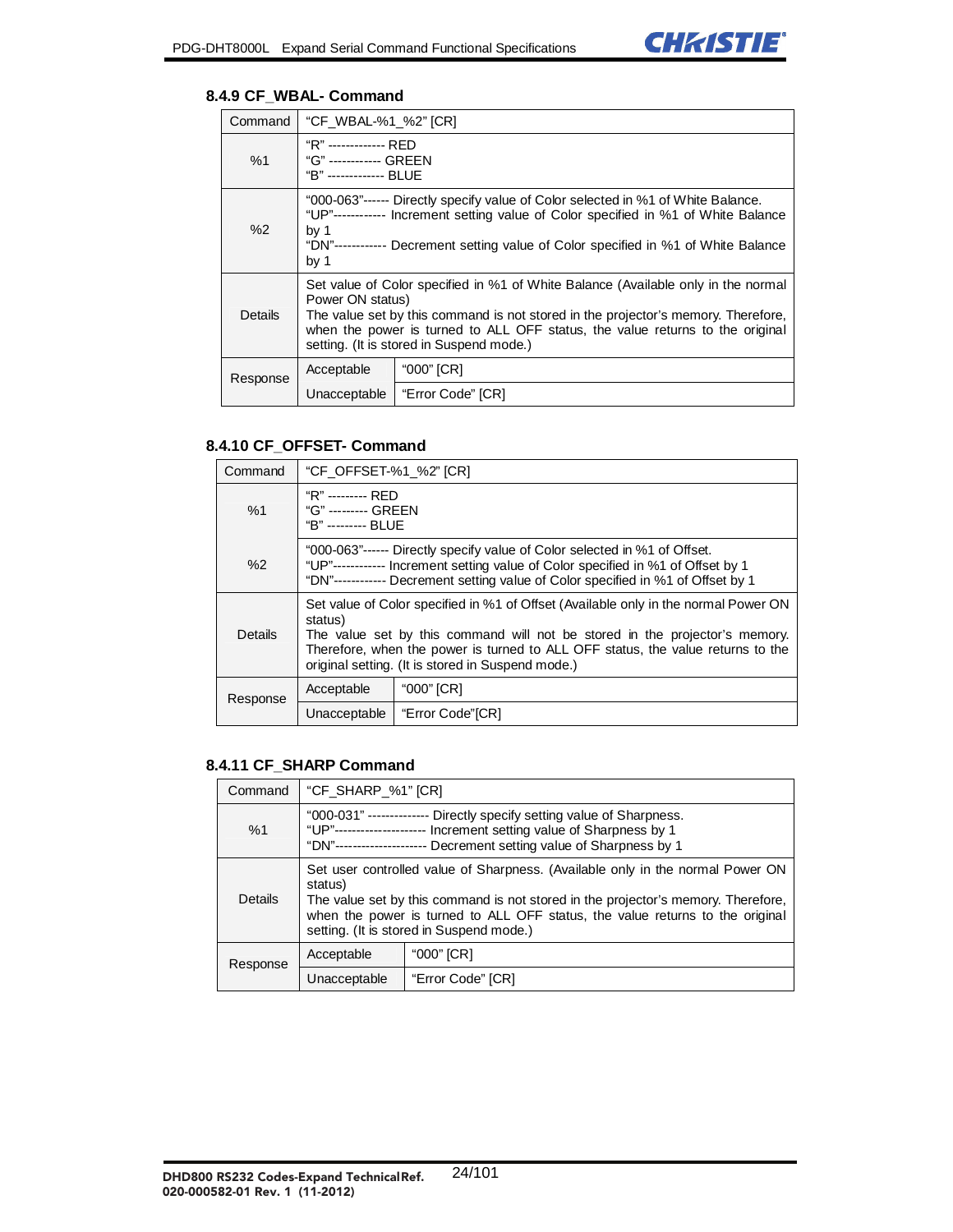### 8.4.9 CF_WBAL- Command

| Command | "CF_WBAL-%1_%2" [CR] | |
|---|---|---|
| %1 | "R" ------------- RED<br>"G" ------------ GREEN<br>"B" ------------- BLUE | |
| %2 | "000-063"------ Directly specify value of Color selected in %1 of White Balance.<br>"UP"----------- Increment setting value of Color specified in %1 of White Balance by 1<br>"DN"----------- Decrement setting value of Color specified in %1 of White Balance by 1 | |
| Details | Set value of Color specified in %1 of White Balance (Available only in the normal Power ON status)<br>The value set by this command is not stored in the projector's memory. Therefore, when the power is turned to ALL OFF status, the value returns to the original setting. (It is stored in Suspend mode.) | |
| Response | Acceptable | "000" [CR] |
| | Unacceptable | "Error Code" [CR] |

### 8.4.10 CF_OFFSET- Command

| Command | "CF_OFFSET-%1_%2" [CR] | |
|---|---|---|
| %1 | "R" --------- RED<br>"G" --------- GREEN<br>"B" --------- BLUE | |
| %2 | "000-063"------ Directly specify value of Color selected in %1 of Offset.<br>"UP"----------- Increment setting value of Color specified in %1 of Offset by 1<br>"DN"----------- Decrement setting value of Color specified in %1 of Offset by 1 | |
| Details | Set value of Color specified in %1 of Offset (Available only in the normal Power ON status)<br>The value set by this command will not be stored in the projector's memory. Therefore, when the power is turned to ALL OFF status, the value returns to the original setting. (It is stored in Suspend mode.) | |
| Response | Acceptable | "000" [CR] |
| | Unacceptable | "Error Code"[CR] |

### 8.4.11 CF_SHARP Command

| Command | "CF_SHARP_%1" [CR] | |
|---|---|---|
| %1 | "000-031" -------------- Directly specify setting value of Sharpness.<br>"UP"-------------------- Increment setting value of Sharpness by 1<br>"DN"-------------------- Decrement setting value of Sharpness by 1 | |
| Details | Set user controlled value of Sharpness. (Available only in the normal Power ON status)<br>The value set by this command is not stored in the projector's memory. Therefore, when the power is turned to ALL OFF status, the value returns to the original setting. (It is stored in Suspend mode.) | |
| Response | Acceptable | "000" [CR] |
| | Unacceptable | "Error Code" [CR] |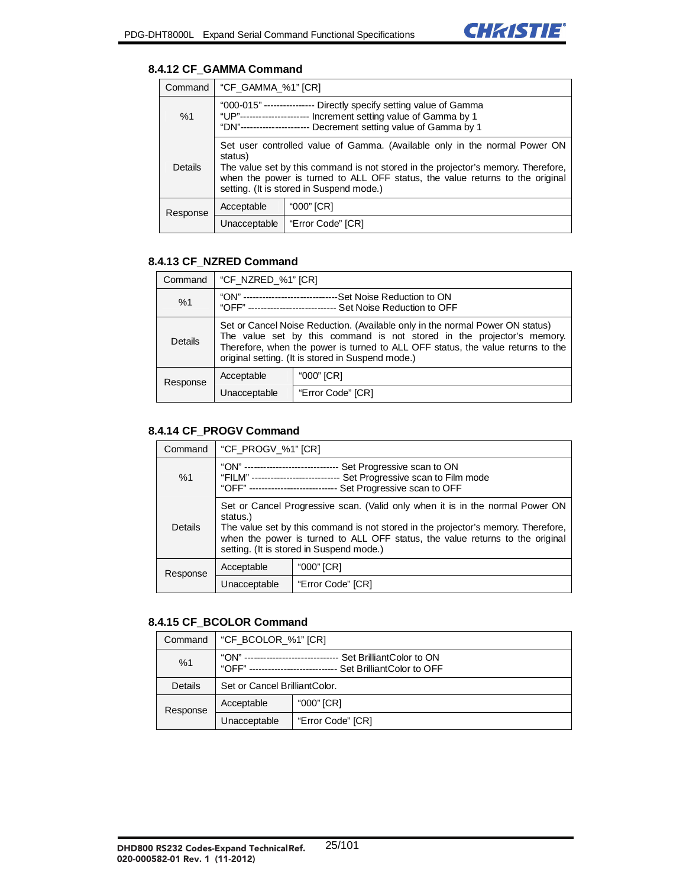### 8.4.12 CF_GAMMA Command

| Command | "CF_GAMMA_%1" [CR] | |
|---|---|---|
| %1 | "000-015" ---------------- Directly specify setting value of Gamma<br>"UP"---------------------- Increment setting value of Gamma by 1<br>"DN"---------------------- Decrement setting value of Gamma by 1 | |
| Details | Set user controlled value of Gamma. (Available only in the normal Power ON status)<br>The value set by this command is not stored in the projector's memory. Therefore, when the power is turned to ALL OFF status, the value returns to the original setting. (It is stored in Suspend mode.) | |
| Response | Acceptable | "000" [CR] |
| | Unacceptable | "Error Code" [CR] |

### 8.4.13 CF_NZRED Command

| Command | "CF_NZRED_%1" [CR] | |
|---|---|---|
| %1 | "ON" ------------------------------Set Noise Reduction to ON<br>"OFF" ---------------------------- Set Noise Reduction to OFF | |
| Details | Set or Cancel Noise Reduction. (Available only in the normal Power ON status)<br>The value set by this command is not stored in the projector's memory. Therefore, when the power is turned to ALL OFF status, the value returns to the original setting. (It is stored in Suspend mode.) | |
| Response | Acceptable | "000" [CR] |
| | Unacceptable | "Error Code" [CR] |

### 8.4.14 CF_PROGV Command

| Command | "CF_PROGV_%1" [CR] | |
|---|---|---|
| %1 | "ON" ------------------------------ Set Progressive scan to ON<br>"FILM" ---------------------------- Set Progressive scan to Film mode<br>"OFF" ---------------------------- Set Progressive scan to OFF | |
| Details | Set or Cancel Progressive scan. (Valid only when it is in the normal Power ON status.)<br>The value set by this command is not stored in the projector's memory. Therefore, when the power is turned to ALL OFF status, the value returns to the original setting. (It is stored in Suspend mode.) | |
| Response | Acceptable | "000" [CR] |
| | Unacceptable | "Error Code" [CR] |

### 8.4.15 CF_BCOLOR Command

| Command | "CF_BCOLOR_%1" [CR] | |
|---|---|---|
| %1 | "ON" ------------------------------ Set BrilliantColor to ON<br>"OFF" ---------------------------- Set BrilliantColor to OFF | |
| Details | Set or Cancel BrilliantColor. | |
| Response | Acceptable | "000" [CR] |
| | Unacceptable | "Error Code" [CR] |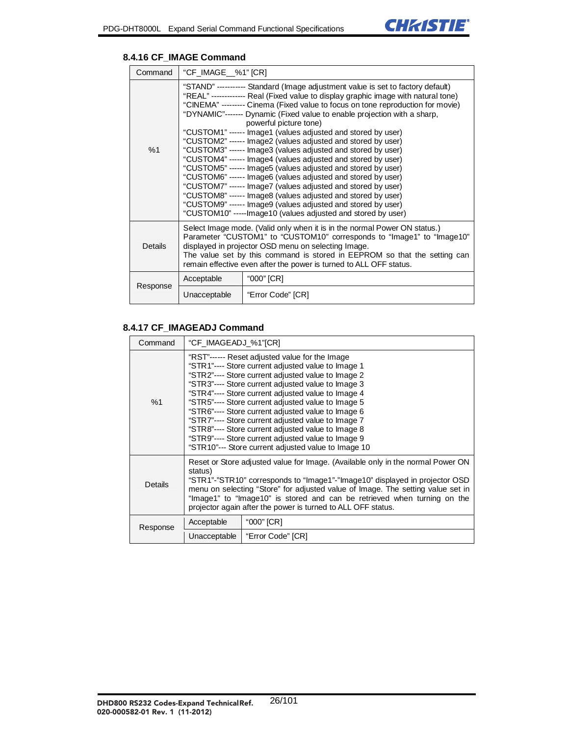### 8.4.16 CF_IMAGE Command

| | | |
|---|---|---|
| Command | "CF_IMAGE__%1" [CR] | |
| %1 | "STAND" ----------- Standard (Image adjustment value is set to factory default)<br>"REAL" ------------- Real (Fixed value to display graphic image with natural tone)<br>"CINEMA" --------- Cinema (Fixed value to focus on tone reproduction for movie)<br>"DYNAMIC"------- Dynamic (Fixed value to enable projection with a sharp, powerful picture tone)<br>"CUSTOM1" ------ Image1 (values adjusted and stored by user)<br>"CUSTOM2" ------ Image2 (values adjusted and stored by user)<br>"CUSTOM3" ------ Image3 (values adjusted and stored by user)<br>"CUSTOM4" ------ Image4 (values adjusted and stored by user)<br>"CUSTOM5" ------ Image5 (values adjusted and stored by user)<br>"CUSTOM6" ------ Image6 (values adjusted and stored by user)<br>"CUSTOM7" ------ Image7 (values adjusted and stored by user)<br>"CUSTOM8" ------ Image8 (values adjusted and stored by user)<br>"CUSTOM9" ------ Image9 (values adjusted and stored by user)<br>"CUSTOM10" -----Image10 (values adjusted and stored by user) | |
| Details | Select Image mode. (Valid only when it is in the normal Power ON status.)<br>Parameter "CUSTOM1" to "CUSTOM10" corresponds to "Image1" to "Image10" displayed in projector OSD menu on selecting Image.<br>The value set by this command is stored in EEPROM so that the setting can remain effective even after the power is turned to ALL OFF status. | |
| Response | Acceptable | "000" [CR] |
| | Unacceptable | "Error Code" [CR] |

### 8.4.17 CF_IMAGEADJ Command

| | | |
|---|---|---|
| Command | "CF_IMAGEADJ_%1"[CR] | |
| %1 | "RST"------ Reset adjusted value for the Image<br>"STR1"---- Store current adjusted value to Image 1<br>"STR2"---- Store current adjusted value to Image 2<br>"STR3"---- Store current adjusted value to Image 3<br>"STR4"---- Store current adjusted value to Image 4<br>"STR5"---- Store current adjusted value to Image 5<br>"STR6"---- Store current adjusted value to Image 6<br>"STR7"---- Store current adjusted value to Image 7<br>"STR8"---- Store current adjusted value to Image 8<br>"STR9"---- Store current adjusted value to Image 9<br>"STR10"--- Store current adjusted value to Image 10 | |
| Details | Reset or Store adjusted value for Image. (Available only in the normal Power ON status)<br>"STR1"-"STR10" corresponds to "Image1"-"Image10" displayed in projector OSD menu on selecting "Store" for adjusted value of Image. The setting value set in "Image1" to "Image10" is stored and can be retrieved when turning on the projector again after the power is turned to ALL OFF status. | |
| Response | Acceptable | "000" [CR] |
| | Unacceptable | "Error Code" [CR] |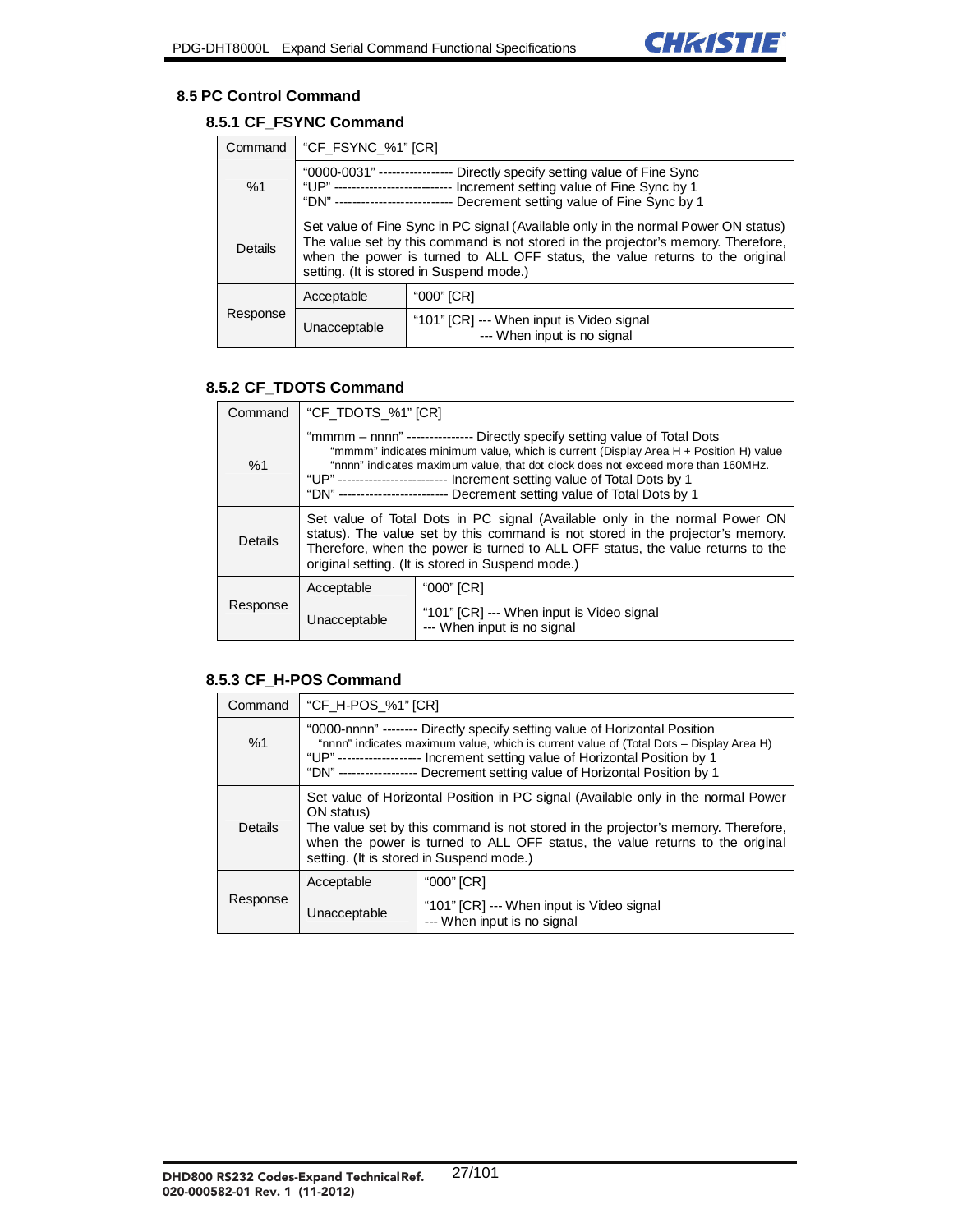## 8.5 PC Control Command

### 8.5.1 CF_FSYNC Command

| Command | "CF_FSYNC_%1" [CR] | |
|---|---|---|
| %1 | "0000-0031" ----------------- Directly specify setting value of Fine Sync<br>"UP" --------------------------- Increment setting value of Fine Sync by 1<br>"DN" --------------------------- Decrement setting value of Fine Sync by 1 | |
| Details | Set value of Fine Sync in PC signal (Available only in the normal Power ON status) The value set by this command is not stored in the projector's memory. Therefore, when the power is turned to ALL OFF status, the value returns to the original setting. (It is stored in Suspend mode.) | |
| Response | Acceptable | "000" [CR] |
| | Unacceptable | "101" [CR] --- When input is Video signal<br>--- When input is no signal |

### 8.5.2 CF_TDOTS Command

| Command | "CF_TDOTS_%1" [CR] | |
|---|---|---|
| %1 | "mmmm – nnnn" --------------- Directly specify setting value of Total Dots<br>"mmmm" indicates minimum value, which is current (Display Area H + Position H) value<br>"nnnn" indicates maximum value, that dot clock does not exceed more than 160MHz.<br>"UP" ------------------------- Increment setting value of Total Dots by 1<br>"DN" ------------------------- Decrement setting value of Total Dots by 1 | |
| Details | Set value of Total Dots in PC signal (Available only in the normal Power ON status). The value set by this command is not stored in the projector's memory. Therefore, when the power is turned to ALL OFF status, the value returns to the original setting. (It is stored in Suspend mode.) | |
| Response | Acceptable | "000" [CR] |
| | Unacceptable | "101" [CR] --- When input is Video signal<br>--- When input is no signal |

### 8.5.3 CF_H-POS Command

| Command | "CF_H-POS_%1" [CR] | |
|---|---|---|
| %1 | "0000-nnnn" -------- Directly specify setting value of Horizontal Position<br>"nnnn" indicates maximum value, which is current value of (Total Dots – Display Area H)<br>"UP" ------------------- Increment setting value of Horizontal Position by 1<br>"DN" ------------------ Decrement setting value of Horizontal Position by 1 | |
| Details | Set value of Horizontal Position in PC signal (Available only in the normal Power ON status)<br>The value set by this command is not stored in the projector's memory. Therefore, when the power is turned to ALL OFF status, the value returns to the original setting. (It is stored in Suspend mode.) | |
| Response | Acceptable | "000" [CR] |
| | Unacceptable | "101" [CR] --- When input is Video signal<br>--- When input is no signal |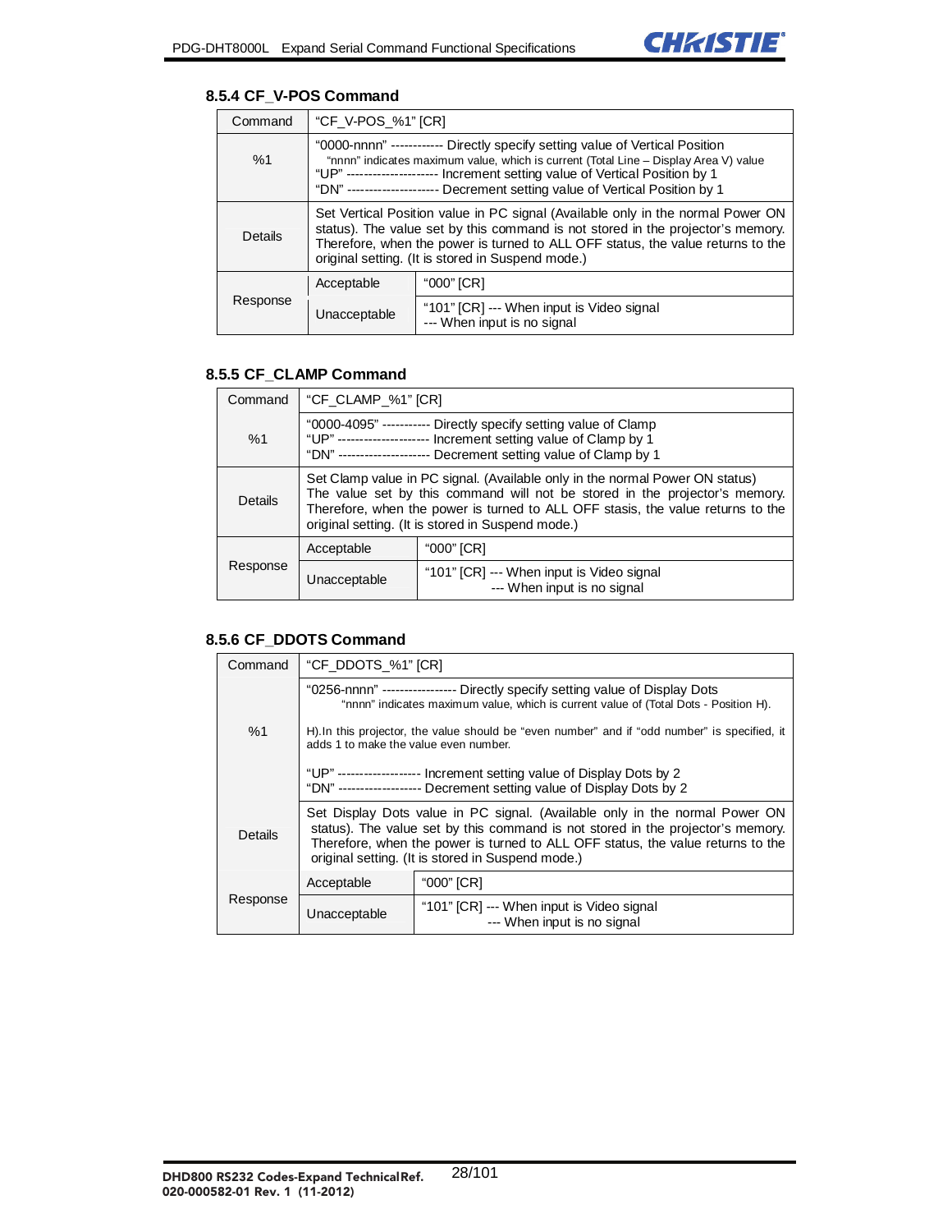### 8.5.4 CF_V-POS Command

| | | |
|---|---|---|
| Command | "CF_V-POS_%1" [CR] | |
| %1 | "0000-nnnn" ------------ Directly specify setting value of Vertical Position<br>"nnnn" indicates maximum value, which is current (Total Line – Display Area V) value<br>"UP" --------------------- Increment setting value of Vertical Position by 1<br>"DN" --------------------- Decrement setting value of Vertical Position by 1 | |
| Details | Set Vertical Position value in PC signal (Available only in the normal Power ON status). The value set by this command is not stored in the projector's memory. Therefore, when the power is turned to ALL OFF status, the value returns to the original setting. (It is stored in Suspend mode.) | |
| Response | Acceptable | "000" [CR] |
| | Unacceptable | "101" [CR] --- When input is Video signal<br>--- When input is no signal |

### 8.5.5 CF_CLAMP Command

| | | |
|---|---|---|
| Command | "CF_CLAMP_%1" [CR] | |
| %1 | "0000-4095" ----------- Directly specify setting value of Clamp<br>"UP" --------------------- Increment setting value of Clamp by 1<br>"DN" --------------------- Decrement setting value of Clamp by 1 | |
| Details | Set Clamp value in PC signal. (Available only in the normal Power ON status) The value set by this command will not be stored in the projector's memory. Therefore, when the power is turned to ALL OFF stasis, the value returns to the original setting. (It is stored in Suspend mode.) | |
| Response | Acceptable | "000" [CR] |
| | Unacceptable | "101" [CR] --- When input is Video signal<br>--- When input is no signal |

### 8.5.6 CF_DDOTS Command

| | | |
|---|---|---|
| Command | "CF_DDOTS_%1" [CR] | |
| %1 | "0256-nnnn" ----------------- Directly specify setting value of Display Dots<br>"nnnn" indicates maximum value, which is current value of (Total Dots - Position H).<br><br>H).In this projector, the value should be "even number" and if "odd number" is specified, it adds 1 to make the value even number.<br><br>"UP" ------------------- Increment setting value of Display Dots by 2<br>"DN" ------------------- Decrement setting value of Display Dots by 2 | |
| Details | Set Display Dots value in PC signal. (Available only in the normal Power ON status). The value set by this command is not stored in the projector's memory. Therefore, when the power is turned to ALL OFF status, the value returns to the original setting. (It is stored in Suspend mode.) | |
| Response | Acceptable | "000" [CR] |
| | Unacceptable | "101" [CR] --- When input is Video signal<br>--- When input is no signal |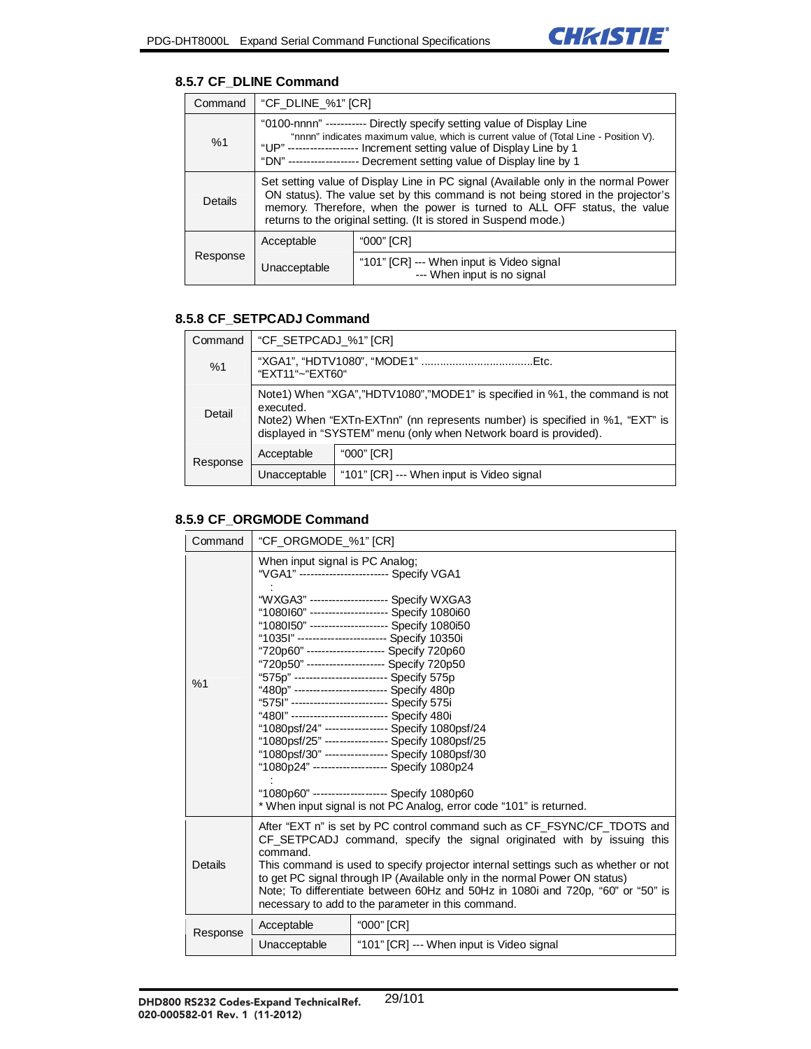### 8.5.7 CF_DLINE Command

| Command | "CF_DLINE_%1" [CR] | |
|---|---|---|
| %1 | "0100-nnnn" ----------- Directly specify setting value of Display Line<br>"nnnn" indicates maximum value, which is current value of (Total Line - Position V).<br>"UP" ------------------ Increment setting value of Display Line by 1<br>"DN" ------------------ Decrement setting value of Display line by 1 | |
| Details | Set setting value of Display Line in PC signal (Available only in the normal Power ON status). The value set by this command is not being stored in the projector's memory. Therefore, when the power is turned to ALL OFF status, the value returns to the original setting. (It is stored in Suspend mode.) | |
| Response | Acceptable | "000" [CR] |
| | Unacceptable | "101" [CR] --- When input is Video signal<br>--- When input is no signal |

### 8.5.8 CF_SETPCADJ Command

| Command | "CF_SETPCADJ_%1" [CR] | |
|---|---|---|
| %1 | "XGA1", "HDTV1080", "MODE1" ....................................Etc.<br>"EXT11"~"EXT60" | |
| Detail | Note1) When "XGA","HDTV1080","MODE1" is specified in %1, the command is not executed.<br>Note2) When "EXTn-EXTnn" (nn represents number) is specified in %1, "EXT" is displayed in "SYSTEM" menu (only when Network board is provided). | |
| Response | Acceptable | "000" [CR] |
| | Unacceptable | "101" [CR] --- When input is Video signal |

### 8.5.9 CF_ORGMODE Command

| Command | "CF_ORGMODE_%1" [CR] | |
|---|---|---|
| %1 | When input signal is PC Analog;<br>"VGA1" ------------------------ Specify VGA1<br>:<br>"WXGA3" --------------------- Specify WXGA3<br>"1080I60" --------------------- Specify 1080i60<br>"1080I50" --------------------- Specify 1080i50<br>"1035I" ------------------------ Specify 10350i<br>"720p60" --------------------- Specify 720p60<br>"720p50" --------------------- Specify 720p50<br>"575p" ------------------------- Specify 575p<br>"480p" ------------------------- Specify 480p<br>"575I" -------------------------- Specify 575i<br>"480I" -------------------------- Specify 480i<br>"1080psf/24" ----------------- Specify 1080psf/24<br>"1080psf/25" ----------------- Specify 1080psf/25<br>"1080psf/30" ----------------- Specify 1080psf/30<br>"1080p24" -------------------- Specify 1080p24<br>:<br>"1080p60" -------------------- Specify 1080p60<br>* When input signal is not PC Analog, error code "101" is returned. | |
| Details | After "EXT n" is set by PC control command such as CF_FSYNC/CF_TDOTS and CF_SETPCADJ command, specify the signal originated with by issuing this command.<br>This command is used to specify projector internal settings such as whether or not to get PC signal through IP (Available only in the normal Power ON status)<br>Note; To differentiate between 60Hz and 50Hz in 1080i and 720p, "60" or "50" is necessary to add to the parameter in this command. | |
| Response | Acceptable | "000" [CR] |
| | Unacceptable | "101" [CR] --- When input is Video signal |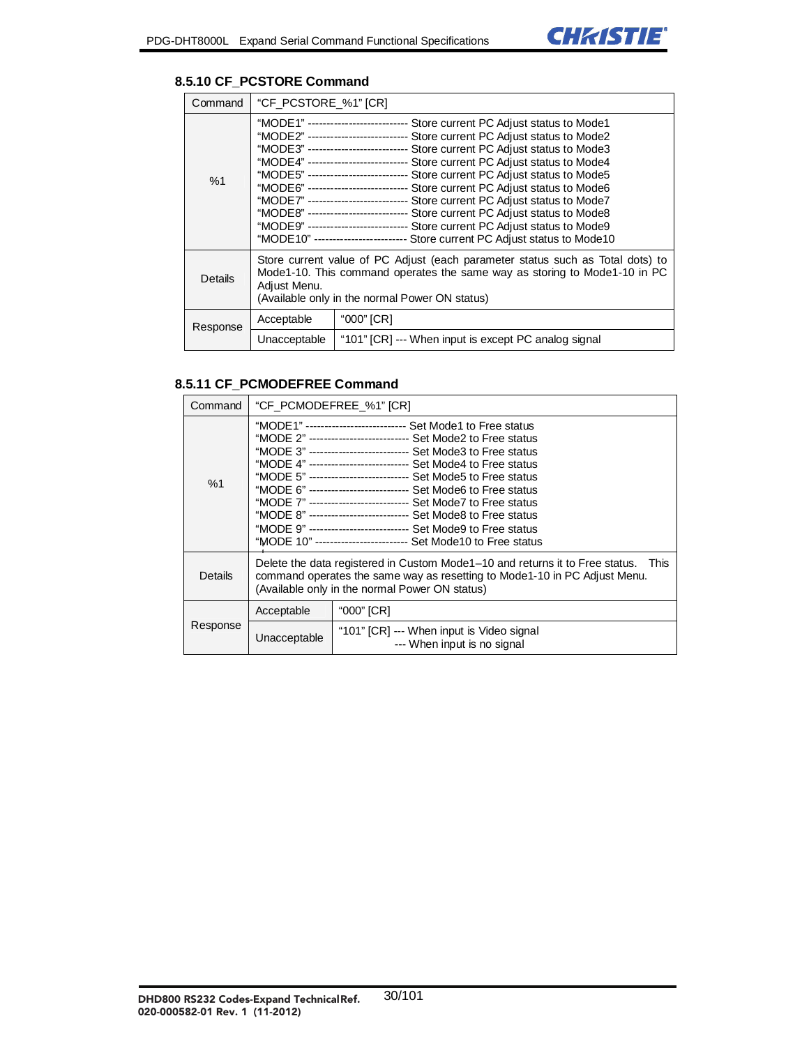### 8.5.10 CF_PCSTORE Command

| Command | "CF_PCSTORE_%1" [CR] | |
|---|---|---|
| %1 | "MODE1" -------------------------- Store current PC Adjust status to Mode1<br>"MODE2" -------------------------- Store current PC Adjust status to Mode2<br>"MODE3" -------------------------- Store current PC Adjust status to Mode3<br>"MODE4" -------------------------- Store current PC Adjust status to Mode4<br>"MODE5" -------------------------- Store current PC Adjust status to Mode5<br>"MODE6" -------------------------- Store current PC Adjust status to Mode6<br>"MODE7" -------------------------- Store current PC Adjust status to Mode7<br>"MODE8" -------------------------- Store current PC Adjust status to Mode8<br>"MODE9" -------------------------- Store current PC Adjust status to Mode9<br>"MODE10" ------------------------ Store current PC Adjust status to Mode10 | |
| Details | Store current value of PC Adjust (each parameter status such as Total dots) to Mode1-10. This command operates the same way as storing to Mode1-10 in PC Adjust Menu.<br>(Available only in the normal Power ON status) | |
| Response | Acceptable | "000" [CR] |
| | Unacceptable | "101" [CR] --- When input is except PC analog signal |

### 8.5.11 CF_PCMODEFREE Command

| Command | "CF_PCMODEFREE_%1" [CR] | |
|---|---|---|
| %1 | "MODE1" -------------------------- Set Mode1 to Free status<br>"MODE 2" -------------------------- Set Mode2 to Free status<br>"MODE 3" -------------------------- Set Mode3 to Free status<br>"MODE 4" -------------------------- Set Mode4 to Free status<br>"MODE 5" -------------------------- Set Mode5 to Free status<br>"MODE 6" -------------------------- Set Mode6 to Free status<br>"MODE 7" -------------------------- Set Mode7 to Free status<br>"MODE 8" -------------------------- Set Mode8 to Free status<br>"MODE 9" -------------------------- Set Mode9 to Free status<br>"MODE 10" ------------------------ Set Mode10 to Free status | |
| Details | Delete the data registered in Custom Mode1–10 and returns it to Free status. This command operates the same way as resetting to Mode1-10 in PC Adjust Menu.<br>(Available only in the normal Power ON status) | |
| Response | Acceptable | "000" [CR] |
| | Unacceptable | "101" [CR] --- When input is Video signal<br>--- When input is no signal |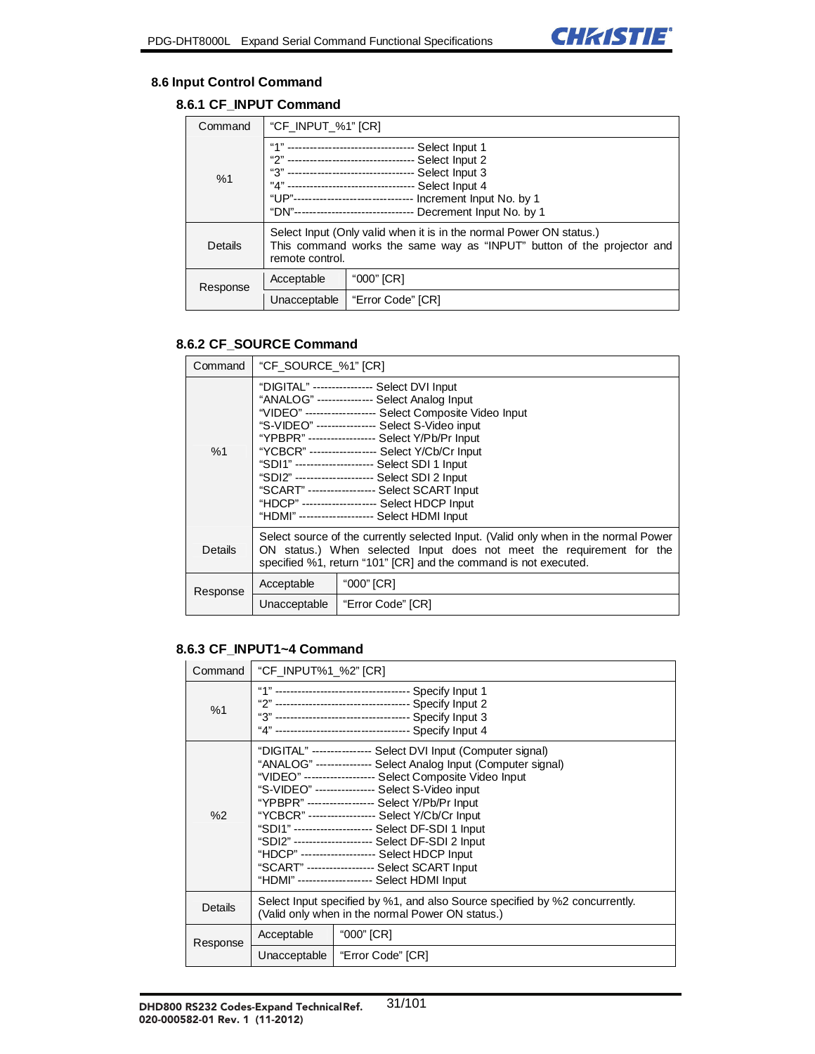## 8.6 Input Control Command

### 8.6.1 CF_INPUT Command

| Command | "CF_INPUT_%1" [CR] | |
|---|---|---|
| %1 | "1" ---------------------------------- Select Input 1<br>"2" ---------------------------------- Select Input 2<br>"3" ---------------------------------- Select Input 3<br>"4" ---------------------------------- Select Input 4<br>"UP"-------------------------------- Increment Input No. by 1<br>"DN"-------------------------------- Decrement Input No. by 1 | |
| Details | Select Input (Only valid when it is in the normal Power ON status.)<br>This command works the same way as "INPUT" button of the projector and remote control. | |
| Response | Acceptable | "000" [CR] |
| | Unacceptable | "Error Code" [CR] |

### 8.6.2 CF_SOURCE Command

| Command | "CF_SOURCE_%1" [CR] | |
|---|---|---|
| %1 | "DIGITAL" ---------------- Select DVI Input<br>"ANALOG" --------------- Select Analog Input<br>"VIDEO" ------------------- Select Composite Video Input<br>"S-VIDEO" ---------------- Select S-Video input<br>"YPBPR" ------------------ Select Y/Pb/Pr Input<br>"YCBCR" ------------------ Select Y/Cb/Cr Input<br>"SDI1" --------------------- Select SDI 1 Input<br>"SDI2" --------------------- Select SDI 2 Input<br>"SCART" ------------------ Select SCART Input<br>"HDCP" -------------------- Select HDCP Input<br>"HDMI" -------------------- Select HDMI Input | |
| Details | Select source of the currently selected Input. (Valid only when in the normal Power ON status.) When selected Input does not meet the requirement for the specified %1, return "101" [CR] and the command is not executed. | |
| Response | Acceptable | "000" [CR] |
| | Unacceptable | "Error Code" [CR] |

### 8.6.3 CF_INPUT1~4 Command

| Command | "CF_INPUT%1_%2" [CR] | |
|---|---|---|
| %1 | "1" ------------------------------------ Specify Input 1<br>"2" ------------------------------------ Specify Input 2<br>"3" ------------------------------------ Specify Input 3<br>"4" ------------------------------------ Specify Input 4 | |
| %2 | "DIGITAL" ---------------- Select DVI Input (Computer signal)<br>"ANALOG" --------------- Select Analog Input (Computer signal)<br>"VIDEO" ------------------- Select Composite Video Input<br>"S-VIDEO" ---------------- Select S-Video input<br>"YPBPR" ------------------ Select Y/Pb/Pr Input<br>"YCBCR" ------------------ Select Y/Cb/Cr Input<br>"SDI1" --------------------- Select DF-SDI 1 Input<br>"SDI2" --------------------- Select DF-SDI 2 Input<br>"HDCP" -------------------- Select HDCP Input<br>"SCART" ------------------ Select SCART Input<br>"HDMI" -------------------- Select HDMI Input | |
| Details | Select Input specified by %1, and also Source specified by %2 concurrently.<br>(Valid only when in the normal Power ON status.) | |
| Response | Acceptable | "000" [CR] |
| | Unacceptable | "Error Code" [CR] |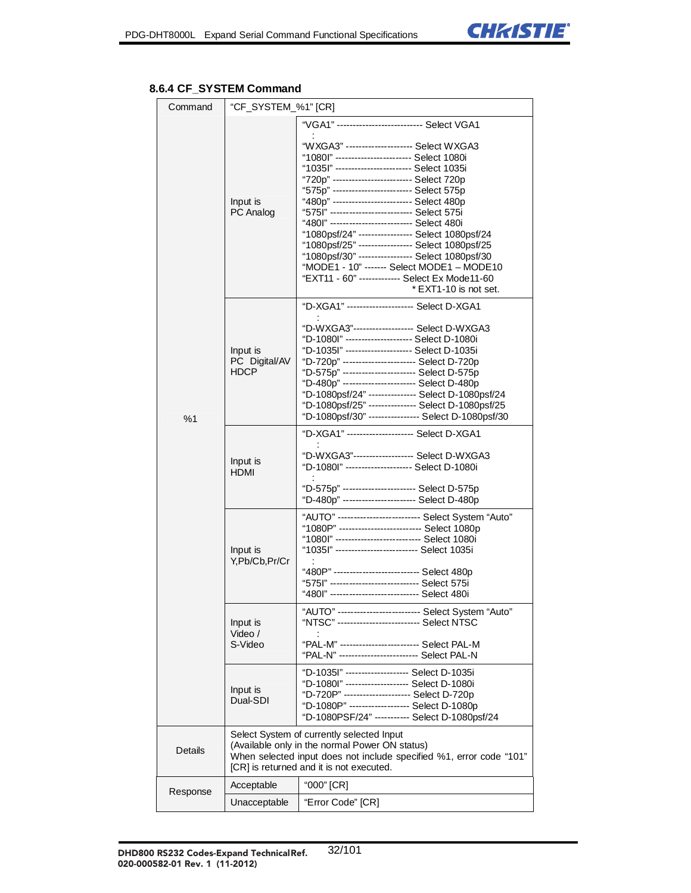### 8.6.4 CF_SYSTEM Command

| Command | "CF_SYSTEM_%1" [CR] | |
|---|---|---|
| %1 | Input is PC Analog | "VGA1" --------------------------- Select VGA1<br>:<br>"WXGA3" --------------------- Select WXGA3<br>"1080I" ------------------------ Select 1080i<br>"1035I" ------------------------ Select 1035i<br>"720p" ------------------------- Select 720p<br>"575p" ------------------------- Select 575p<br>"480p" ------------------------- Select 480p<br>"575I" ------------------------- Select 575i<br>"480I" ------------------------- Select 480i<br>"1080psf/24" ----------------- Select 1080psf/24<br>"1080psf/25" ----------------- Select 1080psf/25<br>"1080psf/30" ----------------- Select 1080psf/30<br>"MODE1 - 10" ------- Select MODE1 – MODE10<br>"EXT11 - 60" ------------ Select Ex Mode11-60<br>* EXT1-10 is not set. |
| | Input is PC Digital/AV HDCP | "D-XGA1" --------------------- Select D-XGA1<br>:<br>"D-WXGA3"------------------ Select D-WXGA3<br>"D-1080I" --------------------- Select D-1080i<br>"D-1035I" --------------------- Select D-1035i<br>"D-720p" ---------------------- Select D-720p<br>"D-575p" ---------------------- Select D-575p<br>"D-480p" ---------------------- Select D-480p<br>"D-1080psf/24" --------------- Select D-1080psf/24<br>"D-1080psf/25" --------------- Select D-1080psf/25<br>"D-1080psf/30" ---------------- Select D-1080psf/30 |
| | Input is HDMI | "D-XGA1" --------------------- Select D-XGA1<br>:<br>"D-WXGA3"------------------ Select D-WXGA3<br>"D-1080I" --------------------- Select D-1080i<br>:<br>"D-575p" ---------------------- Select D-575p<br>"D-480p" ---------------------- Select D-480p |
| | Input is Y,Pb/Cb,Pr/Cr | "AUTO" ------------------------- Select System "Auto"<br>"1080P" ------------------------- Select 1080p<br>"1080I" -------------------------- Select 1080i<br>"1035I" ------------------------- Select 1035i<br>:<br>"480P" -------------------------- Select 480p<br>"575I" --------------------------- Select 575i<br>"480I" --------------------------- Select 480i |
| | Input is Video / S-Video | "AUTO" ------------------------- Select System "Auto"<br>"NTSC" ------------------------- Select NTSC<br>:<br>"PAL-M" ------------------------ Select PAL-M<br>"PAL-N" ------------------------ Select PAL-N |
| | Input is Dual-SDI | "D-1035I" -------------------- Select D-1035i<br>"D-1080I" -------------------- Select D-1080i<br>"D-720P" --------------------- Select D-720p<br>"D-1080P" ------------------- Select D-1080p<br>"D-1080PSF/24" ---------- Select D-1080psf/24 |
| Details | Select System of currently selected Input<br>(Available only in the normal Power ON status)<br>When selected input does not include specified %1, error code "101" [CR] is returned and it is not executed. | |
| Response | Acceptable | "000" [CR] |
| | Unacceptable | "Error Code" [CR] |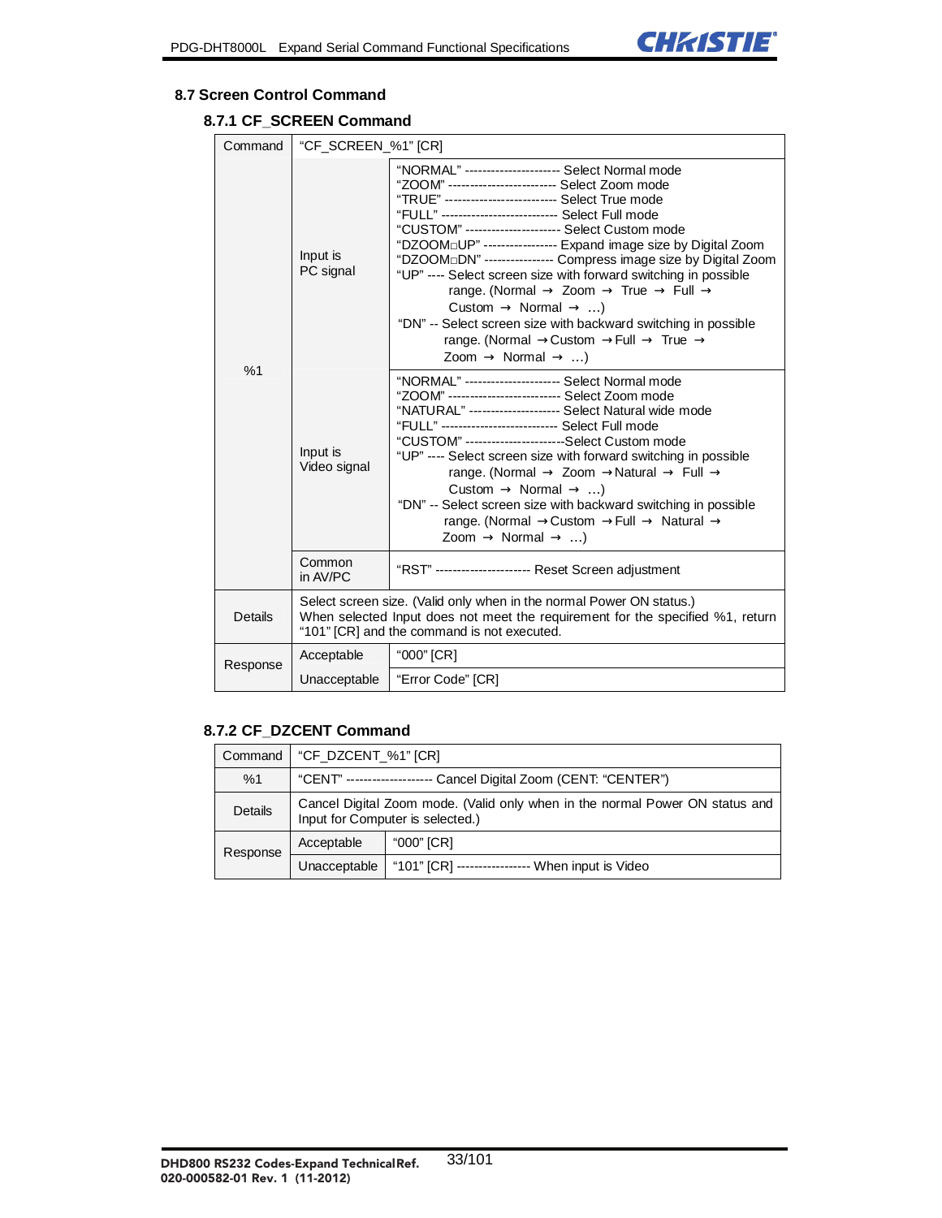## 8.7 Screen Control Command

### 8.7.1 CF_SCREEN Command

| Command | "CF_SCREEN_%1" [CR] | |
|---|---|---|
| %1 | Input is PC signal | "NORMAL" ---------------------- Select Normal mode<br>"ZOOM" ------------------------ Select Zoom mode<br>"TRUE" ------------------------- Select True mode<br>"FULL" --------------------------- Select Full mode<br>"CUSTOM" --------------------- Select Custom mode<br>"DZOOM□UP" ---------------- Expand image size by Digital Zoom<br>"DZOOM□DN" --------------- Compress image size by Digital Zoom<br>"UP" ---- Select screen size with forward switching in possible range. (Normal → Zoom → True → Full → Custom → Normal → …)<br>"DN" -- Select screen size with backward switching in possible range. (Normal →Custom →Full → True → Zoom → Normal → …) |
| | Input is Video signal | "NORMAL" --------------------- Select Normal mode<br>"ZOOM" ------------------------- Select Zoom mode<br>"NATURAL" -------------------- Select Natural wide mode<br>"FULL" --------------------------- Select Full mode<br>"CUSTOM" ----------------------Select Custom mode<br>"UP" ---- Select screen size with forward switching in possible range. (Normal → Zoom →Natural → Full → Custom → Normal → …)<br>"DN" -- Select screen size with backward switching in possible range. (Normal →Custom →Full → Natural → Zoom → Normal → …) |
| | Common in AV/PC | "RST" --------------------- Reset Screen adjustment |
| Details | Select screen size. (Valid only when in the normal Power ON status.)<br>When selected Input does not meet the requirement for the specified %1, return "101" [CR] and the command is not executed. | |
| Response | Acceptable | "000" [CR] |
| | Unacceptable | "Error Code" [CR] |

### 8.7.2 CF_DZCENT Command

| Command | "CF_DZCENT_%1" [CR] | |
|---|---|---|
| %1 | "CENT" ------------------- Cancel Digital Zoom (CENT: "CENTER") | |
| Details | Cancel Digital Zoom mode. (Valid only when in the normal Power ON status and Input for Computer is selected.) | |
| Response | Acceptable | "000" [CR] |
| | Unacceptable | "101" [CR] ---------------- When input is Video |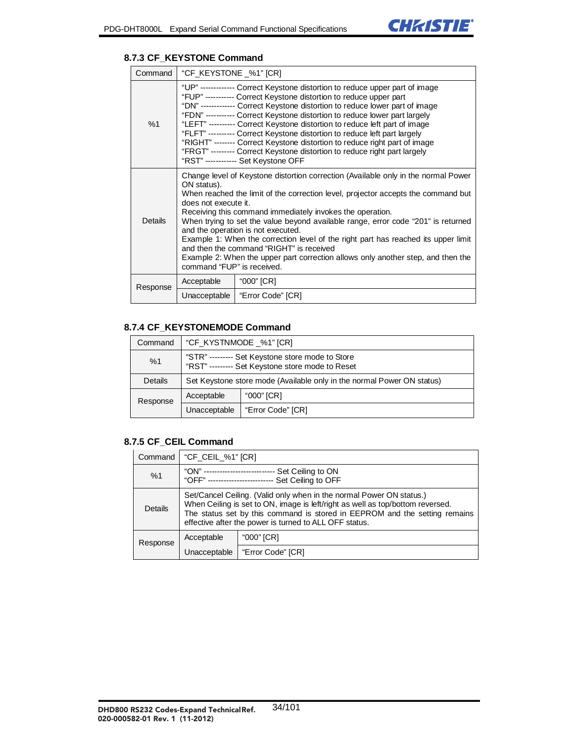### 8.7.3 CF_KEYSTONE Command

| Command | "CF_KEYSTONE _%1" [CR] | |
|---|---|---|
| %1 | "UP" ------------- Correct Keystone distortion to reduce upper part of image<br>"FUP" ----------- Correct Keystone distortion to reduce upper part<br>"DN" ------------- Correct Keystone distortion to reduce lower part of image<br>"FDN" ----------- Correct Keystone distortion to reduce lower part largely<br>"LEFT" ---------- Correct Keystone distortion to reduce left part of image<br>"FLFT" ---------- Correct Keystone distortion to reduce left part largely<br>"RIGHT" -------- Correct Keystone distortion to reduce right part of image<br>"FRGT" --------- Correct Keystone distortion to reduce right part largely<br>"RST" ------------ Set Keystone OFF | |
| Details | Change level of Keystone distortion correction (Available only in the normal Power ON status).<br>When reached the limit of the correction level, projector accepts the command but does not execute it.<br>Receiving this command immediately invokes the operation.<br>When trying to set the value beyond available range, error code "201" is returned and the operation is not executed.<br>Example 1: When the correction level of the right part has reached its upper limit and then the command "RIGHT" is received<br>Example 2: When the upper part correction allows only another step, and then the command "FUP" is received. | |
| Response | Acceptable | "000" [CR] |
| | Unacceptable | "Error Code" [CR] |

### 8.7.4 CF_KEYSTONEMODE Command

| Command | "CF_KYSTNMODE _%1" [CR] | |
|---|---|---|
| %1 | "STR" --------- Set Keystone store mode to Store<br>"RST" --------- Set Keystone store mode to Reset | |
| Details | Set Keystone store mode (Available only in the normal Power ON status) | |
| Response | Acceptable | "000" [CR] |
| | Unacceptable | "Error Code" [CR] |

### 8.7.5 CF_CEIL Command

| Command | "CF_CEIL_%1" [CR] | |
|---|---|---|
| %1 | "ON" --------------------------- Set Ceiling to ON<br>"OFF" ------------------------- Set Ceiling to OFF | |
| Details | Set/Cancel Ceiling. (Valid only when in the normal Power ON status.)<br>When Ceiling is set to ON, image is left/right as well as top/bottom reversed.<br>The status set by this command is stored in EEPROM and the setting remains effective after the power is turned to ALL OFF status. | |
| Response | Acceptable | "000" [CR] |
| | Unacceptable | "Error Code" [CR] |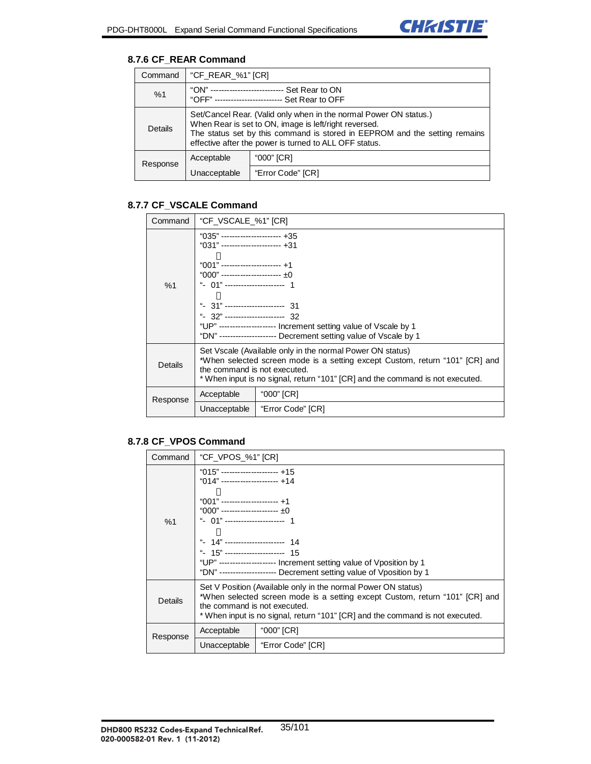### 8.7.6 CF_REAR Command

| Command | "CF_REAR_%1" [CR] | |
|---|---|---|
| %1 | "ON" --------------------------- Set Rear to ON<br>"OFF" ------------------------- Set Rear to OFF | |
| Details | Set/Cancel Rear. (Valid only when in the normal Power ON status.)<br>When Rear is set to ON, image is left/right reversed.<br>The status set by this command is stored in EEPROM and the setting remains effective after the power is turned to ALL OFF status. | |
| Response | Acceptable | "000" [CR] |
| | Unacceptable | "Error Code" [CR] |

### 8.7.7 CF_VSCALE Command

| Command | "CF_VSCALE_%1" [CR] | |
|---|---|---|
| %1 | "035" ---------------------- +35<br>"031" ---------------------- +31<br>⋮<br>"001" ---------------------- +1<br>"000" ---------------------- ±0<br>"- 01" ---------------------- 1<br>⋮<br>"- 31" ---------------------- 31<br>"- 32" ---------------------- 32<br>"UP" -------------------- Increment setting value of Vscale by 1<br>"DN" -------------------- Decrement setting value of Vscale by 1 | |
| Details | Set Vscale (Available only in the normal Power ON status)<br>*When selected screen mode is a setting except Custom, return "101" [CR] and the command is not executed.<br>* When input is no signal, return "101" [CR] and the command is not executed. | |
| Response | Acceptable | "000" [CR] |
| | Unacceptable | "Error Code" [CR] |

### 8.7.8 CF_VPOS Command

| Command | "CF_VPOS_%1" [CR] | |
|---|---|---|
| %1 | "015" -------------------- +15<br>"014" -------------------- +14<br>⋮<br>"001" -------------------- +1<br>"000" -------------------- ±0<br>"- 01" ---------------------- 1<br>⋮<br>"- 14" ---------------------- 14<br>"- 15" ---------------------- 15<br>"UP" -------------------- Increment setting value of Vposition by 1<br>"DN" -------------------- Decrement setting value of Vposition by 1 | |
| Details | Set V Position (Available only in the normal Power ON status)<br>*When selected screen mode is a setting except Custom, return "101" [CR] and the command is not executed.<br>* When input is no signal, return "101" [CR] and the command is not executed. | |
| Response | Acceptable | "000" [CR] |
| | Unacceptable | "Error Code" [CR] |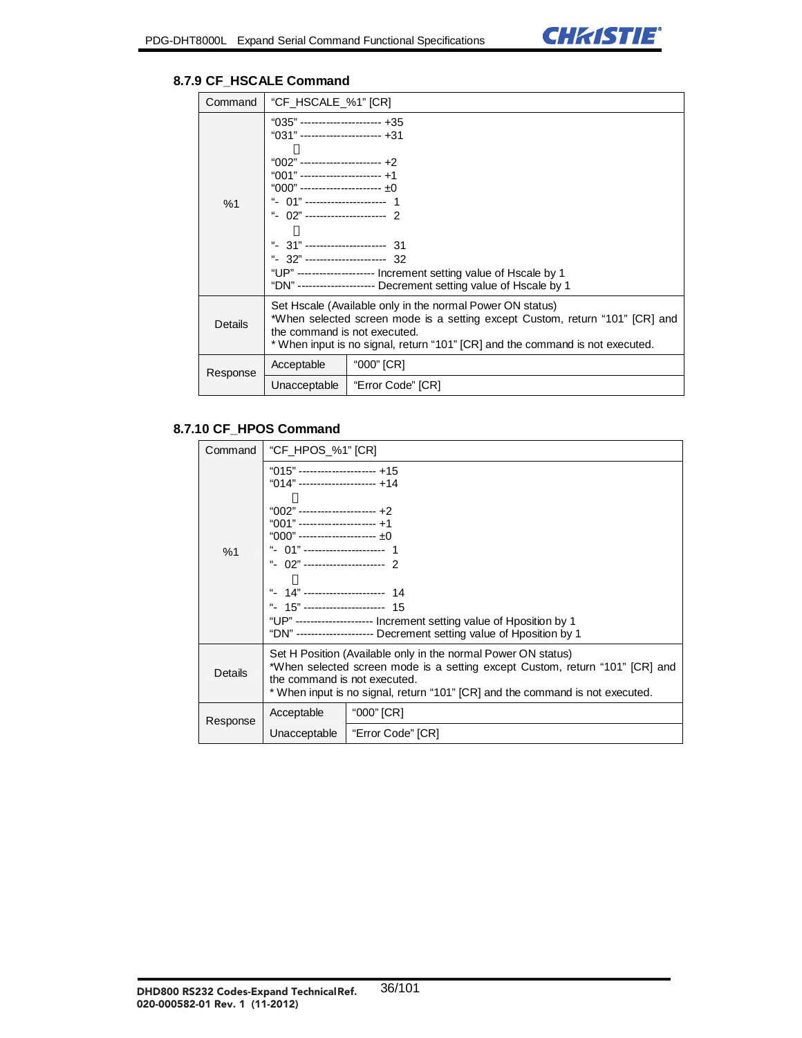### 8.7.9 CF_HSCALE Command

| Command | "CF_HSCALE_%1" [CR] | |
|---|---|---|
| %1 | "035" ---------------------- +35<br>"031" ---------------------- +31<br>⋮<br>"002" ---------------------- +2<br>"001" ---------------------- +1<br>"000" ---------------------- ±0<br>"- 01" ---------------------- 1<br>"- 02" ---------------------- 2<br>⋮<br>"- 31" ---------------------- 31<br>"- 32" ---------------------- 32<br>"UP" --------------------- Increment setting value of Hscale by 1<br>"DN" --------------------- Decrement setting value of Hscale by 1 | |
| Details | Set Hscale (Available only in the normal Power ON status)<br>*When selected screen mode is a setting except Custom, return "101" [CR] and the command is not executed.<br>* When input is no signal, return "101" [CR] and the command is not executed. | |
| Response | Acceptable | "000" [CR] |
| | Unacceptable | "Error Code" [CR] |

### 8.7.10 CF_HPOS Command

| Command | "CF_HPOS_%1" [CR] | |
|---|---|---|
| %1 | "015" --------------------- +15<br>"014" --------------------- +14<br>⋮<br>"002" --------------------- +2<br>"001" --------------------- +1<br>"000" --------------------- ±0<br>"- 01" ---------------------- 1<br>"- 02" ---------------------- 2<br>⋮<br>"- 14" ---------------------- 14<br>"- 15" ---------------------- 15<br>"UP" --------------------- Increment setting value of Hposition by 1<br>"DN" --------------------- Decrement setting value of Hposition by 1 | |
| Details | Set H Position (Available only in the normal Power ON status)<br>*When selected screen mode is a setting except Custom, return "101" [CR] and the command is not executed.<br>* When input is no signal, return "101" [CR] and the command is not executed. | |
| Response | Acceptable | "000" [CR] |
| | Unacceptable | "Error Code" [CR] |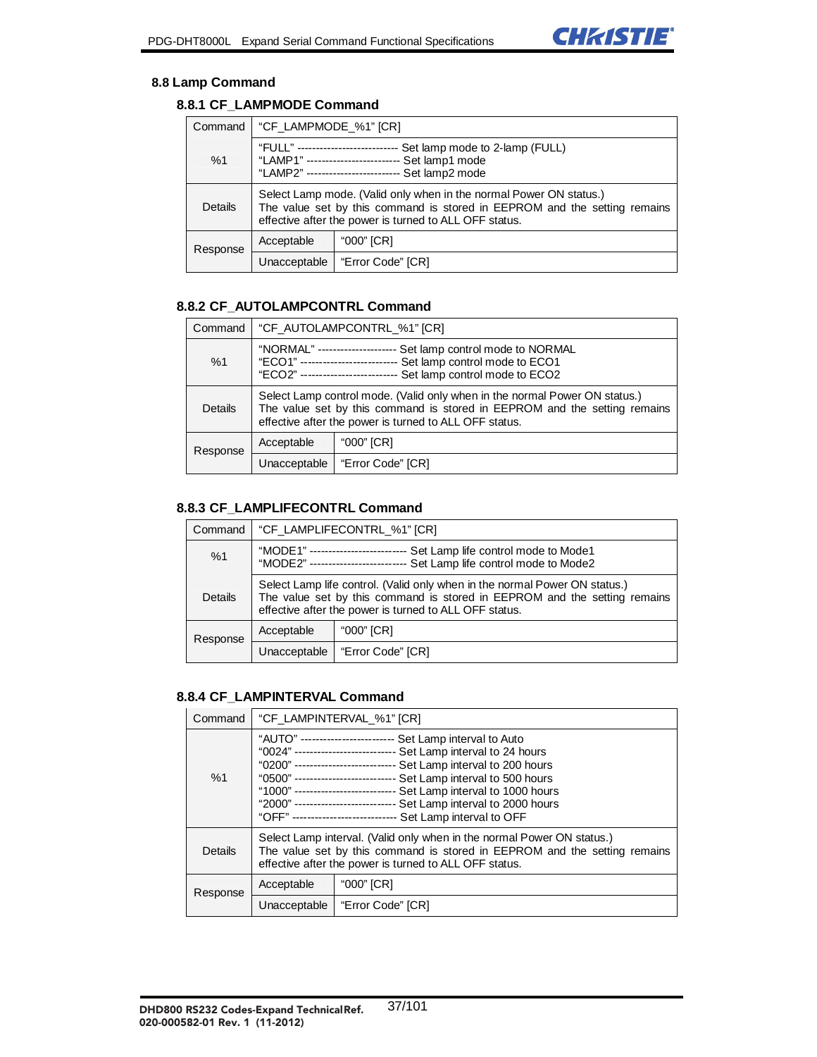## 8.8 Lamp Command

### 8.8.1 CF_LAMPMODE Command

| Command | "CF_LAMPMODE_%1" [CR] | |
|---|---|---|
| %1 | "FULL" --------------------------- Set lamp mode to 2-lamp (FULL)<br>"LAMP1" ------------------------- Set lamp1 mode<br>"LAMP2" ------------------------- Set lamp2 mode | |
| Details | Select Lamp mode. (Valid only when in the normal Power ON status.)<br>The value set by this command is stored in EEPROM and the setting remains effective after the power is turned to ALL OFF status. | |
| Response | Acceptable | "000" [CR] |
| | Unacceptable | "Error Code" [CR] |

### 8.8.2 CF_AUTOLAMPCONTRL Command

| Command | "CF_AUTOLAMPCONTRL_%1" [CR] | |
|---|---|---|
| %1 | "NORMAL" --------------------- Set lamp control mode to NORMAL<br>"ECO1" -------------------------- Set lamp control mode to ECO1<br>"ECO2" -------------------------- Set lamp control mode to ECO2 | |
| Details | Select Lamp control mode. (Valid only when in the normal Power ON status.)<br>The value set by this command is stored in EEPROM and the setting remains effective after the power is turned to ALL OFF status. | |
| Response | Acceptable | "000" [CR] |
| | Unacceptable | "Error Code" [CR] |

### 8.8.3 CF_LAMPLIFECONTRL Command

| Command | "CF_LAMPLIFECONTRL_%1" [CR] | |
|---|---|---|
| %1 | "MODE1" -------------------------- Set Lamp life control mode to Mode1<br>"MODE2" -------------------------- Set Lamp life control mode to Mode2 | |
| Details | Select Lamp life control. (Valid only when in the normal Power ON status.)<br>The value set by this command is stored in EEPROM and the setting remains effective after the power is turned to ALL OFF status. | |
| Response | Acceptable | "000" [CR] |
| | Unacceptable | "Error Code" [CR] |

### 8.8.4 CF_LAMPINTERVAL Command

| Command | "CF_LAMPINTERVAL_%1" [CR] | |
|---|---|---|
| %1 | "AUTO" ------------------------- Set Lamp interval to Auto<br>"0024" --------------------------- Set Lamp interval to 24 hours<br>"0200" --------------------------- Set Lamp interval to 200 hours<br>"0500" --------------------------- Set Lamp interval to 500 hours<br>"1000" --------------------------- Set Lamp interval to 1000 hours<br>"2000" --------------------------- Set Lamp interval to 2000 hours<br>"OFF" ---------------------------- Set Lamp interval to OFF | |
| Details | Select Lamp interval. (Valid only when in the normal Power ON status.)<br>The value set by this command is stored in EEPROM and the setting remains effective after the power is turned to ALL OFF status. | |
| Response | Acceptable | "000" [CR] |
| | Unacceptable | "Error Code" [CR] |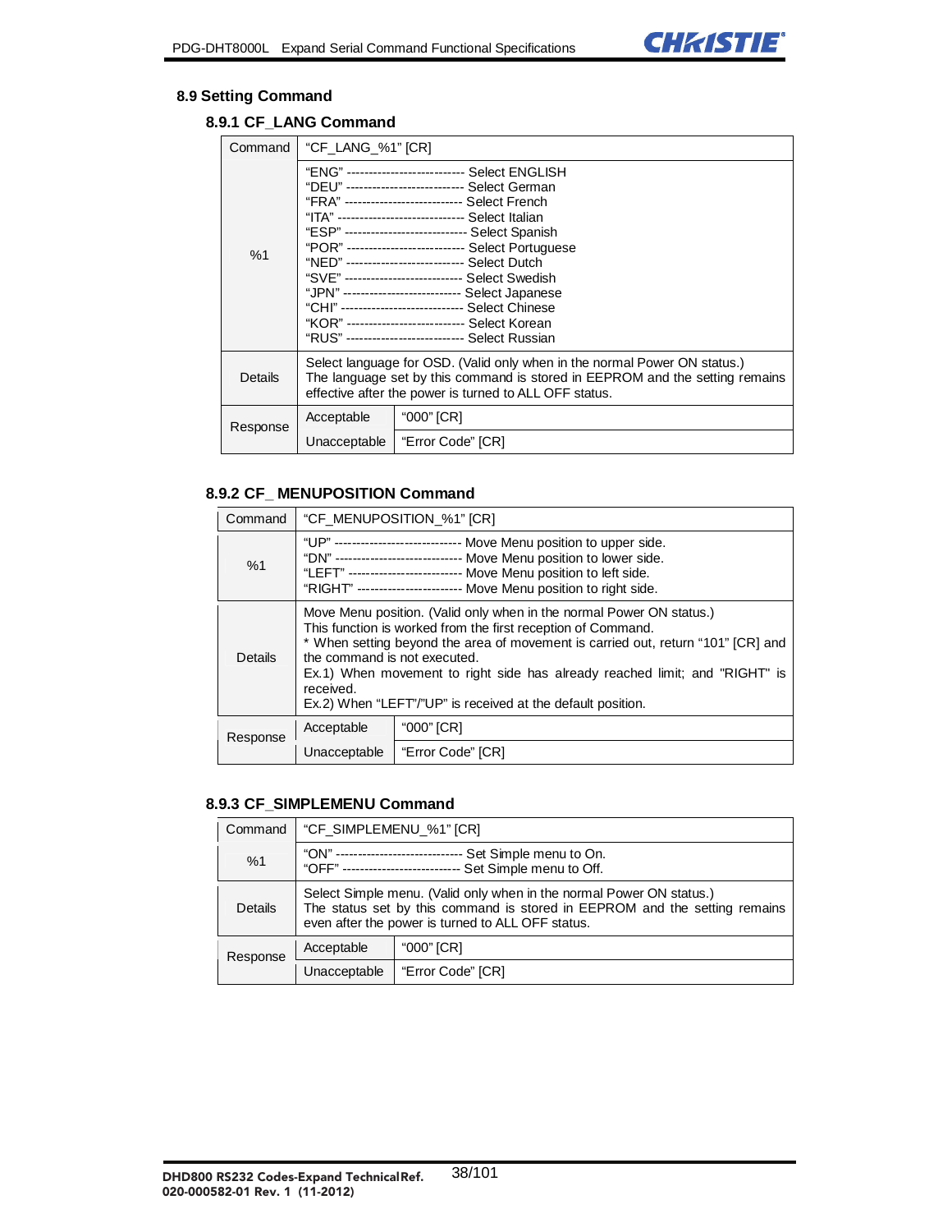## 8.9 Setting Command

### 8.9.1 CF_LANG Command

| Command | "CF_LANG_%1" [CR] | |
|---|---|---|
| %1 | "ENG" --------------------------- Select ENGLISH<br>"DEU" --------------------------- Select German<br>"FRA" --------------------------- Select French<br>"ITA" ----------------------------- Select Italian<br>"ESP" ---------------------------- Select Spanish<br>"POR" --------------------------- Select Portuguese<br>"NED" --------------------------- Select Dutch<br>"SVE" --------------------------- Select Swedish<br>"JPN" --------------------------- Select Japanese<br>"CHI" ---------------------------- Select Chinese<br>"KOR" --------------------------- Select Korean<br>"RUS" --------------------------- Select Russian | |
| Details | Select language for OSD. (Valid only when in the normal Power ON status.)<br>The language set by this command is stored in EEPROM and the setting remains effective after the power is turned to ALL OFF status. | |
| Response | Acceptable | "000" [CR] |
| | Unacceptable | "Error Code" [CR] |

### 8.9.2 CF_ MENUPOSITION Command

| Command | "CF_MENUPOSITION_%1" [CR] | |
|---|---|---|
| %1 | "UP" ----------------------------- Move Menu position to upper side.<br>"DN" ----------------------------- Move Menu position to lower side.<br>"LEFT" -------------------------- Move Menu position to left side.<br>"RIGHT" ------------------------ Move Menu position to right side. | |
| Details | Move Menu position. (Valid only when in the normal Power ON status.)<br>This function is worked from the first reception of Command.<br>* When setting beyond the area of movement is carried out, return "101" [CR] and the command is not executed.<br>Ex.1) When movement to right side has already reached limit; and "RIGHT" is received.<br>Ex.2) When "LEFT"/"UP" is received at the default position. | |
| Response | Acceptable | "000" [CR] |
| | Unacceptable | "Error Code" [CR] |

### 8.9.3 CF_SIMPLEMENU Command

| Command | "CF_SIMPLEMENU_%1" [CR] | |
|---|---|---|
| %1 | "ON" ----------------------------- Set Simple menu to On.<br>"OFF" --------------------------- Set Simple menu to Off. | |
| Details | Select Simple menu. (Valid only when in the normal Power ON status.)<br>The status set by this command is stored in EEPROM and the setting remains even after the power is turned to ALL OFF status. | |
| Response | Acceptable | "000" [CR] |
| | Unacceptable | "Error Code" [CR] |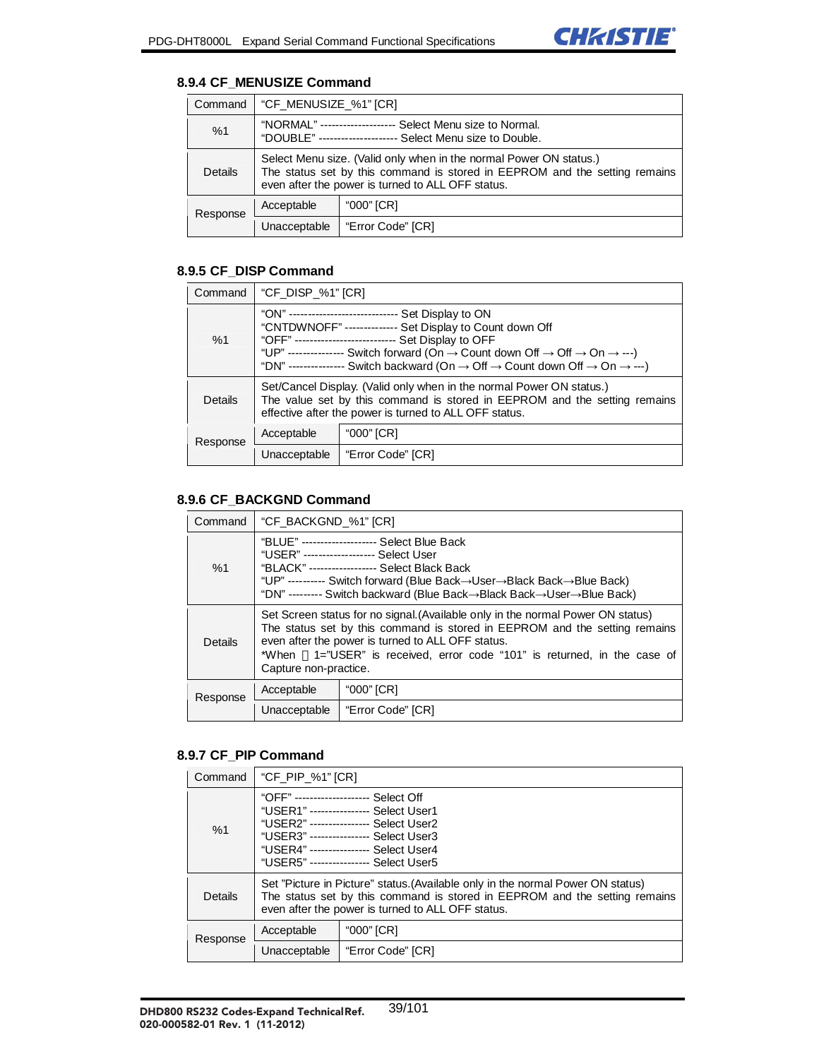### 8.9.4 CF_MENUSIZE Command

| Command | "CF_MENUSIZE_%1" [CR] | |
|---|---|---|
| %1 | "NORMAL" -------------------- Select Menu size to Normal.<br>"DOUBLE" --------------------- Select Menu size to Double. | |
| Details | Select Menu size. (Valid only when in the normal Power ON status.)<br>The status set by this command is stored in EEPROM and the setting remains even after the power is turned to ALL OFF status. | |
| Response | Acceptable | "000" [CR] |
| | Unacceptable | "Error Code" [CR] |

### 8.9.5 CF_DISP Command

| Command | "CF_DISP_%1" [CR] | |
|---|---|---|
| %1 | "ON" ----------------------------- Set Display to ON<br>"CNTDWNOFF" -------------- Set Display to Count down Off<br>"OFF" --------------------------- Set Display to OFF<br>"UP" --------------- Switch forward (On → Count down Off → Off → On → ---)<br>"DN" --------------- Switch backward (On → Off → Count down Off → On → ---) | |
| Details | Set/Cancel Display. (Valid only when in the normal Power ON status.)<br>The value set by this command is stored in EEPROM and the setting remains effective after the power is turned to ALL OFF status. | |
| Response | Acceptable | "000" [CR] |
| | Unacceptable | "Error Code" [CR] |

### 8.9.6 CF_BACKGND Command

| Command | "CF_BACKGND_%1" [CR] | |
|---|---|---|
| %1 | "BLUE" -------------------- Select Blue Back<br>"USER" ------------------- Select User<br>"BLACK" ------------------ Select Black Back<br>"UP" ---------- Switch forward (Blue Back→User→Black Back→Blue Back)<br>"DN" --------- Switch backward (Blue Back→Black Back→User→Blue Back) | |
| Details | Set Screen status for no signal.(Available only in the normal Power ON status)<br>The status set by this command is stored in EEPROM and the setting remains even after the power is turned to ALL OFF status.<br>*When ％1="USER" is received, error code "101" is returned, in the case of Capture non-practice. | |
| Response | Acceptable | "000" [CR] |
| | Unacceptable | "Error Code" [CR] |

### 8.9.7 CF_PIP Command

| Command | "CF_PIP_%1" [CR] | |
|---|---|---|
| %1 | "OFF" -------------------- Select Off<br>"USER1" ---------------- Select User1<br>"USER2" ---------------- Select User2<br>"USER3" ---------------- Select User3<br>"USER4" ---------------- Select User4<br>"USER5" ---------------- Select User5 | |
| Details | Set "Picture in Picture" status.(Available only in the normal Power ON status)<br>The status set by this command is stored in EEPROM and the setting remains even after the power is turned to ALL OFF status. | |
| Response | Acceptable | "000" [CR] |
| | Unacceptable | "Error Code" [CR] |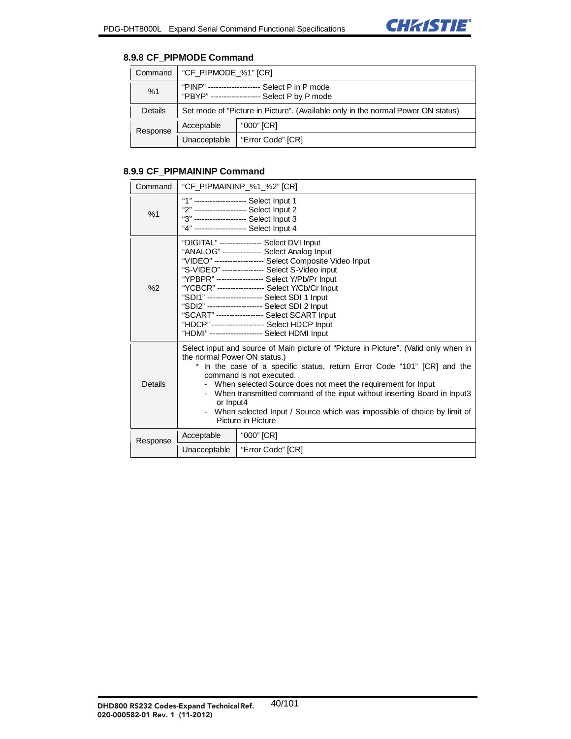### 8.9.8 CF_PIPMODE Command

| Command | "CF_PIPMODE_%1" [CR] | |
|---|---|---|
| %1 | "PINP" -------------------- Select P in P mode<br>"PBYP" ------------------- Select P by P mode | |
| Details | Set mode of "Picture in Picture". (Available only in the normal Power ON status) | |
| Response | Acceptable | "000" [CR] |
| | Unacceptable | "Error Code" [CR] |

### 8.9.9 CF_PIPMAININP Command

| Command | "CF_PIPMAININP_%1_%2" [CR] | |
|---|---|---|
| %1 | "1" -------------------- Select Input 1<br>"2" -------------------- Select Input 2<br>"3" -------------------- Select Input 3<br>"4" -------------------- Select Input 4 | |
| %2 | "DIGITAL" ---------------- Select DVI Input<br>"ANALOG" -------------- Select Analog Input<br>"VIDEO" ------------------- Select Composite Video Input<br>"S-VIDEO" --------------- Select S-Video input<br>"YPBPR" ----------------- Select Y/Pb/Pr Input<br>"YCBCR" ----------------- Select Y/Cb/Cr Input<br>"SDI1" --------------------- Select SDI 1 Input<br>"SDI2" --------------------- Select SDI 2 Input<br>"SCART" ----------------- Select SCART Input<br>"HDCP" -------------------- Select HDCP Input<br>"HDMI" -------------------- Select HDMI Input | |
| Details | Select input and source of Main picture of "Picture in Picture". (Valid only when in the normal Power ON status.)<br>* In the case of a specific status, return Error Code "101" [CR] and the command is not executed.<br>- When selected Source does not meet the requirement for Input<br>- When transmitted command of the input without inserting Board in Input3 or Input4<br>- When selected Input / Source which was impossible of choice by limit of Picture in Picture | |
| Response | Acceptable | "000" [CR] |
| | Unacceptable | "Error Code" [CR] |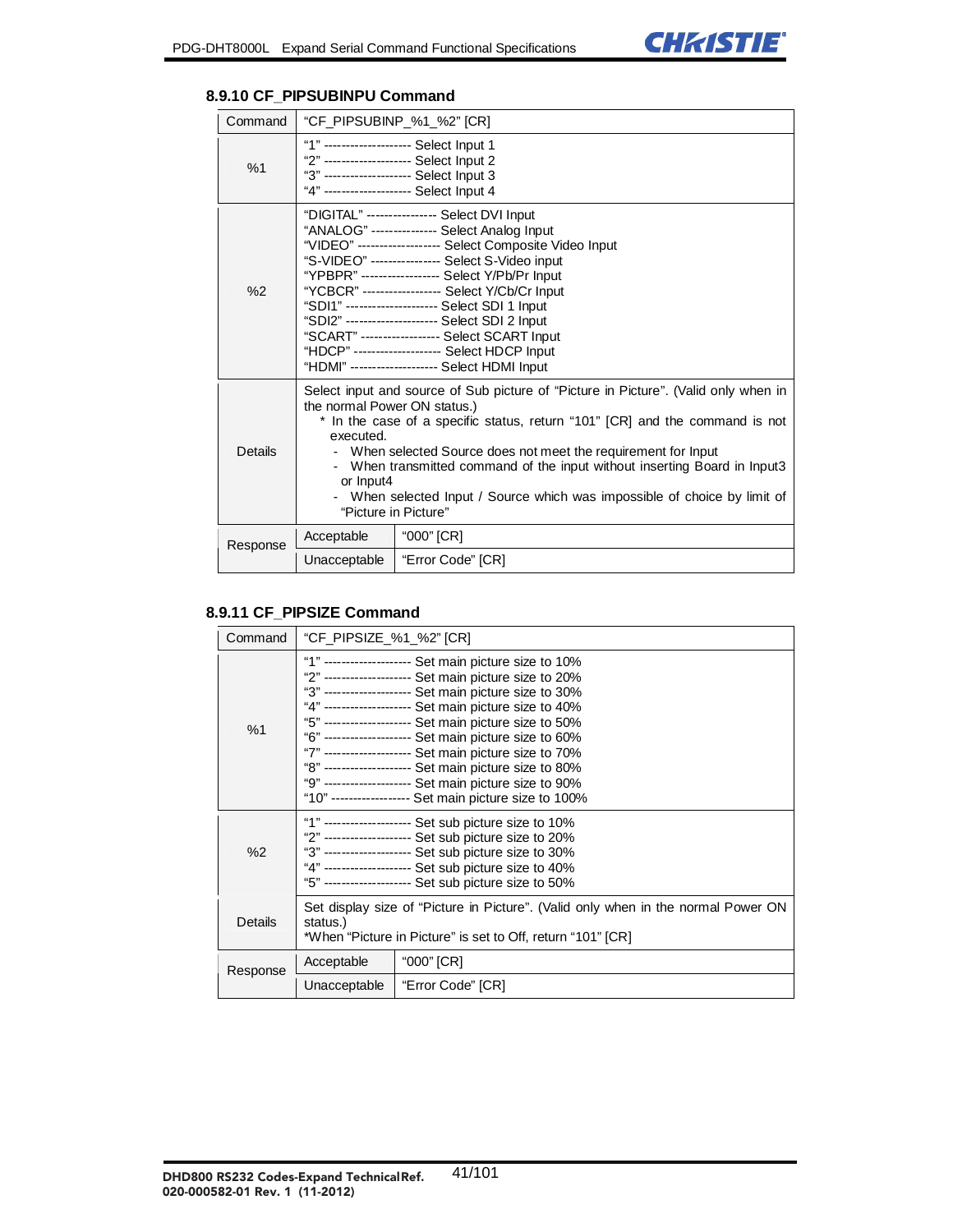### 8.9.10 CF_PIPSUBINPU Command

| Command | "CF_PIPSUBINP_%1_%2" [CR] | |
|---|---|---|
| %1 | "1" -------------------- Select Input 1<br>"2" -------------------- Select Input 2<br>"3" -------------------- Select Input 3<br>"4" -------------------- Select Input 4 | |
| %2 | "DIGITAL" ---------------- Select DVI Input<br>"ANALOG" --------------- Select Analog Input<br>"VIDEO" ------------------- Select Composite Video Input<br>"S-VIDEO" ---------------- Select S-Video input<br>"YPBPR" ------------------ Select Y/Pb/Pr Input<br>"YCBCR" ------------------ Select Y/Cb/Cr Input<br>"SDI1" --------------------- Select SDI 1 Input<br>"SDI2" --------------------- Select SDI 2 Input<br>"SCART" ------------------ Select SCART Input<br>"HDCP" -------------------- Select HDCP Input<br>"HDMI" -------------------- Select HDMI Input | |
| Details | Select input and source of Sub picture of "Picture in Picture". (Valid only when in the normal Power ON status.)<br>* In the case of a specific status, return "101" [CR] and the command is not executed.<br>- When selected Source does not meet the requirement for Input<br>- When transmitted command of the input without inserting Board in Input3 or Input4<br>- When selected Input / Source which was impossible of choice by limit of "Picture in Picture" | |
| Response | Acceptable | "000" [CR] |
| | Unacceptable | "Error Code" [CR] |

### 8.9.11 CF_PIPSIZE Command

| Command | "CF_PIPSIZE_%1_%2" [CR] | |
|---|---|---|
| %1 | "1" -------------------- Set main picture size to 10%<br>"2" -------------------- Set main picture size to 20%<br>"3" -------------------- Set main picture size to 30%<br>"4" -------------------- Set main picture size to 40%<br>"5" -------------------- Set main picture size to 50%<br>"6" -------------------- Set main picture size to 60%<br>"7" -------------------- Set main picture size to 70%<br>"8" -------------------- Set main picture size to 80%<br>"9" -------------------- Set main picture size to 90%<br>"10" ------------------ Set main picture size to 100% | |
| %2 | "1" -------------------- Set sub picture size to 10%<br>"2" -------------------- Set sub picture size to 20%<br>"3" -------------------- Set sub picture size to 30%<br>"4" -------------------- Set sub picture size to 40%<br>"5" -------------------- Set sub picture size to 50% | |
| Details | Set display size of "Picture in Picture". (Valid only when in the normal Power ON status.)<br>*When "Picture in Picture" is set to Off, return "101" [CR] | |
| Response | Acceptable | "000" [CR] |
| | Unacceptable | "Error Code" [CR] |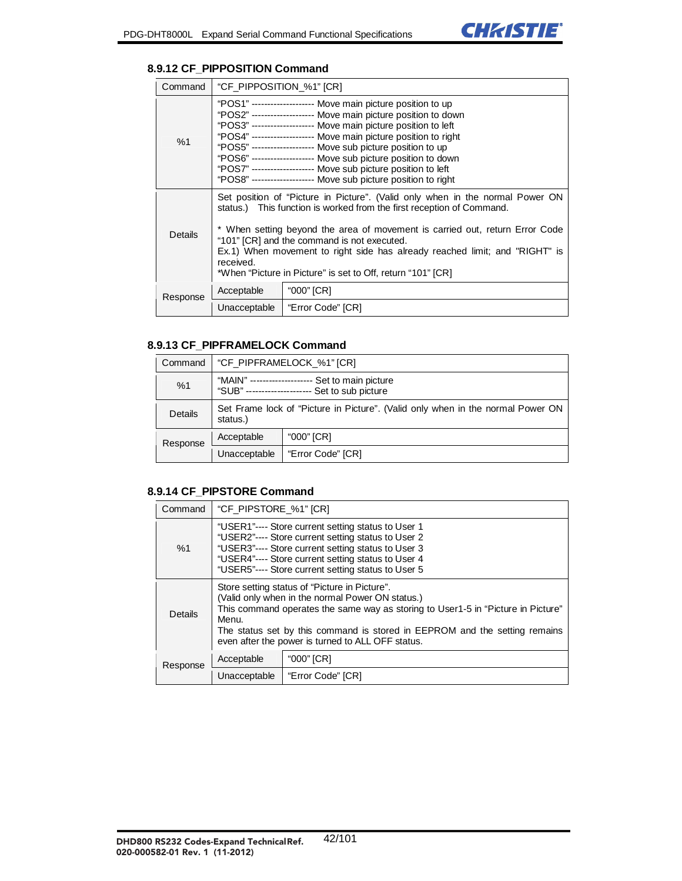### 8.9.12 CF_PIPPOSITION Command

| Command | "CF_PIPPOSITION_%1" [CR] | |
|---|---|---|
| %1 | "POS1" -------------------- Move main picture position to up<br>"POS2" -------------------- Move main picture position to down<br>"POS3" -------------------- Move main picture position to left<br>"POS4" -------------------- Move main picture position to right<br>"POS5" -------------------- Move sub picture position to up<br>"POS6" -------------------- Move sub picture position to down<br>"POS7" -------------------- Move sub picture position to left<br>"POS8" -------------------- Move sub picture position to right | |
| Details | Set position of "Picture in Picture". (Valid only when in the normal Power ON status.) This function is worked from the first reception of Command.<br><br>* When setting beyond the area of movement is carried out, return Error Code "101" [CR] and the command is not executed.<br>Ex.1) When movement to right side has already reached limit; and "RIGHT" is received.<br>*When "Picture in Picture" is set to Off, return "101" [CR] | |
| Response | Acceptable | "000" [CR] |
| | Unacceptable | "Error Code" [CR] |

### 8.9.13 CF_PIPFRAMELOCK Command

| Command | "CF_PIPFRAMELOCK_%1" [CR] | |
|---|---|---|
| %1 | "MAIN" -------------------- Set to main picture<br>"SUB" --------------------- Set to sub picture | |
| Details | Set Frame lock of "Picture in Picture". (Valid only when in the normal Power ON status.) | |
| Response | Acceptable | "000" [CR] |
| | Unacceptable | "Error Code" [CR] |

### 8.9.14 CF_PIPSTORE Command

| Command | "CF_PIPSTORE_%1" [CR] | |
|---|---|---|
| %1 | "USER1"---- Store current setting status to User 1<br>"USER2"---- Store current setting status to User 2<br>"USER3"---- Store current setting status to User 3<br>"USER4"---- Store current setting status to User 4<br>"USER5"---- Store current setting status to User 5 | |
| Details | Store setting status of "Picture in Picture".<br>(Valid only when in the normal Power ON status.)<br>This command operates the same way as storing to User1-5 in "Picture in Picture" Menu.<br>The status set by this command is stored in EEPROM and the setting remains even after the power is turned to ALL OFF status. | |
| Response | Acceptable | "000" [CR] |
| | Unacceptable | "Error Code" [CR] |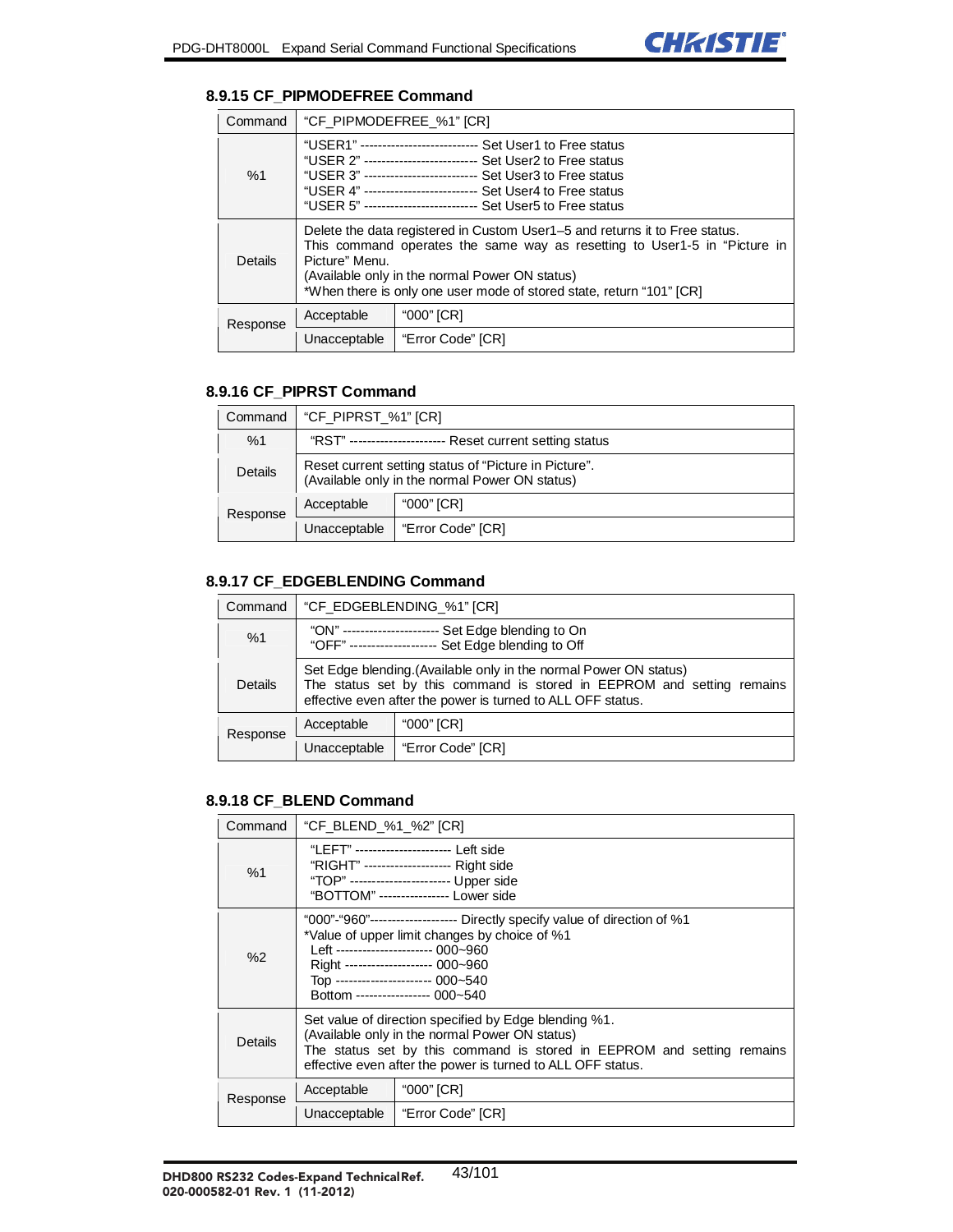### 8.9.15 CF_PIPMODEFREE Command

| Command | "CF_PIPMODEFREE_%1" [CR] | |
|---|---|---|
| %1 | "USER1" --------------------------- Set User1 to Free status<br>"USER 2" -------------------------- Set User2 to Free status<br>"USER 3" -------------------------- Set User3 to Free status<br>"USER 4" -------------------------- Set User4 to Free status<br>"USER 5" -------------------------- Set User5 to Free status | |
| Details | Delete the data registered in Custom User1–5 and returns it to Free status.<br>This command operates the same way as resetting to User1-5 in "Picture in Picture" Menu.<br>(Available only in the normal Power ON status)<br>*When there is only one user mode of stored state, return "101" [CR] | |
| Response | Acceptable | "000" [CR] |
| | Unacceptable | "Error Code" [CR] |

### 8.9.16 CF_PIPRST Command

| Command | "CF_PIPRST_%1" [CR] | |
|---|---|---|
| %1 | "RST" ---------------------- Reset current setting status | |
| Details | Reset current setting status of "Picture in Picture".<br>(Available only in the normal Power ON status) | |
| Response | Acceptable | "000" [CR] |
| | Unacceptable | "Error Code" [CR] |

### 8.9.17 CF_EDGEBLENDING Command

| Command | "CF_EDGEBLENDING_%1" [CR] | |
|---|---|---|
| %1 | "ON" ---------------------- Set Edge blending to On<br>"OFF" -------------------- Set Edge blending to Off | |
| Details | Set Edge blending.(Available only in the normal Power ON status)<br>The status set by this command is stored in EEPROM and setting remains effective even after the power is turned to ALL OFF status. | |
| Response | Acceptable | "000" [CR] |
| | Unacceptable | "Error Code" [CR] |

### 8.9.18 CF_BLEND Command

| Command | "CF_BLEND_%1_%2" [CR] | |
|---|---|---|
| %1 | "LEFT" ---------------------- Left side<br>"RIGHT" -------------------- Right side<br>"TOP" ----------------------- Upper side<br>"BOTTOM" ---------------- Lower side | |
| %2 | "000"-"960"-------------------- Directly specify value of direction of %1<br>*Value of upper limit changes by choice of %1<br>Left ---------------------- 000~960<br>Right -------------------- 000~960<br>Top ---------------------- 000~540<br>Bottom ----------------- 000~540 | |
| Details | Set value of direction specified by Edge blending %1.<br>(Available only in the normal Power ON status)<br>The status set by this command is stored in EEPROM and setting remains effective even after the power is turned to ALL OFF status. | |
| Response | Acceptable | "000" [CR] |
| | Unacceptable | "Error Code" [CR] |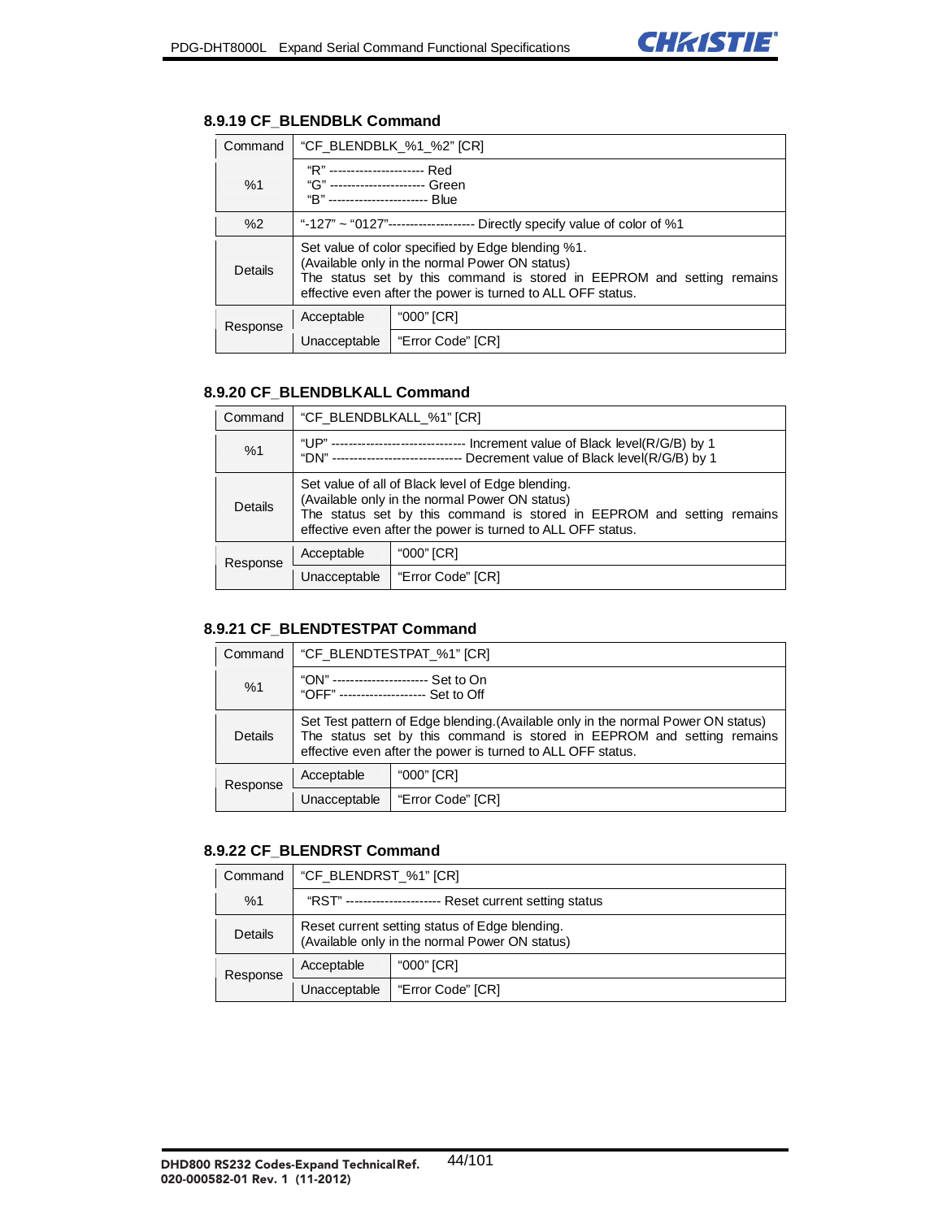### 8.9.19 CF_BLENDBLK Command

| Command | "CF_BLENDBLK_%1_%2" [CR] | |
|---|---|---|
| %1 | "R" ---------------------- Red<br>"G" ---------------------- Green<br>"B" ---------------------- Blue | |
| %2 | "-127" ~ "0127"-------------------- Directly specify value of color of %1 | |
| Details | Set value of color specified by Edge blending %1.<br>(Available only in the normal Power ON status)<br>The status set by this command is stored in EEPROM and setting remains effective even after the power is turned to ALL OFF status. | |
| Response | Acceptable | "000" [CR] |
| | Unacceptable | "Error Code" [CR] |

### 8.9.20 CF_BLENDBLKALL Command

| Command | "CF_BLENDBLKALL_%1" [CR] | |
|---|---|---|
| %1 | "UP" ------------------------------- Increment value of Black level(R/G/B) by 1<br>"DN" ------------------------------ Decrement value of Black level(R/G/B) by 1 | |
| Details | Set value of all of Black level of Edge blending.<br>(Available only in the normal Power ON status)<br>The status set by this command is stored in EEPROM and setting remains effective even after the power is turned to ALL OFF status. | |
| Response | Acceptable | "000" [CR] |
| | Unacceptable | "Error Code" [CR] |

### 8.9.21 CF_BLENDTESTPAT Command

| Command | "CF_BLENDTESTPAT_%1" [CR] | |
|---|---|---|
| %1 | "ON" ---------------------- Set to On<br>"OFF" -------------------- Set to Off | |
| Details | Set Test pattern of Edge blending.(Available only in the normal Power ON status)<br>The status set by this command is stored in EEPROM and setting remains effective even after the power is turned to ALL OFF status. | |
| Response | Acceptable | "000" [CR] |
| | Unacceptable | "Error Code" [CR] |

### 8.9.22 CF_BLENDRST Command

| Command | "CF_BLENDRST_%1" [CR] | |
|---|---|---|
| %1 | "RST" --------------------- Reset current setting status | |
| Details | Reset current setting status of Edge blending.<br>(Available only in the normal Power ON status) | |
| Response | Acceptable | "000" [CR] |
| | Unacceptable | "Error Code" [CR] |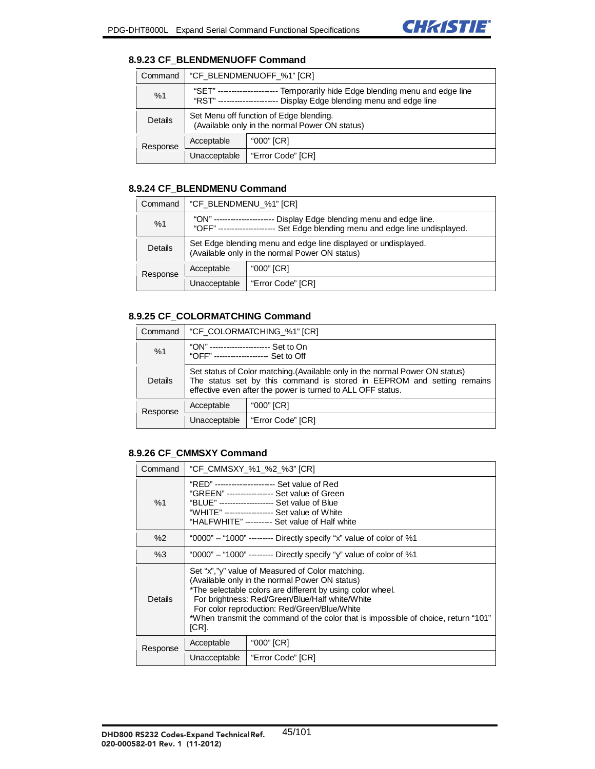### 8.9.23 CF_BLENDMENUOFF Command

| Command | "CF_BLENDMENUOFF_%1" [CR] | |
|---|---|---|
| %1 | "SET" --------------------- Temporarily hide Edge blending menu and edge line<br>"RST" --------------------- Display Edge blending menu and edge line | |
| Details | Set Menu off function of Edge blending.<br>(Available only in the normal Power ON status) | |
| Response | Acceptable | "000" [CR] |
| | Unacceptable | "Error Code" [CR] |

### 8.9.24 CF_BLENDMENU Command

| Command | "CF_BLENDMENU_%1" [CR] | |
|---|---|---|
| %1 | "ON" --------------------- Display Edge blending menu and edge line.<br>"OFF" -------------------- Set Edge blending menu and edge line undisplayed. | |
| Details | Set Edge blending menu and edge line displayed or undisplayed.<br>(Available only in the normal Power ON status) | |
| Response | Acceptable | "000" [CR] |
| | Unacceptable | "Error Code" [CR] |

### 8.9.25 CF_COLORMATCHING Command

| Command | "CF_COLORMATCHING_%1" [CR] | |
|---|---|---|
| %1 | "ON" --------------------- Set to On<br>"OFF" ------------------- Set to Off | |
| Details | Set status of Color matching.(Available only in the normal Power ON status)<br>The status set by this command is stored in EEPROM and setting remains effective even after the power is turned to ALL OFF status. | |
| Response | Acceptable | "000" [CR] |
| | Unacceptable | "Error Code" [CR] |

### 8.9.26 CF_CMMSXY Command

| Command | "CF_CMMSXY_%1_%2_%3" [CR] | |
|---|---|---|
| %1 | "RED" --------------------- Set value of Red<br>"GREEN" ---------------- Set value of Green<br>"BLUE" ------------------- Set value of Blue<br>"WHITE" ----------------- Set value of White<br>"HALFWHITE" --------- Set value of Half white | |
| %2 | "0000" – "1000" --------- Directly specify "x" value of color of %1 | |
| %3 | "0000" – "1000" --------- Directly specify "y" value of color of %1 | |
| Details | Set "x","y" value of Measured of Color matching.<br>(Available only in the normal Power ON status)<br>*The selectable colors are different by using color wheel.<br>For brightness: Red/Green/Blue/Half white/White<br>For color reproduction: Red/Green/Blue/White<br>*When transmit the command of the color that is impossible of choice, return "101" [CR]. | |
| Response | Acceptable | "000" [CR] |
| | Unacceptable | "Error Code" [CR] |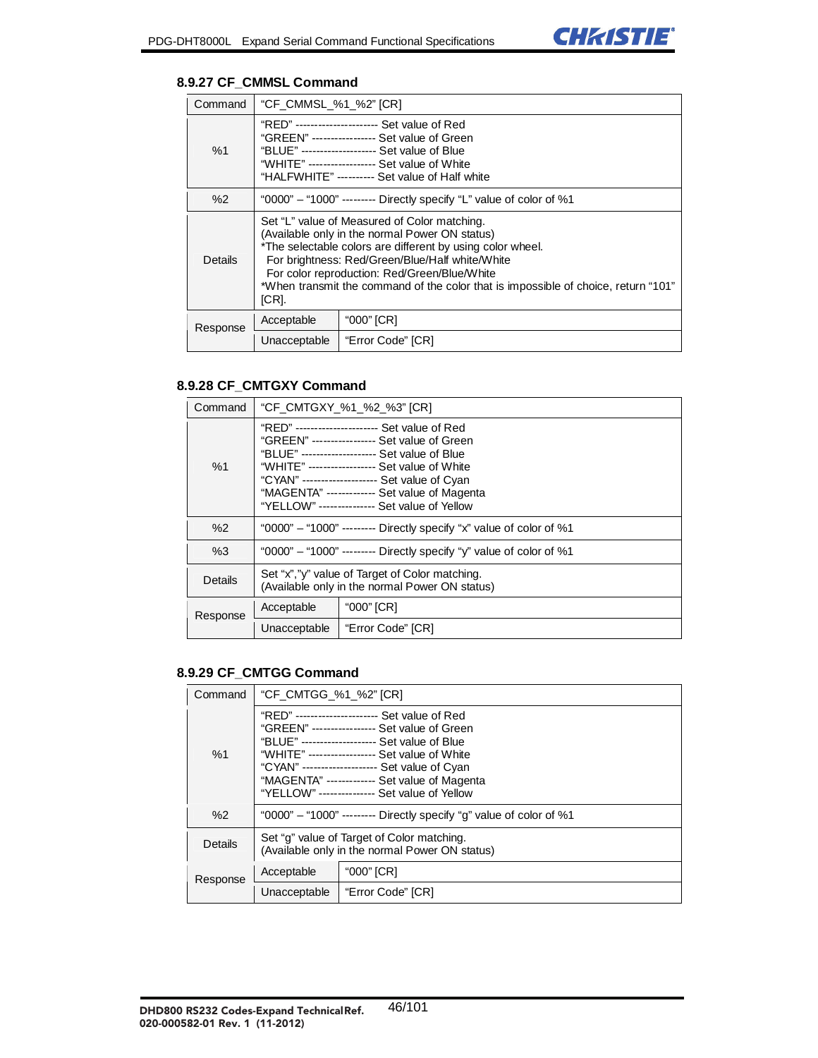### 8.9.27 CF_CMMSL Command

| | | |
|---|---|---|
| Command | "CF_CMMSL_%1_%2" [CR] | |
| %1 | "RED" ---------------------- Set value of Red<br>"GREEN" ----------------- Set value of Green<br>"BLUE" -------------------- Set value of Blue<br>"WHITE" ------------------ Set value of White<br>"HALFWHITE" ---------- Set value of Half white | |
| %2 | "0000" – "1000" --------- Directly specify "L" value of color of %1 | |
| Details | Set "L" value of Measured of Color matching.<br>(Available only in the normal Power ON status)<br>*The selectable colors are different by using color wheel.<br>For brightness: Red/Green/Blue/Half white/White<br>For color reproduction: Red/Green/Blue/White<br>*When transmit the command of the color that is impossible of choice, return "101" [CR]. | |
| Response | Acceptable | "000" [CR] |
| | Unacceptable | "Error Code" [CR] |

### 8.9.28 CF_CMTGXY Command

| | | |
|---|---|---|
| Command | "CF_CMTGXY_%1_%2_%3" [CR] | |
| %1 | "RED" ---------------------- Set value of Red<br>"GREEN" ----------------- Set value of Green<br>"BLUE" -------------------- Set value of Blue<br>"WHITE" ------------------ Set value of White<br>"CYAN" -------------------- Set value of Cyan<br>"MAGENTA" ------------- Set value of Magenta<br>"YELLOW" --------------- Set value of Yellow | |
| %2 | "0000" – "1000" --------- Directly specify "x" value of color of %1 | |
| %3 | "0000" – "1000" --------- Directly specify "y" value of color of %1 | |
| Details | Set "x","y" value of Target of Color matching.<br>(Available only in the normal Power ON status) | |
| Response | Acceptable | "000" [CR] |
| | Unacceptable | "Error Code" [CR] |

### 8.9.29 CF_CMTGG Command

| | | |
|---|---|---|
| Command | "CF_CMTGG_%1_%2" [CR] | |
| %1 | "RED" ---------------------- Set value of Red<br>"GREEN" ----------------- Set value of Green<br>"BLUE" -------------------- Set value of Blue<br>"WHITE" ------------------ Set value of White<br>"CYAN" -------------------- Set value of Cyan<br>"MAGENTA" ------------- Set value of Magenta<br>"YELLOW" --------------- Set value of Yellow | |
| %2 | "0000" – "1000" --------- Directly specify "g" value of color of %1 | |
| Details | Set "g" value of Target of Color matching.<br>(Available only in the normal Power ON status) | |
| Response | Acceptable | "000" [CR] |
| | Unacceptable | "Error Code" [CR] |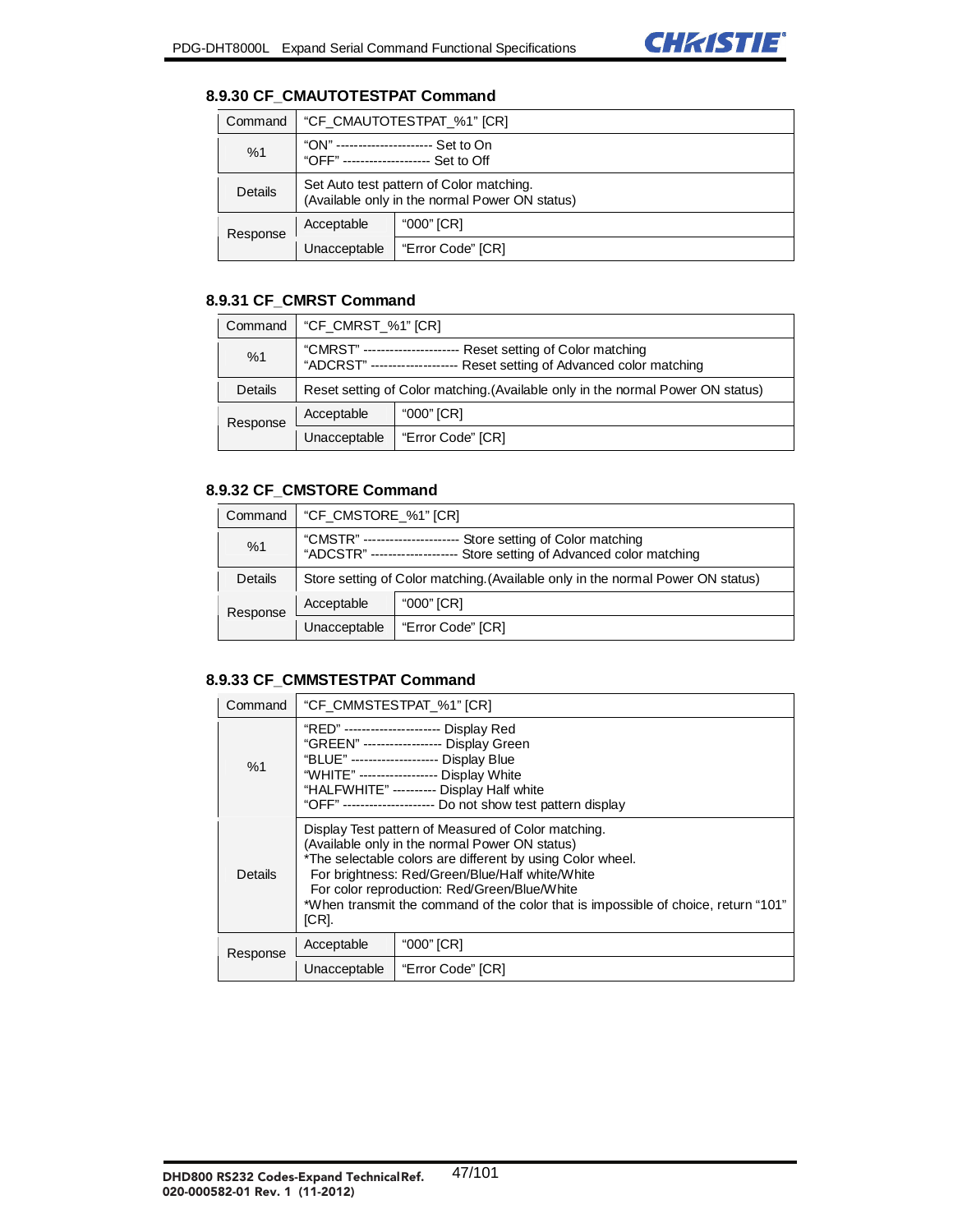### 8.9.30 CF_CMAUTOTESTPAT Command

| Command | "CF_CMAUTOTESTPAT_%1" [CR] | |
|---|---|---|
| %1 | "ON" ---------------------- Set to On<br>"OFF" -------------------- Set to Off | |
| Details | Set Auto test pattern of Color matching.<br>(Available only in the normal Power ON status) | |
| Response | Acceptable | "000" [CR] |
| | Unacceptable | "Error Code" [CR] |

### 8.9.31 CF_CMRST Command

| Command | "CF_CMRST_%1" [CR] | |
|---|---|---|
| %1 | "CMRST" ---------------------- Reset setting of Color matching<br>"ADCRST" -------------------- Reset setting of Advanced color matching | |
| Details | Reset setting of Color matching.(Available only in the normal Power ON status) | |
| Response | Acceptable | "000" [CR] |
| | Unacceptable | "Error Code" [CR] |

### 8.9.32 CF_CMSTORE Command

| Command | "CF_CMSTORE_%1" [CR] | |
|---|---|---|
| %1 | "CMSTR" ---------------------- Store setting of Color matching<br>"ADCSTR" -------------------- Store setting of Advanced color matching | |
| Details | Store setting of Color matching.(Available only in the normal Power ON status) | |
| Response | Acceptable | "000" [CR] |
| | Unacceptable | "Error Code" [CR] |

### 8.9.33 CF_CMMSTESTPAT Command

| Command | "CF_CMMSTESTPAT_%1" [CR] | |
|---|---|---|
| %1 | "RED" ---------------------- Display Red<br>"GREEN" ------------------ Display Green<br>"BLUE" -------------------- Display Blue<br>"WHITE" ------------------ Display White<br>"HALFWHITE" ---------- Display Half white<br>"OFF" -------------------- Do not show test pattern display | |
| Details | Display Test pattern of Measured of Color matching.<br>(Available only in the normal Power ON status)<br>*The selectable colors are different by using Color wheel.<br>For brightness: Red/Green/Blue/Half white/White<br>For color reproduction: Red/Green/Blue/White<br>*When transmit the command of the color that is impossible of choice, return "101" [CR]. | |
| Response | Acceptable | "000" [CR] |
| | Unacceptable | "Error Code" [CR] |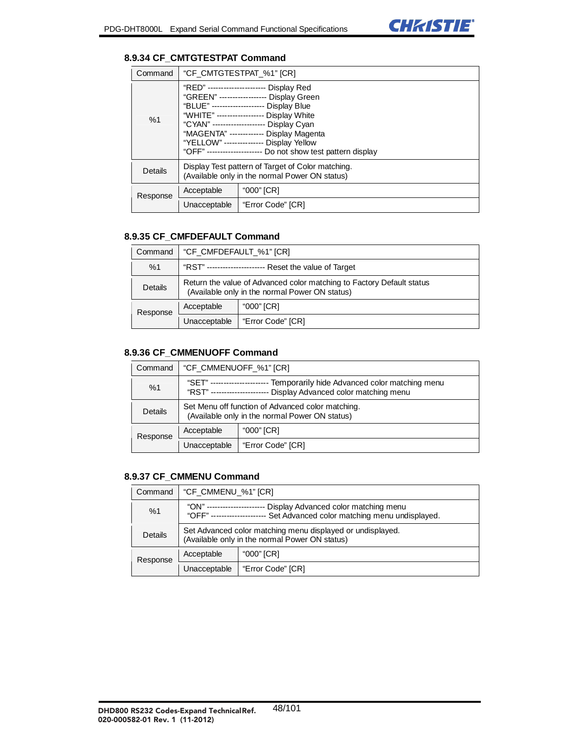### 8.9.34 CF_CMTGTESTPAT Command

| Command | "CF_CMTGTESTPAT_%1" [CR] | |
|---|---|---|
| %1 | "RED" ---------------------- Display Red<br>"GREEN" ------------------ Display Green<br>"BLUE" -------------------- Display Blue<br>"WHITE" ------------------ Display White<br>"CYAN" -------------------- Display Cyan<br>"MAGENTA" ------------ Display Magenta<br>"YELLOW" --------------- Display Yellow<br>"OFF" --------------------- Do not show test pattern display | |
| Details | Display Test pattern of Target of Color matching.<br>(Available only in the normal Power ON status) | |
| Response | Acceptable | "000" [CR] |
| | Unacceptable | "Error Code" [CR] |

### 8.9.35 CF_CMFDEFAULT Command

| Command | "CF_CMFDEFAULT_%1" [CR] | |
|---|---|---|
| %1 | "RST" ---------------------- Reset the value of Target | |
| Details | Return the value of Advanced color matching to Factory Default status<br>(Available only in the normal Power ON status) | |
| Response | Acceptable | "000" [CR] |
| | Unacceptable | "Error Code" [CR] |

### 8.9.36 CF_CMMENUOFF Command

| Command | "CF_CMMENUOFF_%1" [CR] | |
|---|---|---|
| %1 | "SET" ---------------------- Temporarily hide Advanced color matching menu<br>"RST" ---------------------- Display Advanced color matching menu | |
| Details | Set Menu off function of Advanced color matching.<br>(Available only in the normal Power ON status) | |
| Response | Acceptable | "000" [CR] |
| | Unacceptable | "Error Code" [CR] |

### 8.9.37 CF_CMMENU Command

| Command | "CF_CMMENU_%1" [CR] | |
|---|---|---|
| %1 | "ON" ---------------------- Display Advanced color matching menu<br>"OFF" -------------------- Set Advanced color matching menu undisplayed. | |
| Details | Set Advanced color matching menu displayed or undisplayed.<br>(Available only in the normal Power ON status) | |
| Response | Acceptable | "000" [CR] |
| | Unacceptable | "Error Code" [CR] |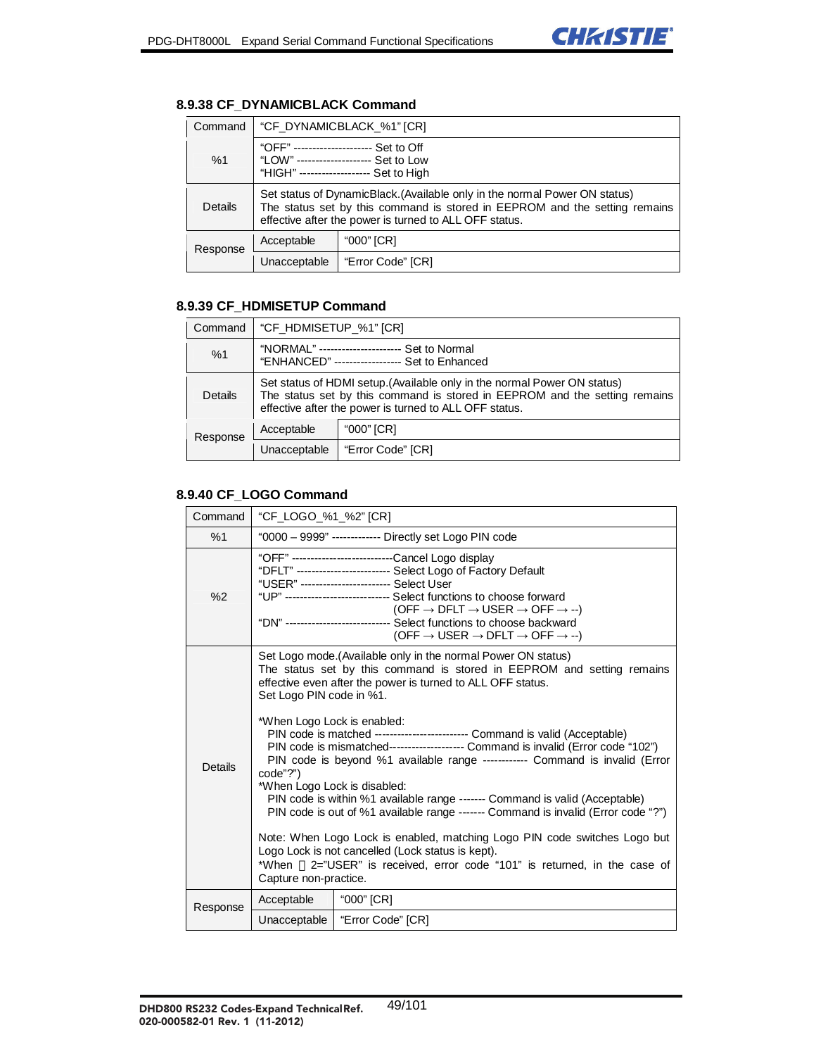### 8.9.38 CF_DYNAMICBLACK Command

| Command | "CF_DYNAMICBLACK_%1" [CR] | |
|---|---|---|
| %1 | "OFF" --------------------- Set to Off<br>"LOW" -------------------- Set to Low<br>"HIGH" ------------------- Set to High | |
| Details | Set status of DynamicBlack.(Available only in the normal Power ON status)<br>The status set by this command is stored in EEPROM and the setting remains effective after the power is turned to ALL OFF status. | |
| Response | Acceptable | "000" [CR] |
| | Unacceptable | "Error Code" [CR] |

### 8.9.39 CF_HDMISETUP Command

| Command | "CF_HDMISETUP_%1" [CR] | |
|---|---|---|
| %1 | "NORMAL" ---------------------- Set to Normal<br>"ENHANCED" ------------------ Set to Enhanced | |
| Details | Set status of HDMI setup.(Available only in the normal Power ON status)<br>The status set by this command is stored in EEPROM and the setting remains effective after the power is turned to ALL OFF status. | |
| Response | Acceptable | "000" [CR] |
| | Unacceptable | "Error Code" [CR] |

### 8.9.40 CF_LOGO Command

| Command | "CF_LOGO_%1_%2" [CR] | |
|---|---|---|
| %1 | "0000 – 9999" ------------- Directly set Logo PIN code | |
| %2 | "OFF" ---------------------------Cancel Logo display<br>"DFLT" ------------------------- Select Logo of Factory Default<br>"USER" ------------------------ Select User<br>"UP" ---------------------------- Select functions to choose forward<br>(OFF → DFLT → USER → OFF → --)<br>"DN" ---------------------------- Select functions to choose backward<br>(OFF → USER → DFLT → OFF → --) | |
| Details | Set Logo mode.(Available only in the normal Power ON status)<br>The status set by this command is stored in EEPROM and setting remains effective even after the power is turned to ALL OFF status.<br>Set Logo PIN code in %1.<br><br>*When Logo Lock is enabled:<br>PIN code is matched ------------------------ Command is valid (Acceptable)<br>PIN code is mismatched------------------- Command is invalid (Error code "102")<br>PIN code is beyond %1 available range ----------- Command is invalid (Error code"?")<br>*When Logo Lock is disabled:<br>PIN code is within %1 available range ------- Command is valid (Acceptable)<br>PIN code is out of %1 available range ------- Command is invalid (Error code "?")<br><br>Note: When Logo Lock is enabled, matching Logo PIN code switches Logo but Logo Lock is not cancelled (Lock status is kept).<br>*When %2="USER" is received, error code "101" is returned, in the case of Capture non-practice. | |
| Response | Acceptable | "000" [CR] |
| | Unacceptable | "Error Code" [CR] |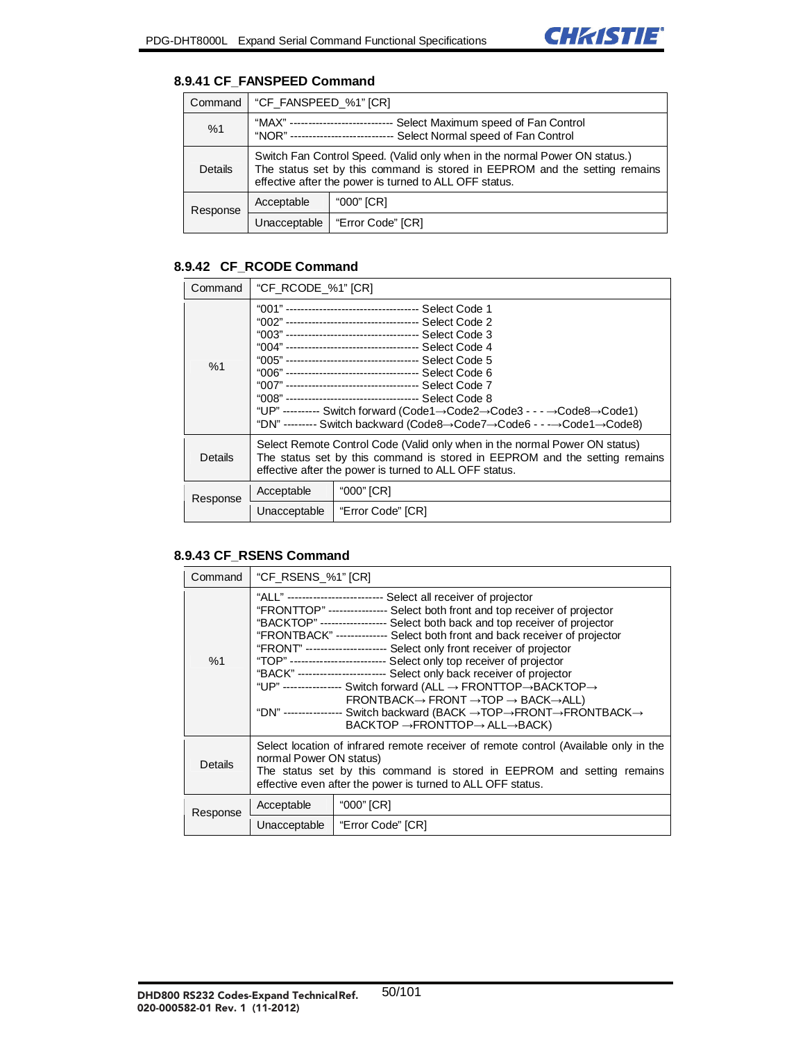### 8.9.41 CF_FANSPEED Command

| Command | "CF_FANSPEED_%1" [CR] | |
|---|---|---|
| %1 | "MAX" ---------------------------- Select Maximum speed of Fan Control<br>"NOR" ---------------------------- Select Normal speed of Fan Control | |
| Details | Switch Fan Control Speed. (Valid only when in the normal Power ON status.)<br>The status set by this command is stored in EEPROM and the setting remains effective after the power is turned to ALL OFF status. | |
| Response | Acceptable | "000" [CR] |
| | Unacceptable | "Error Code" [CR] |

### 8.9.42 CF_RCODE Command

| Command | "CF_RCODE_%1" [CR] | |
|---|---|---|
| %1 | "001" ------------------------------------ Select Code 1<br>"002" ------------------------------------ Select Code 2<br>"003" ------------------------------------ Select Code 3<br>"004" ------------------------------------ Select Code 4<br>"005" ------------------------------------ Select Code 5<br>"006" ------------------------------------ Select Code 6<br>"007" ------------------------------------ Select Code 7<br>"008" ------------------------------------ Select Code 8<br>"UP" ---------- Switch forward (Code1→Code2→Code3 - - - →Code8→Code1)<br>"DN" --------- Switch backward (Code8→Code7→Code6 - - -→Code1→Code8) | |
| Details | Select Remote Control Code (Valid only when in the normal Power ON status)<br>The status set by this command is stored in EEPROM and the setting remains effective after the power is turned to ALL OFF status. | |
| Response | Acceptable | "000" [CR] |
| | Unacceptable | "Error Code" [CR] |

### 8.9.43 CF_RSENS Command

| Command | "CF_RSENS_%1" [CR] | |
|---|---|---|
| %1 | "ALL" -------------------------- Select all receiver of projector<br>"FRONTTOP" ---------------- Select both front and top receiver of projector<br>"BACKTOP" ------------------ Select both back and top receiver of projector<br>"FRONTBACK" -------------- Select both front and back receiver of projector<br>"FRONT" ---------------------- Select only front receiver of projector<br>"TOP" -------------------------- Select only top receiver of projector<br>"BACK" ------------------------ Select only back receiver of projector<br>"UP" ---------------- Switch forward (ALL → FRONTTOP→BACKTOP→ FRONTBACK→ FRONT →TOP → BACK→ALL)<br>"DN" ---------------- Switch backward (BACK →TOP→FRONT→FRONTBACK→ BACKTOP →FRONTTOP→ ALL→BACK) | |
| Details | Select location of infrared remote receiver of remote control (Available only in the normal Power ON status)<br>The status set by this command is stored in EEPROM and setting remains effective even after the power is turned to ALL OFF status. | |
| Response | Acceptable | "000" [CR] |
| | Unacceptable | "Error Code" [CR] |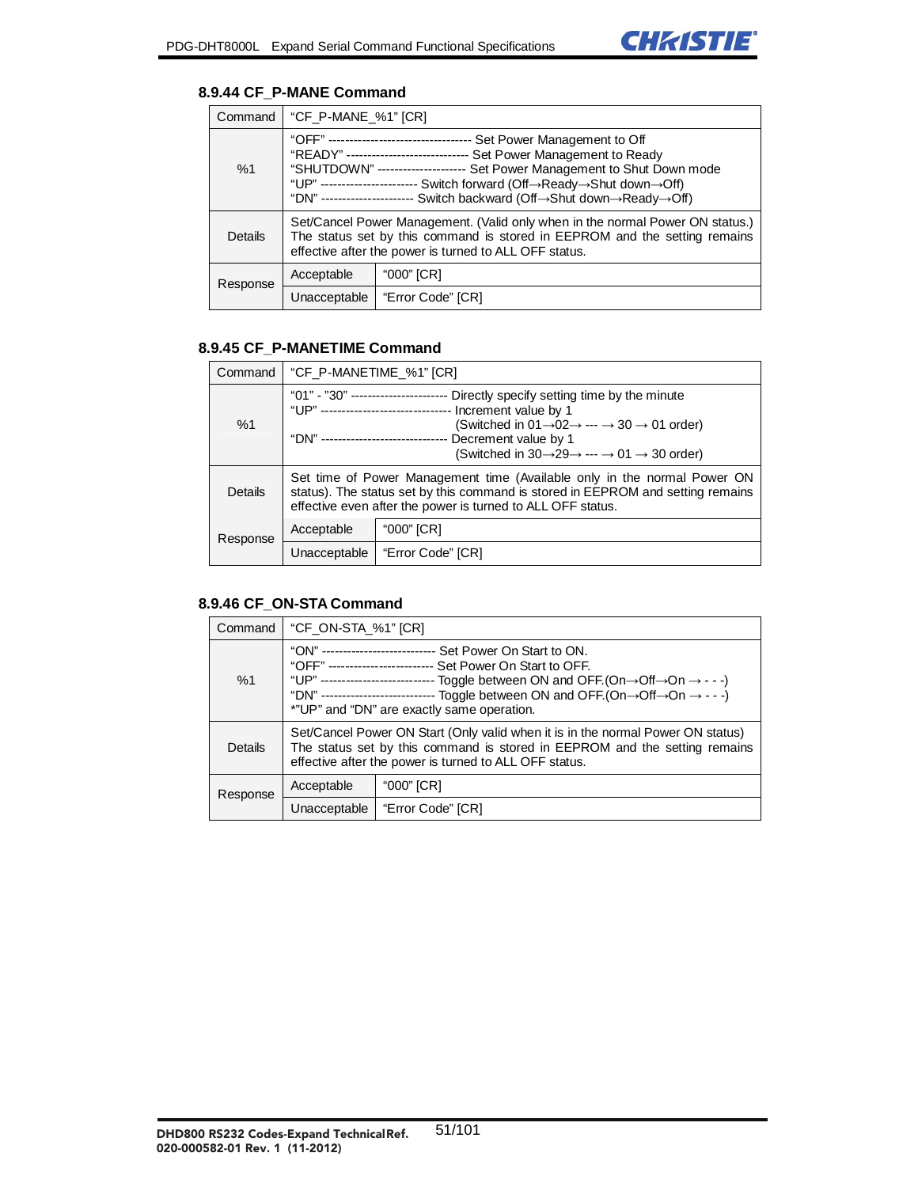### 8.9.44 CF_P-MANE Command

| Command | "CF_P-MANE_%1" [CR] | |
|---|---|---|
| %1 | "OFF" ---------------------------------- Set Power Management to Off<br>"READY" ----------------------------- Set Power Management to Ready<br>"SHUTDOWN" --------------------- Set Power Management to Shut Down mode<br>"UP" ----------------------- Switch forward (Off→Ready→Shut down→Off)<br>"DN" ---------------------- Switch backward (Off→Shut down→Ready→Off) | |
| Details | Set/Cancel Power Management. (Valid only when in the normal Power ON status.) The status set by this command is stored in EEPROM and the setting remains effective after the power is turned to ALL OFF status. | |
| Response | Acceptable | "000" [CR] |
| | Unacceptable | "Error Code" [CR] |

### 8.9.45 CF_P-MANETIME Command

| Command | "CF_P-MANETIME_%1" [CR] | |
|---|---|---|
| %1 | "01" - "30" ---------------------- Directly specify setting time by the minute<br>"UP" ------------------------------ Increment value by 1<br>(Switched in 01→02→ --- → 30 → 01 order)<br>"DN" ------------------------------ Decrement value by 1<br>(Switched in 30→29→ --- → 01 → 30 order) | |
| Details | Set time of Power Management time (Available only in the normal Power ON status). The status set by this command is stored in EEPROM and setting remains effective even after the power is turned to ALL OFF status. | |
| Response | Acceptable | "000" [CR] |
| | Unacceptable | "Error Code" [CR] |

### 8.9.46 CF_ON-STA Command

| Command | "CF_ON-STA_%1" [CR] | |
|---|---|---|
| %1 | "ON" -------------------------- Set Power On Start to ON.<br>"OFF" ------------------------ Set Power On Start to OFF.<br>"UP" -------------------------- Toggle between ON and OFF.(On→Off→On → - - -)<br>"DN" -------------------------- Toggle between ON and OFF.(On→Off→On → - - -)<br>*"UP" and "DN" are exactly same operation. | |
| Details | Set/Cancel Power ON Start (Only valid when it is in the normal Power ON status) The status set by this command is stored in EEPROM and the setting remains effective after the power is turned to ALL OFF status. | |
| Response | Acceptable | "000" [CR] |
| | Unacceptable | "Error Code" [CR] |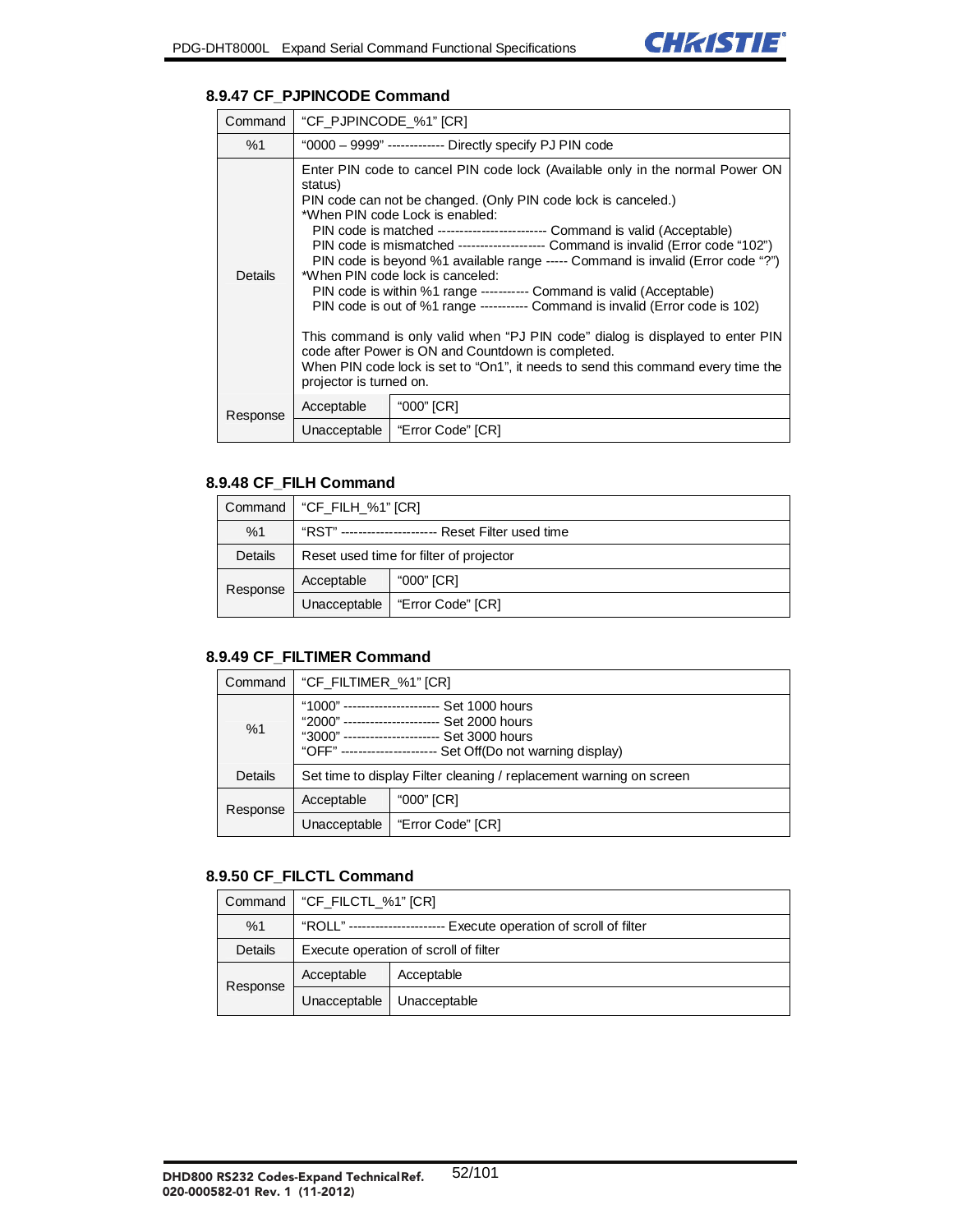### 8.9.47 CF_PJPINCODE Command

| Command | "CF_PJPINCODE_%1" [CR] | |
|---|---|---|
| %1 | "0000 – 9999" ------------- Directly specify PJ PIN code | |
| Details | Enter PIN code to cancel PIN code lock (Available only in the normal Power ON status)<br>PIN code can not be changed. (Only PIN code lock is canceled.)<br>*When PIN code Lock is enabled:<br>PIN code is matched ------------------------ Command is valid (Acceptable)<br>PIN code is mismatched ------------------- Command is invalid (Error code "102")<br>PIN code is beyond %1 available range ----- Command is invalid (Error code "?")<br>*When PIN code lock is canceled:<br>PIN code is within %1 range ----------- Command is valid (Acceptable)<br>PIN code is out of %1 range ----------- Command is invalid (Error code is 102)<br><br>This command is only valid when "PJ PIN code" dialog is displayed to enter PIN code after Power is ON and Countdown is completed.<br>When PIN code lock is set to "On1", it needs to send this command every time the projector is turned on. | |
| Response | Acceptable | "000" [CR] |
| | Unacceptable | "Error Code" [CR] |

### 8.9.48 CF_FILH Command

| Command | "CF_FILH_%1" [CR] | |
|---|---|---|
| %1 | "RST" --------------------- Reset Filter used time | |
| Details | Reset used time for filter of projector | |
| Response | Acceptable | "000" [CR] |
| | Unacceptable | "Error Code" [CR] |

### 8.9.49 CF_FILTIMER Command

| Command | "CF_FILTIMER_%1" [CR] | |
|---|---|---|
| %1 | "1000" ---------------------- Set 1000 hours<br>"2000" ---------------------- Set 2000 hours<br>"3000" ---------------------- Set 3000 hours<br>"OFF" --------------------- Set Off(Do not warning display) | |
| Details | Set time to display Filter cleaning / replacement warning on screen | |
| Response | Acceptable | "000" [CR] |
| | Unacceptable | "Error Code" [CR] |

### 8.9.50 CF_FILCTL Command

| Command | "CF_FILCTL_%1" [CR] | |
|---|---|---|
| %1 | "ROLL" --------------------- Execute operation of scroll of filter | |
| Details | Execute operation of scroll of filter | |
| Response | Acceptable | Acceptable |
| | Unacceptable | Unacceptable |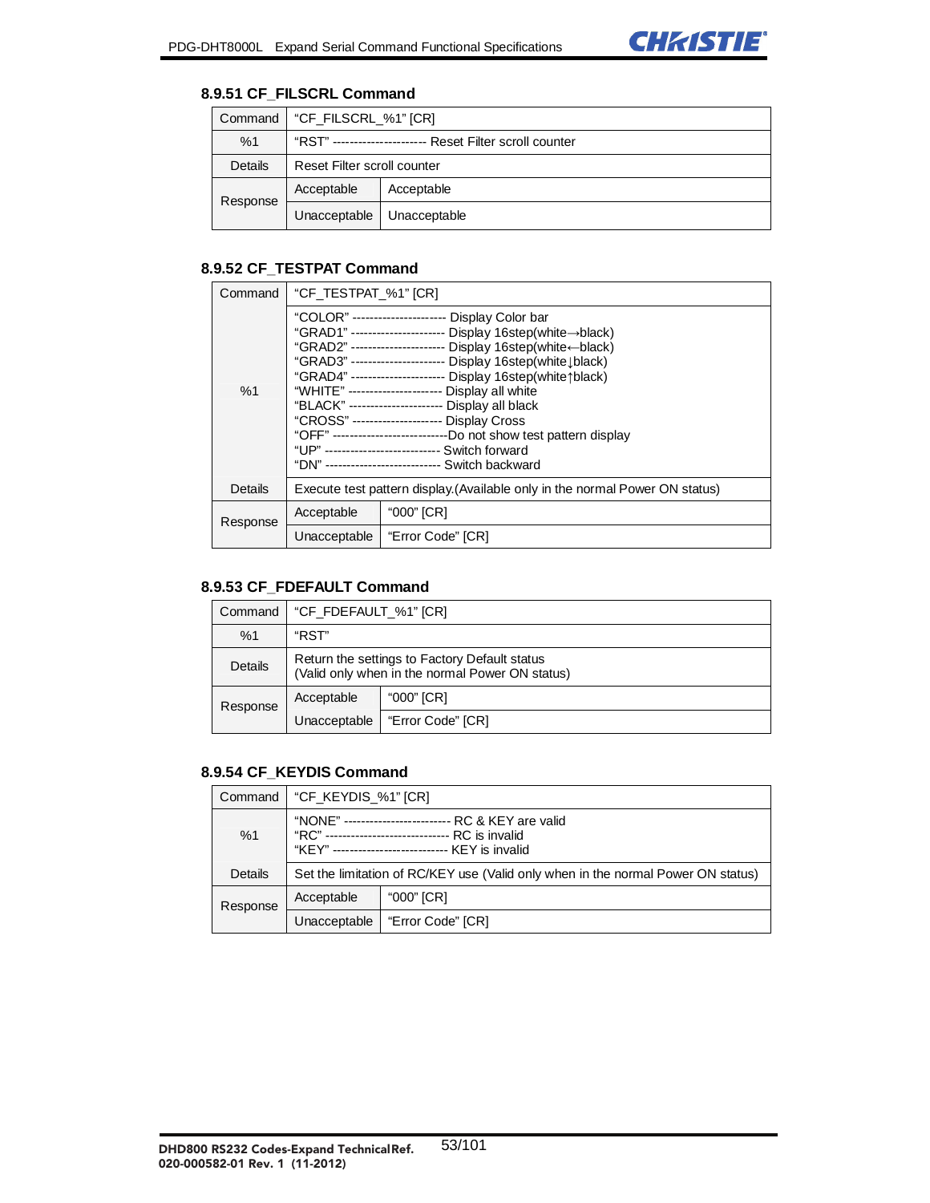### 8.9.51 CF_FILSCRL Command

| Command | "CF_FILSCRL_%1" [CR] | |
|---|---|---|
| %1 | "RST" ---------------------- Reset Filter scroll counter | |
| Details | Reset Filter scroll counter | |
| Response | Acceptable | Acceptable |
| | Unacceptable | Unacceptable |

### 8.9.52 CF_TESTPAT Command

| Command | "CF_TESTPAT_%1" [CR] | |
|---|---|---|
| %1 | "COLOR" ---------------------- Display Color bar<br>"GRAD1" ---------------------- Display 16step(white→black)<br>"GRAD2" ---------------------- Display 16step(white←black)<br>"GRAD3" ---------------------- Display 16step(white↓black)<br>"GRAD4" ---------------------- Display 16step(white↑black)<br>"WHITE" ---------------------- Display all white<br>"BLACK" ---------------------- Display all black<br>"CROSS" --------------------- Display Cross<br>"OFF" ---------------------------Do not show test pattern display<br>"UP" --------------------------- Switch forward<br>"DN" --------------------------- Switch backward | |
| Details | Execute test pattern display.(Available only in the normal Power ON status) | |
| Response | Acceptable | "000" [CR] |
| | Unacceptable | "Error Code" [CR] |

### 8.9.53 CF_FDEFAULT Command

| Command | "CF_FDEFAULT_%1" [CR] | |
|---|---|---|
| %1 | "RST" | |
| Details | Return the settings to Factory Default status<br>(Valid only when in the normal Power ON status) | |
| Response | Acceptable | "000" [CR] |
| | Unacceptable | "Error Code" [CR] |

### 8.9.54 CF_KEYDIS Command

| Command | "CF_KEYDIS_%1" [CR] | |
|---|---|---|
| %1 | "NONE" ------------------------- RC & KEY are valid<br>"RC" ----------------------------- RC is invalid<br>"KEY" --------------------------- KEY is invalid | |
| Details | Set the limitation of RC/KEY use (Valid only when in the normal Power ON status) | |
| Response | Acceptable | "000" [CR] |
| | Unacceptable | "Error Code" [CR] |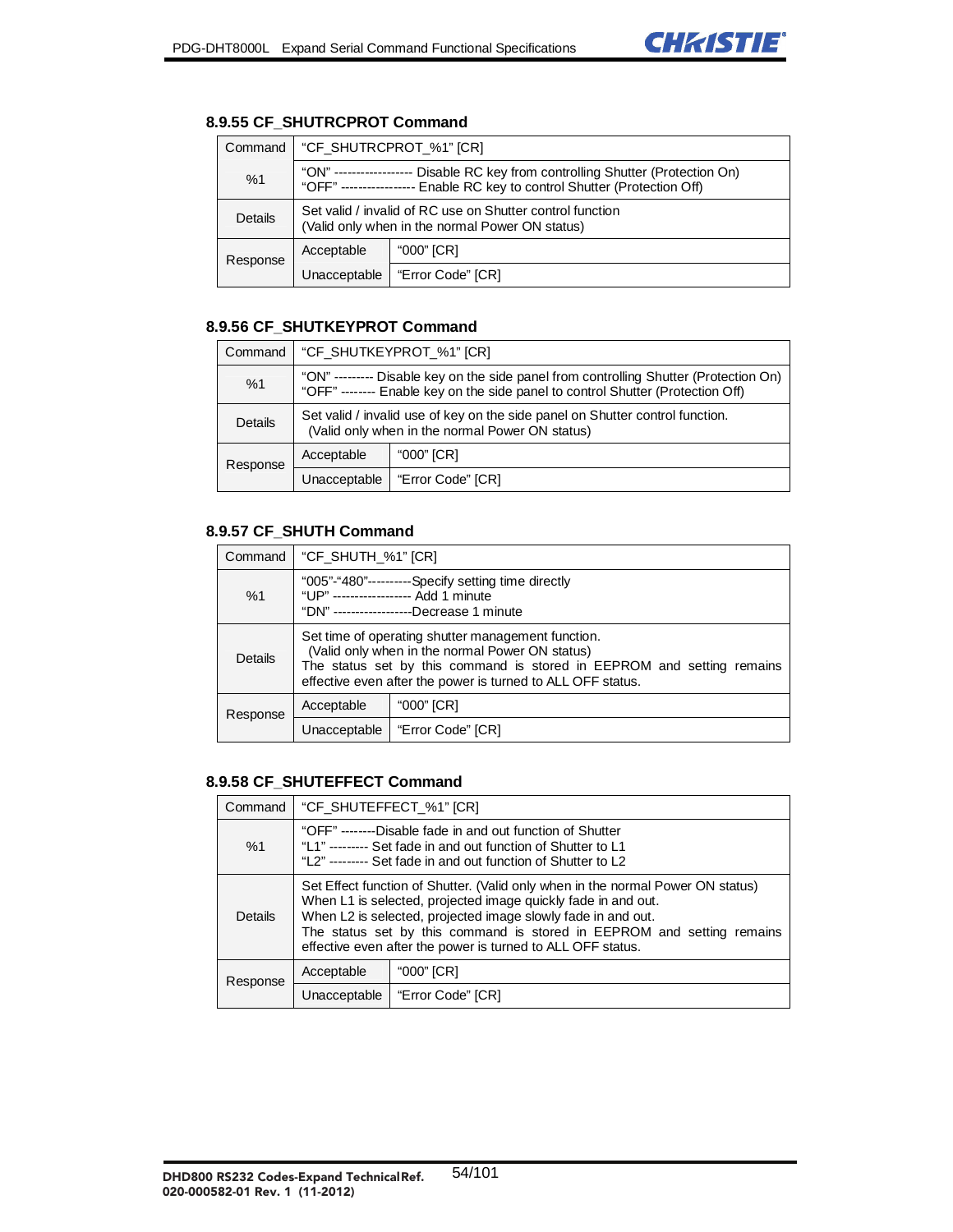### 8.9.55 CF_SHUTRCPROT Command

| Command | "CF_SHUTRCPROT_%1" [CR] | |
|---|---|---|
| %1 | "ON" ------------------ Disable RC key from controlling Shutter (Protection On)<br>"OFF" ----------------- Enable RC key to control Shutter (Protection Off) | |
| Details | Set valid / invalid of RC use on Shutter control function<br>(Valid only when in the normal Power ON status) | |
| Response | Acceptable | "000" [CR] |
| | Unacceptable | "Error Code" [CR] |

### 8.9.56 CF_SHUTKEYPROT Command

| Command | "CF_SHUTKEYPROT_%1" [CR] | |
|---|---|---|
| %1 | "ON" --------- Disable key on the side panel from controlling Shutter (Protection On)<br>"OFF" -------- Enable key on the side panel to control Shutter (Protection Off) | |
| Details | Set valid / invalid use of key on the side panel on Shutter control function.<br>(Valid only when in the normal Power ON status) | |
| Response | Acceptable | "000" [CR] |
| | Unacceptable | "Error Code" [CR] |

### 8.9.57 CF_SHUTH Command

| Command | "CF_SHUTH_%1" [CR] | |
|---|---|---|
| %1 | "005"-"480"----------Specify setting time directly<br>"UP" ------------------ Add 1 minute<br>"DN" ------------------Decrease 1 minute | |
| Details | Set time of operating shutter management function.<br>(Valid only when in the normal Power ON status)<br>The status set by this command is stored in EEPROM and setting remains effective even after the power is turned to ALL OFF status. | |
| Response | Acceptable | "000" [CR] |
| | Unacceptable | "Error Code" [CR] |

### 8.9.58 CF_SHUTEFFECT Command

| Command | "CF_SHUTEFFECT_%1" [CR] | |
|---|---|---|
| %1 | "OFF" --------Disable fade in and out function of Shutter<br>"L1" --------- Set fade in and out function of Shutter to L1<br>"L2" --------- Set fade in and out function of Shutter to L2 | |
| Details | Set Effect function of Shutter. (Valid only when in the normal Power ON status)<br>When L1 is selected, projected image quickly fade in and out.<br>When L2 is selected, projected image slowly fade in and out.<br>The status set by this command is stored in EEPROM and setting remains effective even after the power is turned to ALL OFF status. | |
| Response | Acceptable | "000" [CR] |
| | Unacceptable | "Error Code" [CR] |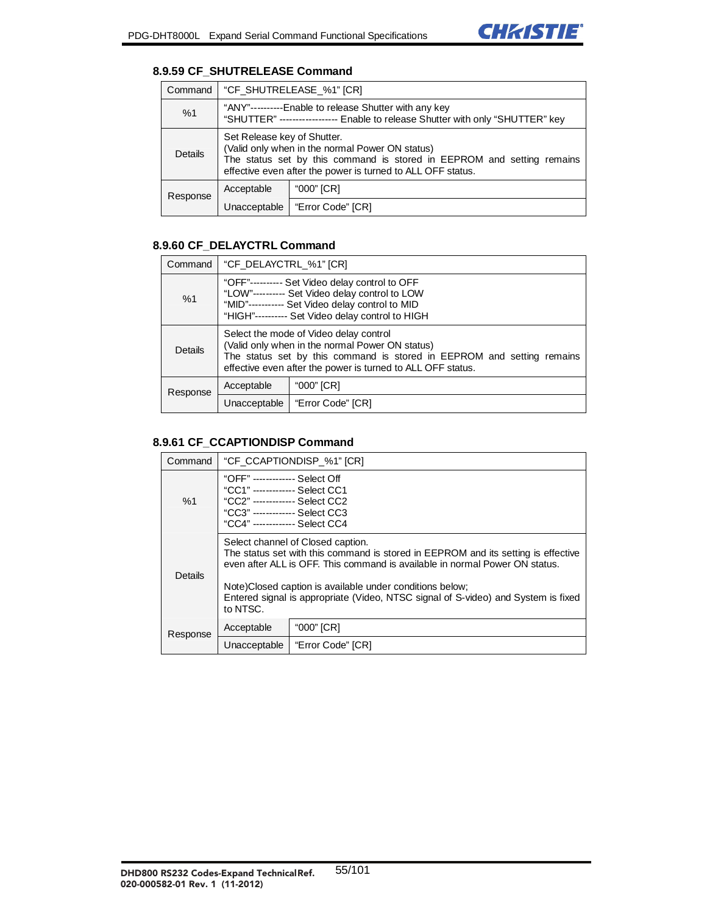### 8.9.59 CF_SHUTRELEASE Command

| Command | "CF_SHUTRELEASE_%1" [CR] | |
|---|---|---|
| %1 | "ANY"----------Enable to release Shutter with any key<br>"SHUTTER" ------------------ Enable to release Shutter with only "SHUTTER" key | |
| Details | Set Release key of Shutter.<br>(Valid only when in the normal Power ON status)<br>The status set by this command is stored in EEPROM and setting remains effective even after the power is turned to ALL OFF status. | |
| Response | Acceptable | "000" [CR] |
| | Unacceptable | "Error Code" [CR] |

### 8.9.60 CF_DELAYCTRL Command

| Command | "CF_DELAYCTRL_%1" [CR] | |
|---|---|---|
| %1 | "OFF"---------- Set Video delay control to OFF<br>"LOW"---------- Set Video delay control to LOW<br>"MID"----------- Set Video delay control to MID<br>"HIGH"---------- Set Video delay control to HIGH | |
| Details | Select the mode of Video delay control<br>(Valid only when in the normal Power ON status)<br>The status set by this command is stored in EEPROM and setting remains effective even after the power is turned to ALL OFF status. | |
| Response | Acceptable | "000" [CR] |
| | Unacceptable | "Error Code" [CR] |

### 8.9.61 CF_CCAPTIONDISP Command

| Command | "CF_CCAPTIONDISP_%1" [CR] | |
|---|---|---|
| %1 | "OFF" ------------- Select Off<br>"CC1" ------------- Select CC1<br>"CC2" ------------- Select CC2<br>"CC3" ------------- Select CC3<br>"CC4" ------------- Select CC4 | |
| Details | Select channel of Closed caption.<br>The status set with this command is stored in EEPROM and its setting is effective even after ALL is OFF. This command is available in normal Power ON status.<br><br>Note)Closed caption is available under conditions below;<br>Entered signal is appropriate (Video, NTSC signal of S-video) and System is fixed to NTSC. | |
| Response | Acceptable | "000" [CR] |
| | Unacceptable | "Error Code" [CR] |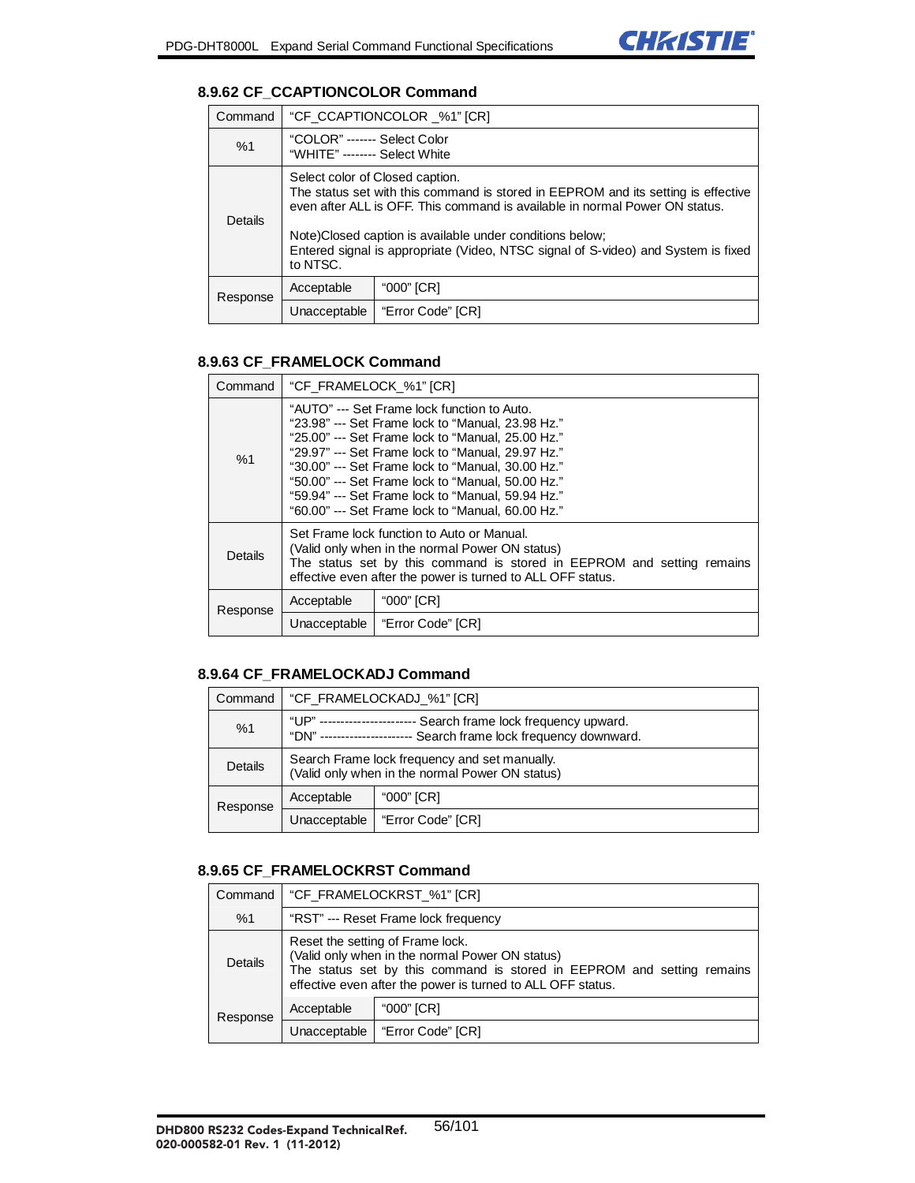### 8.9.62 CF_CCAPTIONCOLOR Command

| Command | "CF_CCAPTIONCOLOR _%1" [CR] | |
|---|---|---|
| %1 | "COLOR" ------- Select Color<br>"WHITE" -------- Select White | |
| Details | Select color of Closed caption.<br>The status set with this command is stored in EEPROM and its setting is effective even after ALL is OFF. This command is available in normal Power ON status.<br><br>Note)Closed caption is available under conditions below;<br>Entered signal is appropriate (Video, NTSC signal of S-video) and System is fixed to NTSC. | |
| Response | Acceptable | "000" [CR] |
| | Unacceptable | "Error Code" [CR] |

### 8.9.63 CF_FRAMELOCK Command

| Command | "CF_FRAMELOCK_%1" [CR] | |
|---|---|---|
| %1 | "AUTO" --- Set Frame lock function to Auto.<br>"23.98" --- Set Frame lock to "Manual, 23.98 Hz."<br>"25.00" --- Set Frame lock to "Manual, 25.00 Hz."<br>"29.97" --- Set Frame lock to "Manual, 29.97 Hz."<br>"30.00" --- Set Frame lock to "Manual, 30.00 Hz."<br>"50.00" --- Set Frame lock to "Manual, 50.00 Hz."<br>"59.94" --- Set Frame lock to "Manual, 59.94 Hz."<br>"60.00" --- Set Frame lock to "Manual, 60.00 Hz." | |
| Details | Set Frame lock function to Auto or Manual.<br>(Valid only when in the normal Power ON status)<br>The status set by this command is stored in EEPROM and setting remains effective even after the power is turned to ALL OFF status. | |
| Response | Acceptable | "000" [CR] |
| | Unacceptable | "Error Code" [CR] |

### 8.9.64 CF_FRAMELOCKADJ Command

| Command | "CF_FRAMELOCKADJ_%1" [CR] | |
|---|---|---|
| %1 | "UP" ---------------------- Search frame lock frequency upward.<br>"DN" ---------------------- Search frame lock frequency downward. | |
| Details | Search Frame lock frequency and set manually.<br>(Valid only when in the normal Power ON status) | |
| Response | Acceptable | "000" [CR] |
| | Unacceptable | "Error Code" [CR] |

### 8.9.65 CF_FRAMELOCKRST Command

| Command | "CF_FRAMELOCKRST_%1" [CR] | |
|---|---|---|
| %1 | "RST" --- Reset Frame lock frequency | |
| Details | Reset the setting of Frame lock.<br>(Valid only when in the normal Power ON status)<br>The status set by this command is stored in EEPROM and setting remains effective even after the power is turned to ALL OFF status. | |
| Response | Acceptable | "000" [CR] |
| | Unacceptable | "Error Code" [CR] |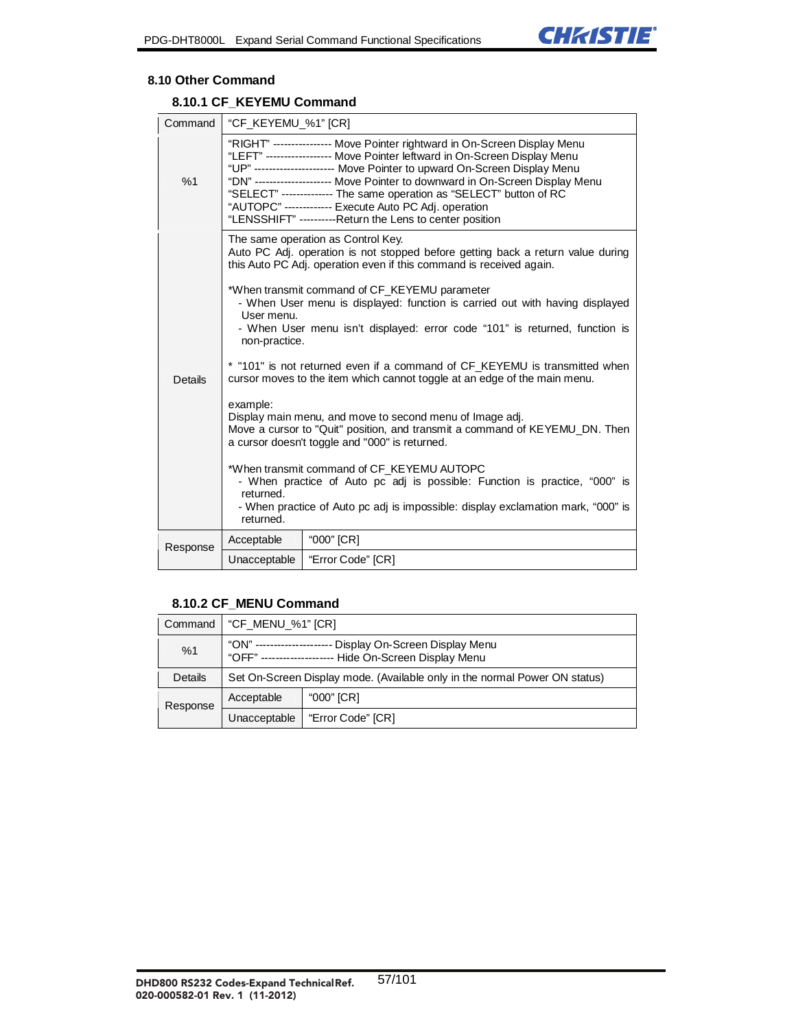## 8.10 Other Command

### 8.10.1 CF_KEYEMU Command

| Command | "CF_KEYEMU_%1" [CR] | |
|---|---|---|
| %1 | "RIGHT" ---------------- Move Pointer rightward in On-Screen Display Menu<br>"LEFT" ------------------ Move Pointer leftward in On-Screen Display Menu<br>"UP" ---------------------- Move Pointer to upward On-Screen Display Menu<br>"DN" --------------------- Move Pointer to downward in On-Screen Display Menu<br>"SELECT" -------------- The same operation as "SELECT" button of RC<br>"AUTOPC" ------------- Execute Auto PC Adj. operation<br>"LENSSHIFT" ----------Return the Lens to center position | |
| Details | The same operation as Control Key.<br>Auto PC Adj. operation is not stopped before getting back a return value during this Auto PC Adj. operation even if this command is received again.<br><br>*When transmit command of CF_KEYEMU parameter<br>- When User menu is displayed: function is carried out with having displayed User menu.<br>- When User menu isn't displayed: error code "101" is returned, function is non-practice.<br><br>* "101" is not returned even if a command of CF_KEYEMU is transmitted when cursor moves to the item which cannot toggle at an edge of the main menu.<br><br>example:<br>Display main menu, and move to second menu of Image adj.<br>Move a cursor to "Quit" position, and transmit a command of KEYEMU_DN. Then a cursor doesn't toggle and "000" is returned.<br><br>*When transmit command of CF_KEYEMU AUTOPC<br>- When practice of Auto pc adj is possible: Function is practice, "000" is returned.<br>- When practice of Auto pc adj is impossible: display exclamation mark, "000" is returned. | |
| Response | Acceptable | "000" [CR] |
| | Unacceptable | "Error Code" [CR] |

### 8.10.2 CF_MENU Command

| Command | "CF_MENU_%1" [CR] | |
|---|---|---|
| %1 | "ON" --------------------- Display On-Screen Display Menu<br>"OFF" -------------------- Hide On-Screen Display Menu | |
| Details | Set On-Screen Display mode. (Available only in the normal Power ON status) | |
| Response | Acceptable | "000" [CR] |
| | Unacceptable | "Error Code" [CR] |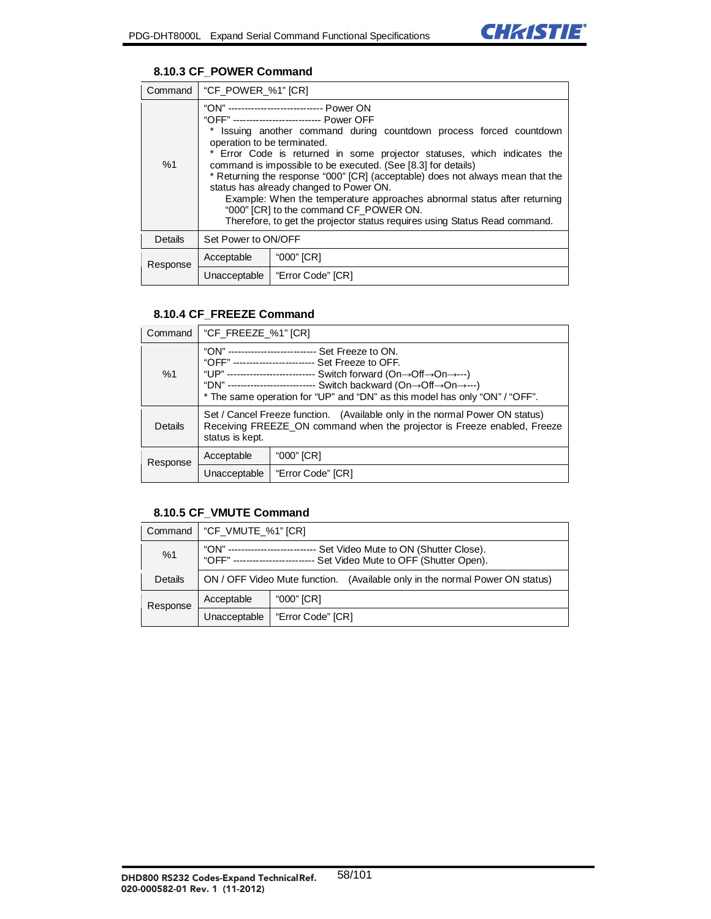### 8.10.3 CF_POWER Command

| Command | "CF_POWER_%1" [CR] | |
|---|---|---|
| %1 | "ON" ----------------------------- Power ON<br>"OFF" --------------------------- Power OFF<br>* Issuing another command during countdown process forced countdown operation to be terminated.<br>* Error Code is returned in some projector statuses, which indicates the command is impossible to be executed. (See [8.3] for details)<br>* Returning the response "000" [CR] (acceptable) does not always mean that the status has already changed to Power ON.<br>Example: When the temperature approaches abnormal status after returning "000" [CR] to the command CF_POWER ON.<br>Therefore, to get the projector status requires using Status Read command. | |
| Details | Set Power to ON/OFF | |
| Response | Acceptable | "000" [CR] |
| | Unacceptable | "Error Code" [CR] |

### 8.10.4 CF_FREEZE Command

| Command | "CF_FREEZE_%1" [CR] | |
|---|---|---|
| %1 | "ON" --------------------------- Set Freeze to ON.<br>"OFF" ------------------------- Set Freeze to OFF.<br>"UP" --------------------------- Switch forward (On→Off→On→---)<br>"DN" --------------------------- Switch backward (On→Off→On→---)<br>* The same operation for "UP" and "DN" as this model has only "ON" / "OFF". | |
| Details | Set / Cancel Freeze function. (Available only in the normal Power ON status)<br>Receiving FREEZE_ON command when the projector is Freeze enabled, Freeze status is kept. | |
| Response | Acceptable | "000" [CR] |
| | Unacceptable | "Error Code" [CR] |

### 8.10.5 CF_VMUTE Command

| Command | "CF_VMUTE_%1" [CR] | |
|---|---|---|
| %1 | "ON" --------------------------- Set Video Mute to ON (Shutter Close).<br>"OFF" ------------------------- Set Video Mute to OFF (Shutter Open). | |
| Details | ON / OFF Video Mute function. (Available only in the normal Power ON status) | |
| Response | Acceptable | "000" [CR] |
| | Unacceptable | "Error Code" [CR] |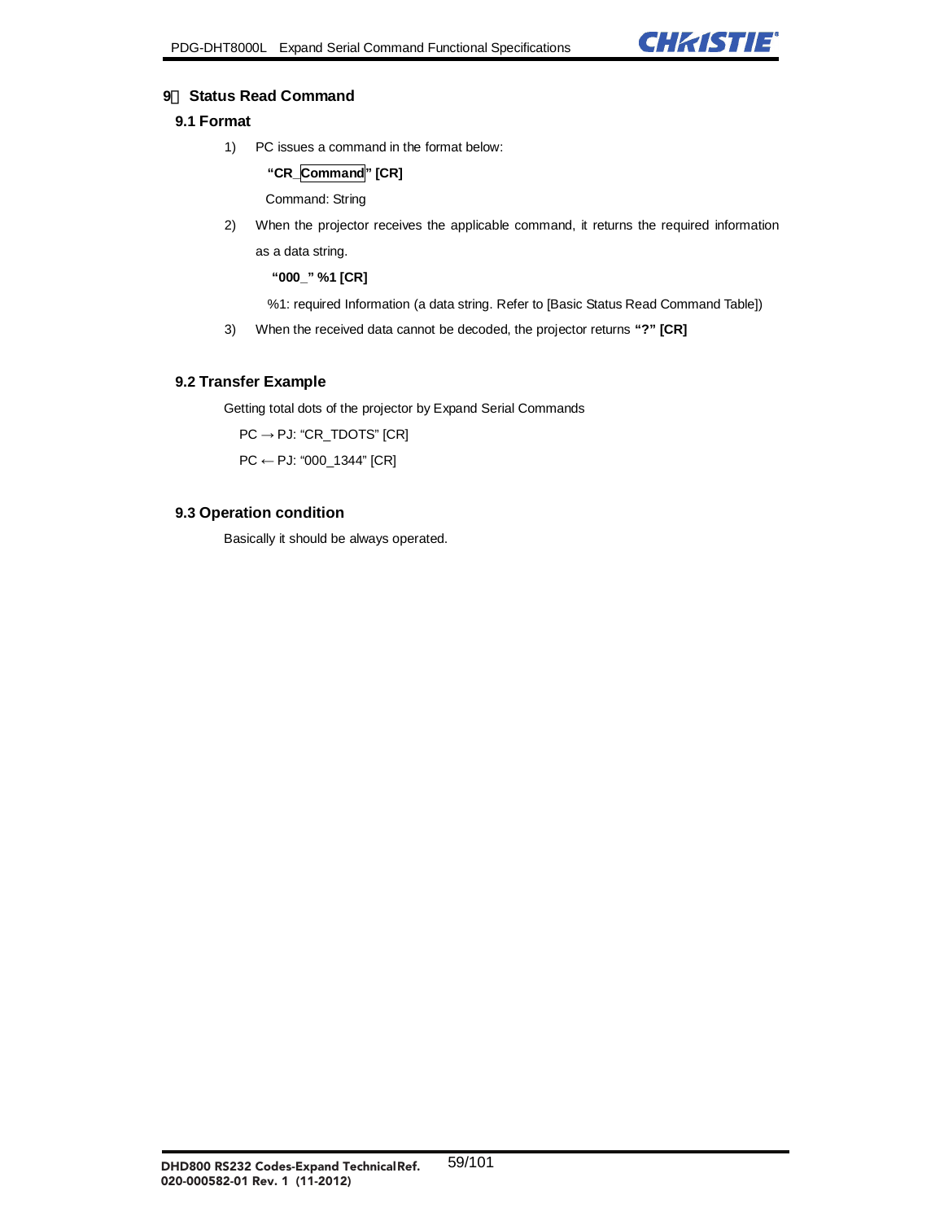## 9 Status Read Command

### 9.1 Format

1) PC issues a command in the format below:

   **"CR_Command" [CR]**

   Command: String

2) When the projector receives the applicable command, it returns the required information as a data string.

   **"000_" %1 [CR]**

   %1: required Information (a data string. Refer to [Basic Status Read Command Table])

3) When the received data cannot be decoded, the projector returns **"?" [CR]**

### 9.2 Transfer Example

Getting total dots of the projector by Expand Serial Commands

PC → PJ: "CR_TDOTS" [CR]

PC ← PJ: "000_1344" [CR]

### 9.3 Operation condition

Basically it should be always operated.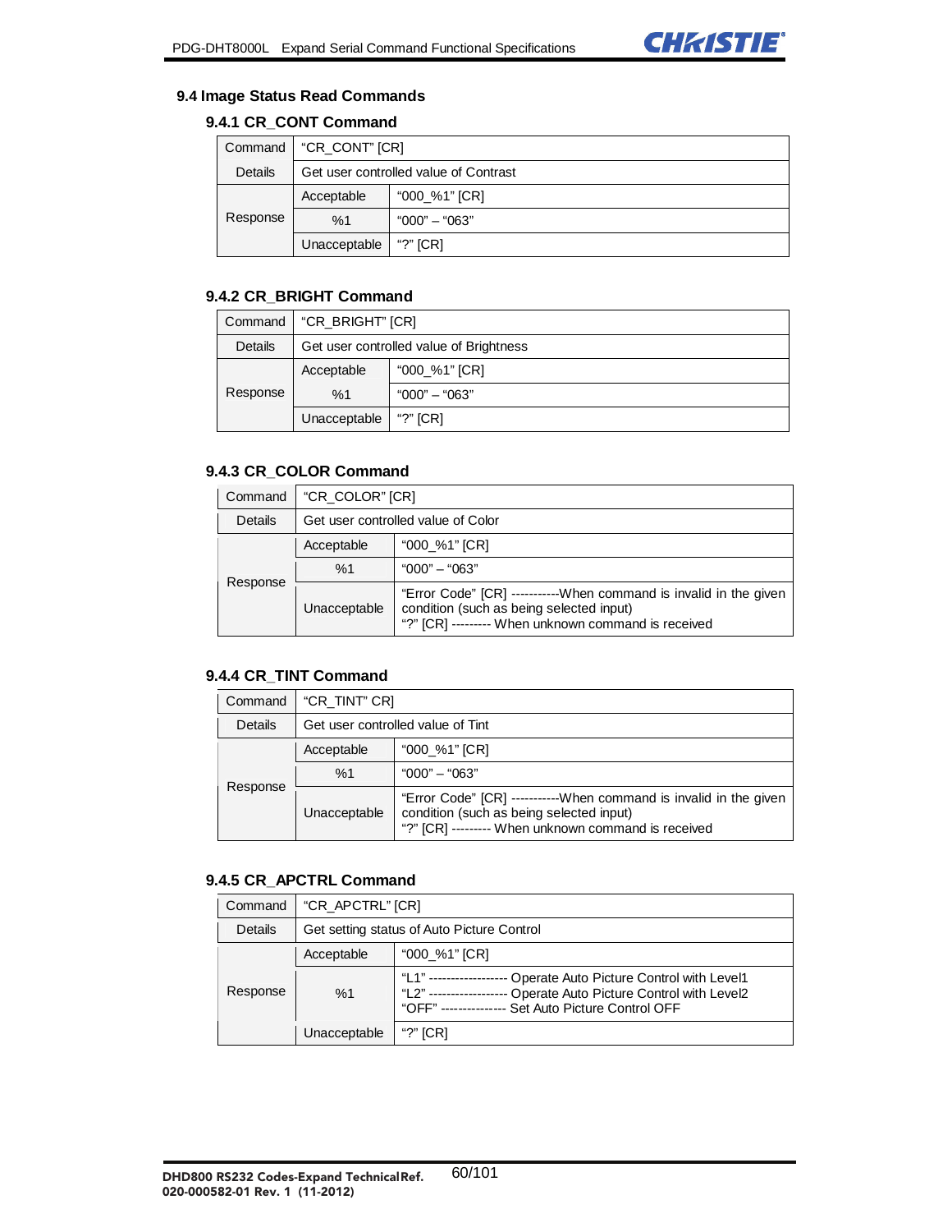### 9.4 Image Status Read Commands

#### 9.4.1 CR_CONT Command

| | | |
|---|---|---|
| Command | "CR_CONT" [CR] | |
| Details | Get user controlled value of Contrast | |
| Response | Acceptable | "000_%1" [CR] |
| | %1 | "000" – "063" |
| | Unacceptable | "?" [CR] |

#### 9.4.2 CR_BRIGHT Command

| | | |
|---|---|---|
| Command | "CR_BRIGHT" [CR] | |
| Details | Get user controlled value of Brightness | |
| Response | Acceptable | "000_%1" [CR] |
| | %1 | "000" – "063" |
| | Unacceptable | "?" [CR] |

#### 9.4.3 CR_COLOR Command

| | | |
|---|---|---|
| Command | "CR_COLOR" [CR] | |
| Details | Get user controlled value of Color | |
| Response | Acceptable | "000_%1" [CR] |
| | %1 | "000" – "063" |
| | Unacceptable | "Error Code" [CR] -----------When command is invalid in the given condition (such as being selected input)<br>"?" [CR] --------- When unknown command is received |

#### 9.4.4 CR_TINT Command

| | | |
|---|---|---|
| Command | "CR_TINT" CR] | |
| Details | Get user controlled value of Tint | |
| Response | Acceptable | "000_%1" [CR] |
| | %1 | "000" – "063" |
| | Unacceptable | "Error Code" [CR] -----------When command is invalid in the given condition (such as being selected input)<br>"?" [CR] --------- When unknown command is received |

#### 9.4.5 CR_APCTRL Command

| | | |
|---|---|---|
| Command | "CR_APCTRL" [CR] | |
| Details | Get setting status of Auto Picture Control | |
| Response | Acceptable | "000_%1" [CR] |
| | %1 | "L1" ------------------ Operate Auto Picture Control with Level1<br>"L2" ------------------ Operate Auto Picture Control with Level2<br>"OFF" --------------- Set Auto Picture Control OFF |
| | Unacceptable | "?" [CR] |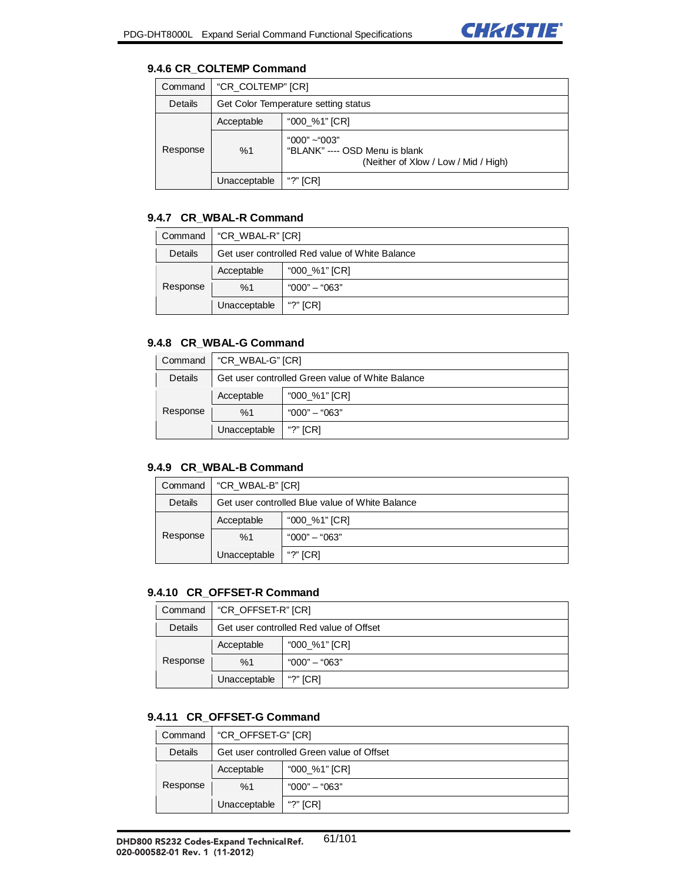### 9.4.6 CR_COLTEMP Command

| Command | "CR_COLTEMP" [CR] | |
|---|---|---|
| Details | Get Color Temperature setting status | |
| Response | Acceptable | "000_%1" [CR] |
| | %1 | "000" ~"003"<br>"BLANK" ---- OSD Menu is blank<br>(Neither of Xlow / Low / Mid / High) |
| | Unacceptable | "?" [CR] |

### 9.4.7 CR_WBAL-R Command

| Command | "CR_WBAL-R" [CR] | |
|---|---|---|
| Details | Get user controlled Red value of White Balance | |
| Response | Acceptable | "000_%1" [CR] |
| | %1 | "000" – "063" |
| | Unacceptable | "?" [CR] |

### 9.4.8 CR_WBAL-G Command

| Command | "CR_WBAL-G" [CR] | |
|---|---|---|
| Details | Get user controlled Green value of White Balance | |
| Response | Acceptable | "000_%1" [CR] |
| | %1 | "000" – "063" |
| | Unacceptable | "?" [CR] |

### 9.4.9 CR_WBAL-B Command

| Command | "CR_WBAL-B" [CR] | |
|---|---|---|
| Details | Get user controlled Blue value of White Balance | |
| Response | Acceptable | "000_%1" [CR] |
| | %1 | "000" – "063" |
| | Unacceptable | "?" [CR] |

### 9.4.10 CR_OFFSET-R Command

| Command | "CR_OFFSET-R" [CR] | |
|---|---|---|
| Details | Get user controlled Red value of Offset | |
| Response | Acceptable | "000_%1" [CR] |
| | %1 | "000" – "063" |
| | Unacceptable | "?" [CR] |

### 9.4.11 CR_OFFSET-G Command

| Command | "CR_OFFSET-G" [CR] | |
|---|---|---|
| Details | Get user controlled Green value of Offset | |
| Response | Acceptable | "000_%1" [CR] |
| | %1 | "000" – "063" |
| | Unacceptable | "?" [CR] |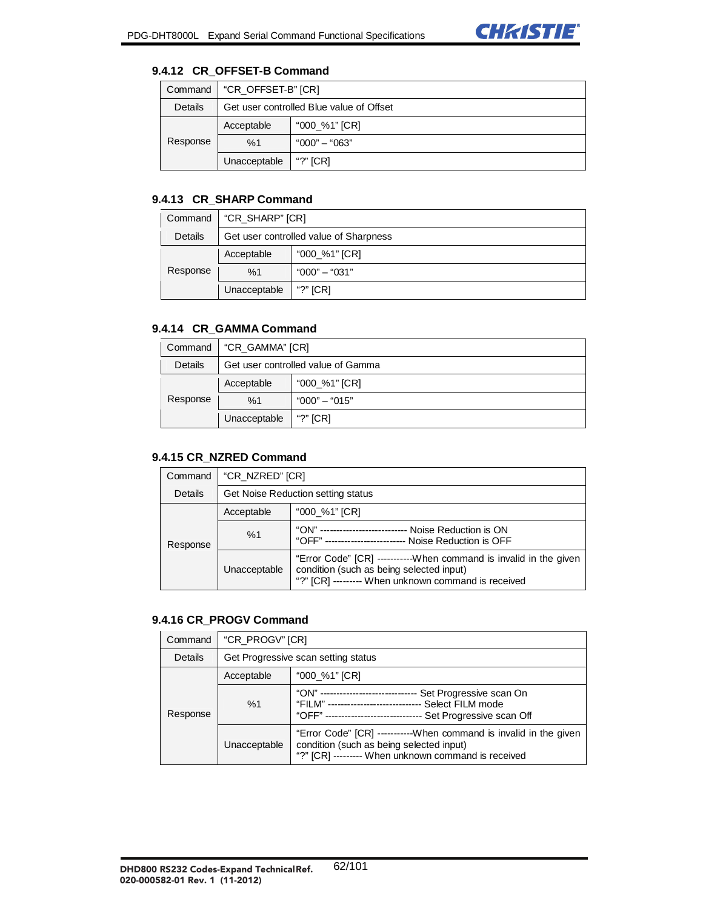### 9.4.12 CR_OFFSET-B Command

| Command | "CR_OFFSET-B" [CR] | |
|---|---|---|
| Details | Get user controlled Blue value of Offset | |
| Response | Acceptable | "000_%1" [CR] |
| | %1 | "000" – "063" |
| | Unacceptable | "?" [CR] |

### 9.4.13 CR_SHARP Command

| Command | "CR_SHARP" [CR] | |
|---|---|---|
| Details | Get user controlled value of Sharpness | |
| Response | Acceptable | "000_%1" [CR] |
| | %1 | "000" – "031" |
| | Unacceptable | "?" [CR] |

### 9.4.14 CR_GAMMA Command

| Command | "CR_GAMMA" [CR] | |
|---|---|---|
| Details | Get user controlled value of Gamma | |
| Response | Acceptable | "000_%1" [CR] |
| | %1 | "000" – "015" |
| | Unacceptable | "?" [CR] |

### 9.4.15 CR_NZRED Command

| Command | "CR_NZRED" [CR] | |
|---|---|---|
| Details | Get Noise Reduction setting status | |
| Response | Acceptable | "000_%1" [CR] |
| | %1 | "ON" --------------------------- Noise Reduction is ON<br>"OFF" ------------------------- Noise Reduction is OFF |
| | Unacceptable | "Error Code" [CR] -----------When command is invalid in the given condition (such as being selected input)<br>"?" [CR] --------- When unknown command is received |

### 9.4.16 CR_PROGV Command

| Command | "CR_PROGV" [CR] | |
|---|---|---|
| Details | Get Progressive scan setting status | |
| Response | Acceptable | "000_%1" [CR] |
| | %1 | "ON" ------------------------------ Set Progressive scan On<br>"FILM" ---------------------------- Select FILM mode<br>"OFF" ------------------------------ Set Progressive scan Off |
| | Unacceptable | "Error Code" [CR] -----------When command is invalid in the given condition (such as being selected input)<br>"?" [CR] --------- When unknown command is received |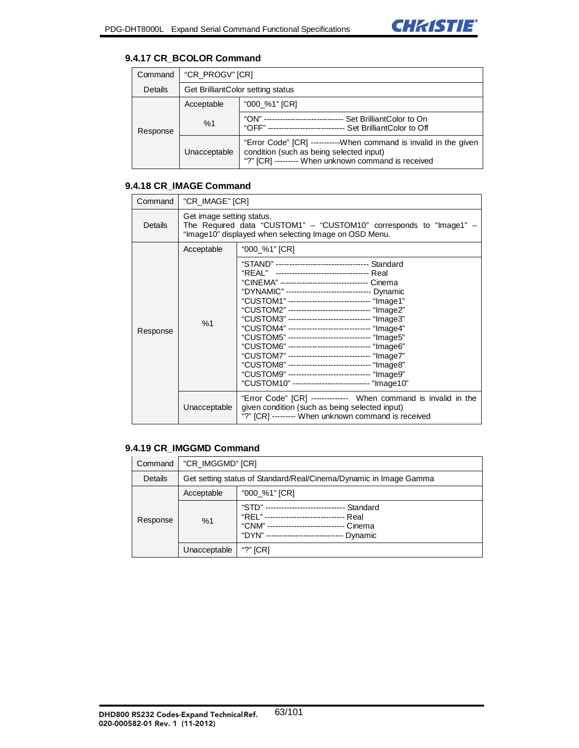### 9.4.17 CR_BCOLOR Command

| Command | "CR_PROGV" [CR] | |
|---|---|---|
| Details | Get BrilliantColor setting status | |
| Response | Acceptable | "000_%1" [CR] |
| | %1 | "ON" ------------------------------ Set BrilliantColor to On<br>"OFF" ---------------------------- Set BrilliantColor to Off |
| | Unacceptable | "Error Code" [CR] ----------When command is invalid in the given condition (such as being selected input)<br>"?" [CR] --------- When unknown command is received |

### 9.4.18 CR_IMAGE Command

| Command | "CR_IMAGE" [CR] | |
|---|---|---|
| Details | Get image setting status.<br>The Required data "CUSTOM1" – "CUSTOM10" corresponds to "Image1" – "Image10" displayed when selecting Image on OSD Menu. | |
| Response | Acceptable | "000_%1" [CR] |
| | %1 | "STAND" ----------------------------------- Standard<br>"REAL" ---------------------------------- Real<br>"CINEMA" -------------------------------- Cinema<br>"DYNAMIC" -------------------------------- Dynamic<br>"CUSTOM1" ------------------------------ "Image1"<br>"CUSTOM2" ------------------------------ "Image2"<br>"CUSTOM3" ------------------------------ "Image3"<br>"CUSTOM4" ------------------------------ "Image4"<br>"CUSTOM5" ------------------------------ "Image5"<br>"CUSTOM6" ------------------------------ "Image6"<br>"CUSTOM7" ------------------------------ "Image7"<br>"CUSTOM8" ------------------------------ "Image8"<br>"CUSTOM9" ------------------------------ "Image9"<br>"CUSTOM10" ---------------------------- "Image10" |
| | Unacceptable | "Error Code" [CR] ------------- When command is invalid in the given condition (such as being selected input)<br>"?" [CR] --------- When unknown command is received |

### 9.4.19 CR_IMGGMD Command

| Command | "CR_IMGGMD" [CR] | |
|---|---|---|
| Details | Get setting status of Standard/Real/Cinema/Dynamic in Image Gamma | |
| Response | Acceptable | "000_%1" [CR] |
| | %1 | "STD" ------------------------------ Standard<br>"REL" ------------------------------ Real<br>"CNM" ---------------------------- Cinema<br>"DYN" ---------------------------- Dynamic |
| | Unacceptable | "?" [CR] |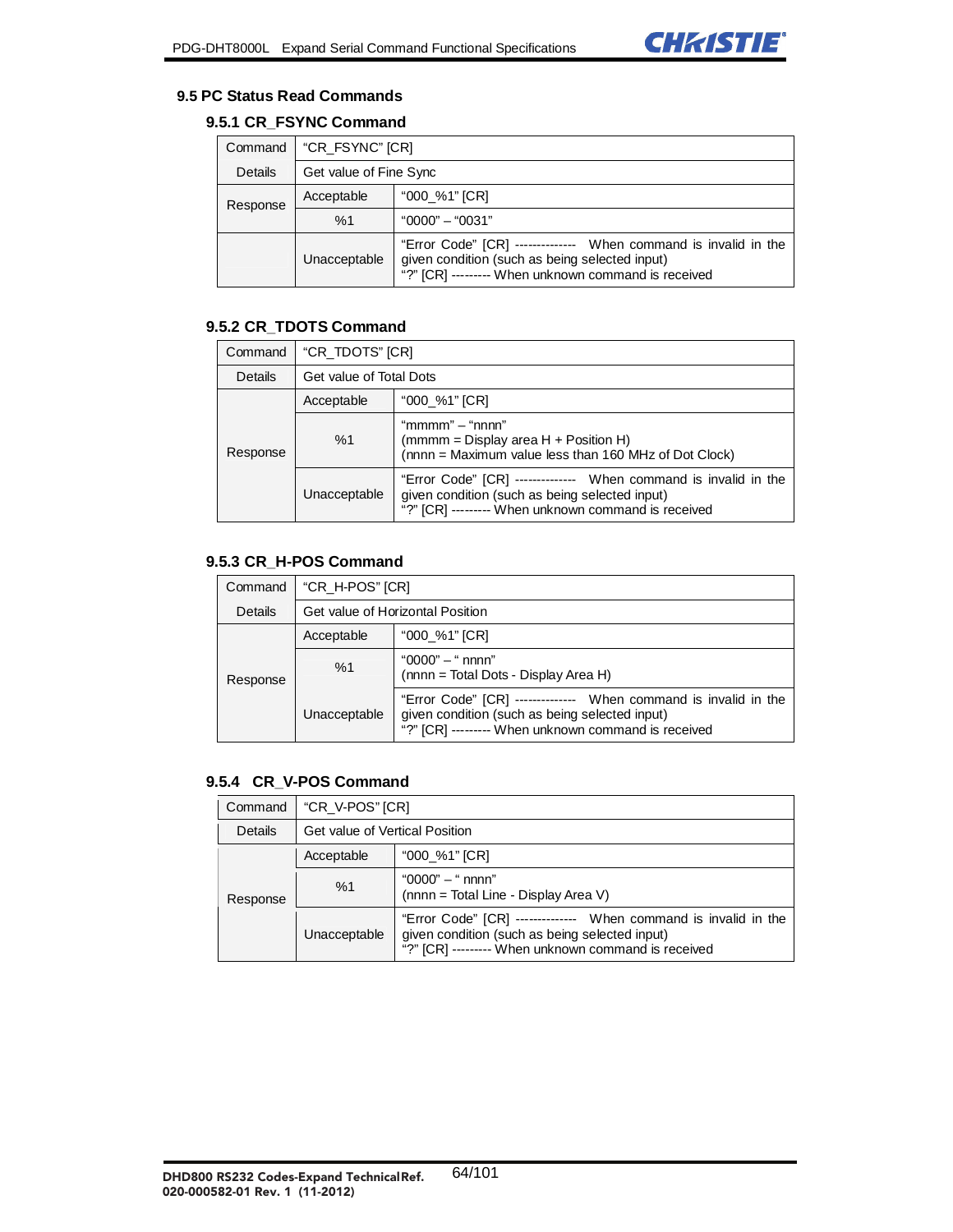## 9.5 PC Status Read Commands

### 9.5.1 CR_FSYNC Command

| Command | "CR_FSYNC" [CR] | |
|---|---|---|
| Details | Get value of Fine Sync | |
| Response | Acceptable | "000_%1" [CR] |
| | %1 | "0000" – "0031" |
| | Unacceptable | "Error Code" [CR] -------------- When command is invalid in the given condition (such as being selected input)<br>"?" [CR] --------- When unknown command is received |

### 9.5.2 CR_TDOTS Command

| Command | "CR_TDOTS" [CR] | |
|---|---|---|
| Details | Get value of Total Dots | |
| Response | Acceptable | "000_%1" [CR] |
| | %1 | "mmmm" – "nnnn"<br>(mmmm = Display area H + Position H)<br>(nnnn = Maximum value less than 160 MHz of Dot Clock) |
| | Unacceptable | "Error Code" [CR] -------------- When command is invalid in the given condition (such as being selected input)<br>"?" [CR] --------- When unknown command is received |

### 9.5.3 CR_H-POS Command

| Command | "CR_H-POS" [CR] | |
|---|---|---|
| Details | Get value of Horizontal Position | |
| Response | Acceptable | "000_%1" [CR] |
| | %1 | "0000" – " nnnn"<br>(nnnn = Total Dots - Display Area H) |
| | Unacceptable | "Error Code" [CR] -------------- When command is invalid in the given condition (such as being selected input)<br>"?" [CR] --------- When unknown command is received |

### 9.5.4 CR_V-POS Command

| Command | "CR_V-POS" [CR] | |
|---|---|---|
| Details | Get value of Vertical Position | |
| Response | Acceptable | "000_%1" [CR] |
| | %1 | "0000" – " nnnn"<br>(nnnn = Total Line - Display Area V) |
| | Unacceptable | "Error Code" [CR] -------------- When command is invalid in the given condition (such as being selected input)<br>"?" [CR] --------- When unknown command is received |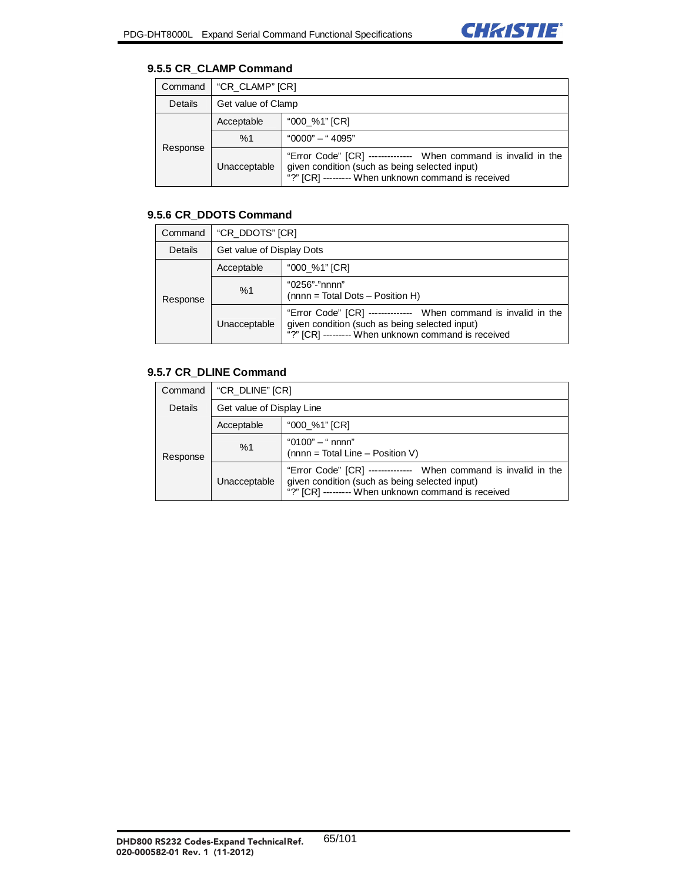### 9.5.5 CR_CLAMP Command

| Command | "CR_CLAMP" [CR] | |
|---|---|---|
| Details | Get value of Clamp | |
| Response | Acceptable | "000_%1" [CR] |
| | %1 | "0000" – " 4095" |
| | Unacceptable | "Error Code" [CR] -------------- When command is invalid in the given condition (such as being selected input)<br>"?" [CR] --------- When unknown command is received |

### 9.5.6 CR_DDOTS Command

| Command | "CR_DDOTS" [CR] | |
|---|---|---|
| Details | Get value of Display Dots | |
| Response | Acceptable | "000_%1" [CR] |
| | %1 | "0256"-"nnnn"<br>(nnnn = Total Dots – Position H) |
| | Unacceptable | "Error Code" [CR] -------------- When command is invalid in the given condition (such as being selected input)<br>"?" [CR] --------- When unknown command is received |

### 9.5.7 CR_DLINE Command

| Command | "CR_DLINE" [CR] | |
|---|---|---|
| Details | Get value of Display Line | |
| Response | Acceptable | "000_%1" [CR] |
| | %1 | "0100" – " nnnn"<br>(nnnn = Total Line – Position V) |
| | Unacceptable | "Error Code" [CR] -------------- When command is invalid in the given condition (such as being selected input)<br>"?" [CR] --------- When unknown command is received |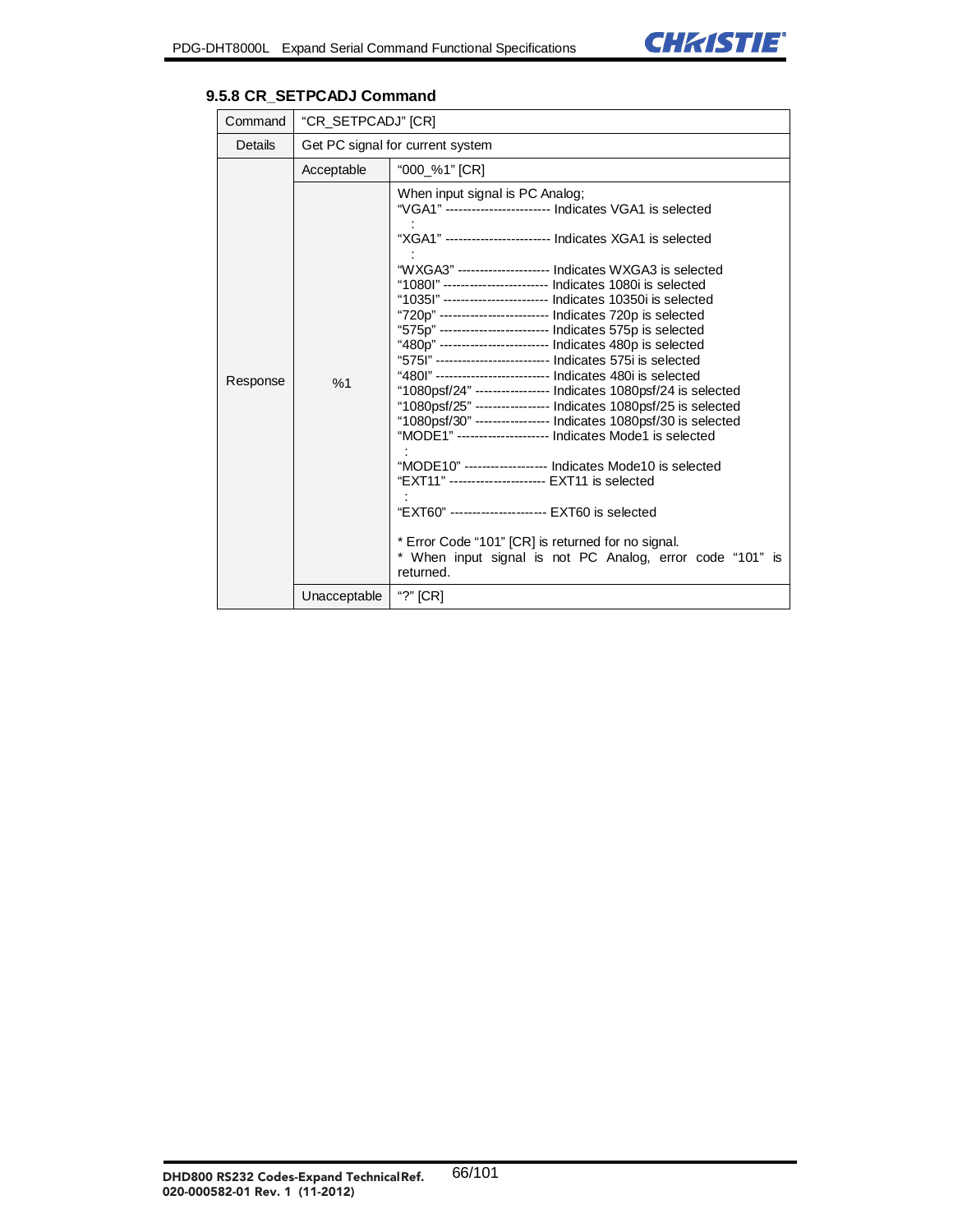### 9.5.8 CR_SETPCADJ Command

| Command | "CR_SETPCADJ" [CR] | |
|---|---|---|
| Details | Get PC signal for current system | |
| Response | Acceptable | "000_%1" [CR] |
| | %1 | When input signal is PC Analog;<br>"VGA1" ------------------------ Indicates VGA1 is selected<br>:<br>"XGA1" ------------------------ Indicates XGA1 is selected<br>:<br>"WXGA3" --------------------- Indicates WXGA3 is selected<br>"1080I" ------------------------ Indicates 1080i is selected<br>"1035I" ------------------------ Indicates 10350i is selected<br>"720p" ------------------------- Indicates 720p is selected<br>"575p" ------------------------- Indicates 575p is selected<br>"480p" ------------------------- Indicates 480p is selected<br>"575I" -------------------------- Indicates 575i is selected<br>"480I" -------------------------- Indicates 480i is selected<br>"1080psf/24" ----------------- Indicates 1080psf/24 is selected<br>"1080psf/25" ----------------- Indicates 1080psf/25 is selected<br>"1080psf/30" ----------------- Indicates 1080psf/30 is selected<br>"MODE1" --------------------- Indicates Mode1 is selected<br>:<br>"MODE10" ------------------- Indicates Mode10 is selected<br>"EXT11" ---------------------- EXT11 is selected<br>:<br>"EXT60" ---------------------- EXT60 is selected<br><br>* Error Code "101" [CR] is returned for no signal.<br>* When input signal is not PC Analog, error code "101" is returned. |
| | Unacceptable | "?" [CR] |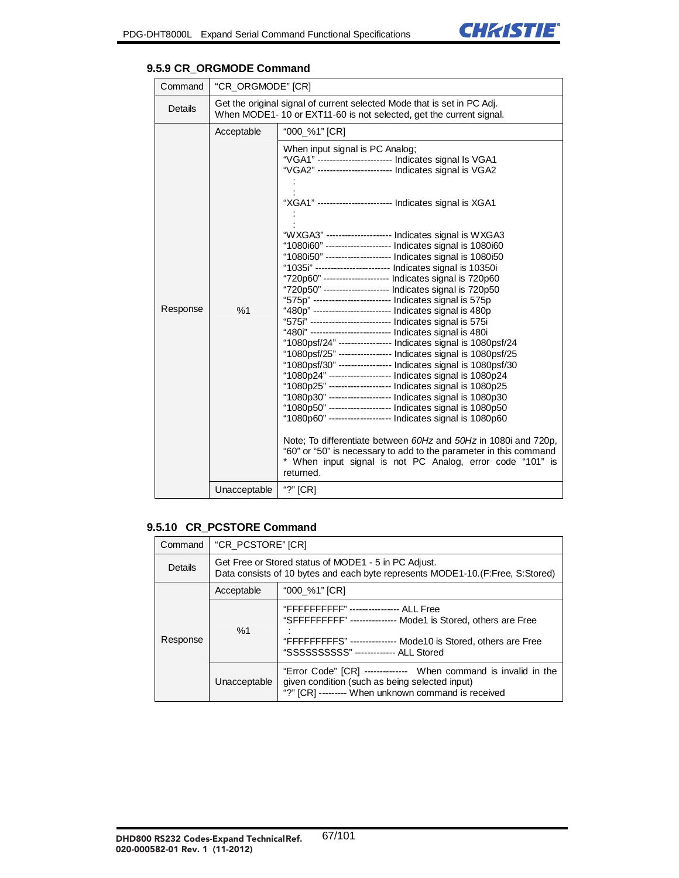### 9.5.9 CR_ORGMODE Command

| Command | "CR_ORGMODE" [CR] | |
|---|---|---|
| Details | Get the original signal of current selected Mode that is set in PC Adj.<br>When MODE1- 10 or EXT11-60 is not selected, get the current signal. | |
| Response | Acceptable | "000_%1" [CR] |
| | %1 | When input signal is PC Analog;<br>"VGA1" ------------------------ Indicates signal Is VGA1<br>"VGA2" ------------------------ Indicates signal is VGA2<br>:<br>:<br>"XGA1" ------------------------ Indicates signal is XGA1<br>:<br>:<br>"WXGA3" --------------------- Indicates signal is WXGA3<br>"1080i60" --------------------- Indicates signal is 1080i60<br>"1080i50" --------------------- Indicates signal is 1080i50<br>"1035i" ------------------------ Indicates signal is 10350i<br>"720p60" --------------------- Indicates signal is 720p60<br>"720p50" --------------------- Indicates signal is 720p50<br>"575p" ------------------------- Indicates signal is 575p<br>"480p" ------------------------- Indicates signal is 480p<br>"575i" -------------------------- Indicates signal is 575i<br>"480i" -------------------------- Indicates signal is 480i<br>"1080psf/24" ----------------- Indicates signal is 1080psf/24<br>"1080psf/25" ----------------- Indicates signal is 1080psf/25<br>"1080psf/30" ----------------- Indicates signal is 1080psf/30<br>"1080p24" -------------------- Indicates signal is 1080p24<br>"1080p25" -------------------- Indicates signal is 1080p25<br>"1080p30" -------------------- Indicates signal is 1080p30<br>"1080p50" -------------------- Indicates signal is 1080p50<br>"1080p60" -------------------- Indicates signal is 1080p60<br><br>Note; To differentiate between *60Hz* and *50Hz* in 1080i and 720p, "60" or "50" is necessary to add to the parameter in this command<br>* When input signal is not PC Analog, error code "101" is returned. |
| | Unacceptable | "?" [CR] |

### 9.5.10 CR_PCSTORE Command

| Command | "CR_PCSTORE" [CR] | |
|---|---|---|
| Details | Get Free or Stored status of MODE1 - 5 in PC Adjust.<br>Data consists of 10 bytes and each byte represents MODE1-10.(F:Free, S:Stored) | |
| Response | Acceptable | "000_%1" [CR] |
| | %1 | "FFFFFFFFFF" ---------------- ALL Free<br>"SFFFFFFFFF" --------------- Mode1 is Stored, others are Free<br>:<br>"FFFFFFFFFS" -------------- Mode10 is Stored, others are Free<br>"SSSSSSSSSS" ------------- ALL Stored |
| | Unacceptable | "Error Code" [CR] -------------- When command is invalid in the given condition (such as being selected input)<br>"?" [CR] --------- When unknown command is received |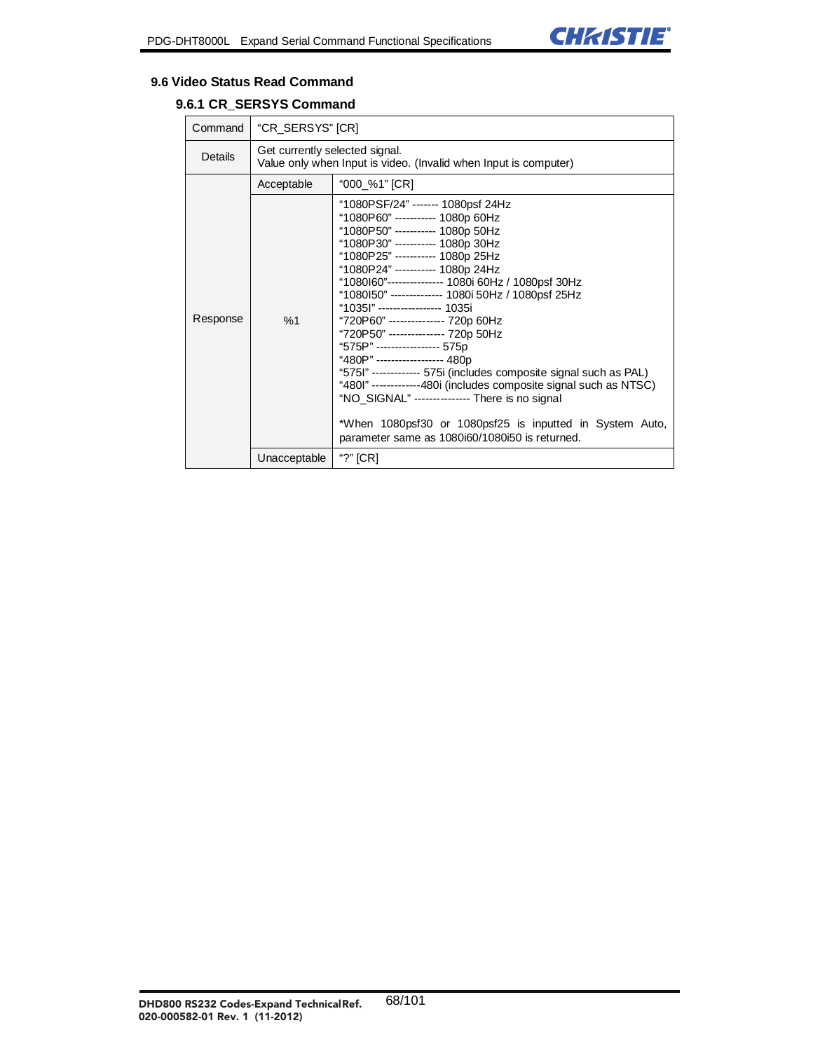## 9.6 Video Status Read Command

### 9.6.1 CR_SERSYS Command

| Command | "CR_SERSYS" [CR] | |
|---|---|---|
| Details | Get currently selected signal.<br>Value only when Input is video. (Invalid when Input is computer) | |
| Response | Acceptable | "000_%1" [CR] |
| | %1 | "1080PSF/24" ------- 1080psf 24Hz<br>"1080P60" ----------- 1080p 60Hz<br>"1080P50" ----------- 1080p 50Hz<br>"1080P30" ----------- 1080p 30Hz<br>"1080P25" ----------- 1080p 25Hz<br>"1080P24" ----------- 1080p 24Hz<br>"1080I60"--------------- 1080i 60Hz / 1080psf 30Hz<br>"1080I50" -------------- 1080i 50Hz / 1080psf 25Hz<br>"1035I" ----------------- 1035i<br>"720P60" --------------- 720p 60Hz<br>"720P50" --------------- 720p 50Hz<br>"575P" ----------------- 575p<br>"480P" ------------------ 480p<br>"575I" ------------- 575i (includes composite signal such as PAL)<br>"480I" -------------480i (includes composite signal such as NTSC)<br>"NO_SIGNAL" --------------- There is no signal<br><br>*When 1080psf30 or 1080psf25 is inputted in System Auto, parameter same as 1080i60/1080i50 is returned. |
| | Unacceptable | "?" [CR] |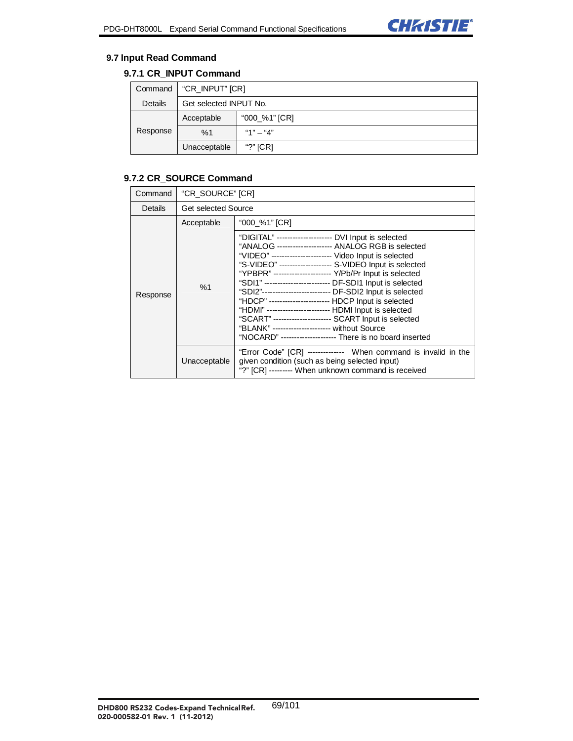## 9.7 Input Read Command

### 9.7.1 CR_INPUT Command

| Command | "CR_INPUT" [CR] | |
|---|---|---|
| Details | Get selected INPUT No. | |
| Response | Acceptable | "000_%1" [CR] |
| | %1 | "1" – "4" |
| | Unacceptable | "?" [CR] |

### 9.7.2 CR_SOURCE Command

| Command | "CR_SOURCE" [CR] | |
|---|---|---|
| Details | Get selected Source | |
| Response | Acceptable | "000_%1" [CR] |
| | %1 | "DIGITAL" --------------------- DVI Input is selected<br>"ANALOG --------------------- ANALOG RGB is selected<br>"VIDEO" ----------------------- Video Input is selected<br>"S-VIDEO" -------------------- S-VIDEO Input is selected<br>"YPBPR" ---------------------- Y/Pb/Pr Input is selected<br>"SDI1" ------------------------- DF-SDI1 Input is selected<br>"SDI2"-------------------------- DF-SDI2 Input is selected<br>"HDCP" ----------------------- HDCP Input is selected<br>"HDMI" ------------------------ HDMI Input is selected<br>"SCART" ---------------------- SCART Input is selected<br>"BLANK" ---------------------- without Source<br>"NOCARD" --------------------- There is no board inserted |
| | Unacceptable | "Error Code" [CR] -------------- When command is invalid in the given condition (such as being selected input)<br>"?" [CR] --------- When unknown command is received |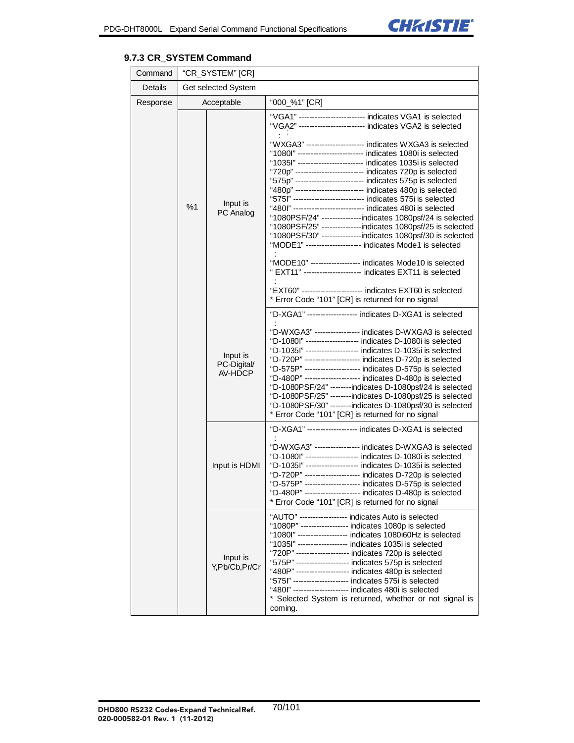### 9.7.3 CR_SYSTEM Command

| Command | "CR_SYSTEM" [CR] | | |
|---|---|---|---|
| Details | Get selected System | | |
| Response | Acceptable | | "000_%1" [CR] |
| | %1 | Input is PC Analog | "VGA1" ------------------------ indicates VGA1 is selected<br>"VGA2" ------------------------ indicates VGA2 is selected<br>:<br>"WXGA3" --------------------- indicates WXGA3 is selected<br>"1080I" ------------------------ indicates 1080i is selected<br>"1035I" ------------------------ indicates 1035i is selected<br>"720p" ------------------------- indicates 720p is selected<br>"575p" ------------------------- indicates 575p is selected<br>"480p" ------------------------- indicates 480p is selected<br>"575I" -------------------------- indicates 575i is selected<br>"480I" -------------------------- indicates 480i is selected<br>"1080PSF/24" ---------------indicates 1080psf/24 is selected<br>"1080PSF/25" ---------------indicates 1080psf/25 is selected<br>"1080PSF/30" ---------------indicates 1080psf/30 is selected<br>"MODE1" --------------------- indicates Mode1 is selected<br>:<br>"MODE10" ------------------- indicates Mode10 is selected<br>" EXT11" ---------------------- indicates EXT11 is selected<br>:<br>"EXT60" ----------------------- indicates EXT60 is selected<br>* Error Code "101" [CR] is returned for no signal |
| | | Input is PC-Digital/ AV-HDCP | "D-XGA1" ------------------- indicates D-XGA1 is selected<br>:<br>"D-WXGA3" ----------------- indicates D-WXGA3 is selected<br>"D-1080I" -------------------- indicates D-1080i is selected<br>"D-1035I" -------------------- indicates D-1035i is selected<br>"D-720P" --------------------- indicates D-720p is selected<br>"D-575P" --------------------- indicates D-575p is selected<br>"D-480P" --------------------- indicates D-480p is selected<br>"D-1080PSF/24" --------indicates D-1080psf/24 is selected<br>"D-1080PSF/25" --------indicates D-1080psf/25 is selected<br>"D-1080PSF/30" --------indicates D-1080psf/30 is selected<br>* Error Code "101" [CR] is returned for no signal |
| | | Input is HDMI | "D-XGA1" ------------------- indicates D-XGA1 is selected<br>:<br>"D-WXGA3" ----------------- indicates D-WXGA3 is selected<br>"D-1080I" -------------------- indicates D-1080i is selected<br>"D-1035I" -------------------- indicates D-1035i is selected<br>"D-720P" --------------------- indicates D-720p is selected<br>"D-575P" --------------------- indicates D-575p is selected<br>"D-480P" --------------------- indicates D-480p is selected<br>* Error Code "101" [CR] is returned for no signal |
| | | Input is Y,Pb/Cb,Pr/Cr | "AUTO" ------------------ indicates Auto is selected<br>"1080P" ------------------ indicates 1080p is selected<br>"1080I" ------------------- indicates 1080i60Hz is selected<br>"1035I" ------------------- indicates 1035i is selected<br>"720P" -------------------- indicates 720p is selected<br>"575P" -------------------- indicates 575p is selected<br>"480P" -------------------- indicates 480p is selected<br>"575I" --------------------- indicates 575i is selected<br>"480I" --------------------- indicates 480i is selected<br>* Selected System is returned, whether or not signal is coming. |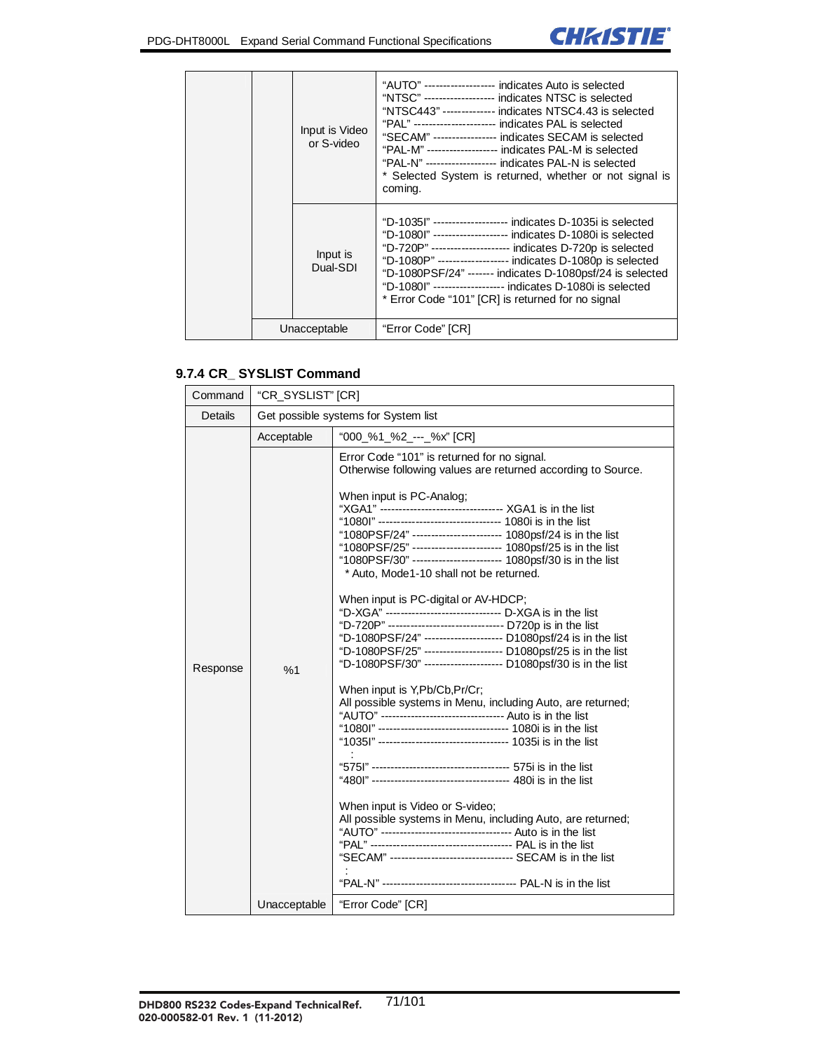| | | | |
|---|---|---|---|
| | | Input is Video or S-video | "AUTO" ------------------- indicates Auto is selected<br>"NTSC" ------------------- indicates NTSC is selected<br>"NTSC443" ------------- indicates NTSC4.43 is selected<br>"PAL" ---------------------- indicates PAL is selected<br>"SECAM" ----------------- indicates SECAM is selected<br>"PAL-M" ------------------- indicates PAL-M is selected<br>"PAL-N" ------------------- indicates PAL-N is selected<br>* Selected System is returned, whether or not signal is coming. |
| | | Input is Dual-SDI | "D-1035I" -------------------- indicates D-1035i is selected<br>"D-1080I" -------------------- indicates D-1080i is selected<br>"D-720P" --------------------- indicates D-720p is selected<br>"D-1080P" ------------------- indicates D-1080p is selected<br>"D-1080PSF/24" ------- indicates D-1080psf/24 is selected<br>"D-1080I" ------------------- indicates D-1080i is selected<br>* Error Code "101" [CR] is returned for no signal |
| | Unacceptable | | "Error Code" [CR] |

### 9.7.4 CR_ SYSLIST Command

| | | |
|---|---|---|
| Command | "CR_SYSLIST" [CR] | |
| Details | Get possible systems for System list | |
| Response | Acceptable | "000_%1_%2_---_%x" [CR] |
| | %1 | Error Code "101" is returned for no signal.<br>Otherwise following values are returned according to Source.<br><br>When input is PC-Analog;<br>"XGA1" --------------------------------- XGA1 is in the list<br>"1080I" -------------------------------- 1080i is in the list<br>"1080PSF/24" ----------------------- 1080psf/24 is in the list<br>"1080PSF/25" ----------------------- 1080psf/25 is in the list<br>"1080PSF/30" ----------------------- 1080psf/30 is in the list<br>* Auto, Mode1-10 shall not be returned.<br><br>When input is PC-digital or AV-HDCP;<br>"D-XGA" ------------------------------- D-XGA is in the list<br>"D-720P" ------------------------------- D720p is in the list<br>"D-1080PSF/24" --------------------- D1080psf/24 is in the list<br>"D-1080PSF/25" --------------------- D1080psf/25 is in the list<br>"D-1080PSF/30" --------------------- D1080psf/30 is in the list<br><br>When input is Y,Pb/Cb,Pr/Cr;<br>All possible systems in Menu, including Auto, are returned;<br>"AUTO" --------------------------------- Auto is in the list<br>"1080I" ---------------------------------- 1080i is in the list<br>"1035I" ---------------------------------- 1035i is in the list<br>:<br>"575I" ------------------------------------ 575i is in the list<br>"480I" ------------------------------------ 480i is in the list<br><br>When input is Video or S-video;<br>All possible systems in Menu, including Auto, are returned;<br>"AUTO" ----------------------------------- Auto is in the list<br>"PAL" ------------------------------------- PAL is in the list<br>"SECAM" -------------------------------- SECAM is in the list<br>:<br>"PAL-N" ----------------------------------- PAL-N is in the list |
| | Unacceptable | "Error Code" [CR] |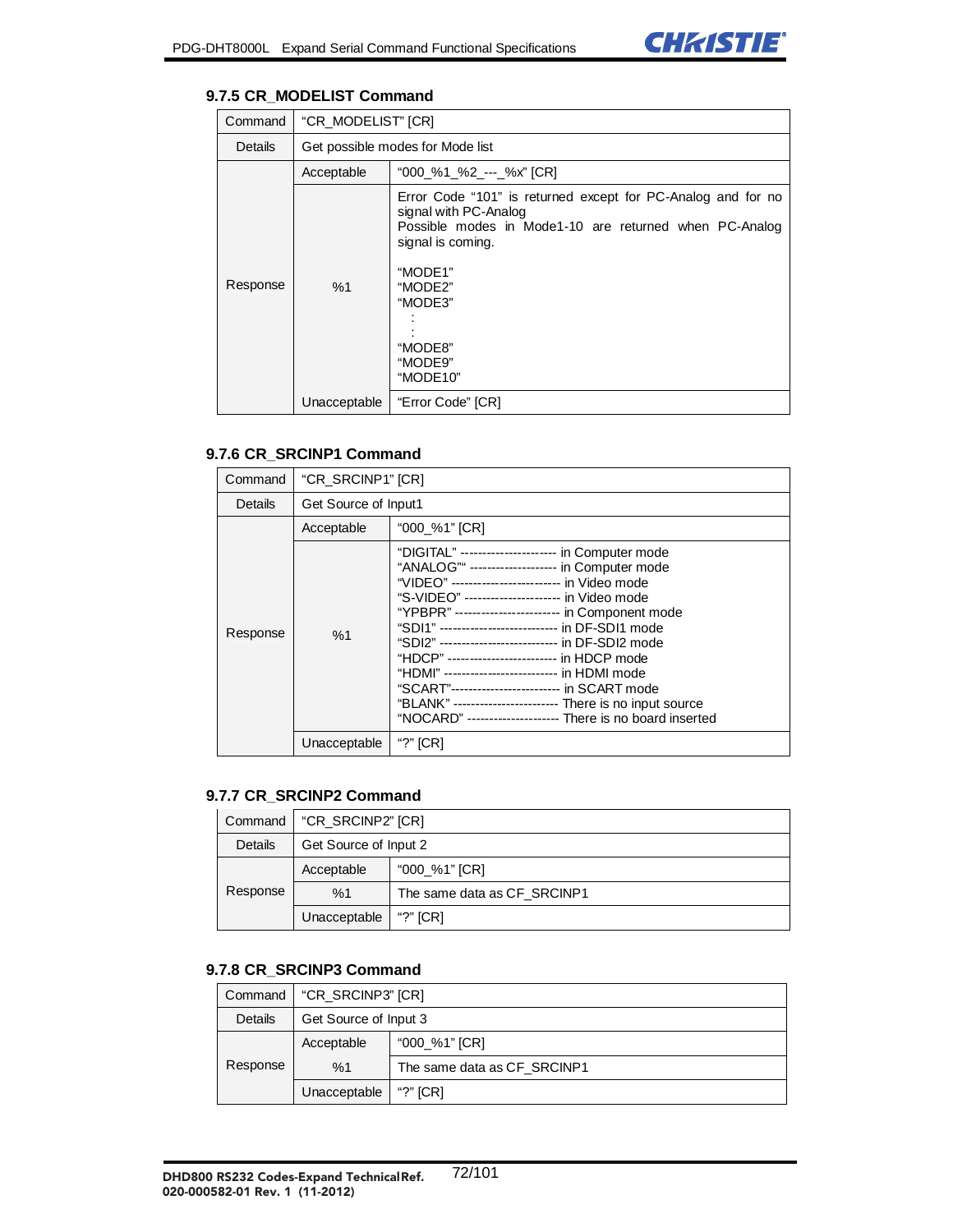### 9.7.5 CR_MODELIST Command

| Command | "CR_MODELIST" [CR] | |
|---|---|---|
| Details | Get possible modes for Mode list | |
| Response | Acceptable | "000_%1_%2_---_%x" [CR] |
| | %1 | Error Code "101" is returned except for PC-Analog and for no signal with PC-Analog<br>Possible modes in Mode1-10 are returned when PC-Analog signal is coming.<br><br>"MODE1"<br>"MODE2"<br>"MODE3"<br>:<br>:<br>"MODE8"<br>"MODE9"<br>"MODE10" |
| | Unacceptable | "Error Code" [CR] |

### 9.7.6 CR_SRCINP1 Command

| Command | "CR_SRCINP1" [CR] | |
|---|---|---|
| Details | Get Source of Input1 | |
| Response | Acceptable | "000_%1" [CR] |
| | %1 | "DIGITAL" --------------------- in Computer mode<br>"ANALOG"" -------------------- in Computer mode<br>"VIDEO" ------------------------ in Video mode<br>"S-VIDEO" --------------------- in Video mode<br>"YPBPR" ----------------------- in Component mode<br>"SDI1" -------------------------- in DF-SDI1 mode<br>"SDI2" -------------------------- in DF-SDI2 mode<br>"HDCP" ------------------------ in HDCP mode<br>"HDMI" ------------------------- in HDMI mode<br>"SCART"------------------------ in SCART mode<br>"BLANK" ----------------------- There is no input source<br>"NOCARD" -------------------- There is no board inserted |
| | Unacceptable | "?" [CR] |

### 9.7.7 CR_SRCINP2 Command

| Command | "CR_SRCINP2" [CR] | |
|---|---|---|
| Details | Get Source of Input 2 | |
| Response | Acceptable | "000_%1" [CR] |
| | %1 | The same data as CF_SRCINP1 |
| | Unacceptable | "?" [CR] |

### 9.7.8 CR_SRCINP3 Command

| Command | "CR_SRCINP3" [CR] | |
|---|---|---|
| Details | Get Source of Input 3 | |
| Response | Acceptable | "000_%1" [CR] |
| | %1 | The same data as CF_SRCINP1 |
| | Unacceptable | "?" [CR] |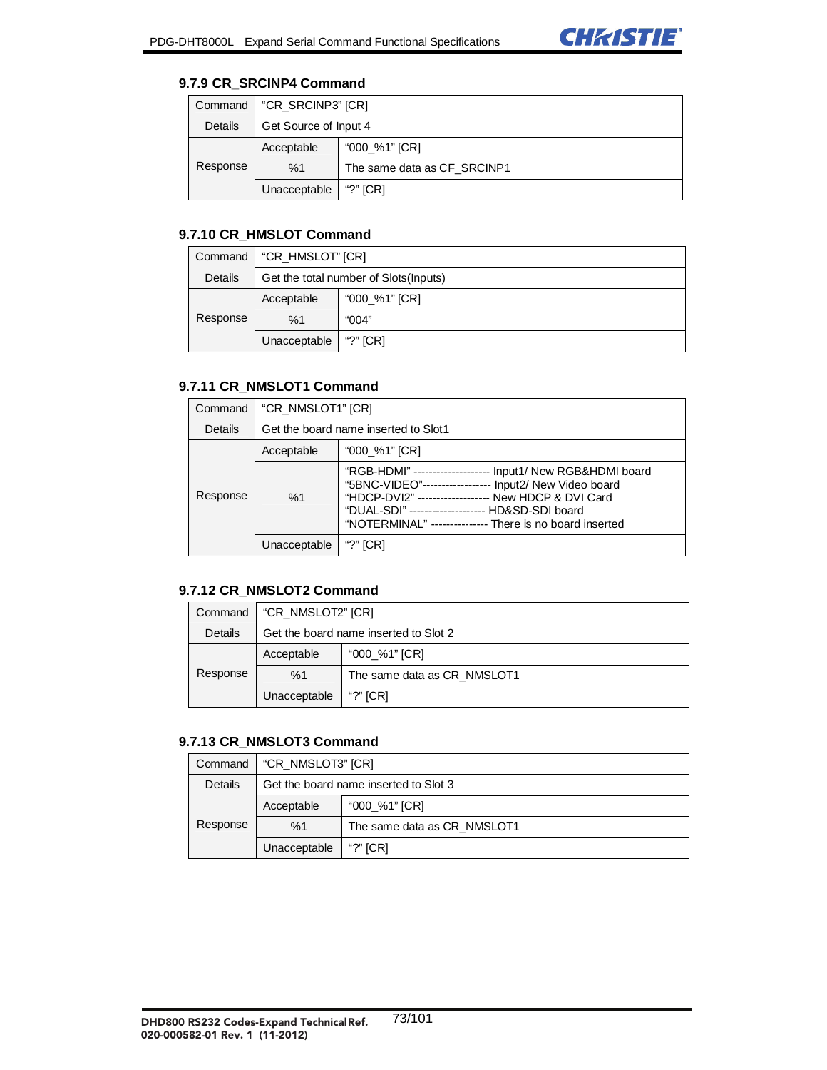### 9.7.9 CR_SRCINP4 Command

| Command | "CR_SRCINP3" [CR] | |
|---|---|---|
| Details | Get Source of Input 4 | |
| Response | Acceptable | "000_%1" [CR] |
| | %1 | The same data as CF_SRCINP1 |
| | Unacceptable | "?" [CR] |

### 9.7.10 CR_HMSLOT Command

| Command | "CR_HMSLOT" [CR] | |
|---|---|---|
| Details | Get the total number of Slots(Inputs) | |
| Response | Acceptable | "000_%1" [CR] |
| | %1 | "004" |
| | Unacceptable | "?" [CR] |

### 9.7.11 CR_NMSLOT1 Command

| Command | "CR_NMSLOT1" [CR] | |
|---|---|---|
| Details | Get the board name inserted to Slot1 | |
| Response | Acceptable | "000_%1" [CR] |
| | %1 | "RGB-HDMI" -------------------- Input1/ New RGB&HDMI board<br>"5BNC-VIDEO"------------------ Input2/ New Video board<br>"HDCP-DVI2" ------------------- New HDCP & DVI Card<br>"DUAL-SDI" -------------------- HD&SD-SDI board<br>"NOTERMINAL" --------------- There is no board inserted |
| | Unacceptable | "?" [CR] |

### 9.7.12 CR_NMSLOT2 Command

| Command | "CR_NMSLOT2" [CR] | |
|---|---|---|
| Details | Get the board name inserted to Slot 2 | |
| Response | Acceptable | "000_%1" [CR] |
| | %1 | The same data as CR_NMSLOT1 |
| | Unacceptable | "?" [CR] |

### 9.7.13 CR_NMSLOT3 Command

| Command | "CR_NMSLOT3" [CR] | |
|---|---|---|
| Details | Get the board name inserted to Slot 3 | |
| Response | Acceptable | "000_%1" [CR] |
| | %1 | The same data as CR_NMSLOT1 |
| | Unacceptable | "?" [CR] |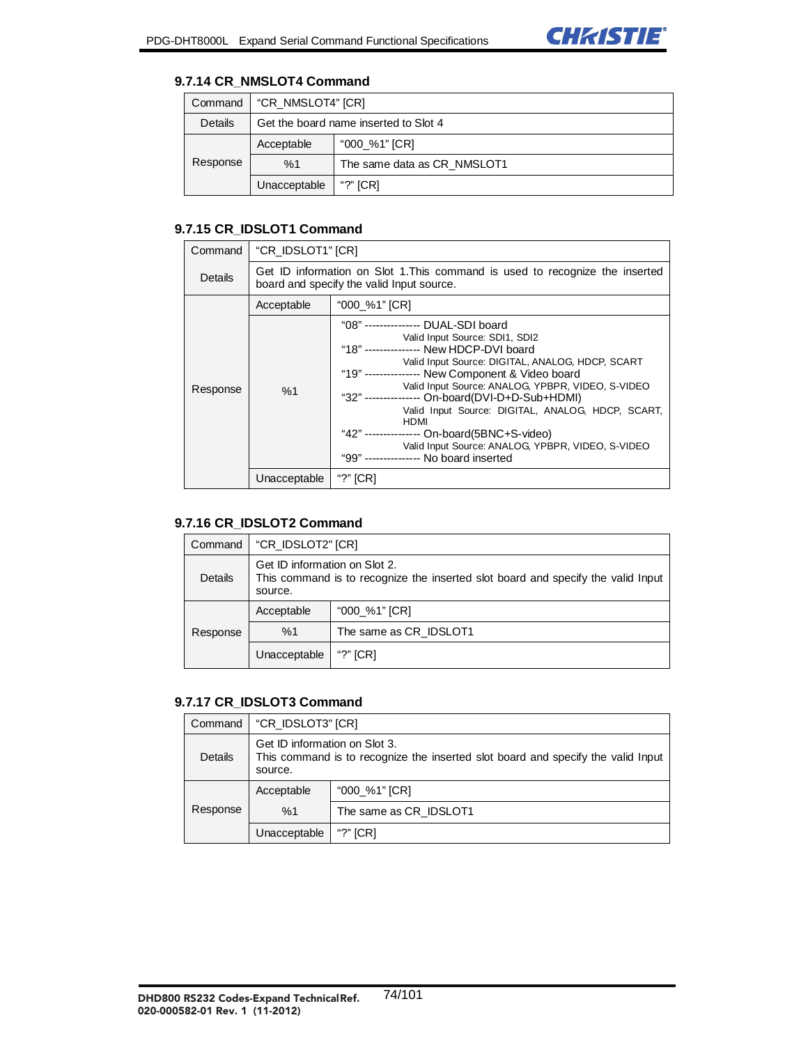### 9.7.14 CR_NMSLOT4 Command

| Command | "CR_NMSLOT4" [CR] | |
|---|---|---|
| Details | Get the board name inserted to Slot 4 | |
| Response | Acceptable | "000_%1" [CR] |
| | %1 | The same data as CR_NMSLOT1 |
| | Unacceptable | "?" [CR] |

### 9.7.15 CR_IDSLOT1 Command

| Command | "CR_IDSLOT1" [CR] | |
|---|---|---|
| Details | Get ID information on Slot 1.This command is used to recognize the inserted board and specify the valid Input source. | |
| Response | Acceptable | "000_%1" [CR] |
| | %1 | "08" --------------- DUAL-SDI board<br>Valid Input Source: SDI1, SDI2<br>"18" --------------- New HDCP-DVI board<br>Valid Input Source: DIGITAL, ANALOG, HDCP, SCART<br>"19" --------------- New Component & Video board<br>Valid Input Source: ANALOG, YPBPR, VIDEO, S-VIDEO<br>"32" --------------- On-board(DVI-D+D-Sub+HDMI)<br>Valid Input Source: DIGITAL, ANALOG, HDCP, SCART, HDMI<br>"42" --------------- On-board(5BNC+S-video)<br>Valid Input Source: ANALOG, YPBPR, VIDEO, S-VIDEO<br>"99" --------------- No board inserted |
| | Unacceptable | "?" [CR] |

### 9.7.16 CR_IDSLOT2 Command

| Command | "CR_IDSLOT2" [CR] | |
|---|---|---|
| Details | Get ID information on Slot 2.<br>This command is to recognize the inserted slot board and specify the valid Input source. | |
| Response | Acceptable | "000_%1" [CR] |
| | %1 | The same as CR_IDSLOT1 |
| | Unacceptable | "?" [CR] |

### 9.7.17 CR_IDSLOT3 Command

| Command | "CR_IDSLOT3" [CR] | |
|---|---|---|
| Details | Get ID information on Slot 3.<br>This command is to recognize the inserted slot board and specify the valid Input source. | |
| Response | Acceptable | "000_%1" [CR] |
| | %1 | The same as CR_IDSLOT1 |
| | Unacceptable | "?" [CR] |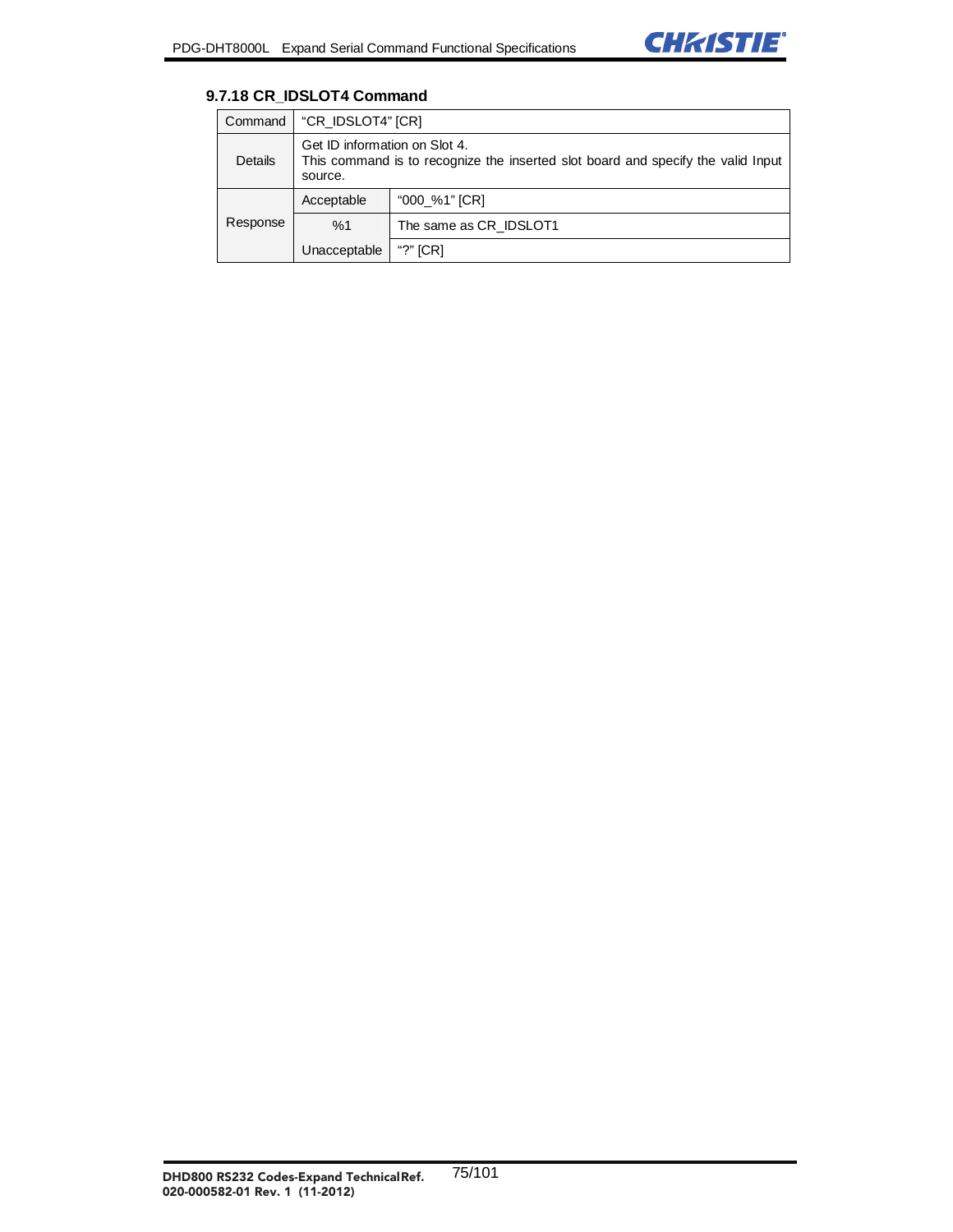### 9.7.18 CR_IDSLOT4 Command

| Command | "CR_IDSLOT4" [CR] | |
|---|---|---|
| Details | Get ID information on Slot 4.<br>This command is to recognize the inserted slot board and specify the valid Input source. | |
| Response | Acceptable | "000_%1" [CR] |
| | %1 | The same as CR_IDSLOT1 |
| | Unacceptable | "?" [CR] |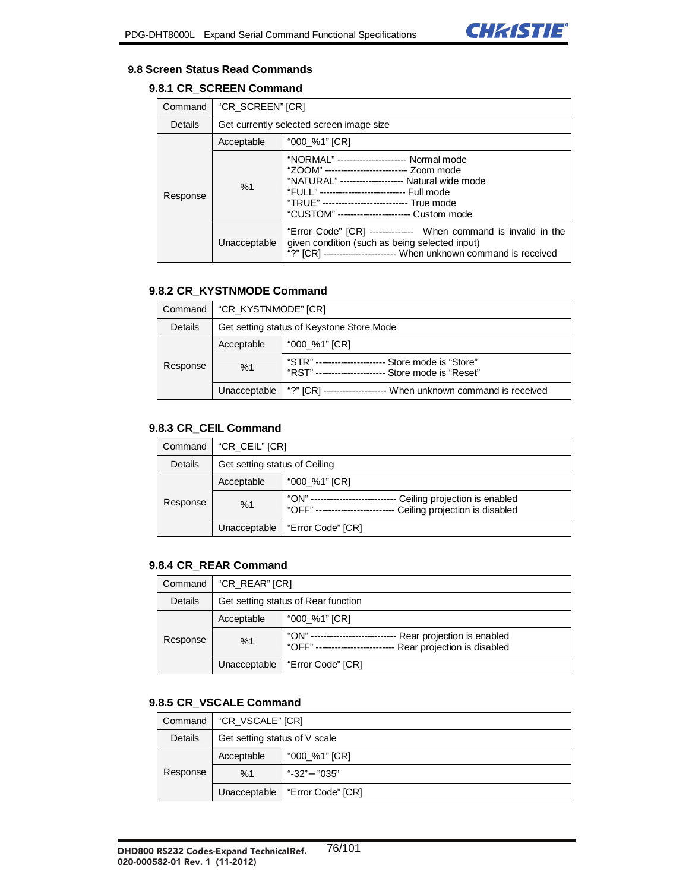## 9.8 Screen Status Read Commands

### 9.8.1 CR_SCREEN Command

| Command | "CR_SCREEN" [CR] | |
|---|---|---|
| Details | Get currently selected screen image size | |
| Response | Acceptable | "000_%1" [CR] |
| | %1 | "NORMAL" ---------------------- Normal mode<br>"ZOOM" -------------------------- Zoom mode<br>"NATURAL" -------------------- Natural wide mode<br>"FULL" --------------------------- Full mode<br>"TRUE" --------------------------- True mode<br>"CUSTOM" ----------------------- Custom mode |
| | Unacceptable | "Error Code" [CR] -------------- When command is invalid in the given condition (such as being selected input)<br>"?" [CR] ----------------------- When unknown command is received |

### 9.8.2 CR_KYSTNMODE Command

| Command | "CR_KYSTNMODE" [CR] | |
|---|---|---|
| Details | Get setting status of Keystone Store Mode | |
| Response | Acceptable | "000_%1" [CR] |
| | %1 | "STR" ---------------------- Store mode is "Store"<br>"RST" ---------------------- Store mode is "Reset" |
| | Unacceptable | "?" [CR] -------------------- When unknown command is received |

### 9.8.3 CR_CEIL Command

| Command | "CR_CEIL" [CR] | |
|---|---|---|
| Details | Get setting status of Ceiling | |
| Response | Acceptable | "000_%1" [CR] |
| | %1 | "ON" --------------------------- Ceiling projection is enabled<br>"OFF" ------------------------ Ceiling projection is disabled |
| | Unacceptable | "Error Code" [CR] |

### 9.8.4 CR_REAR Command

| Command | "CR_REAR" [CR] | |
|---|---|---|
| Details | Get setting status of Rear function | |
| Response | Acceptable | "000_%1" [CR] |
| | %1 | "ON" --------------------------- Rear projection is enabled<br>"OFF" ------------------------ Rear projection is disabled |
| | Unacceptable | "Error Code" [CR] |

### 9.8.5 CR_VSCALE Command

| Command | "CR_VSCALE" [CR] | |
|---|---|---|
| Details | Get setting status of V scale | |
| Response | Acceptable | "000_%1" [CR] |
| | %1 | "-32" – "035" |
| | Unacceptable | "Error Code" [CR] |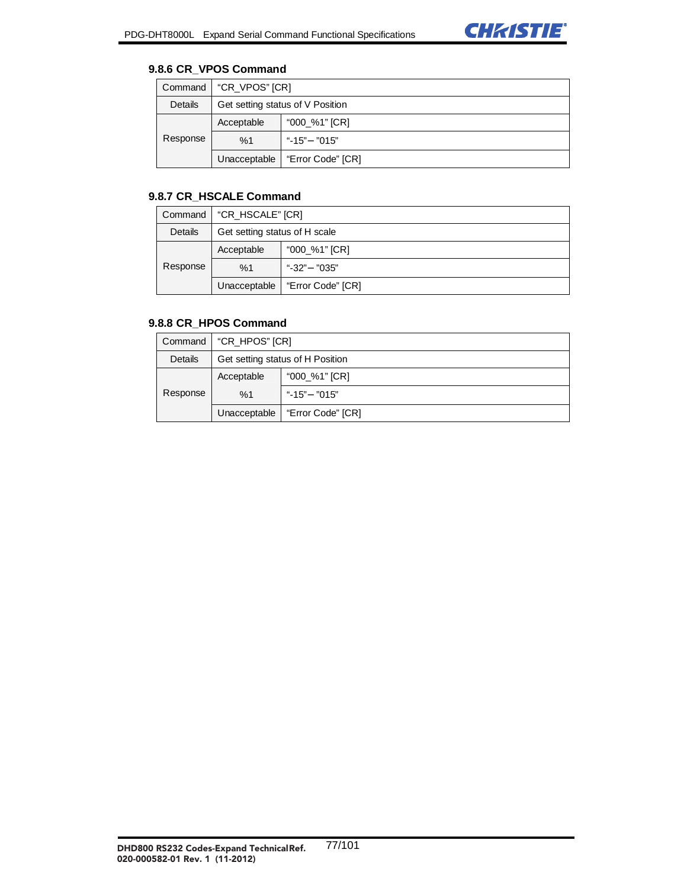### 9.8.6 CR_VPOS Command

| | | |
|---|---|---|
| Command | "CR_VPOS" [CR] | |
| Details | Get setting status of V Position | |
| Response | Acceptable | "000_%1" [CR] |
| | %1 | "-15"– "015" |
| | Unacceptable | "Error Code" [CR] |

### 9.8.7 CR_HSCALE Command

| | | |
|---|---|---|
| Command | "CR_HSCALE" [CR] | |
| Details | Get setting status of H scale | |
| Response | Acceptable | "000_%1" [CR] |
| | %1 | "-32"– "035" |
| | Unacceptable | "Error Code" [CR] |

### 9.8.8 CR_HPOS Command

| | | |
|---|---|---|
| Command | "CR_HPOS" [CR] | |
| Details | Get setting status of H Position | |
| Response | Acceptable | "000_%1" [CR] |
| | %1 | "-15"– "015" |
| | Unacceptable | "Error Code" [CR] |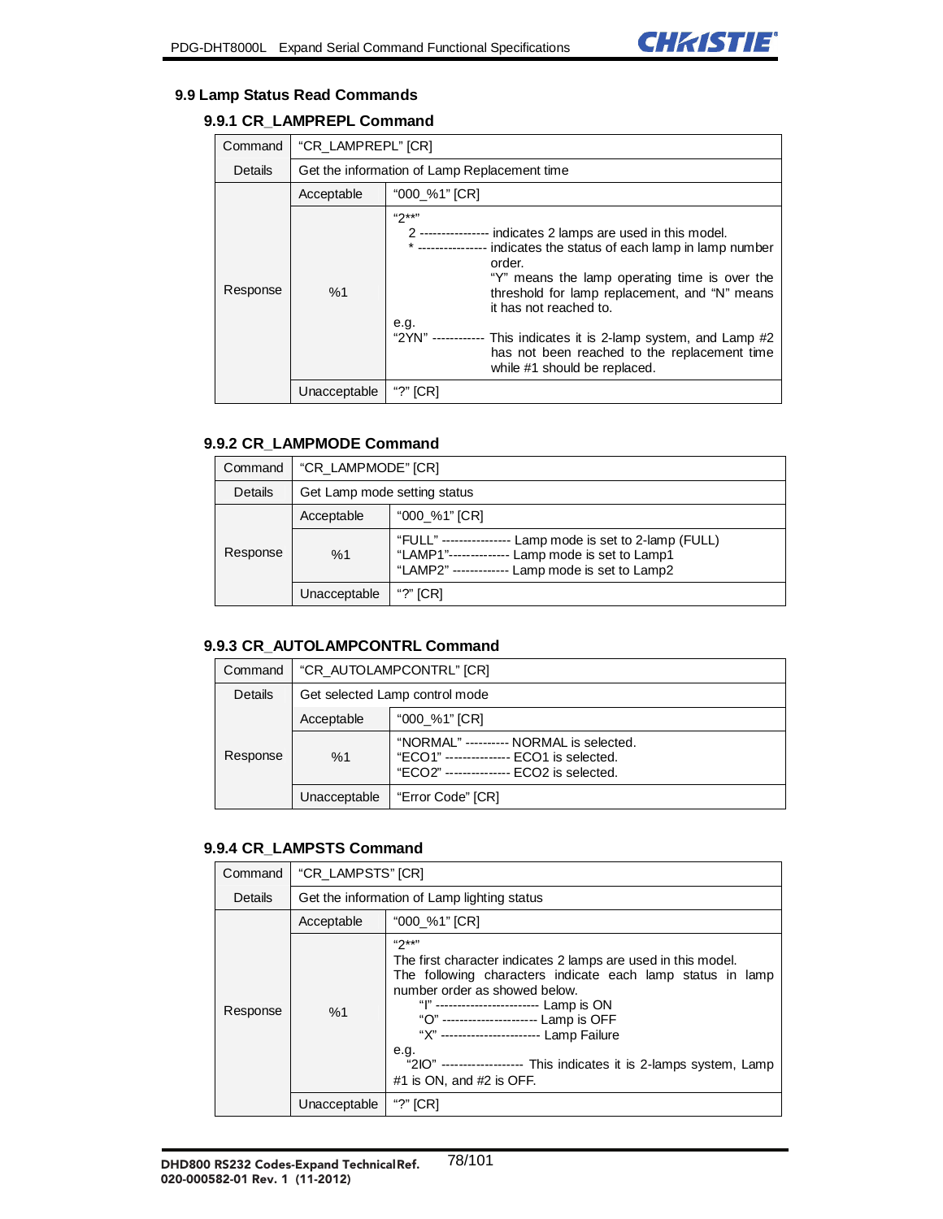## 9.9 Lamp Status Read Commands

### 9.9.1 CR_LAMPREPL Command

| Command | "CR_LAMPREPL" [CR] | |
|---|---|---|
| Details | Get the information of Lamp Replacement time | |
| Response | Acceptable | "000_%1" [CR] |
| | %1 | "2**"<br>2 ---------------- indicates 2 lamps are used in this model.<br>* ---------------- indicates the status of each lamp in lamp number order.<br>"Y" means the lamp operating time is over the threshold for lamp replacement, and "N" means it has not reached to.<br>e.g.<br>"2YN" ------------ This indicates it is 2-lamp system, and Lamp #2 has not been reached to the replacement time while #1 should be replaced. |
| | Unacceptable | "?" [CR] |

### 9.9.2 CR_LAMPMODE Command

| Command | "CR_LAMPMODE" [CR] | |
|---|---|---|
| Details | Get Lamp mode setting status | |
| Response | Acceptable | "000_%1" [CR] |
| | %1 | "FULL" ---------------- Lamp mode is set to 2-lamp (FULL)<br>"LAMP1"-------------- Lamp mode is set to Lamp1<br>"LAMP2" ------------- Lamp mode is set to Lamp2 |
| | Unacceptable | "?" [CR] |

### 9.9.3 CR_AUTOLAMPCONTRL Command

| Command | "CR_AUTOLAMPCONTRL" [CR] | |
|---|---|---|
| Details | Get selected Lamp control mode | |
| Response | Acceptable | "000_%1" [CR] |
| | %1 | "NORMAL" ---------- NORMAL is selected.<br>"ECO1" --------------- ECO1 is selected.<br>"ECO2" --------------- ECO2 is selected. |
| | Unacceptable | "Error Code" [CR] |

### 9.9.4 CR_LAMPSTS Command

| Command | "CR_LAMPSTS" [CR] | |
|---|---|---|
| Details | Get the information of Lamp lighting status | |
| Response | Acceptable | "000_%1" [CR] |
| | %1 | "2**"<br>The first character indicates 2 lamps are used in this model.<br>The following characters indicate each lamp status in lamp number order as showed below.<br>"I" ------------------------ Lamp is ON<br>"O" ---------------------- Lamp is OFF<br>"X" ----------------------- Lamp Failure<br>e.g.<br>"2IO" ------------------- This indicates it is 2-lamps system, Lamp #1 is ON, and #2 is OFF. |
| | Unacceptable | "?" [CR] |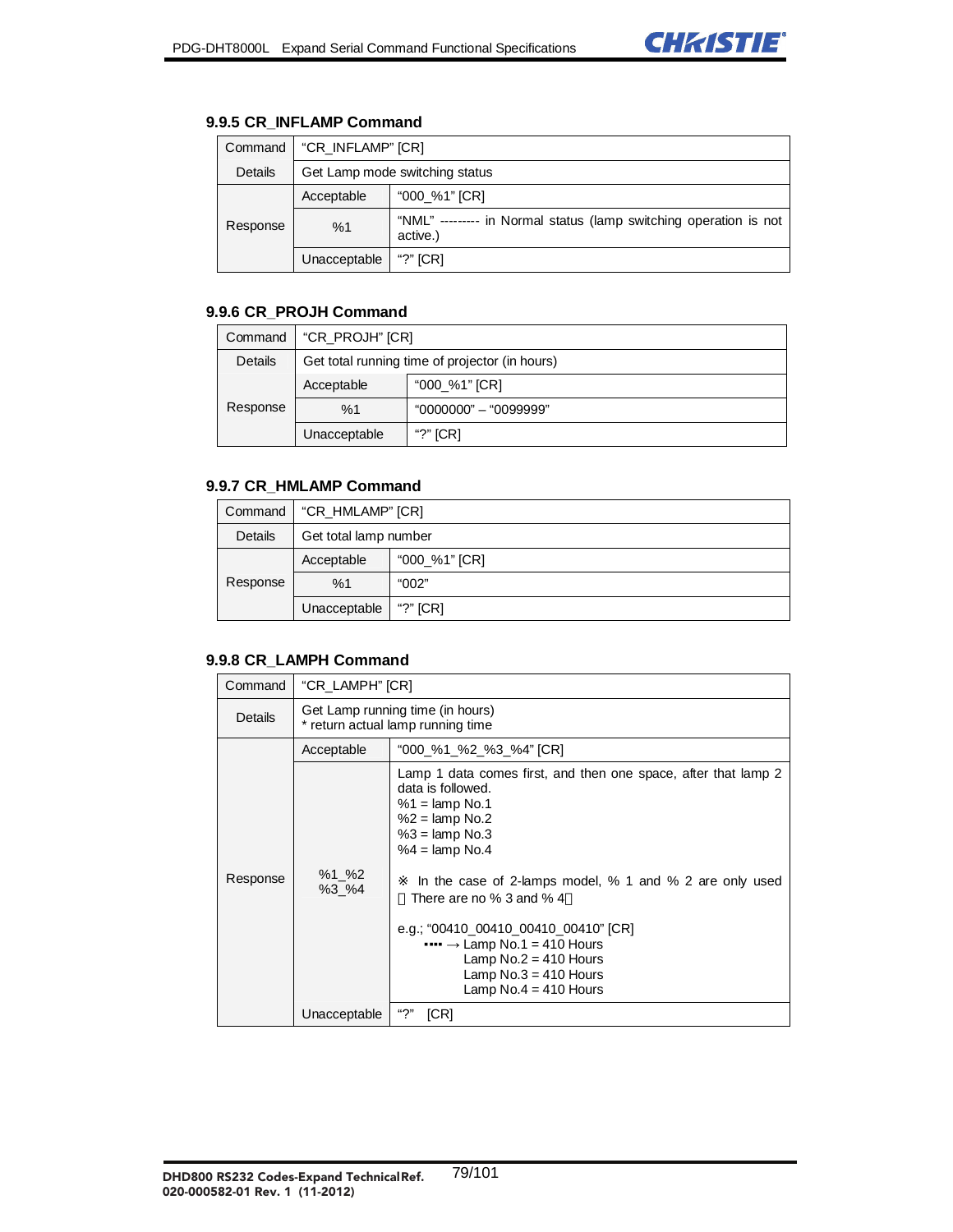### 9.9.5 CR_INFLAMP Command

| Command | "CR_INFLAMP" [CR] | |
|---|---|---|
| Details | Get Lamp mode switching status | |
| Response | Acceptable | "000_%1" [CR] |
| | %1 | "NML" --------- in Normal status (lamp switching operation is not active.) |
| | Unacceptable | "?" [CR] |

### 9.9.6 CR_PROJH Command

| Command | "CR_PROJH" [CR] | |
|---|---|---|
| Details | Get total running time of projector (in hours) | |
| Response | Acceptable | "000_%1" [CR] |
| | %1 | "0000000" – "0099999" |
| | Unacceptable | "?" [CR] |

### 9.9.7 CR_HMLAMP Command

| Command | "CR_HMLAMP" [CR] | |
|---|---|---|
| Details | Get total lamp number | |
| Response | Acceptable | "000_%1" [CR] |
| | %1 | "002" |
| | Unacceptable | "?" [CR] |

### 9.9.8 CR_LAMPH Command

| Command | "CR_LAMPH" [CR] | |
|---|---|---|
| Details | Get Lamp running time (in hours)<br>* return actual lamp running time | |
| Response | Acceptable | "000_%1_%2_%3_%4" [CR] |
| | %1_%2<br>%3_%4 | Lamp 1 data comes first, and then one space, after that lamp 2 data is followed.<br>%1 = lamp No.1<br>%2 = lamp No.2<br>%3 = lamp No.3<br>%4 = lamp No.4<br><br>※ In the case of 2-lamps model, % 1 and % 2 are only used （There are no % 3 and % 4）<br><br>e.g.; "00410_00410_00410_00410" [CR]<br>▪▪▪▪ → Lamp No.1 = 410 Hours<br>Lamp No.2 = 410 Hours<br>Lamp No.3 = 410 Hours<br>Lamp No.4 = 410 Hours |
| | Unacceptable | "?" [CR] |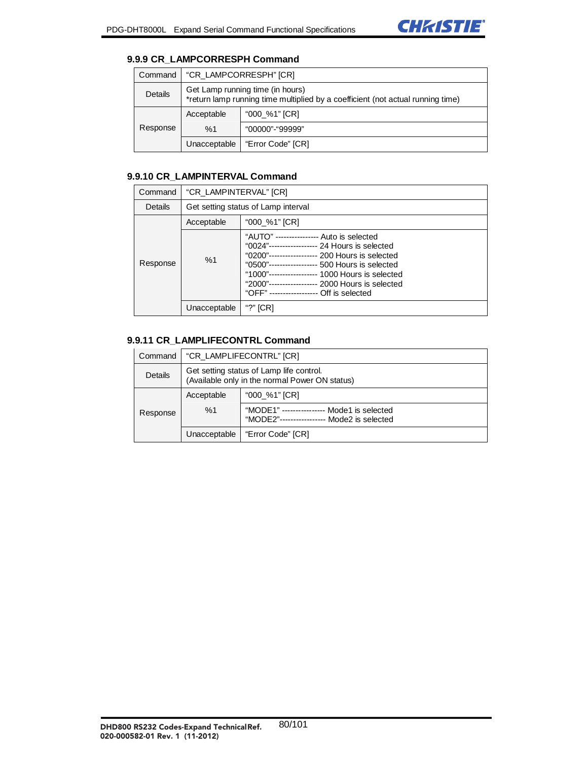### 9.9.9 CR_LAMPCORRESPH Command

| Command | "CR_LAMPCORRESPH" [CR] | |
|---|---|---|
| Details | Get Lamp running time (in hours)<br>*return lamp running time multiplied by a coefficient (not actual running time) | |
| Response | Acceptable | "000_%1" [CR] |
| | %1 | "00000"-"99999" |
| | Unacceptable | "Error Code" [CR] |

### 9.9.10 CR_LAMPINTERVAL Command

| Command | "CR_LAMPINTERVAL" [CR] | |
|---|---|---|
| Details | Get setting status of Lamp interval | |
| Response | Acceptable | "000_%1" [CR] |
| | %1 | "AUTO" ---------------- Auto is selected<br>"0024"------------------ 24 Hours is selected<br>"0200"------------------ 200 Hours is selected<br>"0500"------------------ 500 Hours is selected<br>"1000"------------------ 1000 Hours is selected<br>"2000"------------------ 2000 Hours is selected<br>"OFF" ------------------ Off is selected |
| | Unacceptable | "?" [CR] |

### 9.9.11 CR_LAMPLIFECONTRL Command

| Command | "CR_LAMPLIFECONTRL" [CR] | |
|---|---|---|
| Details | Get setting status of Lamp life control.<br>(Available only in the normal Power ON status) | |
| Response | Acceptable | "000_%1" [CR] |
| | %1 | "MODE1" ---------------- Mode1 is selected<br>"MODE2"----------------- Mode2 is selected |
| | Unacceptable | "Error Code" [CR] |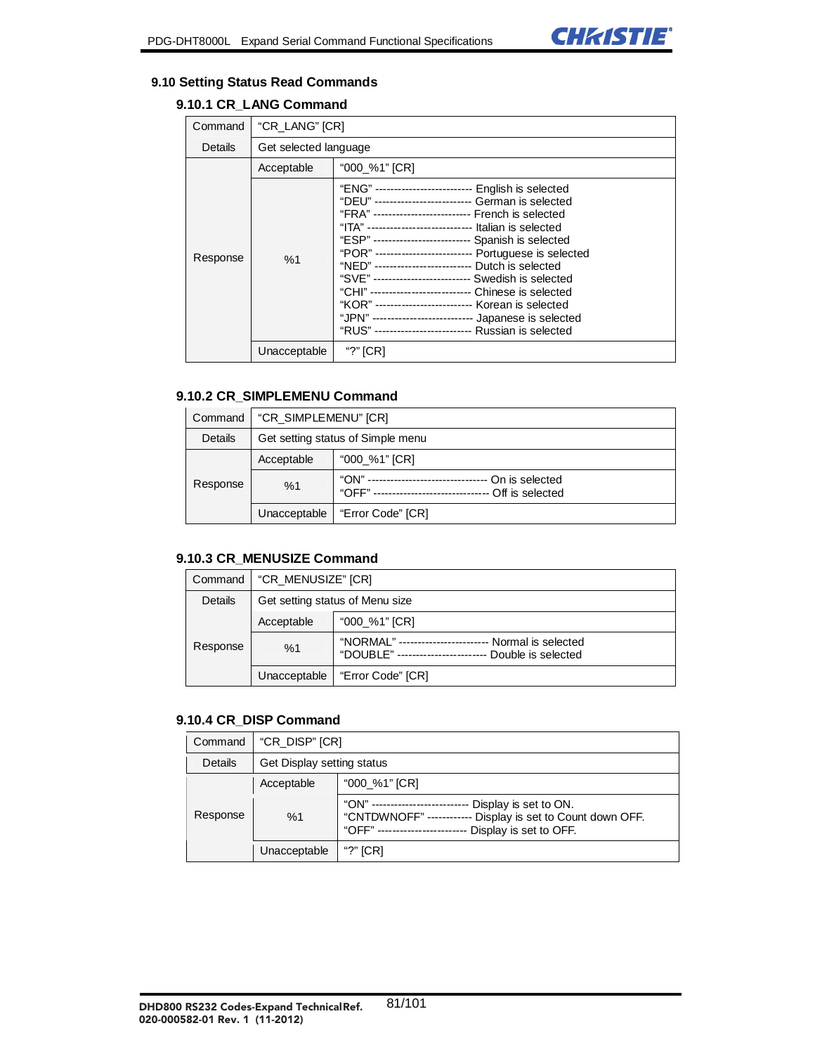## 9.10 Setting Status Read Commands

### 9.10.1 CR_LANG Command

| Command | "CR_LANG" [CR] | |
|---|---|---|
| Details | Get selected language | |
| Response | Acceptable | "000_%1" [CR] |
| | %1 | "ENG" -------------------------- English is selected<br>"DEU" -------------------------- German is selected<br>"FRA" -------------------------- French is selected<br>"ITA" ---------------------------- Italian is selected<br>"ESP" -------------------------- Spanish is selected<br>"POR" -------------------------- Portuguese is selected<br>"NED" -------------------------- Dutch is selected<br>"SVE" -------------------------- Swedish is selected<br>"CHI" --------------------------- Chinese is selected<br>"KOR" -------------------------- Korean is selected<br>"JPN" --------------------------- Japanese is selected<br>"RUS" -------------------------- Russian is selected |
| | Unacceptable | "?" [CR] |

### 9.10.2 CR_SIMPLEMENU Command

| Command | "CR_SIMPLEMENU" [CR] | |
|---|---|---|
| Details | Get setting status of Simple menu | |
| Response | Acceptable | "000_%1" [CR] |
| | %1 | "ON" --------------------------------- On is selected<br>"OFF" ------------------------------- Off is selected |
| | Unacceptable | "Error Code" [CR] |

### 9.10.3 CR_MENUSIZE Command

| Command | "CR_MENUSIZE" [CR] | |
|---|---|---|
| Details | Get setting status of Menu size | |
| Response | Acceptable | "000_%1" [CR] |
| | %1 | "NORMAL" ------------------------ Normal is selected<br>"DOUBLE" ------------------------ Double is selected |
| | Unacceptable | "Error Code" [CR] |

### 9.10.4 CR_DISP Command

| Command | "CR_DISP" [CR] | |
|---|---|---|
| Details | Get Display setting status | |
| Response | Acceptable | "000_%1" [CR] |
| | %1 | "ON" -------------------------- Display is set to ON.<br>"CNTDWNOFF" ------------ Display is set to Count down OFF.<br>"OFF" ------------------------ Display is set to OFF. |
| | Unacceptable | "?" [CR] |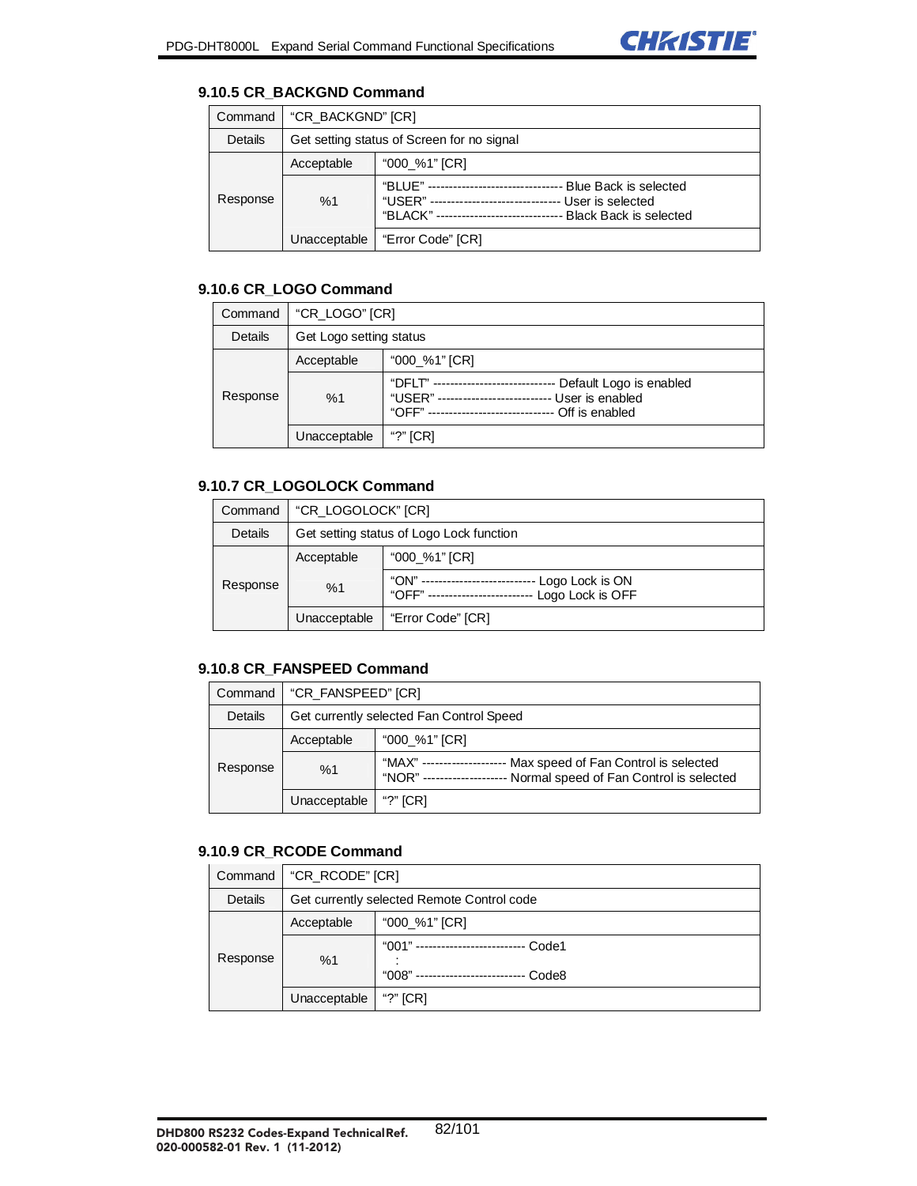### 9.10.5 CR_BACKGND Command

| Command | "CR_BACKGND" [CR] | |
|---|---|---|
| Details | Get setting status of Screen for no signal | |
| Response | Acceptable | "000_%1" [CR] |
| | %1 | "BLUE" -------------------------------- Blue Back is selected<br>"USER" ------------------------------- User is selected<br>"BLACK" ----------------------------- Black Back is selected |
| | Unacceptable | "Error Code" [CR] |

### 9.10.6 CR_LOGO Command

| Command | "CR_LOGO" [CR] | |
|---|---|---|
| Details | Get Logo setting status | |
| Response | Acceptable | "000_%1" [CR] |
| | %1 | "DFLT" ----------------------------- Default Logo is enabled<br>"USER" --------------------------- User is enabled<br>"OFF" ------------------------------ Off is enabled |
| | Unacceptable | "?" [CR] |

### 9.10.7 CR_LOGOLOCK Command

| Command | "CR_LOGOLOCK" [CR] | |
|---|---|---|
| Details | Get setting status of Logo Lock function | |
| Response | Acceptable | "000_%1" [CR] |
| | %1 | "ON" --------------------------- Logo Lock is ON<br>"OFF" ------------------------- Logo Lock is OFF |
| | Unacceptable | "Error Code" [CR] |

### 9.10.8 CR_FANSPEED Command

| Command | "CR_FANSPEED" [CR] | |
|---|---|---|
| Details | Get currently selected Fan Control Speed | |
| Response | Acceptable | "000_%1" [CR] |
| | %1 | "MAX" -------------------- Max speed of Fan Control is selected<br>"NOR" -------------------- Normal speed of Fan Control is selected |
| | Unacceptable | "?" [CR] |

### 9.10.9 CR_RCODE Command

| Command | "CR_RCODE" [CR] | |
|---|---|---|
| Details | Get currently selected Remote Control code | |
| Response | Acceptable | "000_%1" [CR] |
| | %1 | "001" -------------------------- Code1<br>:<br>"008" -------------------------- Code8 |
| | Unacceptable | "?" [CR] |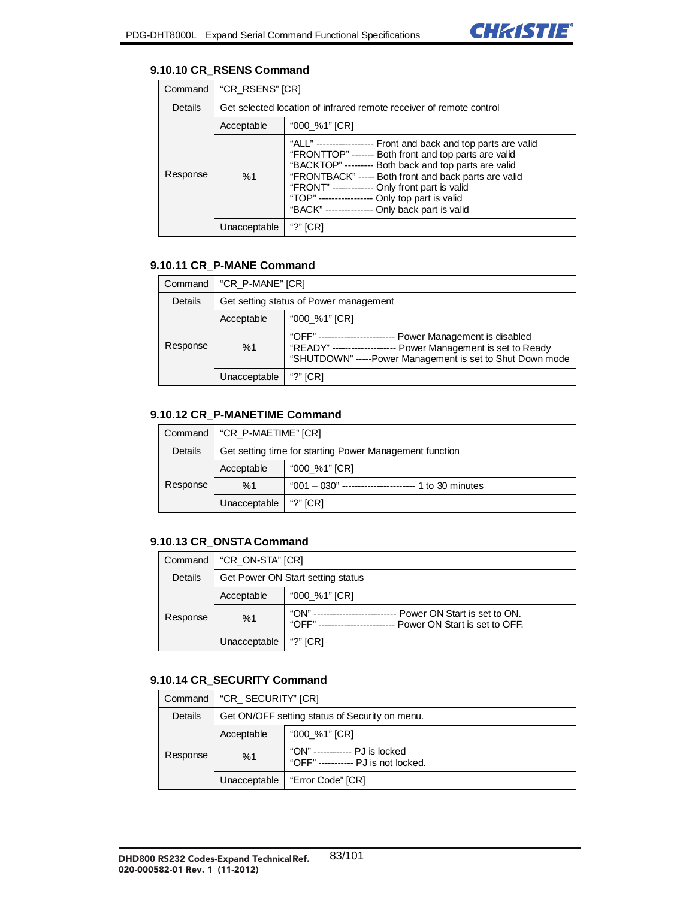### 9.10.10 CR_RSENS Command

| Command | "CR_RSENS" [CR] | |
|---|---|---|
| Details | Get selected location of infrared remote receiver of remote control | |
| Response | Acceptable | "000_%1" [CR] |
| | %1 | "ALL" ------------------ Front and back and top parts are valid<br>"FRONTTOP" ------- Both front and top parts are valid<br>"BACKTOP" --------- Both back and top parts are valid<br>"FRONTBACK" ----- Both front and back parts are valid<br>"FRONT" ------------- Only front part is valid<br>"TOP" ----------------- Only top part is valid<br>"BACK" --------------- Only back part is valid |
| | Unacceptable | "?" [CR] |

### 9.10.11 CR_P-MANE Command

| Command | "CR_P-MANE" [CR] | |
|---|---|---|
| Details | Get setting status of Power management | |
| Response | Acceptable | "000_%1" [CR] |
| | %1 | "OFF" ------------------------ Power Management is disabled<br>"READY" -------------------- Power Management is set to Ready<br>"SHUTDOWN" -----Power Management is set to Shut Down mode |
| | Unacceptable | "?" [CR] |

### 9.10.12 CR_P-MANETIME Command

| Command | "CR_P-MAETIME" [CR] | |
|---|---|---|
| Details | Get setting time for starting Power Management function | |
| Response | Acceptable | "000_%1" [CR] |
| | %1 | "001 – 030" ----------------------- 1 to 30 minutes |
| | Unacceptable | "?" [CR] |

### 9.10.13 CR_ONSTA Command

| Command | "CR_ON-STA" [CR] | |
|---|---|---|
| Details | Get Power ON Start setting status | |
| Response | Acceptable | "000_%1" [CR] |
| | %1 | "ON" -------------------------- Power ON Start is set to ON.<br>"OFF" ------------------------ Power ON Start is set to OFF. |
| | Unacceptable | "?" [CR] |

### 9.10.14 CR_SECURITY Command

| Command | "CR_ SECURITY" [CR] | |
|---|---|---|
| Details | Get ON/OFF setting status of Security on menu. | |
| Response | Acceptable | "000_%1" [CR] |
| | %1 | "ON" ------------ PJ is locked<br>"OFF" ----------- PJ is not locked. |
| | Unacceptable | "Error Code" [CR] |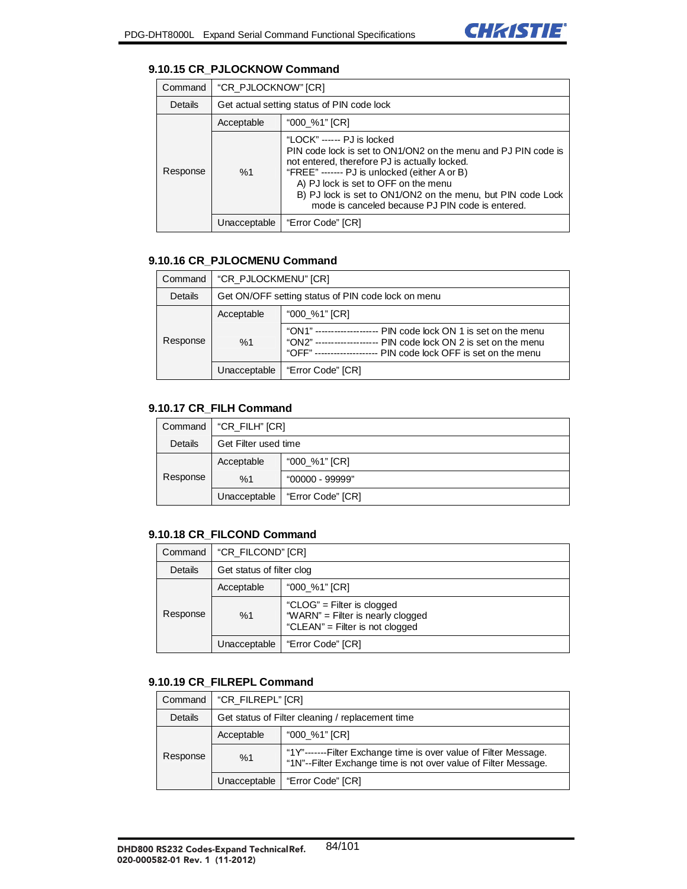### 9.10.15 CR_PJLOCKNOW Command

| Command | "CR_PJLOCKNOW" [CR] | |
|---|---|---|
| Details | Get actual setting status of PIN code lock | |
| Response | Acceptable | "000_%1" [CR] |
| | %1 | "LOCK" ------ PJ is locked<br>PIN code lock is set to ON1/ON2 on the menu and PJ PIN code is not entered, therefore PJ is actually locked.<br>"FREE" ------- PJ is unlocked (either A or B)<br>A) PJ lock is set to OFF on the menu<br>B) PJ lock is set to ON1/ON2 on the menu, but PIN code Lock mode is canceled because PJ PIN code is entered. |
| | Unacceptable | "Error Code" [CR] |

### 9.10.16 CR_PJLOCMENU Command

| Command | "CR_PJLOCKMENU" [CR] | |
|---|---|---|
| Details | Get ON/OFF setting status of PIN code lock on menu | |
| Response | Acceptable | "000_%1" [CR] |
| | %1 | "ON1" -------------------- PIN code lock ON 1 is set on the menu<br>"ON2" -------------------- PIN code lock ON 2 is set on the menu<br>"OFF" -------------------- PIN code lock OFF is set on the menu |
| | Unacceptable | "Error Code" [CR] |

### 9.10.17 CR_FILH Command

| Command | "CR_FILH" [CR] | |
|---|---|---|
| Details | Get Filter used time | |
| Response | Acceptable | "000_%1" [CR] |
| | %1 | "00000 - 99999" |
| | Unacceptable | "Error Code" [CR] |

### 9.10.18 CR_FILCOND Command

| Command | "CR_FILCOND" [CR] | |
|---|---|---|
| Details | Get status of filter clog | |
| Response | Acceptable | "000_%1" [CR] |
| | %1 | "CLOG" = Filter is clogged<br>"WARN" = Filter is nearly clogged<br>"CLEAN" = Filter is not clogged |
| | Unacceptable | "Error Code" [CR] |

### 9.10.19 CR_FILREPL Command

| Command | "CR_FILREPL" [CR] | |
|---|---|---|
| Details | Get status of Filter cleaning / replacement time | |
| Response | Acceptable | "000_%1" [CR] |
| | %1 | "1Y"-------Filter Exchange time is over value of Filter Message.<br>"1N"--Filter Exchange time is not over value of Filter Message. |
| | Unacceptable | "Error Code" [CR] |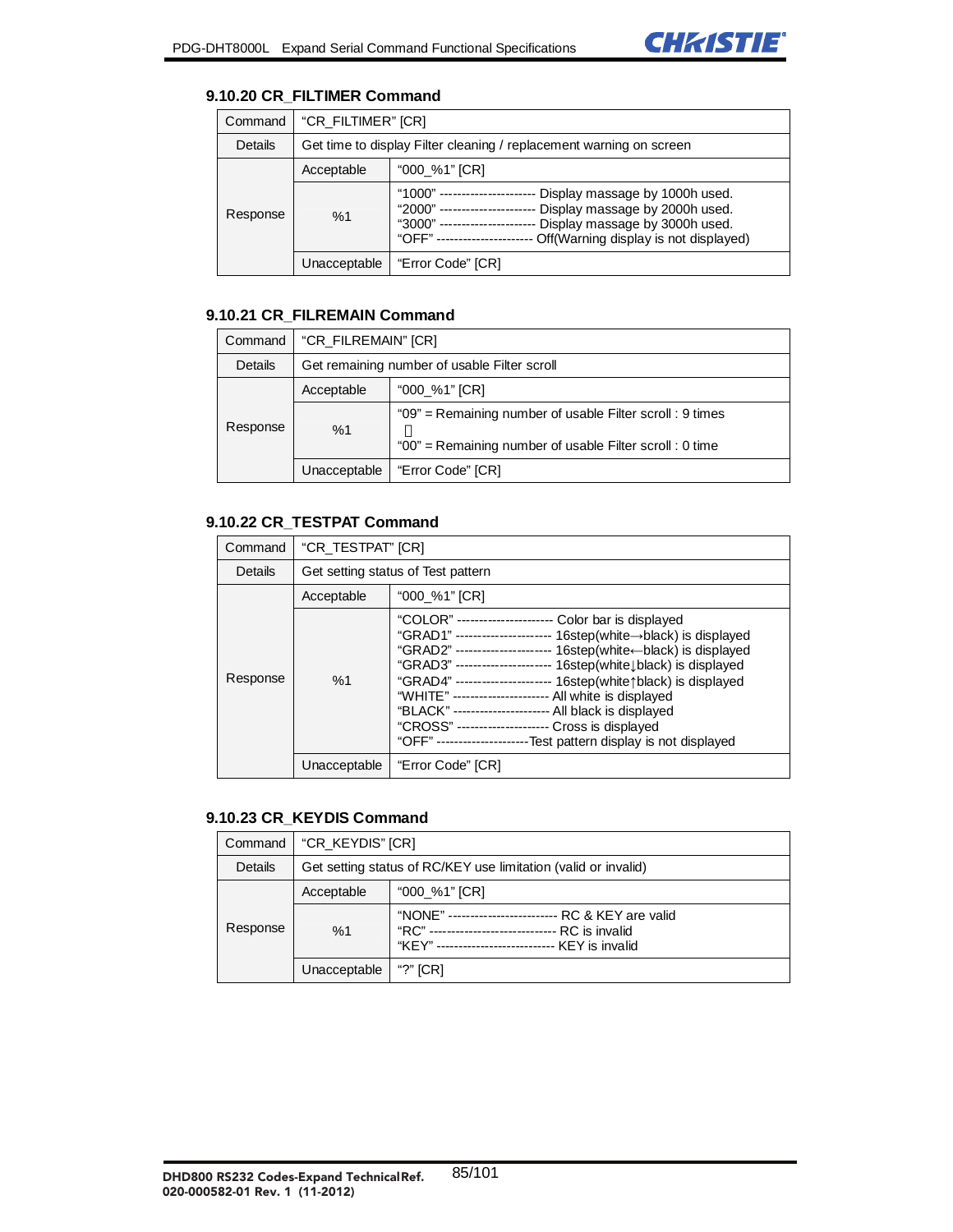### 9.10.20 CR_FILTIMER Command

| Command | "CR_FILTIMER" [CR] | |
|---|---|---|
| Details | Get time to display Filter cleaning / replacement warning on screen | |
| Response | Acceptable | "000_%1" [CR] |
| | %1 | "1000" ---------------------- Display massage by 1000h used.<br>"2000" ---------------------- Display massage by 2000h used.<br>"3000" ---------------------- Display massage by 3000h used.<br>"OFF" ---------------------- Off(Warning display is not displayed) |
| | Unacceptable | "Error Code" [CR] |

### 9.10.21 CR_FILREMAIN Command

| Command | "CR_FILREMAIN" [CR] | |
|---|---|---|
| Details | Get remaining number of usable Filter scroll | |
| Response | Acceptable | "000_%1" [CR] |
| | %1 | "09" = Remaining number of usable Filter scroll : 9 times<br>⋮<br>"00" = Remaining number of usable Filter scroll : 0 time |
| | Unacceptable | "Error Code" [CR] |

### 9.10.22 CR_TESTPAT Command

| Command | "CR_TESTPAT" [CR] | |
|---|---|---|
| Details | Get setting status of Test pattern | |
| Response | Acceptable | "000_%1" [CR] |
| | %1 | "COLOR" ---------------------- Color bar is displayed<br>"GRAD1" ---------------------- 16step(white→black) is displayed<br>"GRAD2" ---------------------- 16step(white←black) is displayed<br>"GRAD3" ---------------------- 16step(white↓black) is displayed<br>"GRAD4" ---------------------- 16step(white↑black) is displayed<br>"WHITE" ---------------------- All white is displayed<br>"BLACK" ---------------------- All black is displayed<br>"CROSS" -------------------- Cross is displayed<br>"OFF" ---------------------Test pattern display is not displayed |
| | Unacceptable | "Error Code" [CR] |

### 9.10.23 CR_KEYDIS Command

| Command | "CR_KEYDIS" [CR] | |
|---|---|---|
| Details | Get setting status of RC/KEY use limitation (valid or invalid) | |
| Response | Acceptable | "000_%1" [CR] |
| | %1 | "NONE" ------------------------ RC & KEY are valid<br>"RC" ----------------------------- RC is invalid<br>"KEY" -------------------------- KEY is invalid |
| | Unacceptable | "?" [CR] |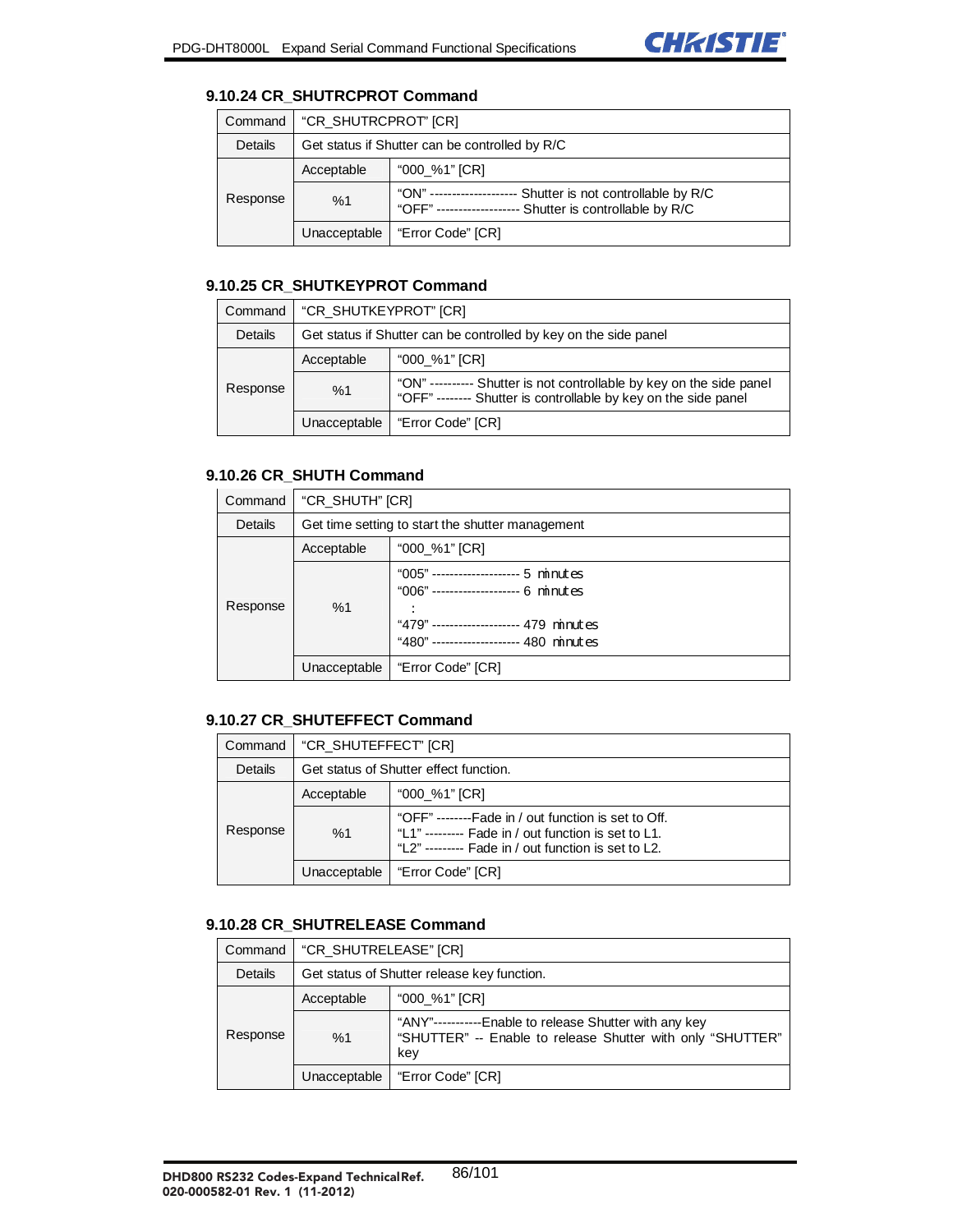### 9.10.24 CR_SHUTRCPROT Command

| Command | "CR_SHUTRCPROT" [CR] | |
|---|---|---|
| Details | Get status if Shutter can be controlled by R/C | |
| Response | Acceptable | "000_%1" [CR] |
| | %1 | "ON" -------------------- Shutter is not controllable by R/C<br>"OFF" ------------------- Shutter is controllable by R/C |
| | Unacceptable | "Error Code" [CR] |

### 9.10.25 CR_SHUTKEYPROT Command

| Command | "CR_SHUTKEYPROT" [CR] | |
|---|---|---|
| Details | Get status if Shutter can be controlled by key on the side panel | |
| Response | Acceptable | "000_%1" [CR] |
| | %1 | "ON" ---------- Shutter is not controllable by key on the side panel<br>"OFF" -------- Shutter is controllable by key on the side panel |
| | Unacceptable | "Error Code" [CR] |

### 9.10.26 CR_SHUTH Command

| Command | "CR_SHUTH" [CR] | |
|---|---|---|
| Details | Get time setting to start the shutter management | |
| Response | Acceptable | "000_%1" [CR] |
| | %1 | "005" -------------------- 5 minutes<br>"006" -------------------- 6 minutes<br>:<br>"479" -------------------- 479 minutes<br>"480" -------------------- 480 minutes |
| | Unacceptable | "Error Code" [CR] |

### 9.10.27 CR_SHUTEFFECT Command

| Command | "CR_SHUTEFFECT" [CR] | |
|---|---|---|
| Details | Get status of Shutter effect function. | |
| Response | Acceptable | "000_%1" [CR] |
| | %1 | "OFF" --------Fade in / out function is set to Off.<br>"L1" --------- Fade in / out function is set to L1.<br>"L2" --------- Fade in / out function is set to L2. |
| | Unacceptable | "Error Code" [CR] |

### 9.10.28 CR_SHUTRELEASE Command

| Command | "CR_SHUTRELEASE" [CR] | |
|---|---|---|
| Details | Get status of Shutter release key function. | |
| Response | Acceptable | "000_%1" [CR] |
| | %1 | "ANY"-----------Enable to release Shutter with any key<br>"SHUTTER" -- Enable to release Shutter with only "SHUTTER" key |
| | Unacceptable | "Error Code" [CR] |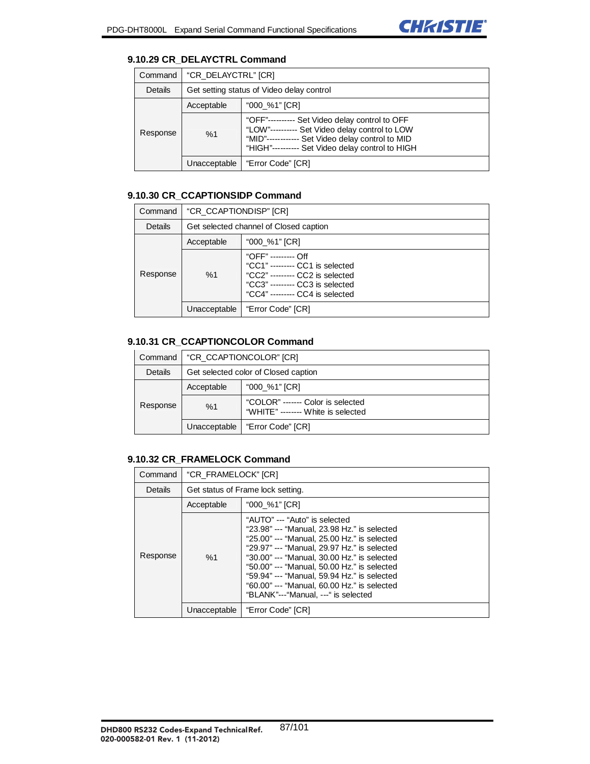### 9.10.29 CR_DELAYCTRL Command

| Command | "CR_DELAYCTRL" [CR] | |
|---|---|---|
| Details | Get setting status of Video delay control | |
| Response | Acceptable | "000_%1" [CR] |
| | %1 | "OFF"---------- Set Video delay control to OFF<br>"LOW"---------- Set Video delay control to LOW<br>"MID"------------ Set Video delay control to MID<br>"HIGH"---------- Set Video delay control to HIGH |
| | Unacceptable | "Error Code" [CR] |

### 9.10.30 CR_CCAPTIONSIDP Command

| Command | "CR_CCAPTIONDISP" [CR] | |
|---|---|---|
| Details | Get selected channel of Closed caption | |
| Response | Acceptable | "000_%1" [CR] |
| | %1 | "OFF" --------- Off<br>"CC1" --------- CC1 is selected<br>"CC2" --------- CC2 is selected<br>"CC3" --------- CC3 is selected<br>"CC4" --------- CC4 is selected |
| | Unacceptable | "Error Code" [CR] |

### 9.10.31 CR_CCAPTIONCOLOR Command

| Command | "CR_CCAPTIONCOLOR" [CR] | |
|---|---|---|
| Details | Get selected color of Closed caption | |
| Response | Acceptable | "000_%1" [CR] |
| | %1 | "COLOR" ------- Color is selected<br>"WHITE" -------- White is selected |
| | Unacceptable | "Error Code" [CR] |

### 9.10.32 CR_FRAMELOCK Command

| Command | "CR_FRAMELOCK" [CR] | |
|---|---|---|
| Details | Get status of Frame lock setting. | |
| Response | Acceptable | "000_%1" [CR] |
| | %1 | "AUTO" --- "Auto" is selected<br>"23.98" --- "Manual, 23.98 Hz." is selected<br>"25.00" --- "Manual, 25.00 Hz." is selected<br>"29.97" --- "Manual, 29.97 Hz." is selected<br>"30.00" --- "Manual, 30.00 Hz." is selected<br>"50.00" --- "Manual, 50.00 Hz." is selected<br>"59.94" --- "Manual, 59.94 Hz." is selected<br>"60.00" --- "Manual, 60.00 Hz." is selected<br>"BLANK"---"Manual, ---" is selected |
| | Unacceptable | "Error Code" [CR] |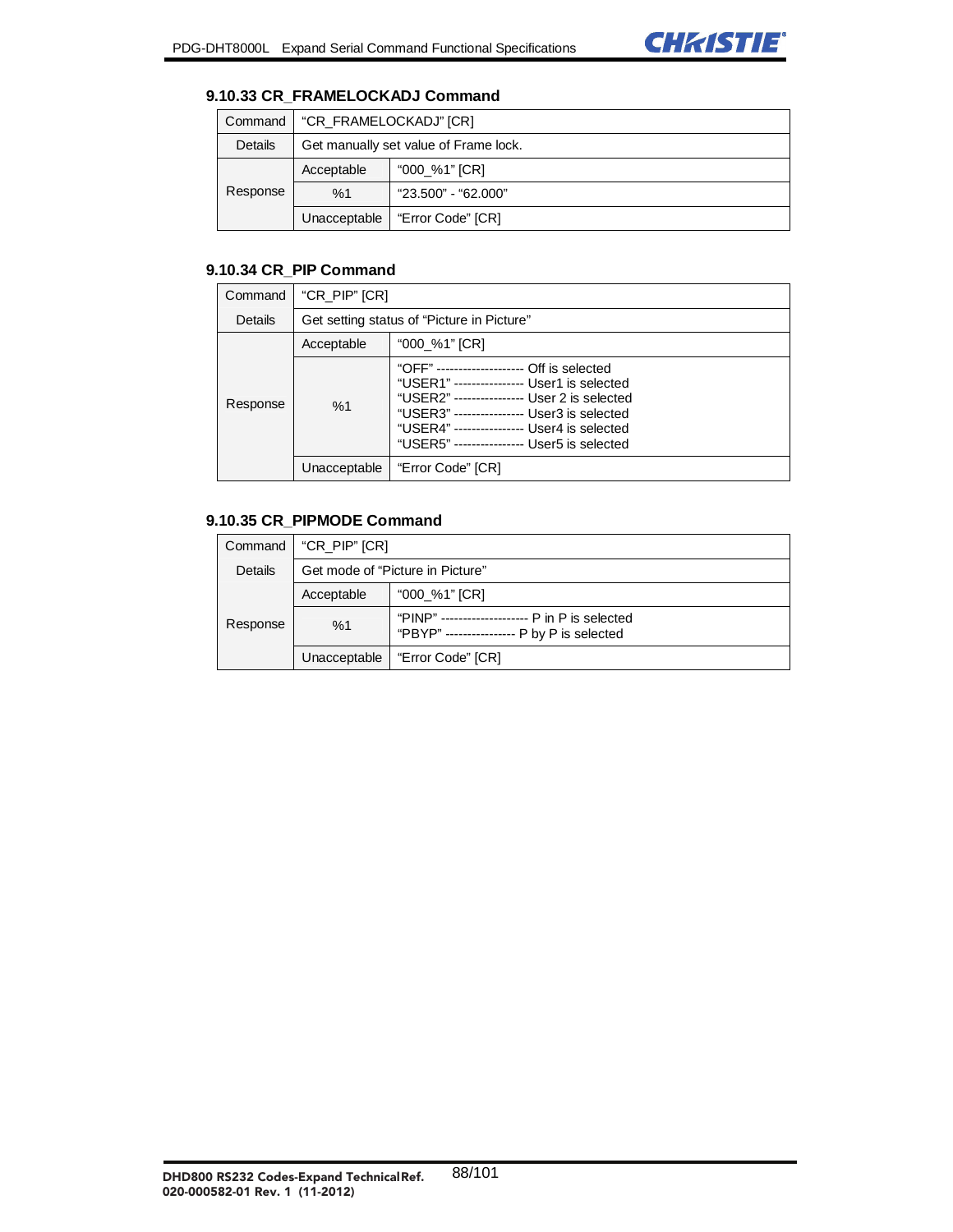### 9.10.33 CR_FRAMELOCKADJ Command

| Command | "CR_FRAMELOCKADJ" [CR] | |
|---|---|---|
| Details | Get manually set value of Frame lock. | |
| Response | Acceptable | "000_%1" [CR] |
| | %1 | "23.500" - "62.000" |
| | Unacceptable | "Error Code" [CR] |

### 9.10.34 CR_PIP Command

| Command | "CR_PIP" [CR] | |
|---|---|---|
| Details | Get setting status of "Picture in Picture" | |
| Response | Acceptable | "000_%1" [CR] |
| | %1 | "OFF" -------------------- Off is selected<br>"USER1" ---------------- User1 is selected<br>"USER2" ---------------- User 2 is selected<br>"USER3" ---------------- User3 is selected<br>"USER4" ---------------- User4 is selected<br>"USER5" ---------------- User5 is selected |
| | Unacceptable | "Error Code" [CR] |

### 9.10.35 CR_PIPMODE Command

| Command | "CR_PIP" [CR] | |
|---|---|---|
| Details | Get mode of "Picture in Picture" | |
| Response | Acceptable | "000_%1" [CR] |
| | %1 | "PINP" -------------------- P in P is selected<br>"PBYP" ---------------- P by P is selected |
| | Unacceptable | "Error Code" [CR] |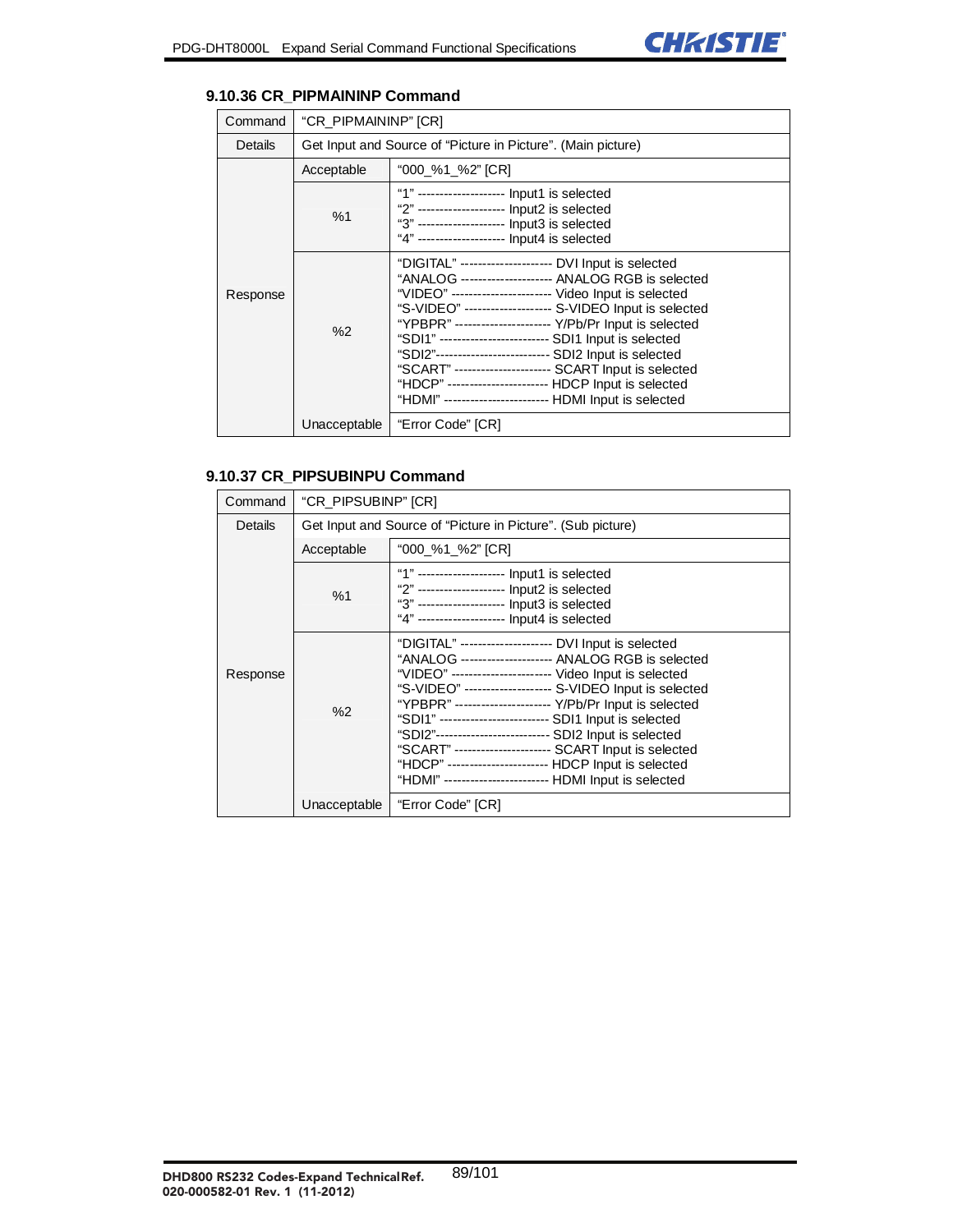### 9.10.36 CR_PIPMAININP Command

| Command | "CR_PIPMAININP" [CR] | |
|---|---|---|
| Details | Get Input and Source of "Picture in Picture". (Main picture) | |
| Response | Acceptable | "000_%1_%2" [CR] |
| | %1 | "1" -------------------- Input1 is selected<br>"2" -------------------- Input2 is selected<br>"3" -------------------- Input3 is selected<br>"4" -------------------- Input4 is selected |
| | %2 | "DIGITAL" --------------------- DVI Input is selected<br>"ANALOG --------------------- ANALOG RGB is selected<br>"VIDEO" ----------------------- Video Input is selected<br>"S-VIDEO" -------------------- S-VIDEO Input is selected<br>"YPBPR" ---------------------- Y/Pb/Pr Input is selected<br>"SDI1" ------------------------- SDI1 Input is selected<br>"SDI2"-------------------------- SDI2 Input is selected<br>"SCART" ---------------------- SCART Input is selected<br>"HDCP" ----------------------- HDCP Input is selected<br>"HDMI" ------------------------ HDMI Input is selected |
| | Unacceptable | "Error Code" [CR] |

### 9.10.37 CR_PIPSUBINPU Command

| Command | "CR_PIPSUBINP" [CR] | |
|---|---|---|
| Details | Get Input and Source of "Picture in Picture". (Sub picture) | |
| Response | Acceptable | "000_%1_%2" [CR] |
| | %1 | "1" -------------------- Input1 is selected<br>"2" -------------------- Input2 is selected<br>"3" -------------------- Input3 is selected<br>"4" -------------------- Input4 is selected |
| | %2 | "DIGITAL" --------------------- DVI Input is selected<br>"ANALOG --------------------- ANALOG RGB is selected<br>"VIDEO" ----------------------- Video Input is selected<br>"S-VIDEO" -------------------- S-VIDEO Input is selected<br>"YPBPR" ---------------------- Y/Pb/Pr Input is selected<br>"SDI1" ------------------------- SDI1 Input is selected<br>"SDI2"-------------------------- SDI2 Input is selected<br>"SCART" ---------------------- SCART Input is selected<br>"HDCP" ----------------------- HDCP Input is selected<br>"HDMI" ------------------------ HDMI Input is selected |
| | Unacceptable | "Error Code" [CR] |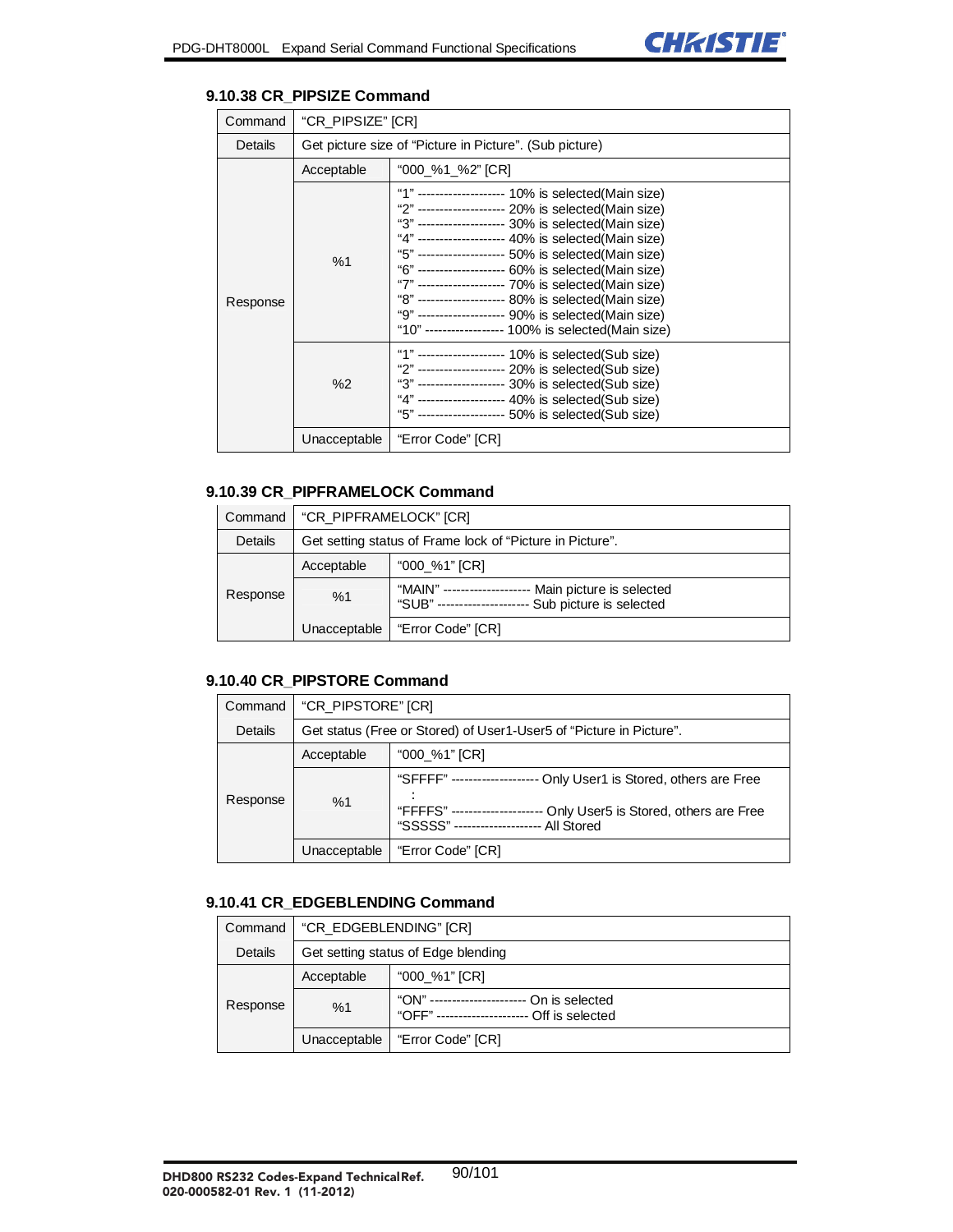### 9.10.38 CR_PIPSIZE Command

| Command | "CR_PIPSIZE" [CR] | |
|---|---|---|
| Details | Get picture size of "Picture in Picture". (Sub picture) | |
| Response | Acceptable | "000_%1_%2" [CR] |
| | %1 | "1" -------------------- 10% is selected(Main size)<br>"2" -------------------- 20% is selected(Main size)<br>"3" -------------------- 30% is selected(Main size)<br>"4" -------------------- 40% is selected(Main size)<br>"5" -------------------- 50% is selected(Main size)<br>"6" -------------------- 60% is selected(Main size)<br>"7" -------------------- 70% is selected(Main size)<br>"8" -------------------- 80% is selected(Main size)<br>"9" -------------------- 90% is selected(Main size)<br>"10" ------------------ 100% is selected(Main size) |
| | %2 | "1" -------------------- 10% is selected(Sub size)<br>"2" -------------------- 20% is selected(Sub size)<br>"3" -------------------- 30% is selected(Sub size)<br>"4" -------------------- 40% is selected(Sub size)<br>"5" -------------------- 50% is selected(Sub size) |
| | Unacceptable | "Error Code" [CR] |

### 9.10.39 CR_PIPFRAMELOCK Command

| Command | "CR_PIPFRAMELOCK" [CR] | |
|---|---|---|
| Details | Get setting status of Frame lock of "Picture in Picture". | |
| Response | Acceptable | "000_%1" [CR] |
| | %1 | "MAIN" -------------------- Main picture is selected<br>"SUB" --------------------- Sub picture is selected |
| | Unacceptable | "Error Code" [CR] |

### 9.10.40 CR_PIPSTORE Command

| Command | "CR_PIPSTORE" [CR] | |
|---|---|---|
| Details | Get status (Free or Stored) of User1-User5 of "Picture in Picture". | |
| Response | Acceptable | "000_%1" [CR] |
| | %1 | "SFFFF" -------------------- Only User1 is Stored, others are Free<br>:<br>"FFFFS" -------------------- Only User5 is Stored, others are Free<br>"SSSSS" -------------------- All Stored |
| | Unacceptable | "Error Code" [CR] |

### 9.10.41 CR_EDGEBLENDING Command

| Command | "CR_EDGEBLENDING" [CR] | |
|---|---|---|
| Details | Get setting status of Edge blending | |
| Response | Acceptable | "000_%1" [CR] |
| | %1 | "ON" ---------------------- On is selected<br>"OFF" --------------------- Off is selected |
| | Unacceptable | "Error Code" [CR] |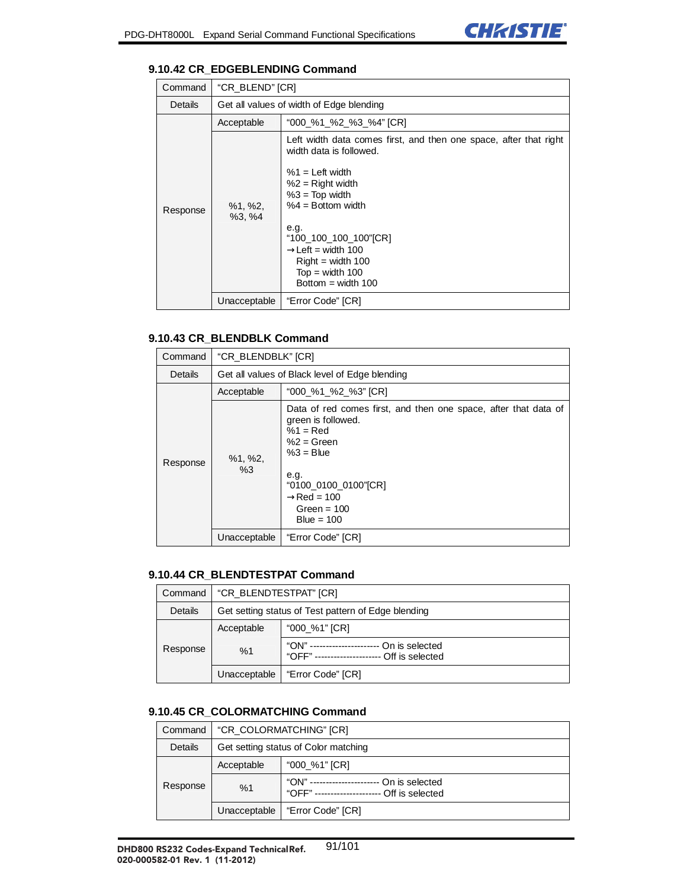### 9.10.42 CR_EDGEBLENDING Command

| Command | "CR_BLEND" [CR] | |
|---|---|---|
| Details | Get all values of width of Edge blending | |
| Response | Acceptable | "000_%1_%2_%3_%4" [CR] |
| | %1, %2, %3, %4 | Left width data comes first, and then one space, after that right width data is followed.<br><br>%1 = Left width<br>%2 = Right width<br>%3 = Top width<br>%4 = Bottom width<br><br>e.g.<br>"100_100_100_100"[CR]<br>→Left = width 100<br>Right = width 100<br>Top = width 100<br>Bottom = width 100 |
| | Unacceptable | "Error Code" [CR] |

### 9.10.43 CR_BLENDBLK Command

| Command | "CR_BLENDBLK" [CR] | |
|---|---|---|
| Details | Get all values of Black level of Edge blending | |
| Response | Acceptable | "000_%1_%2_%3" [CR] |
| | %1, %2, %3 | Data of red comes first, and then one space, after that data of green is followed.<br>%1 = Red<br>%2 = Green<br>%3 = Blue<br><br>e.g.<br>"0100_0100_0100"[CR]<br>→Red = 100<br>Green = 100<br>Blue = 100 |
| | Unacceptable | "Error Code" [CR] |

### 9.10.44 CR_BLENDTESTPAT Command

| Command | "CR_BLENDTESTPAT" [CR] | |
|---|---|---|
| Details | Get setting status of Test pattern of Edge blending | |
| Response | Acceptable | "000_%1" [CR] |
| | %1 | "ON" ---------------------- On is selected<br>"OFF" --------------------- Off is selected |
| | Unacceptable | "Error Code" [CR] |

### 9.10.45 CR_COLORMATCHING Command

| Command | "CR_COLORMATCHING" [CR] | |
|---|---|---|
| Details | Get setting status of Color matching | |
| Response | Acceptable | "000_%1" [CR] |
| | %1 | "ON" ---------------------- On is selected<br>"OFF" --------------------- Off is selected |
| | Unacceptable | "Error Code" [CR] |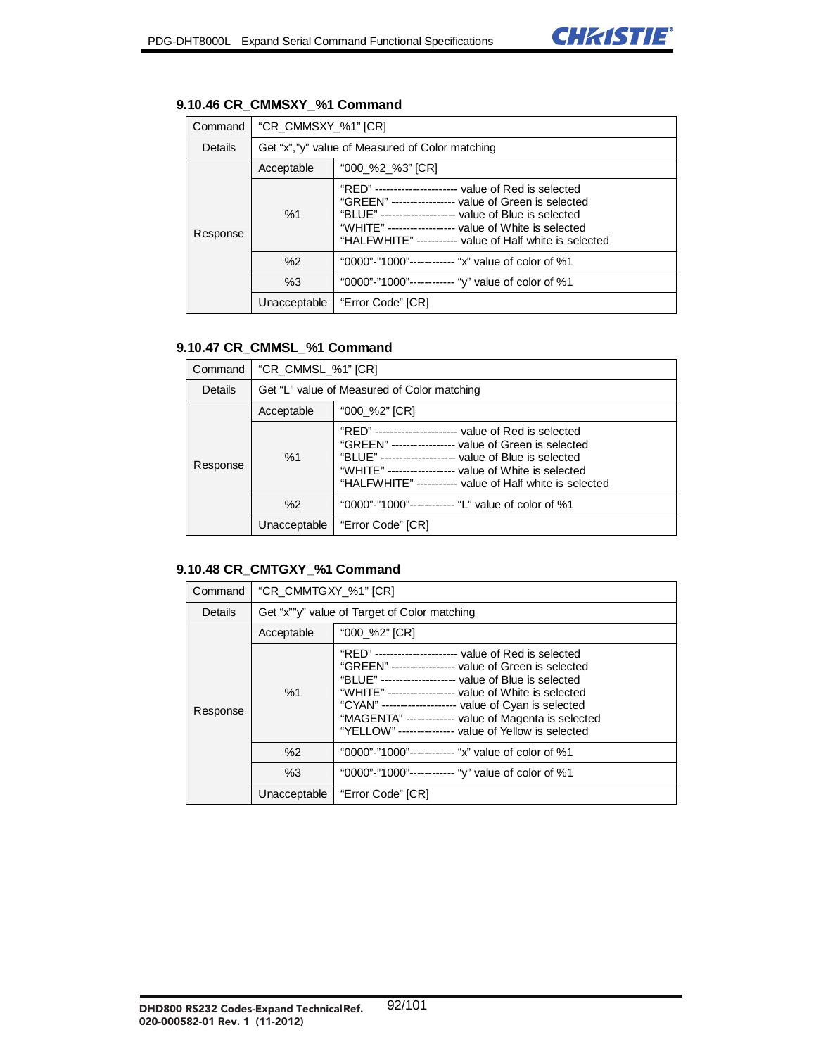### 9.10.46 CR_CMMSXY_%1 Command

| | | |
|---|---|---|
| Command | "CR_CMMSXY_%1" [CR] | |
| Details | Get "x","y" value of Measured of Color matching | |
| Response | Acceptable | "000_%2_%3" [CR] |
| | %1 | "RED" --------------------- value of Red is selected<br>"GREEN" ---------------- value of Green is selected<br>"BLUE" ------------------- value of Blue is selected<br>"WHITE" ----------------- value of White is selected<br>"HALFWHITE" ---------- value of Half white is selected |
| | %2 | "0000"-"1000"----------- "x" value of color of %1 |
| | %3 | "0000"-"1000"----------- "y" value of color of %1 |
| | Unacceptable | "Error Code" [CR] |

### 9.10.47 CR_CMMSL_%1 Command

| | | |
|---|---|---|
| Command | "CR_CMMSL_%1" [CR] | |
| Details | Get "L" value of Measured of Color matching | |
| Response | Acceptable | "000_%2" [CR] |
| | %1 | "RED" --------------------- value of Red is selected<br>"GREEN" ---------------- value of Green is selected<br>"BLUE" ------------------- value of Blue is selected<br>"WHITE" ----------------- value of White is selected<br>"HALFWHITE" ---------- value of Half white is selected |
| | %2 | "0000"-"1000"----------- "L" value of color of %1 |
| | Unacceptable | "Error Code" [CR] |

### 9.10.48 CR_CMTGXY_%1 Command

| | | |
|---|---|---|
| Command | "CR_CMMTGXY_%1" [CR] | |
| Details | Get "x""y" value of Target of Color matching | |
| Response | Acceptable | "000_%2" [CR] |
| | %1 | "RED" --------------------- value of Red is selected<br>"GREEN" ---------------- value of Green is selected<br>"BLUE" ------------------- value of Blue is selected<br>"WHITE" ----------------- value of White is selected<br>"CYAN" ------------------- value of Cyan is selected<br>"MAGENTA" ------------ value of Magenta is selected<br>"YELLOW" -------------- value of Yellow is selected |
| | %2 | "0000"-"1000"----------- "x" value of color of %1 |
| | %3 | "0000"-"1000"----------- "y" value of color of %1 |
| | Unacceptable | "Error Code" [CR] |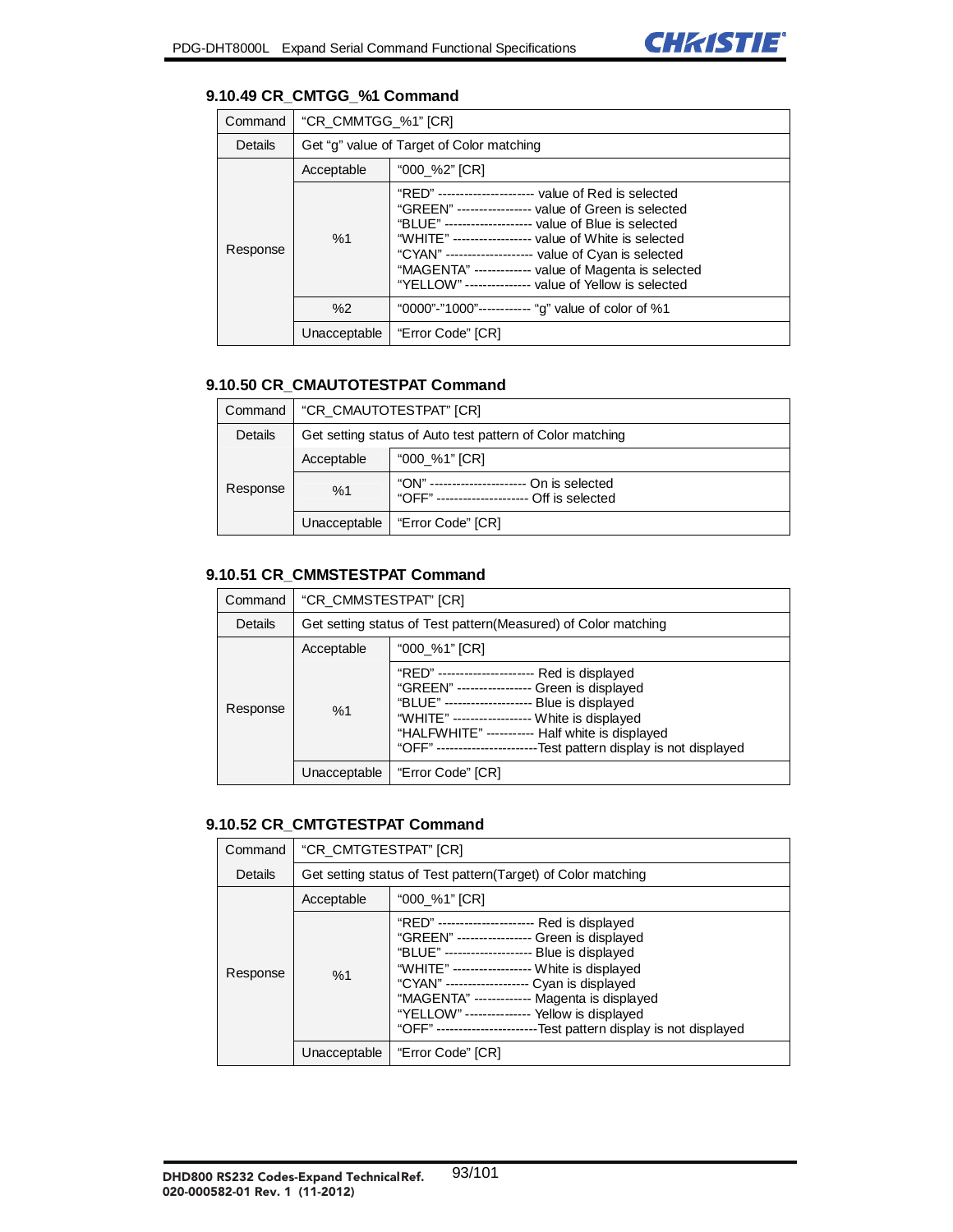### 9.10.49 CR_CMTGG_%1 Command

| Command | "CR_CMMTGG_%1" [CR] | |
|---|---|---|
| Details | Get "g" value of Target of Color matching | |
| Response | Acceptable | "000_%2" [CR] |
| | %1 | "RED" ---------------------- value of Red is selected<br>"GREEN" ----------------- value of Green is selected<br>"BLUE" -------------------- value of Blue is selected<br>"WHITE" ------------------ value of White is selected<br>"CYAN" -------------------- value of Cyan is selected<br>"MAGENTA" ------------- value of Magenta is selected<br>"YELLOW" --------------- value of Yellow is selected |
| | %2 | "0000"-"1000"------------ "g" value of color of %1 |
| | Unacceptable | "Error Code" [CR] |

### 9.10.50 CR_CMAUTOTESTPAT Command

| Command | "CR_CMAUTOTESTPAT" [CR] | |
|---|---|---|
| Details | Get setting status of Auto test pattern of Color matching | |
| Response | Acceptable | "000_%1" [CR] |
| | %1 | "ON" ---------------------- On is selected<br>"OFF" --------------------- Off is selected |
| | Unacceptable | "Error Code" [CR] |

### 9.10.51 CR_CMMSTESTPAT Command

| Command | "CR_CMMSTESTPAT" [CR] | |
|---|---|---|
| Details | Get setting status of Test pattern(Measured) of Color matching | |
| Response | Acceptable | "000_%1" [CR] |
| | %1 | "RED" ---------------------- Red is displayed<br>"GREEN" ----------------- Green is displayed<br>"BLUE" -------------------- Blue is displayed<br>"WHITE" ------------------ White is displayed<br>"HALFWHITE" ----------- Half white is displayed<br>"OFF" -----------------------Test pattern display is not displayed |
| | Unacceptable | "Error Code" [CR] |

### 9.10.52 CR_CMTGTESTPAT Command

| Command | "CR_CMTGTESTPAT" [CR] | |
|---|---|---|
| Details | Get setting status of Test pattern(Target) of Color matching | |
| Response | Acceptable | "000_%1" [CR] |
| | %1 | "RED" ---------------------- Red is displayed<br>"GREEN" ----------------- Green is displayed<br>"BLUE" -------------------- Blue is displayed<br>"WHITE" ------------------ White is displayed<br>"CYAN" ------------------- Cyan is displayed<br>"MAGENTA" ------------- Magenta is displayed<br>"YELLOW" --------------- Yellow is displayed<br>"OFF" -----------------------Test pattern display is not displayed |
| | Unacceptable | "Error Code" [CR] |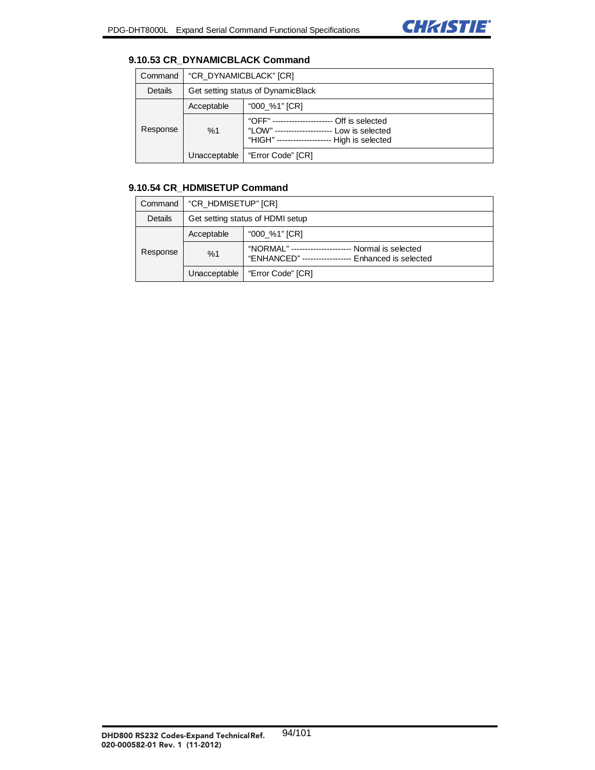### 9.10.53 CR_DYNAMICBLACK Command

| Command | "CR_DYNAMICBLACK" [CR] | |
|---|---|---|
| Details | Get setting status of DynamicBlack | |
| Response | Acceptable | "000_%1" [CR] |
| | %1 | "OFF" ---------------------- Off is selected<br>"LOW" --------------------- Low is selected<br>"HIGH" -------------------- High is selected |
| | Unacceptable | "Error Code" [CR] |

### 9.10.54 CR_HDMISETUP Command

| Command | "CR_HDMISETUP" [CR] | |
|---|---|---|
| Details | Get setting status of HDMI setup | |
| Response | Acceptable | "000_%1" [CR] |
| | %1 | "NORMAL" ---------------------- Normal is selected<br>"ENHANCED" ------------------ Enhanced is selected |
| | Unacceptable | "Error Code" [CR] |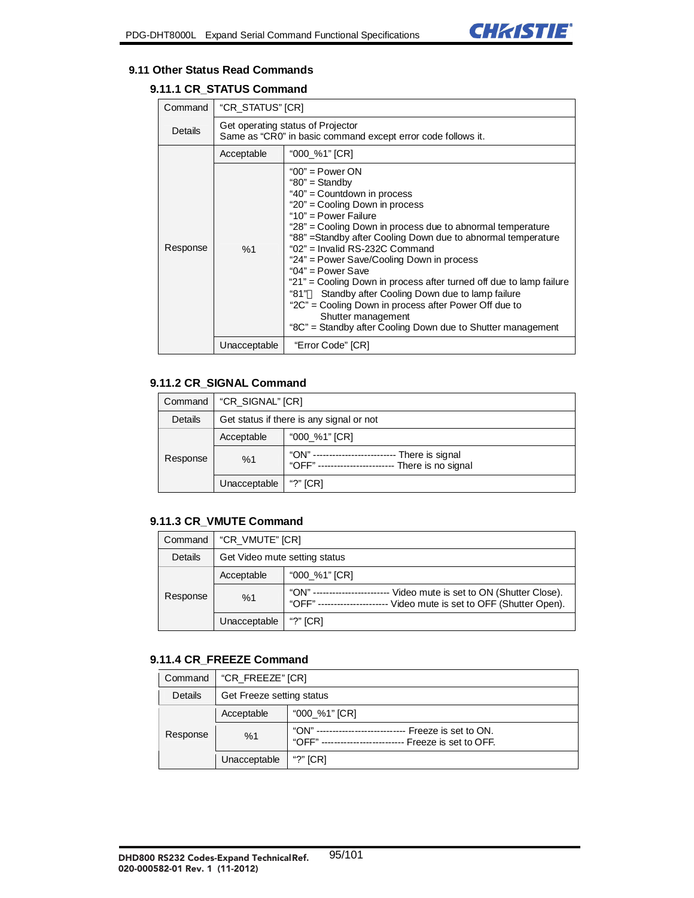## 9.11 Other Status Read Commands

### 9.11.1 CR_STATUS Command

| Command | "CR_STATUS" [CR] | |
|---|---|---|
| Details | Get operating status of Projector<br>Same as "CR0" in basic command except error code follows it. | |
| Response | Acceptable | "000_%1" [CR] |
| | %1 | "00" = Power ON<br>"80" = Standby<br>"40" = Countdown in process<br>"20" = Cooling Down in process<br>"10" = Power Failure<br>"28" = Cooling Down in process due to abnormal temperature<br>"88" =Standby after Cooling Down due to abnormal temperature<br>"02" = Invalid RS-232C Command<br>"24" = Power Save/Cooling Down in process<br>"04" = Power Save<br>"21" = Cooling Down in process after turned off due to lamp failure<br>"81" Standby after Cooling Down due to lamp failure<br>"2C" = Cooling Down in process after Power Off due to Shutter management<br>"8C" = Standby after Cooling Down due to Shutter management |
| | Unacceptable | "Error Code" [CR] |

### 9.11.2 CR_SIGNAL Command

| Command | "CR_SIGNAL" [CR] | |
|---|---|---|
| Details | Get status if there is any signal or not | |
| Response | Acceptable | "000_%1" [CR] |
| | %1 | "ON" -------------------------- There is signal<br>"OFF" ------------------------ There is no signal |
| | Unacceptable | "?" [CR] |

### 9.11.3 CR_VMUTE Command

| Command | "CR_VMUTE" [CR] | |
|---|---|---|
| Details | Get Video mute setting status | |
| Response | Acceptable | "000_%1" [CR] |
| | %1 | "ON" ------------------------ Video mute is set to ON (Shutter Close).<br>"OFF" --------------------- Video mute is set to OFF (Shutter Open). |
| | Unacceptable | "?" [CR] |

### 9.11.4 CR_FREEZE Command

| Command | "CR_FREEZE" [CR] | |
|---|---|---|
| Details | Get Freeze setting status | |
| Response | Acceptable | "000_%1" [CR] |
| | %1 | "ON" ---------------------------- Freeze is set to ON.<br>"OFF" -------------------------- Freeze is set to OFF. |
| | Unacceptable | "?" [CR] |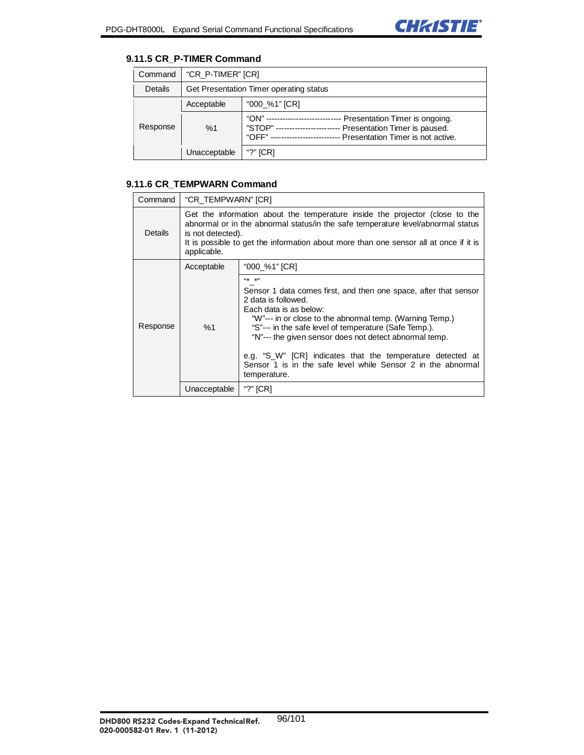### 9.11.5 CR_P-TIMER Command

| Command | "CR_P-TIMER" [CR] | |
|---|---|---|
| Details | Get Presentation Timer operating status | |
| Response | Acceptable | "000_%1" [CR] |
| | %1 | "ON" ---------------------------- Presentation Timer is ongoing.<br>"STOP" ------------------------ Presentation Timer is paused.<br>"OFF" ------------------------- Presentation Timer is not active. |
| | Unacceptable | "?" [CR] |

### 9.11.6 CR_TEMPWARN Command

| Command | "CR_TEMPWARN" [CR] | |
|---|---|---|
| Details | Get the information about the temperature inside the projector (close to the abnormal or in the abnormal status/in the safe temperature level/abnormal status is not detected).<br>It is possible to get the information about more than one sensor all at once if it is applicable. | |
| Response | Acceptable | "000_%1" [CR] |
| | %1 | "*_*"<br>Sensor 1 data comes first, and then one space, after that sensor 2 data is followed.<br>Each data is as below:<br>"W"--- in or close to the abnormal temp. (Warning Temp.)<br>"S"--- in the safe level of temperature (Safe Temp.).<br>"N"--- the given sensor does not detect abnormal temp.<br><br>e.g. "S_W" [CR] indicates that the temperature detected at Sensor 1 is in the safe level while Sensor 2 in the abnormal temperature. |
| | Unacceptable | "?" [CR] |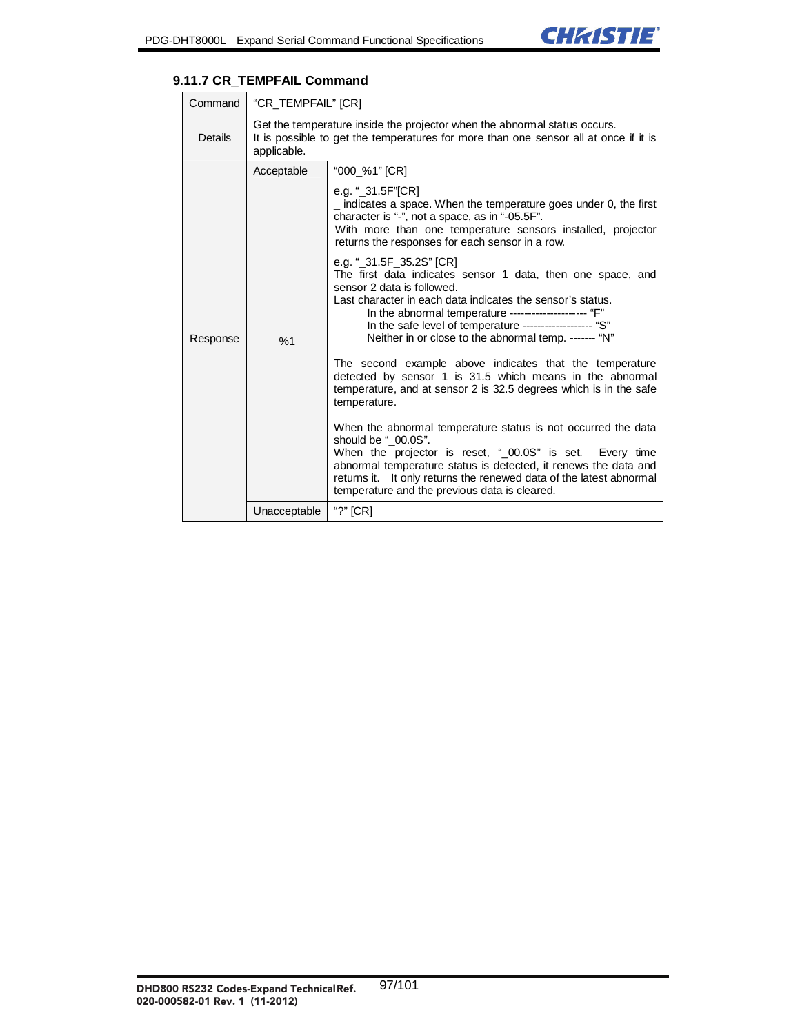### 9.11.7 CR_TEMPFAIL Command

| Command | "CR_TEMPFAIL" [CR] | |
|---|---|---|
| Details | Get the temperature inside the projector when the abnormal status occurs.<br>It is possible to get the temperatures for more than one sensor all at once if it is applicable. | |
| Response | Acceptable | "000_%1" [CR] |
| | %1 | e.g. "_31.5F"[CR]<br>_ indicates a space. When the temperature goes under 0, the first character is "-", not a space, as in "-05.5F".<br>With more than one temperature sensors installed, projector returns the responses for each sensor in a row.<br><br>e.g. "_31.5F_35.2S" [CR]<br>The first data indicates sensor 1 data, then one space, and sensor 2 data is followed.<br>Last character in each data indicates the sensor's status.<br>In the abnormal temperature --------------------- "F"<br>In the safe level of temperature ------------------- "S"<br>Neither in or close to the abnormal temp. ------- "N"<br><br>The second example above indicates that the temperature detected by sensor 1 is 31.5 which means in the abnormal temperature, and at sensor 2 is 32.5 degrees which is in the safe temperature.<br><br>When the abnormal temperature status is not occurred the data should be "_00.0S".<br>When the projector is reset, "_00.0S" is set. Every time abnormal temperature status is detected, it renews the data and returns it. It only returns the renewed data of the latest abnormal temperature and the previous data is cleared. |
| | Unacceptable | "?" [CR] |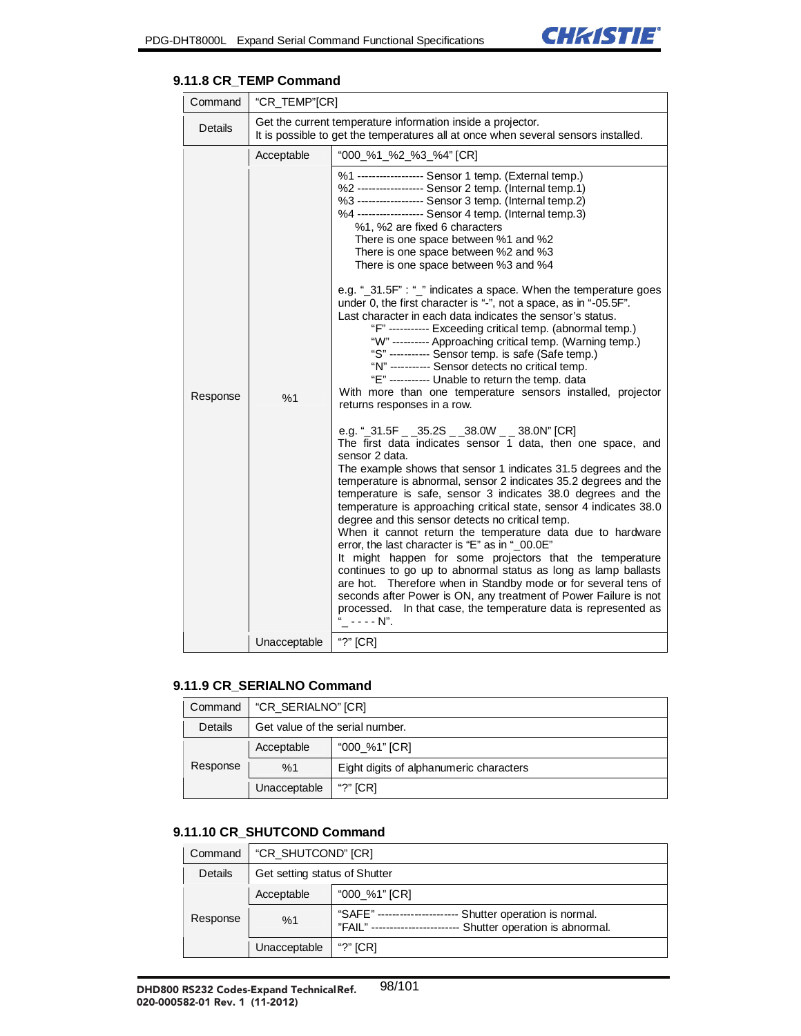### 9.11.8 CR_TEMP Command

| Command | "CR_TEMP"[CR] | |
|---|---|---|
| Details | Get the current temperature information inside a projector.<br>It is possible to get the temperatures all at once when several sensors installed. | |
| Response | Acceptable | "000_%1_%2_%3_%4" [CR] |
| | %1 | %1 ------------------ Sensor 1 temp. (External temp.)<br>%2 ------------------ Sensor 2 temp. (Internal temp.1)<br>%3 ------------------ Sensor 3 temp. (Internal temp.2)<br>%4 ------------------ Sensor 4 temp. (Internal temp.3)<br>%1, %2 are fixed 6 characters<br>There is one space between %1 and %2<br>There is one space between %2 and %3<br>There is one space between %3 and %4<br><br>e.g. "_31.5F" : "_" indicates a space. When the temperature goes under 0, the first character is "-", not a space, as in "-05.5F".<br>Last character in each data indicates the sensor's status.<br>"F" ----------- Exceeding critical temp. (abnormal temp.)<br>"W" ---------- Approaching critical temp. (Warning temp.)<br>"S" ----------- Sensor temp. is safe (Safe temp.)<br>"N" ----------- Sensor detects no critical temp.<br>"E" ----------- Unable to return the temp. data<br>With more than one temperature sensors installed, projector returns responses in a row.<br><br>e.g. "_31.5F _ _35.2S _ _38.0W _ _ 38.0N" [CR]<br>The first data indicates sensor 1 data, then one space, and sensor 2 data.<br>The example shows that sensor 1 indicates 31.5 degrees and the temperature is abnormal, sensor 2 indicates 35.2 degrees and the temperature is safe, sensor 3 indicates 38.0 degrees and the temperature is approaching critical state, sensor 4 indicates 38.0 degree and this sensor detects no critical temp.<br>When it cannot return the temperature data due to hardware error, the last character is "E" as in "_00.0E"<br>It might happen for some projectors that the temperature continues to go up to abnormal status as long as lamp ballasts are hot. Therefore when in Standby mode or for several tens of seconds after Power is ON, any treatment of Power Failure is not processed. In that case, the temperature data is represented as "_ - - - - N". |
| | Unacceptable | "?" [CR] |

### 9.11.9 CR_SERIALNO Command

| Command | "CR_SERIALNO" [CR] | |
|---|---|---|
| Details | Get value of the serial number. | |
| Response | Acceptable | "000_%1" [CR] |
| | %1 | Eight digits of alphanumeric characters |
| | Unacceptable | "?" [CR] |

### 9.11.10 CR_SHUTCOND Command

| Command | "CR_SHUTCOND" [CR] | |
|---|---|---|
| Details | Get setting status of Shutter | |
| Response | Acceptable | "000_%1" [CR] |
| | %1 | "SAFE" ---------------------- Shutter operation is normal.<br>"FAIL" ------------------------ Shutter operation is abnormal. |
| | Unacceptable | "?" [CR] |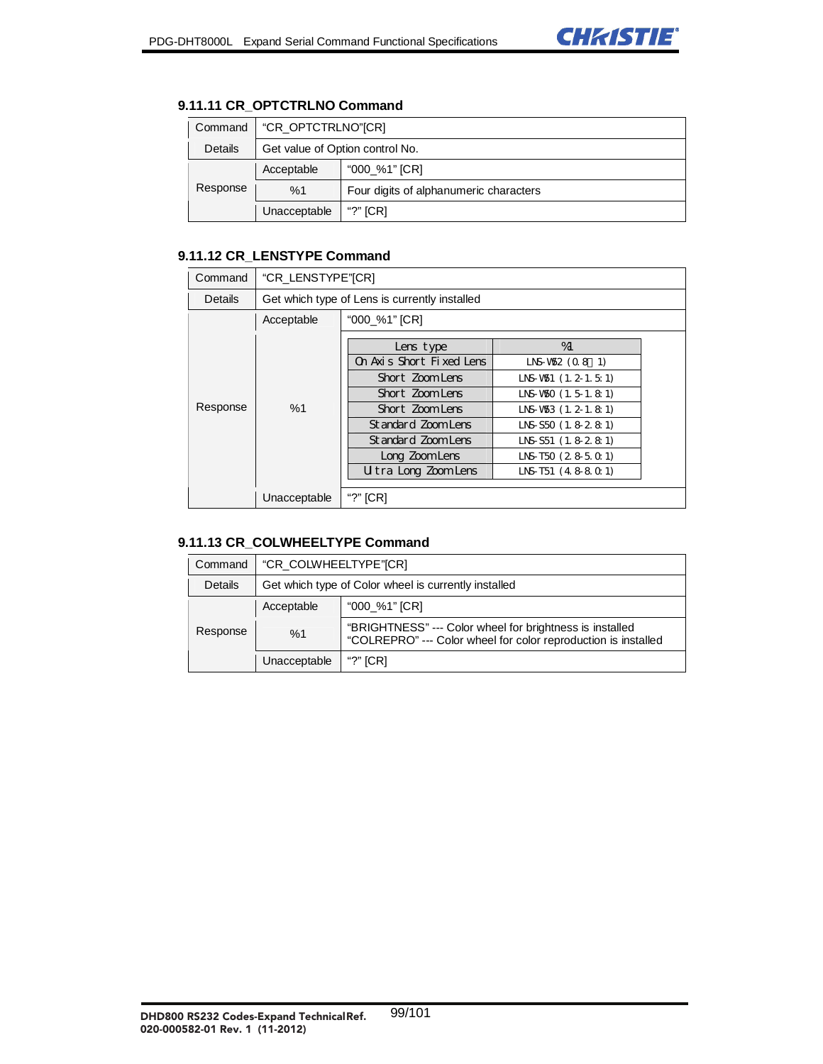### 9.11.11 CR_OPTCTRLNO Command

| Command | "CR_OPTCTRLNO"[CR] | |
|---|---|---|
| Details | Get value of Option control No. | |
| Response | Acceptable | "000_%1" [CR] |
| | %1 | Four digits of alphanumeric characters |
| | Unacceptable | "?" [CR] |

### 9.11.12 CR_LENSTYPE Command

| Command | "CR_LENSTYPE"[CR] | |
|---|---|---|
| Details | Get which type of Lens is currently installed | |
| Response | Acceptable | "000_%1" [CR] |
| | %1 | (see table below) |
| | Unacceptable | "?" [CR] |

| Lens type | %1 |
|---|---|
| On Axis Short Fixed Lens | LNS-W52 (0.8：1) |
| Short Zoom Lens | LNS-W51 (1.2-1.5:1) |
| Short Zoom Lens | LNS-W50 (1.5-1.8:1) |
| Short Zoom Lens | LNS-W53 (1.2-1.8:1) |
| Standard Zoom Lens | LNS-S50 (1.8-2.8:1) |
| Standard Zoom Lens | LNS-S51 (1.8-2.8:1) |
| Long Zoom Lens | LNS-T50 (2.8-5.0:1) |
| Ultra Long Zoom Lens | LNS-T51 (4.8-8.0:1) |

### 9.11.13 CR_COLWHEELTYPE Command

| Command | "CR_COLWHEELTYPE"[CR] | |
|---|---|---|
| Details | Get which type of Color wheel is currently installed | |
| Response | Acceptable | "000_%1" [CR] |
| | %1 | "BRIGHTNESS" --- Color wheel for brightness is installed<br>"COLREPRO" --- Color wheel for color reproduction is installed |
| | Unacceptable | "?" [CR] |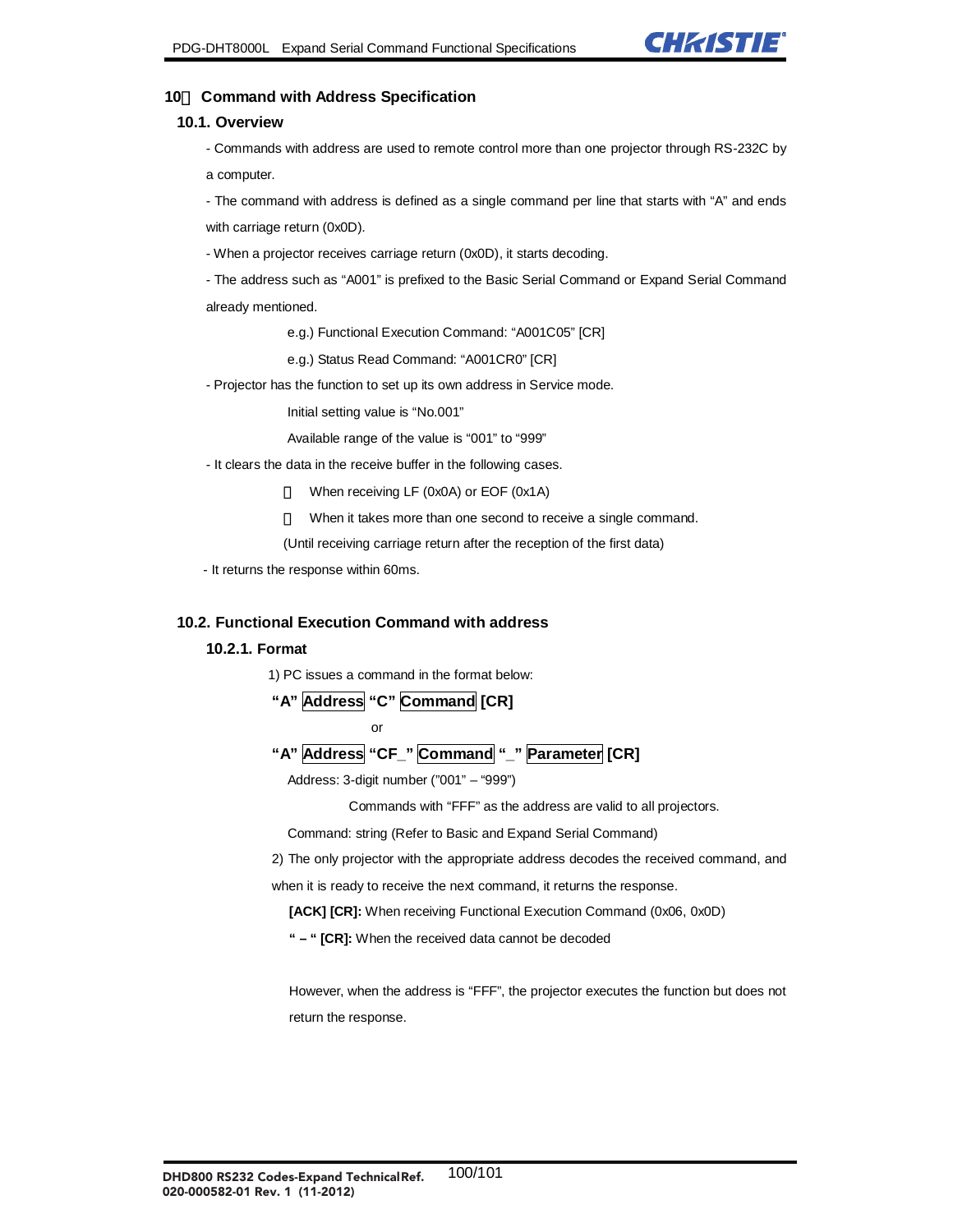# 10． Command with Address Specification

## 10.1. Overview

- Commands with address are used to remote control more than one projector through RS-232C by a computer.

- The command with address is defined as a single command per line that starts with “A” and ends with carriage return (0x0D).

- When a projector receives carriage return (0x0D), it starts decoding.

- The address such as “A001” is prefixed to the Basic Serial Command or Expand Serial Command already mentioned.

e.g.) Functional Execution Command: “A001C05” [CR]

e.g.) Status Read Command: “A001CR0” [CR]

- Projector has the function to set up its own address in Service mode.

Initial setting value is “No.001”

Available range of the value is “001” to “999”

- It clears the data in the receive buffer in the following cases.

 When receiving LF (0x0A) or EOF (0x1A)

 When it takes more than one second to receive a single command.

(Until receiving carriage return after the reception of the first data)

- It returns the response within 60ms.

## 10.2. Functional Execution Command with address

### 10.2.1. Format

1) PC issues a command in the format below:

**“A” Address “C” Command [CR]**

or

**“A” Address “CF_” Command “_” Parameter [CR]**

Address: 3-digit number (”001” – “999”)

Commands with “FFF” as the address are valid to all projectors.

Command: string (Refer to Basic and Expand Serial Command)

2) The only projector with the appropriate address decodes the received command, and when it is ready to receive the next command, it returns the response.

**[ACK] [CR]:** When receiving Functional Execution Command (0x06, 0x0D)

**“ – “ [CR]:** When the received data cannot be decoded

However, when the address is “FFF”, the projector executes the function but does not return the response.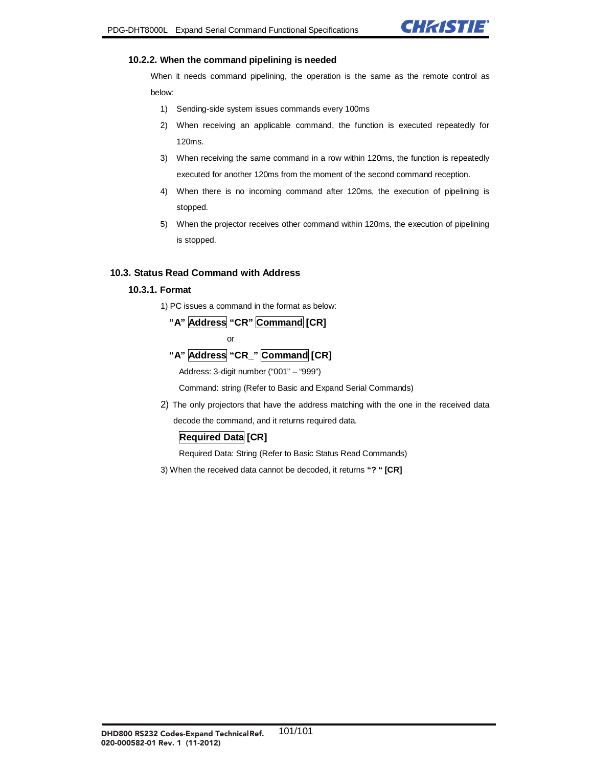### 10.2.2. When the command pipelining is needed

When it needs command pipelining, the operation is the same as the remote control as below:

1) Sending-side system issues commands every 100ms
2) When receiving an applicable command, the function is executed repeatedly for 120ms.
3) When receiving the same command in a row within 120ms, the function is repeatedly executed for another 120ms from the moment of the second command reception.
4) When there is no incoming command after 120ms, the execution of pipelining is stopped.
5) When the projector receives other command within 120ms, the execution of pipelining is stopped.

## 10.3. Status Read Command with Address

### 10.3.1. Format

1) PC issues a command in the format as below:

**"A" Address "CR" Command [CR]**

or

**"A" Address "CR_" Command [CR]**

Address: 3-digit number ("001" – "999")

Command: string (Refer to Basic and Expand Serial Commands)

2) The only projectors that have the address matching with the one in the received data decode the command, and it returns required data.

**Required Data [CR]**

Required Data: String (Refer to Basic Status Read Commands)

3) When the received data cannot be decoded, it returns **"? " [CR]**